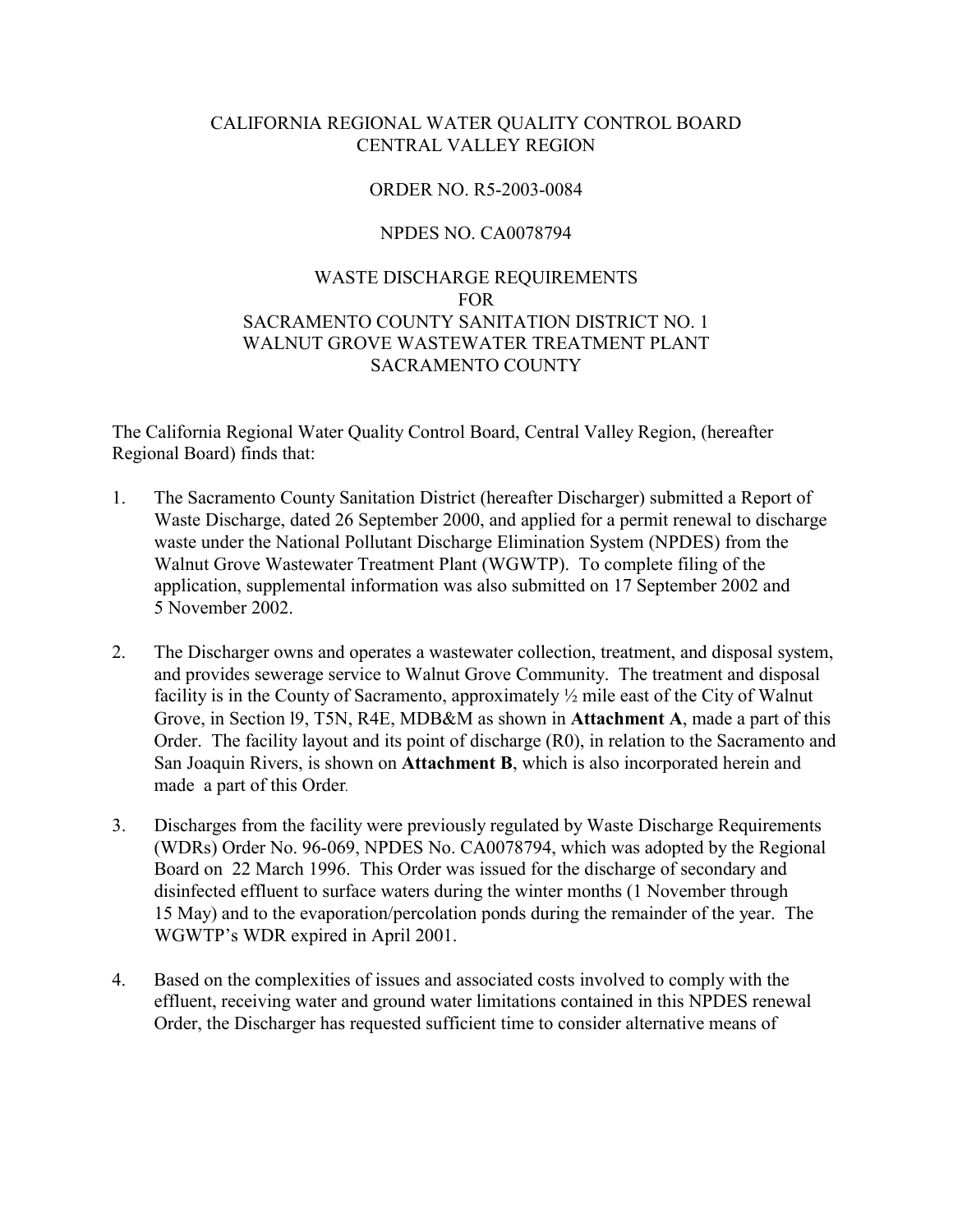CALIFORNIA REGIONAL WATER QUALITY CONTROL BOARD
CENTRAL VALLEY REGION

ORDER NO. R5-2003-0084

NPDES NO. CA0078794

WASTE DISCHARGE REQUIREMENTS
FOR
SACRAMENTO COUNTY SANITATION DISTRICT NO. 1
WALNUT GROVE WASTEWATER TREATMENT PLANT
SACRAMENTO COUNTY

The California Regional Water Quality Control Board, Central Valley Region, (hereafter Regional Board) finds that:

1. The Sacramento County Sanitation District (hereafter Discharger) submitted a Report of Waste Discharge, dated 26 September 2000, and applied for a permit renewal to discharge waste under the National Pollutant Discharge Elimination System (NPDES) from the Walnut Grove Wastewater Treatment Plant (WGWTP). To complete filing of the application, supplemental information was also submitted on 17 September 2002 and 5 November 2002.

2. The Discharger owns and operates a wastewater collection, treatment, and disposal system, and provides sewerage service to Walnut Grove Community. The treatment and disposal facility is in the County of Sacramento, approximately ½ mile east of the City of Walnut Grove, in Section l9, T5N, R4E, MDB&M as shown in **Attachment A**, made a part of this Order. The facility layout and its point of discharge (R0), in relation to the Sacramento and San Joaquin Rivers, is shown on **Attachment B**, which is also incorporated herein and made a part of this Order.

3. Discharges from the facility were previously regulated by Waste Discharge Requirements (WDRs) Order No. 96-069, NPDES No. CA0078794, which was adopted by the Regional Board on 22 March 1996. This Order was issued for the discharge of secondary and disinfected effluent to surface waters during the winter months (1 November through 15 May) and to the evaporation/percolation ponds during the remainder of the year. The WGWTP's WDR expired in April 2001.

4. Based on the complexities of issues and associated costs involved to comply with the effluent, receiving water and ground water limitations contained in this NPDES renewal Order, the Discharger has requested sufficient time to consider alternative means of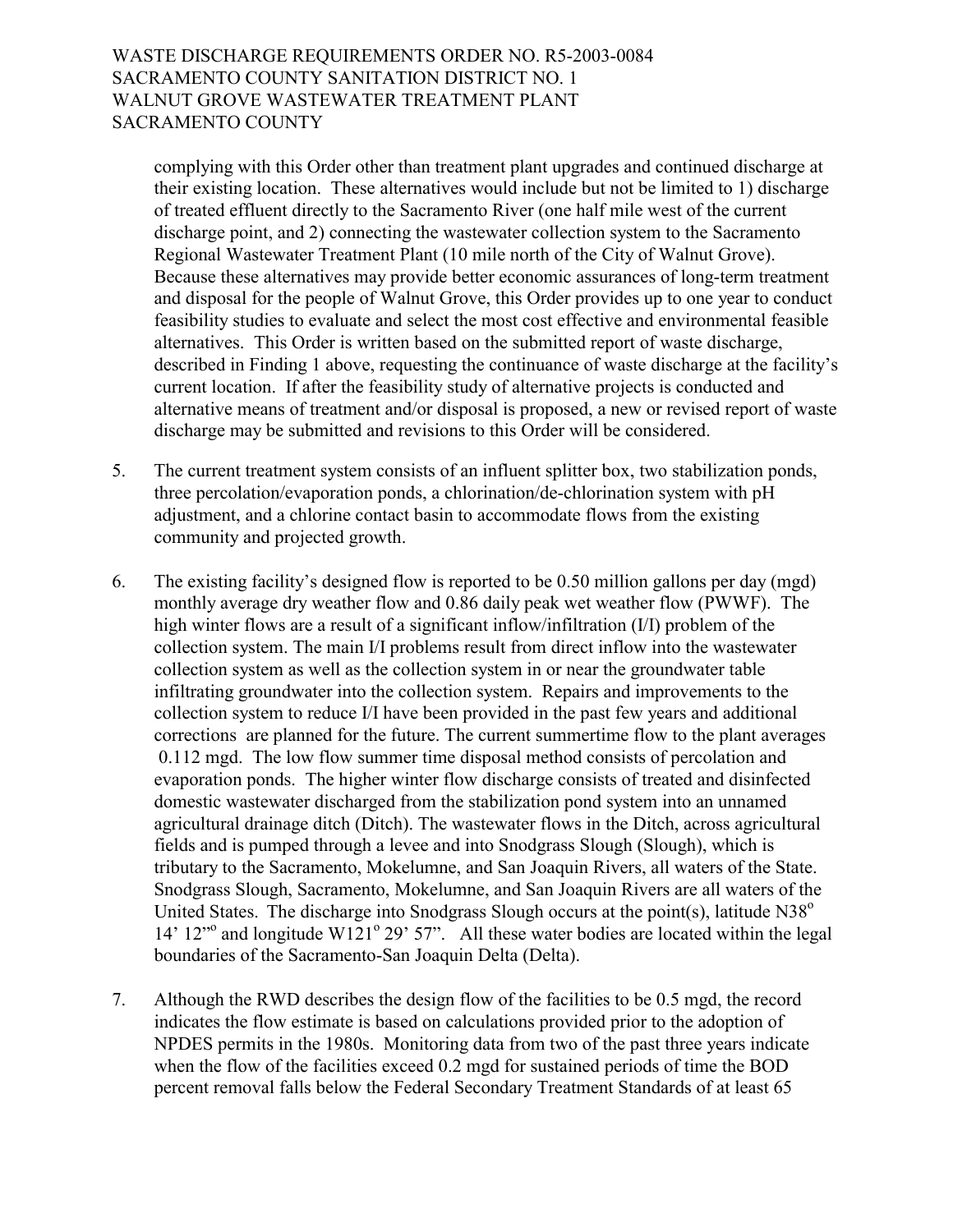complying with this Order other than treatment plant upgrades and continued discharge at their existing location. These alternatives would include but not be limited to 1) discharge of treated effluent directly to the Sacramento River (one half mile west of the current discharge point, and 2) connecting the wastewater collection system to the Sacramento Regional Wastewater Treatment Plant (10 mile north of the City of Walnut Grove). Because these alternatives may provide better economic assurances of long-term treatment and disposal for the people of Walnut Grove, this Order provides up to one year to conduct feasibility studies to evaluate and select the most cost effective and environmental feasible alternatives. This Order is written based on the submitted report of waste discharge, described in Finding 1 above, requesting the continuance of waste discharge at the facility's current location. If after the feasibility study of alternative projects is conducted and alternative means of treatment and/or disposal is proposed, a new or revised report of waste discharge may be submitted and revisions to this Order will be considered.

5. The current treatment system consists of an influent splitter box, two stabilization ponds, three percolation/evaporation ponds, a chlorination/de-chlorination system with pH adjustment, and a chlorine contact basin to accommodate flows from the existing community and projected growth.

6. The existing facility's designed flow is reported to be 0.50 million gallons per day (mgd) monthly average dry weather flow and 0.86 daily peak wet weather flow (PWWF). The high winter flows are a result of a significant inflow/infiltration (I/I) problem of the collection system. The main I/I problems result from direct inflow into the wastewater collection system as well as the collection system in or near the groundwater table infiltrating groundwater into the collection system. Repairs and improvements to the collection system to reduce I/I have been provided in the past few years and additional corrections are planned for the future. The current summertime flow to the plant averages 0.112 mgd. The low flow summer time disposal method consists of percolation and evaporation ponds. The higher winter flow discharge consists of treated and disinfected domestic wastewater discharged from the stabilization pond system into an unnamed agricultural drainage ditch (Ditch). The wastewater flows in the Ditch, across agricultural fields and is pumped through a levee and into Snodgrass Slough (Slough), which is tributary to the Sacramento, Mokelumne, and San Joaquin Rivers, all waters of the State. Snodgrass Slough, Sacramento, Mokelumne, and San Joaquin Rivers are all waters of the United States. The discharge into Snodgrass Slough occurs at the point(s), latitude N38° 14' 12"° and longitude W121° 29' 57". All these water bodies are located within the legal boundaries of the Sacramento-San Joaquin Delta (Delta).

7. Although the RWD describes the design flow of the facilities to be 0.5 mgd, the record indicates the flow estimate is based on calculations provided prior to the adoption of NPDES permits in the 1980s. Monitoring data from two of the past three years indicate when the flow of the facilities exceed 0.2 mgd for sustained periods of time the BOD percent removal falls below the Federal Secondary Treatment Standards of at least 65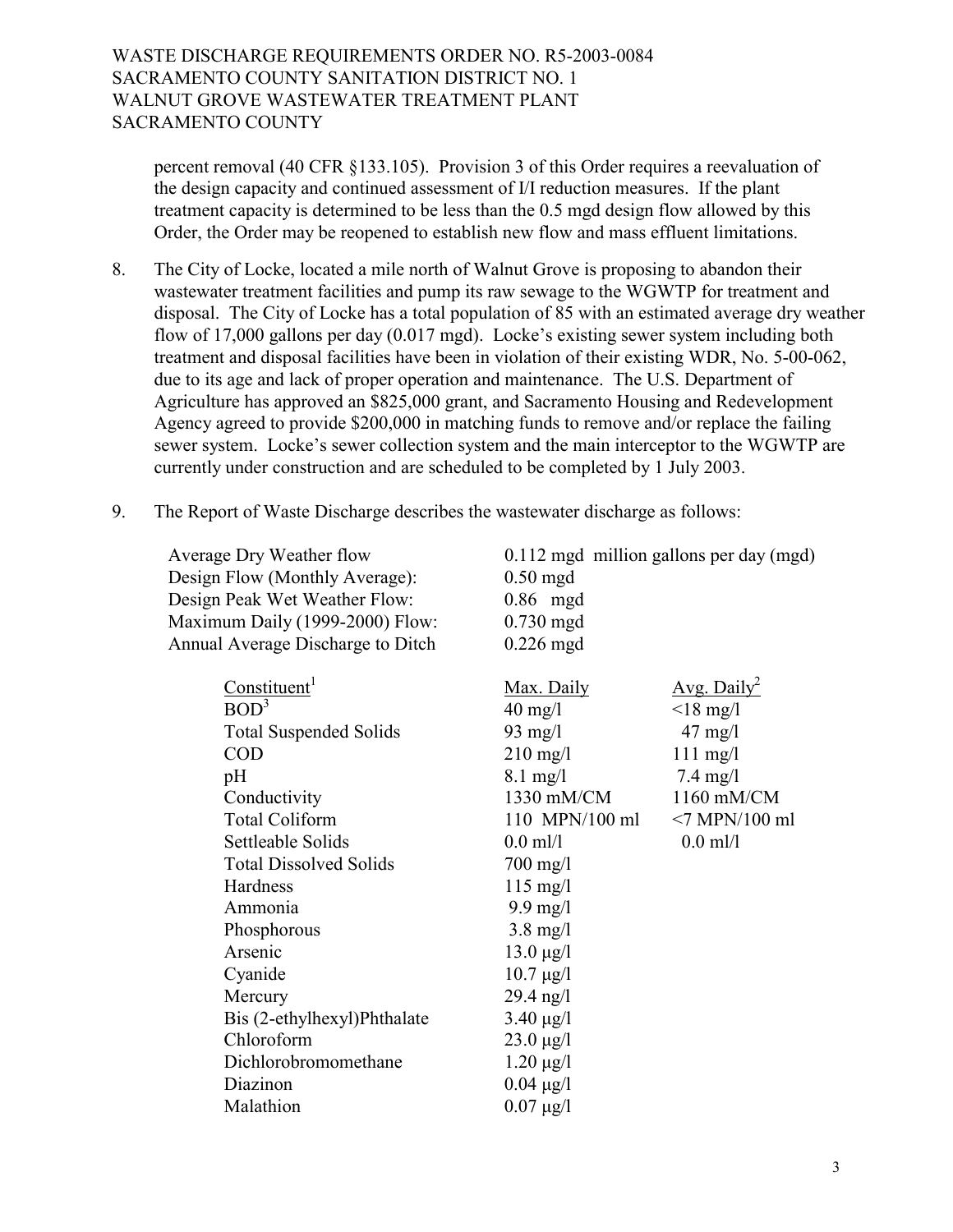percent removal (40 CFR §133.105). Provision 3 of this Order requires a reevaluation of the design capacity and continued assessment of I/I reduction measures. If the plant treatment capacity is determined to be less than the 0.5 mgd design flow allowed by this Order, the Order may be reopened to establish new flow and mass effluent limitations.

8. The City of Locke, located a mile north of Walnut Grove is proposing to abandon their wastewater treatment facilities and pump its raw sewage to the WGWTP for treatment and disposal. The City of Locke has a total population of 85 with an estimated average dry weather flow of 17,000 gallons per day (0.017 mgd). Locke's existing sewer system including both treatment and disposal facilities have been in violation of their existing WDR, No. 5-00-062, due to its age and lack of proper operation and maintenance. The U.S. Department of Agriculture has approved an $825,000 grant, and Sacramento Housing and Redevelopment Agency agreed to provide $200,000 in matching funds to remove and/or replace the failing sewer system. Locke's sewer collection system and the main interceptor to the WGWTP are currently under construction and are scheduled to be completed by 1 July 2003.

9. The Report of Waste Discharge describes the wastewater discharge as follows:

| | |
|---|---|
| Average Dry Weather flow | 0.112 mgd million gallons per day (mgd) |
| Design Flow (Monthly Average): | 0.50 mgd |
| Design Peak Wet Weather Flow: | 0.86 mgd |
| Maximum Daily (1999-2000) Flow: | 0.730 mgd |
| Annual Average Discharge to Ditch | 0.226 mgd |

| Constituent[1] | Max. Daily | Avg. Daily[2] |
|---|---|---|
| BOD[3] | 40 mg/l | <18 mg/l |
| Total Suspended Solids | 93 mg/l | 47 mg/l |
| COD | 210 mg/l | 111 mg/l |
| pH | 8.1 mg/l | 7.4 mg/l |
| Conductivity | 1330 mM/CM | 1160 mM/CM |
| Total Coliform | 110 MPN/100 ml | <7 MPN/100 ml |
| Settleable Solids | 0.0 ml/l | 0.0 ml/l |
| Total Dissolved Solids | 700 mg/l | |
| Hardness | 115 mg/l | |
| Ammonia | 9.9 mg/l | |
| Phosphorous | 3.8 mg/l | |
| Arsenic | 13.0 µg/l | |
| Cyanide | 10.7 µg/l | |
| Mercury | 29.4 ng/l | |
| Bis (2-ethylhexyl)Phthalate | 3.40 µg/l | |
| Chloroform | 23.0 µg/l | |
| Dichlorobromomethane | 1.20 µg/l | |
| Diazinon | 0.04 µg/l | |
| Malathion | 0.07 µg/l | |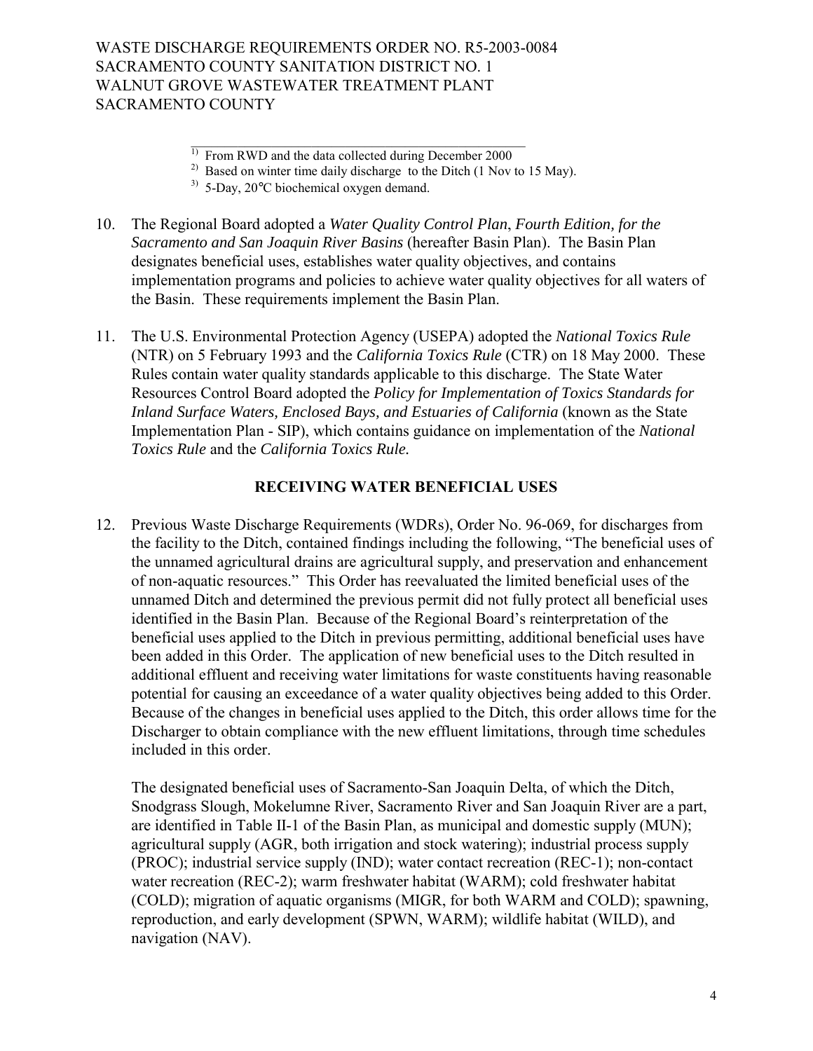---

1) From RWD and the data collected during December 2000

2) Based on winter time daily discharge to the Ditch (1 Nov to 15 May).

3) 5-Day, 20°C biochemical oxygen demand.

10. The Regional Board adopted a *Water Quality Control Plan*, *Fourth Edition, for the Sacramento and San Joaquin River Basins* (hereafter Basin Plan). The Basin Plan designates beneficial uses, establishes water quality objectives, and contains implementation programs and policies to achieve water quality objectives for all waters of the Basin. These requirements implement the Basin Plan.

11. The U.S. Environmental Protection Agency (USEPA) adopted the *National Toxics Rule* (NTR) on 5 February 1993 and the *California Toxics Rule* (CTR) on 18 May 2000. These Rules contain water quality standards applicable to this discharge. The State Water Resources Control Board adopted the *Policy for Implementation of Toxics Standards for Inland Surface Waters, Enclosed Bays, and Estuaries of California* (known as the State Implementation Plan - SIP), which contains guidance on implementation of the *National Toxics Rule* and the *California Toxics Rule.*

## RECEIVING WATER BENEFICIAL USES

12. Previous Waste Discharge Requirements (WDRs), Order No. 96-069, for discharges from the facility to the Ditch, contained findings including the following, "The beneficial uses of the unnamed agricultural drains are agricultural supply, and preservation and enhancement of non-aquatic resources." This Order has reevaluated the limited beneficial uses of the unnamed Ditch and determined the previous permit did not fully protect all beneficial uses identified in the Basin Plan. Because of the Regional Board's reinterpretation of the beneficial uses applied to the Ditch in previous permitting, additional beneficial uses have been added in this Order. The application of new beneficial uses to the Ditch resulted in additional effluent and receiving water limitations for waste constituents having reasonable potential for causing an exceedance of a water quality objectives being added to this Order. Because of the changes in beneficial uses applied to the Ditch, this order allows time for the Discharger to obtain compliance with the new effluent limitations, through time schedules included in this order.

    The designated beneficial uses of Sacramento-San Joaquin Delta, of which the Ditch, Snodgrass Slough, Mokelumne River, Sacramento River and San Joaquin River are a part, are identified in Table II-1 of the Basin Plan, as municipal and domestic supply (MUN); agricultural supply (AGR, both irrigation and stock watering); industrial process supply (PROC); industrial service supply (IND); water contact recreation (REC-1); non-contact water recreation (REC-2); warm freshwater habitat (WARM); cold freshwater habitat (COLD); migration of aquatic organisms (MIGR, for both WARM and COLD); spawning, reproduction, and early development (SPWN, WARM); wildlife habitat (WILD), and navigation (NAV).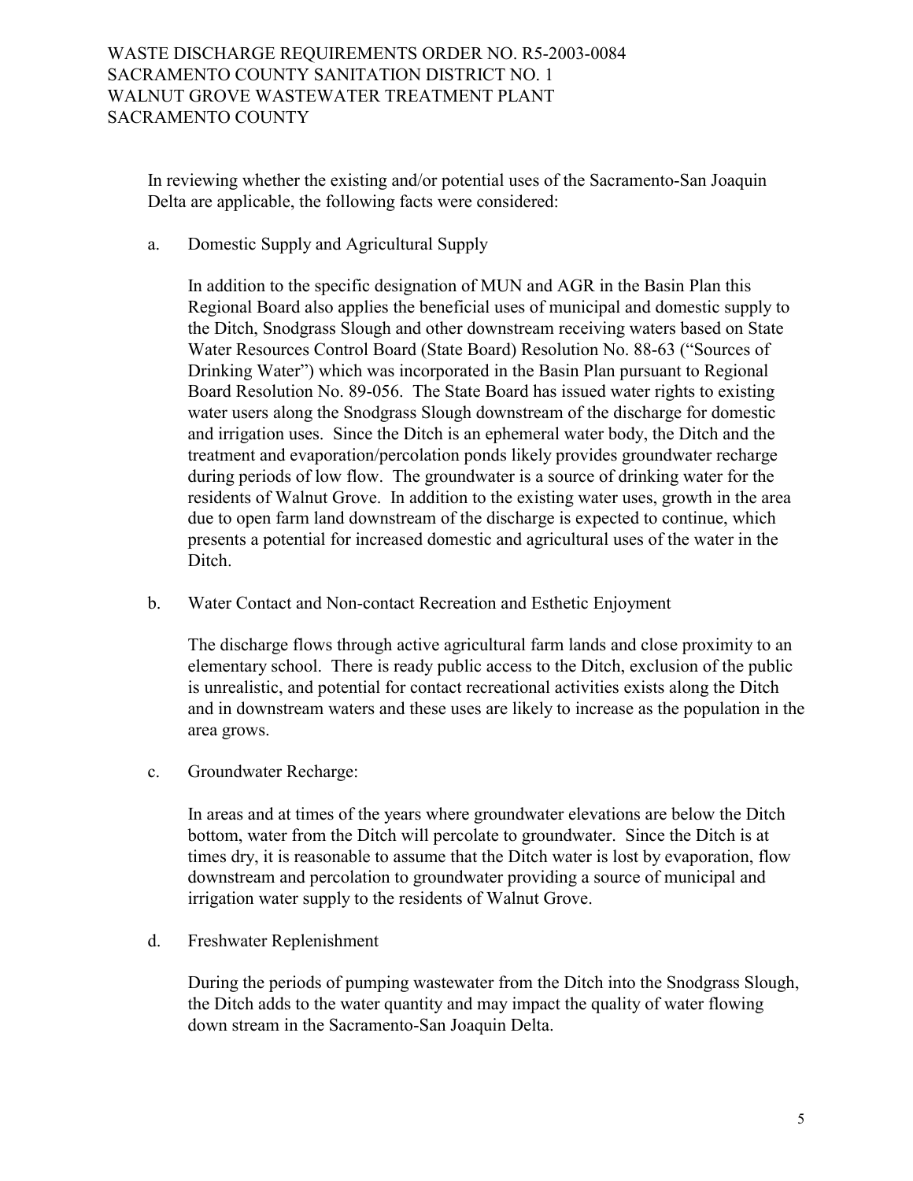In reviewing whether the existing and/or potential uses of the Sacramento-San Joaquin Delta are applicable, the following facts were considered:

a. Domestic Supply and Agricultural Supply

   In addition to the specific designation of MUN and AGR in the Basin Plan this Regional Board also applies the beneficial uses of municipal and domestic supply to the Ditch, Snodgrass Slough and other downstream receiving waters based on State Water Resources Control Board (State Board) Resolution No. 88-63 ("Sources of Drinking Water") which was incorporated in the Basin Plan pursuant to Regional Board Resolution No. 89-056. The State Board has issued water rights to existing water users along the Snodgrass Slough downstream of the discharge for domestic and irrigation uses. Since the Ditch is an ephemeral water body, the Ditch and the treatment and evaporation/percolation ponds likely provides groundwater recharge during periods of low flow. The groundwater is a source of drinking water for the residents of Walnut Grove. In addition to the existing water uses, growth in the area due to open farm land downstream of the discharge is expected to continue, which presents a potential for increased domestic and agricultural uses of the water in the Ditch.

b. Water Contact and Non-contact Recreation and Esthetic Enjoyment

   The discharge flows through active agricultural farm lands and close proximity to an elementary school. There is ready public access to the Ditch, exclusion of the public is unrealistic, and potential for contact recreational activities exists along the Ditch and in downstream waters and these uses are likely to increase as the population in the area grows.

c. Groundwater Recharge:

   In areas and at times of the years where groundwater elevations are below the Ditch bottom, water from the Ditch will percolate to groundwater. Since the Ditch is at times dry, it is reasonable to assume that the Ditch water is lost by evaporation, flow downstream and percolation to groundwater providing a source of municipal and irrigation water supply to the residents of Walnut Grove.

d. Freshwater Replenishment

   During the periods of pumping wastewater from the Ditch into the Snodgrass Slough, the Ditch adds to the water quantity and may impact the quality of water flowing down stream in the Sacramento-San Joaquin Delta.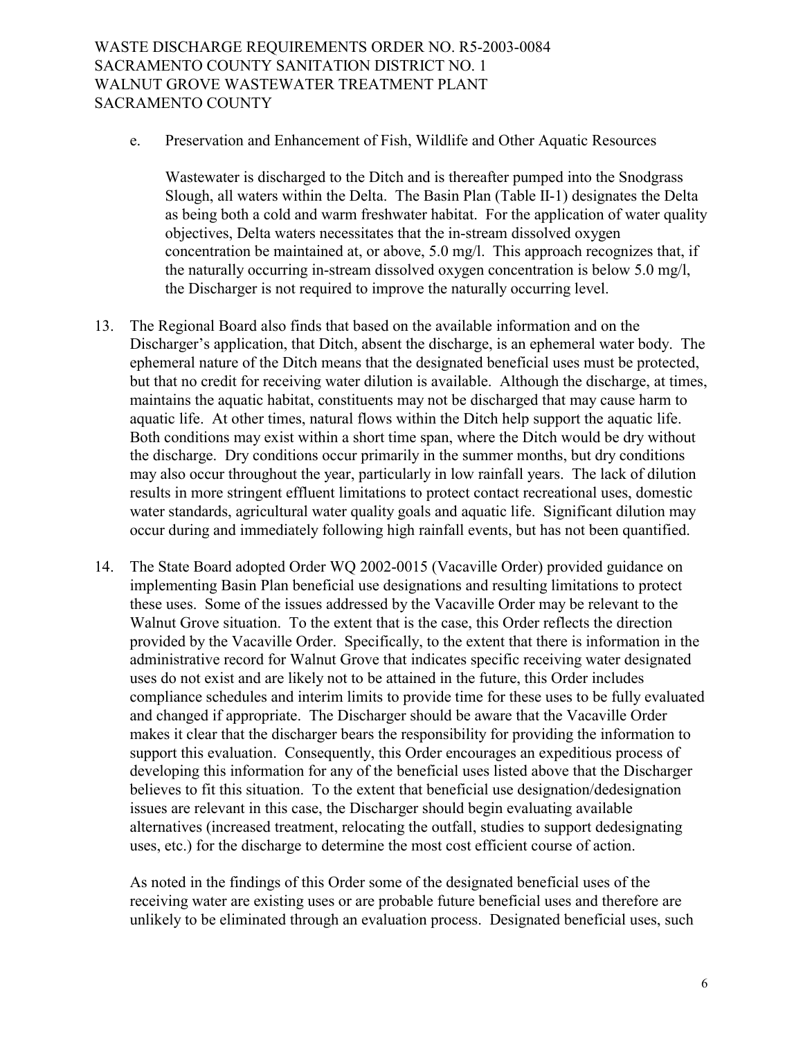e. Preservation and Enhancement of Fish, Wildlife and Other Aquatic Resources

   Wastewater is discharged to the Ditch and is thereafter pumped into the Snodgrass Slough, all waters within the Delta. The Basin Plan (Table II-1) designates the Delta as being both a cold and warm freshwater habitat. For the application of water quality objectives, Delta waters necessitates that the in-stream dissolved oxygen concentration be maintained at, or above, 5.0 mg/l. This approach recognizes that, if the naturally occurring in-stream dissolved oxygen concentration is below 5.0 mg/l, the Discharger is not required to improve the naturally occurring level.

13. The Regional Board also finds that based on the available information and on the Discharger's application, that Ditch, absent the discharge, is an ephemeral water body. The ephemeral nature of the Ditch means that the designated beneficial uses must be protected, but that no credit for receiving water dilution is available. Although the discharge, at times, maintains the aquatic habitat, constituents may not be discharged that may cause harm to aquatic life. At other times, natural flows within the Ditch help support the aquatic life. Both conditions may exist within a short time span, where the Ditch would be dry without the discharge. Dry conditions occur primarily in the summer months, but dry conditions may also occur throughout the year, particularly in low rainfall years. The lack of dilution results in more stringent effluent limitations to protect contact recreational uses, domestic water standards, agricultural water quality goals and aquatic life. Significant dilution may occur during and immediately following high rainfall events, but has not been quantified.

14. The State Board adopted Order WQ 2002-0015 (Vacaville Order) provided guidance on implementing Basin Plan beneficial use designations and resulting limitations to protect these uses. Some of the issues addressed by the Vacaville Order may be relevant to the Walnut Grove situation. To the extent that is the case, this Order reflects the direction provided by the Vacaville Order. Specifically, to the extent that there is information in the administrative record for Walnut Grove that indicates specific receiving water designated uses do not exist and are likely not to be attained in the future, this Order includes compliance schedules and interim limits to provide time for these uses to be fully evaluated and changed if appropriate. The Discharger should be aware that the Vacaville Order makes it clear that the discharger bears the responsibility for providing the information to support this evaluation. Consequently, this Order encourages an expeditious process of developing this information for any of the beneficial uses listed above that the Discharger believes to fit this situation. To the extent that beneficial use designation/dedesignation issues are relevant in this case, the Discharger should begin evaluating available alternatives (increased treatment, relocating the outfall, studies to support dedesignating uses, etc.) for the discharge to determine the most cost efficient course of action.

    As noted in the findings of this Order some of the designated beneficial uses of the receiving water are existing uses or are probable future beneficial uses and therefore are unlikely to be eliminated through an evaluation process. Designated beneficial uses, such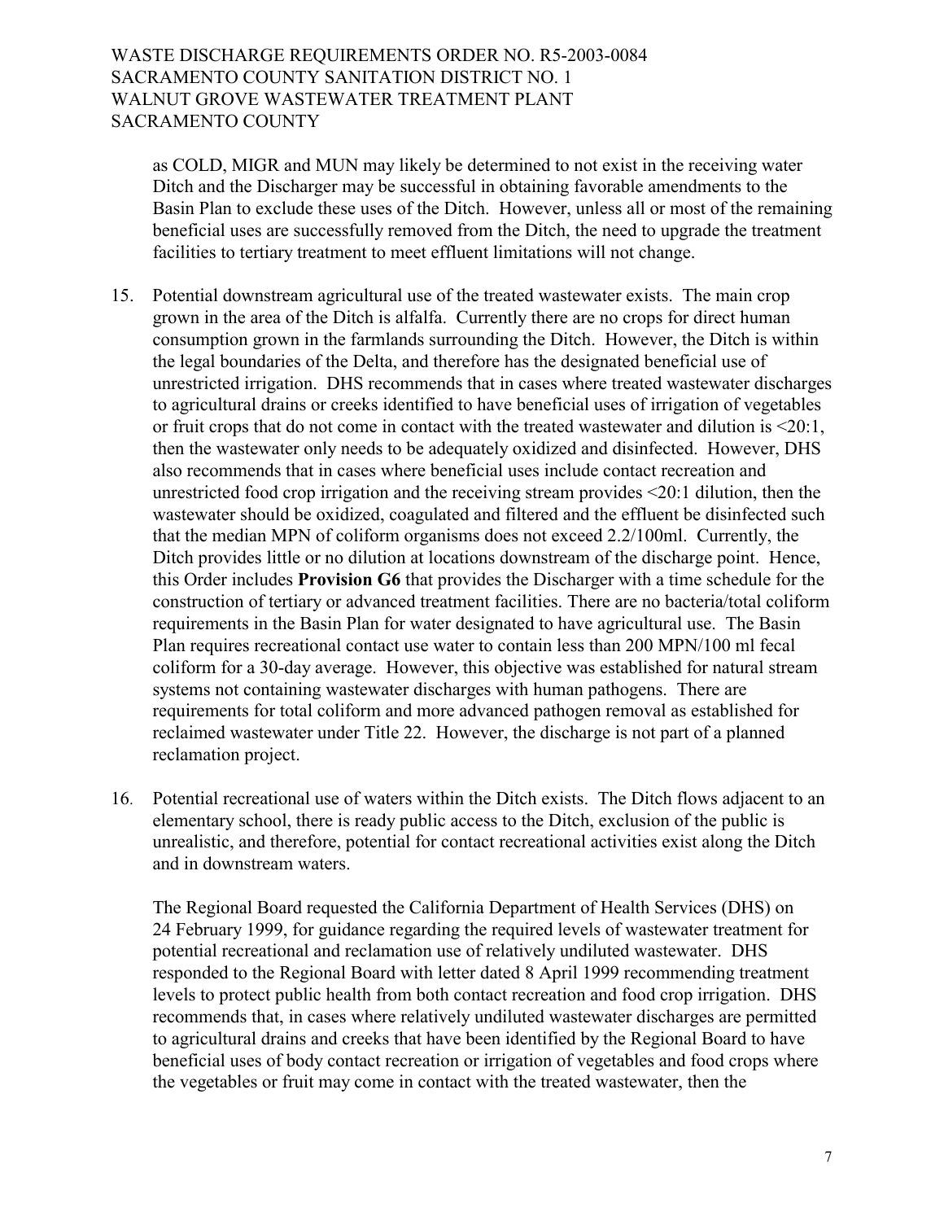as COLD, MIGR and MUN may likely be determined to not exist in the receiving water Ditch and the Discharger may be successful in obtaining favorable amendments to the Basin Plan to exclude these uses of the Ditch. However, unless all or most of the remaining beneficial uses are successfully removed from the Ditch, the need to upgrade the treatment facilities to tertiary treatment to meet effluent limitations will not change.

15. Potential downstream agricultural use of the treated wastewater exists. The main crop grown in the area of the Ditch is alfalfa. Currently there are no crops for direct human consumption grown in the farmlands surrounding the Ditch. However, the Ditch is within the legal boundaries of the Delta, and therefore has the designated beneficial use of unrestricted irrigation. DHS recommends that in cases where treated wastewater discharges to agricultural drains or creeks identified to have beneficial uses of irrigation of vegetables or fruit crops that do not come in contact with the treated wastewater and dilution is <20:1, then the wastewater only needs to be adequately oxidized and disinfected. However, DHS also recommends that in cases where beneficial uses include contact recreation and unrestricted food crop irrigation and the receiving stream provides <20:1 dilution, then the wastewater should be oxidized, coagulated and filtered and the effluent be disinfected such that the median MPN of coliform organisms does not exceed 2.2/100ml. Currently, the Ditch provides little or no dilution at locations downstream of the discharge point. Hence, this Order includes **Provision G6** that provides the Discharger with a time schedule for the construction of tertiary or advanced treatment facilities. There are no bacteria/total coliform requirements in the Basin Plan for water designated to have agricultural use. The Basin Plan requires recreational contact use water to contain less than 200 MPN/100 ml fecal coliform for a 30-day average. However, this objective was established for natural stream systems not containing wastewater discharges with human pathogens. There are requirements for total coliform and more advanced pathogen removal as established for reclaimed wastewater under Title 22. However, the discharge is not part of a planned reclamation project.

16. Potential recreational use of waters within the Ditch exists. The Ditch flows adjacent to an elementary school, there is ready public access to the Ditch, exclusion of the public is unrealistic, and therefore, potential for contact recreational activities exist along the Ditch and in downstream waters.

    The Regional Board requested the California Department of Health Services (DHS) on 24 February 1999, for guidance regarding the required levels of wastewater treatment for potential recreational and reclamation use of relatively undiluted wastewater. DHS responded to the Regional Board with letter dated 8 April 1999 recommending treatment levels to protect public health from both contact recreation and food crop irrigation. DHS recommends that, in cases where relatively undiluted wastewater discharges are permitted to agricultural drains and creeks that have been identified by the Regional Board to have beneficial uses of body contact recreation or irrigation of vegetables and food crops where the vegetables or fruit may come in contact with the treated wastewater, then the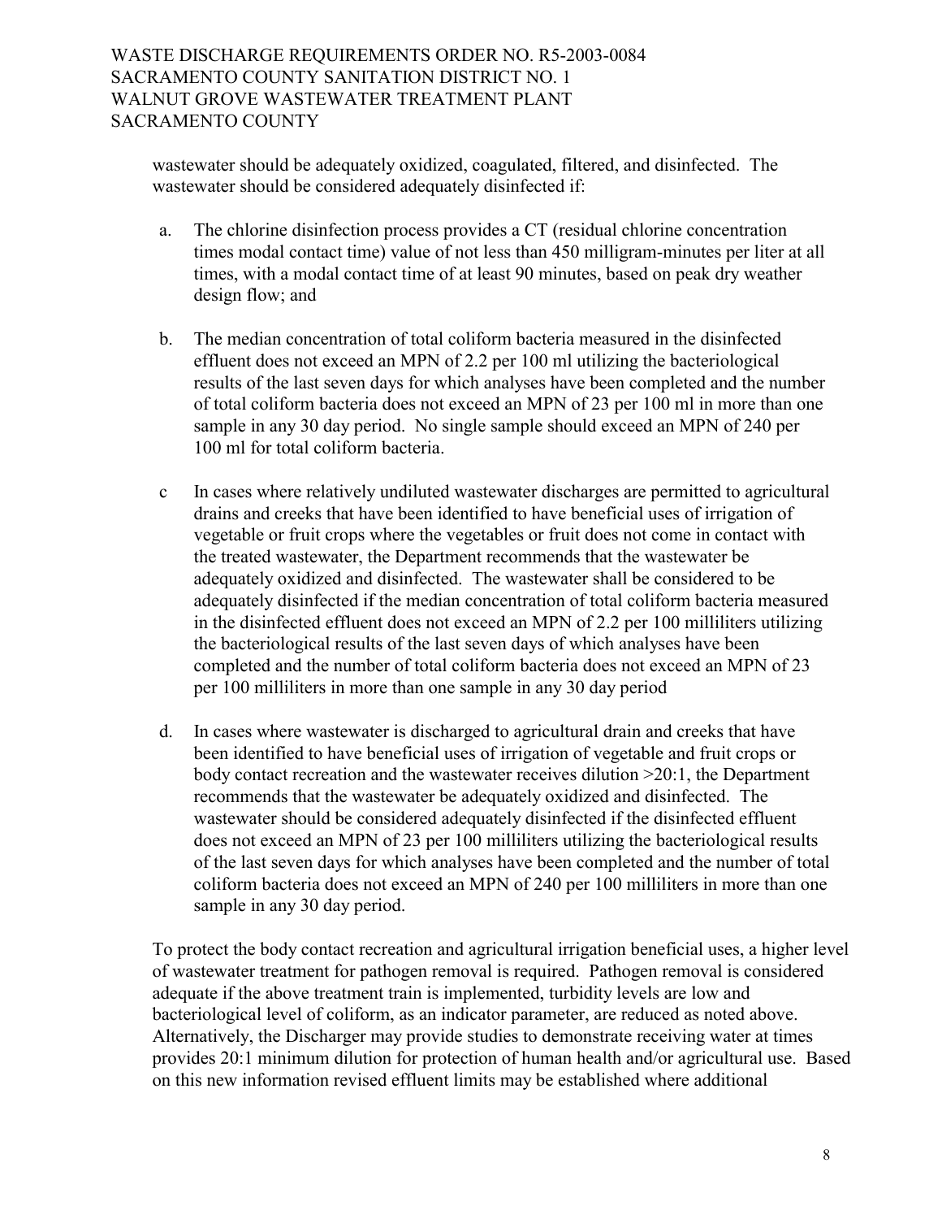wastewater should be adequately oxidized, coagulated, filtered, and disinfected. The wastewater should be considered adequately disinfected if:

a. The chlorine disinfection process provides a CT (residual chlorine concentration times modal contact time) value of not less than 450 milligram-minutes per liter at all times, with a modal contact time of at least 90 minutes, based on peak dry weather design flow; and

b. The median concentration of total coliform bacteria measured in the disinfected effluent does not exceed an MPN of 2.2 per 100 ml utilizing the bacteriological results of the last seven days for which analyses have been completed and the number of total coliform bacteria does not exceed an MPN of 23 per 100 ml in more than one sample in any 30 day period. No single sample should exceed an MPN of 240 per 100 ml for total coliform bacteria.

c In cases where relatively undiluted wastewater discharges are permitted to agricultural drains and creeks that have been identified to have beneficial uses of irrigation of vegetable or fruit crops where the vegetables or fruit does not come in contact with the treated wastewater, the Department recommends that the wastewater be adequately oxidized and disinfected. The wastewater shall be considered to be adequately disinfected if the median concentration of total coliform bacteria measured in the disinfected effluent does not exceed an MPN of 2.2 per 100 milliliters utilizing the bacteriological results of the last seven days of which analyses have been completed and the number of total coliform bacteria does not exceed an MPN of 23 per 100 milliliters in more than one sample in any 30 day period

d. In cases where wastewater is discharged to agricultural drain and creeks that have been identified to have beneficial uses of irrigation of vegetable and fruit crops or body contact recreation and the wastewater receives dilution >20:1, the Department recommends that the wastewater be adequately oxidized and disinfected. The wastewater should be considered adequately disinfected if the disinfected effluent does not exceed an MPN of 23 per 100 milliliters utilizing the bacteriological results of the last seven days for which analyses have been completed and the number of total coliform bacteria does not exceed an MPN of 240 per 100 milliliters in more than one sample in any 30 day period.

To protect the body contact recreation and agricultural irrigation beneficial uses, a higher level of wastewater treatment for pathogen removal is required. Pathogen removal is considered adequate if the above treatment train is implemented, turbidity levels are low and bacteriological level of coliform, as an indicator parameter, are reduced as noted above. Alternatively, the Discharger may provide studies to demonstrate receiving water at times provides 20:1 minimum dilution for protection of human health and/or agricultural use. Based on this new information revised effluent limits may be established where additional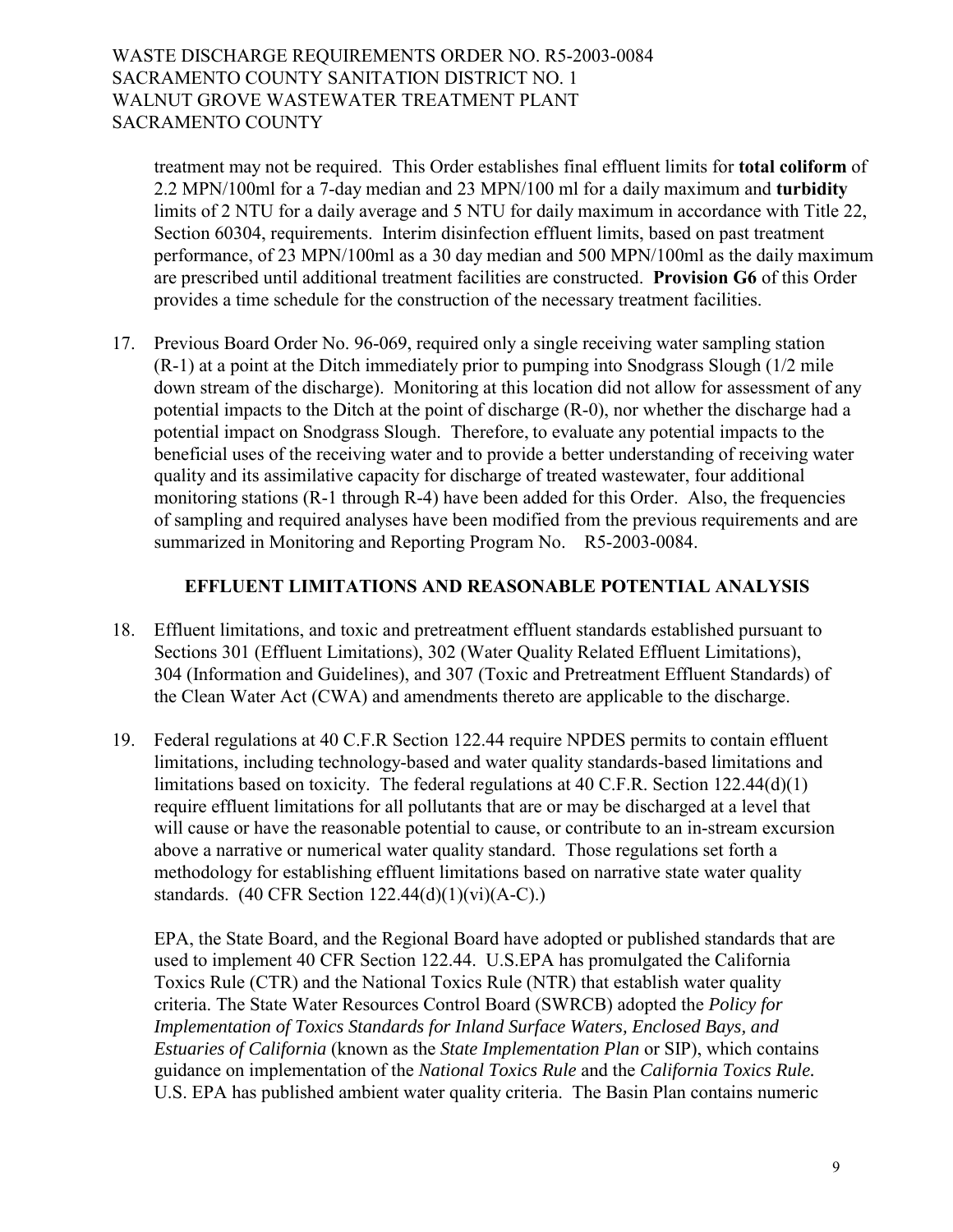treatment may not be required. This Order establishes final effluent limits for **total coliform** of 2.2 MPN/100ml for a 7-day median and 23 MPN/100 ml for a daily maximum and **turbidity** limits of 2 NTU for a daily average and 5 NTU for daily maximum in accordance with Title 22, Section 60304, requirements. Interim disinfection effluent limits, based on past treatment performance, of 23 MPN/100ml as a 30 day median and 500 MPN/100ml as the daily maximum are prescribed until additional treatment facilities are constructed. **Provision G6** of this Order provides a time schedule for the construction of the necessary treatment facilities.

17. Previous Board Order No. 96-069, required only a single receiving water sampling station (R-1) at a point at the Ditch immediately prior to pumping into Snodgrass Slough (1/2 mile down stream of the discharge). Monitoring at this location did not allow for assessment of any potential impacts to the Ditch at the point of discharge (R-0), nor whether the discharge had a potential impact on Snodgrass Slough. Therefore, to evaluate any potential impacts to the beneficial uses of the receiving water and to provide a better understanding of receiving water quality and its assimilative capacity for discharge of treated wastewater, four additional monitoring stations (R-1 through R-4) have been added for this Order. Also, the frequencies of sampling and required analyses have been modified from the previous requirements and are summarized in Monitoring and Reporting Program No. R5-2003-0084.

## EFFLUENT LIMITATIONS AND REASONABLE POTENTIAL ANALYSIS

18. Effluent limitations, and toxic and pretreatment effluent standards established pursuant to Sections 301 (Effluent Limitations), 302 (Water Quality Related Effluent Limitations), 304 (Information and Guidelines), and 307 (Toxic and Pretreatment Effluent Standards) of the Clean Water Act (CWA) and amendments thereto are applicable to the discharge.

19. Federal regulations at 40 C.F.R Section 122.44 require NPDES permits to contain effluent limitations, including technology-based and water quality standards-based limitations and limitations based on toxicity. The federal regulations at 40 C.F.R. Section 122.44(d)(1) require effluent limitations for all pollutants that are or may be discharged at a level that will cause or have the reasonable potential to cause, or contribute to an in-stream excursion above a narrative or numerical water quality standard. Those regulations set forth a methodology for establishing effluent limitations based on narrative state water quality standards. (40 CFR Section 122.44(d)(1)(vi)(A-C).)

    EPA, the State Board, and the Regional Board have adopted or published standards that are used to implement 40 CFR Section 122.44. U.S.EPA has promulgated the California Toxics Rule (CTR) and the National Toxics Rule (NTR) that establish water quality criteria. The State Water Resources Control Board (SWRCB) adopted the *Policy for Implementation of Toxics Standards for Inland Surface Waters, Enclosed Bays, and Estuaries of California* (known as the *State Implementation Plan* or SIP), which contains guidance on implementation of the *National Toxics Rule* and the *California Toxics Rule.* U.S. EPA has published ambient water quality criteria. The Basin Plan contains numeric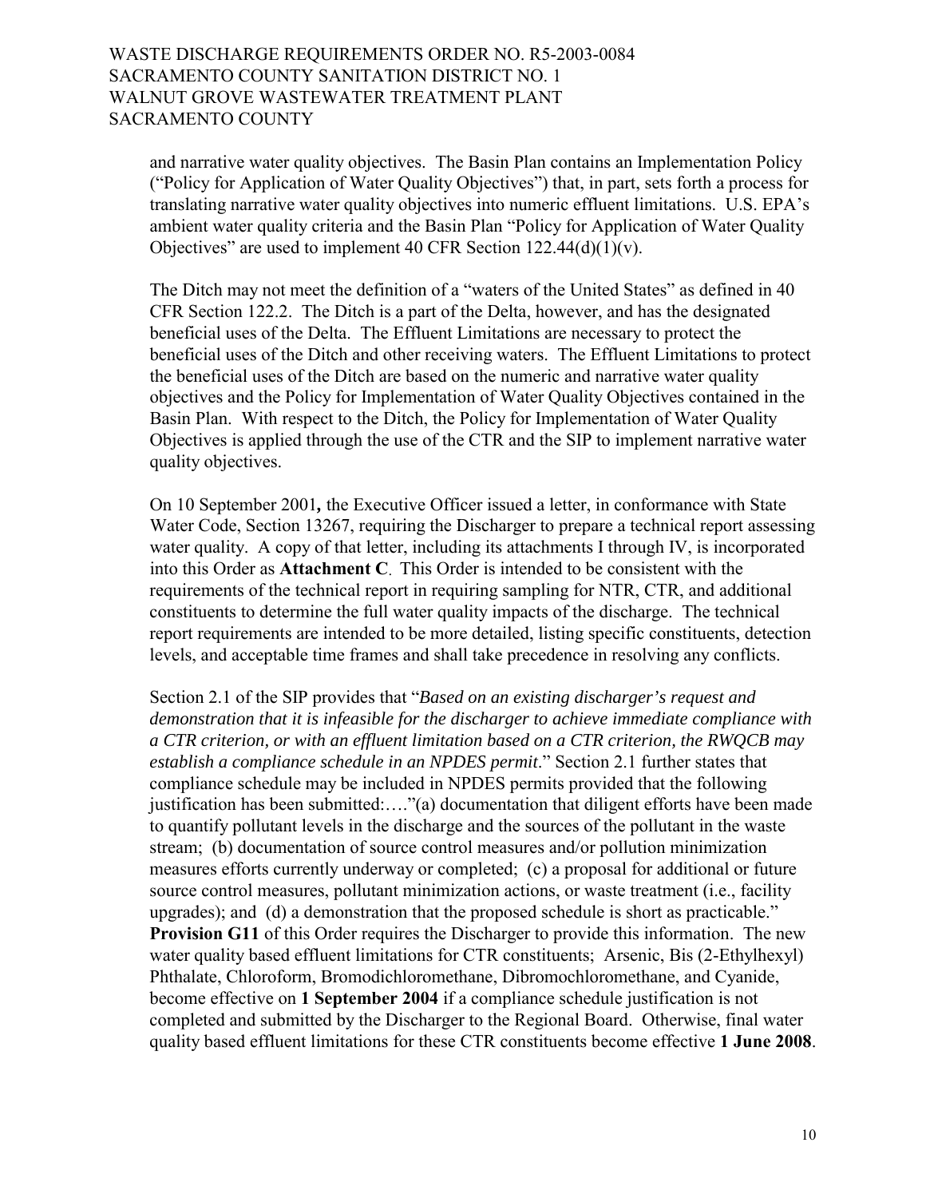and narrative water quality objectives. The Basin Plan contains an Implementation Policy ("Policy for Application of Water Quality Objectives") that, in part, sets forth a process for translating narrative water quality objectives into numeric effluent limitations. U.S. EPA's ambient water quality criteria and the Basin Plan "Policy for Application of Water Quality Objectives" are used to implement 40 CFR Section 122.44(d)(1)(v).

The Ditch may not meet the definition of a "waters of the United States" as defined in 40 CFR Section 122.2. The Ditch is a part of the Delta, however, and has the designated beneficial uses of the Delta. The Effluent Limitations are necessary to protect the beneficial uses of the Ditch and other receiving waters. The Effluent Limitations to protect the beneficial uses of the Ditch are based on the numeric and narrative water quality objectives and the Policy for Implementation of Water Quality Objectives contained in the Basin Plan. With respect to the Ditch, the Policy for Implementation of Water Quality Objectives is applied through the use of the CTR and the SIP to implement narrative water quality objectives.

On 10 September 2001**,** the Executive Officer issued a letter, in conformance with State Water Code, Section 13267, requiring the Discharger to prepare a technical report assessing water quality. A copy of that letter, including its attachments I through IV, is incorporated into this Order as **Attachment C**. This Order is intended to be consistent with the requirements of the technical report in requiring sampling for NTR, CTR, and additional constituents to determine the full water quality impacts of the discharge. The technical report requirements are intended to be more detailed, listing specific constituents, detection levels, and acceptable time frames and shall take precedence in resolving any conflicts.

Section 2.1 of the SIP provides that "*Based on an existing discharger's request and demonstration that it is infeasible for the discharger to achieve immediate compliance with a CTR criterion, or with an effluent limitation based on a CTR criterion, the RWQCB may establish a compliance schedule in an NPDES permit*." Section 2.1 further states that compliance schedule may be included in NPDES permits provided that the following justification has been submitted:…."(a) documentation that diligent efforts have been made to quantify pollutant levels in the discharge and the sources of the pollutant in the waste stream; (b) documentation of source control measures and/or pollution minimization measures efforts currently underway or completed; (c) a proposal for additional or future source control measures, pollutant minimization actions, or waste treatment (i.e., facility upgrades); and (d) a demonstration that the proposed schedule is short as practicable." **Provision G11** of this Order requires the Discharger to provide this information. The new water quality based effluent limitations for CTR constituents; Arsenic, Bis (2-Ethylhexyl) Phthalate, Chloroform, Bromodichloromethane, Dibromochloromethane, and Cyanide, become effective on **1 September 2004** if a compliance schedule justification is not completed and submitted by the Discharger to the Regional Board. Otherwise, final water quality based effluent limitations for these CTR constituents become effective **1 June 2008**.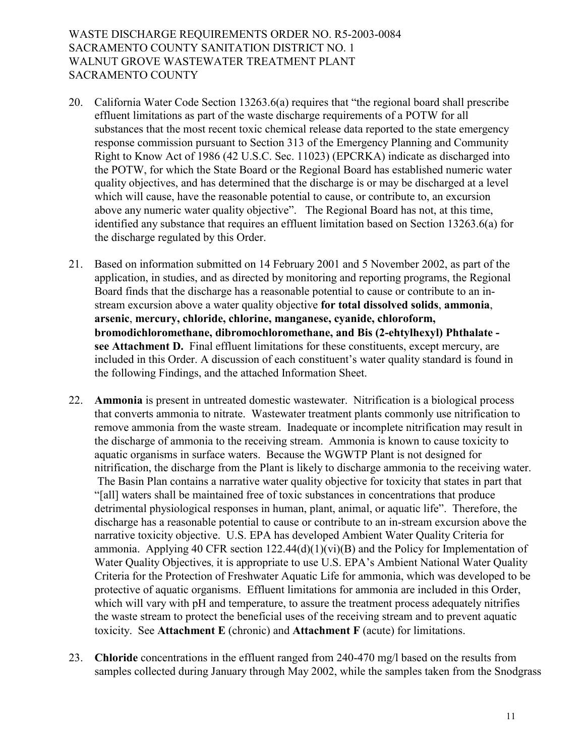20. California Water Code Section 13263.6(a) requires that "the regional board shall prescribe effluent limitations as part of the waste discharge requirements of a POTW for all substances that the most recent toxic chemical release data reported to the state emergency response commission pursuant to Section 313 of the Emergency Planning and Community Right to Know Act of 1986 (42 U.S.C. Sec. 11023) (EPCRKA) indicate as discharged into the POTW, for which the State Board or the Regional Board has established numeric water quality objectives, and has determined that the discharge is or may be discharged at a level which will cause, have the reasonable potential to cause, or contribute to, an excursion above any numeric water quality objective". The Regional Board has not, at this time, identified any substance that requires an effluent limitation based on Section 13263.6(a) for the discharge regulated by this Order.

21. Based on information submitted on 14 February 2001 and 5 November 2002, as part of the application, in studies, and as directed by monitoring and reporting programs, the Regional Board finds that the discharge has a reasonable potential to cause or contribute to an in-stream excursion above a water quality objective **for total dissolved solids**, **ammonia**, **arsenic**, **mercury, chloride, chlorine, manganese, cyanide, chloroform, bromodichloromethane, dibromochloromethane, and Bis (2-ehtylhexyl) Phthalate - see Attachment D.** Final effluent limitations for these constituents, except mercury, are included in this Order. A discussion of each constituent's water quality standard is found in the following Findings, and the attached Information Sheet.

22. **Ammonia** is present in untreated domestic wastewater. Nitrification is a biological process that converts ammonia to nitrate. Wastewater treatment plants commonly use nitrification to remove ammonia from the waste stream. Inadequate or incomplete nitrification may result in the discharge of ammonia to the receiving stream. Ammonia is known to cause toxicity to aquatic organisms in surface waters. Because the WGWTP Plant is not designed for nitrification, the discharge from the Plant is likely to discharge ammonia to the receiving water. The Basin Plan contains a narrative water quality objective for toxicity that states in part that "[all] waters shall be maintained free of toxic substances in concentrations that produce detrimental physiological responses in human, plant, animal, or aquatic life". Therefore, the discharge has a reasonable potential to cause or contribute to an in-stream excursion above the narrative toxicity objective. U.S. EPA has developed Ambient Water Quality Criteria for ammonia. Applying 40 CFR section 122.44(d)(1)(vi)(B) and the Policy for Implementation of Water Quality Objectives, it is appropriate to use U.S. EPA's Ambient National Water Quality Criteria for the Protection of Freshwater Aquatic Life for ammonia, which was developed to be protective of aquatic organisms. Effluent limitations for ammonia are included in this Order, which will vary with pH and temperature, to assure the treatment process adequately nitrifies the waste stream to protect the beneficial uses of the receiving stream and to prevent aquatic toxicity. See **Attachment E** (chronic) and **Attachment F** (acute) for limitations.

23. **Chloride** concentrations in the effluent ranged from 240-470 mg/l based on the results from samples collected during January through May 2002, while the samples taken from the Snodgrass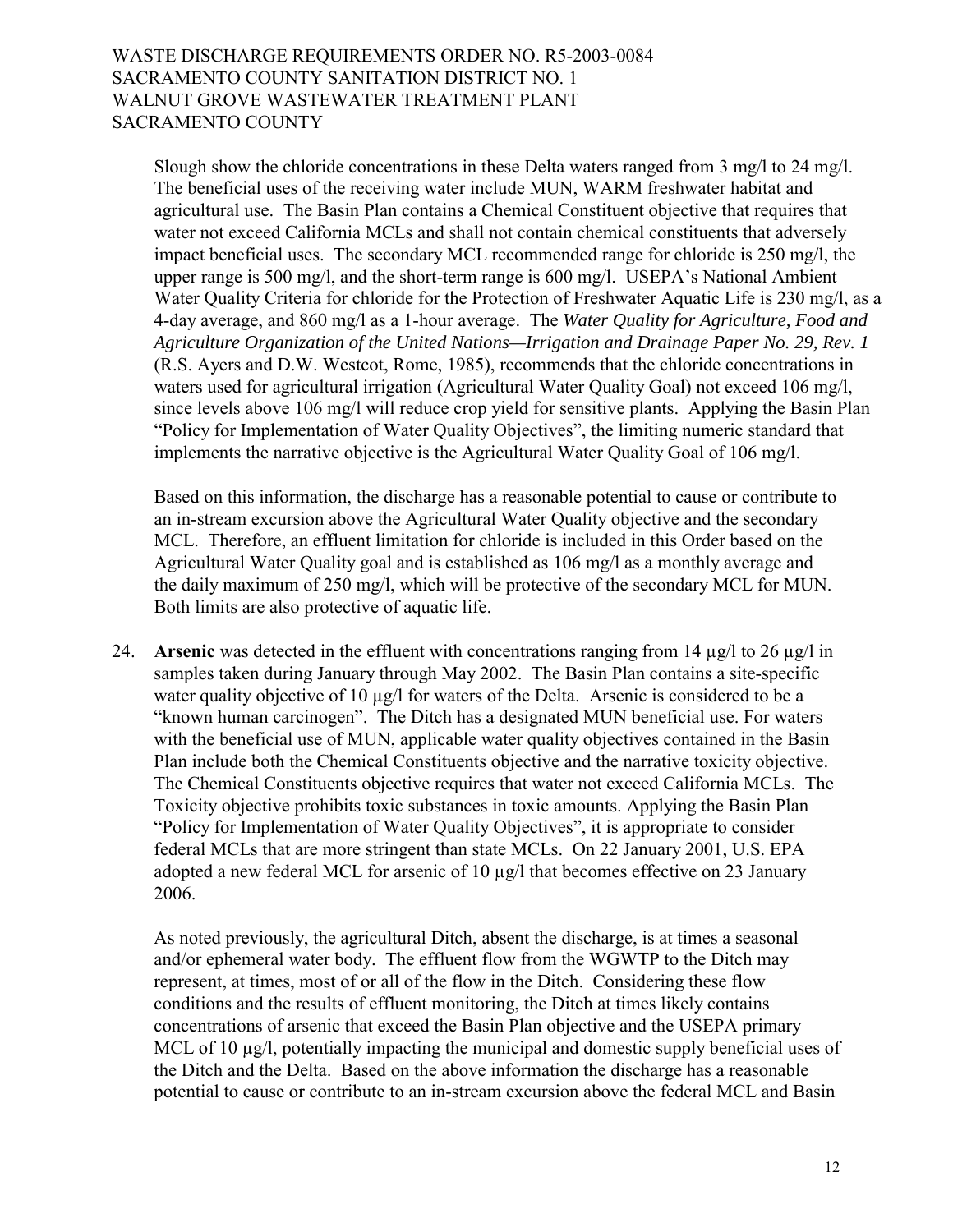Slough show the chloride concentrations in these Delta waters ranged from 3 mg/l to 24 mg/l. The beneficial uses of the receiving water include MUN, WARM freshwater habitat and agricultural use. The Basin Plan contains a Chemical Constituent objective that requires that water not exceed California MCLs and shall not contain chemical constituents that adversely impact beneficial uses. The secondary MCL recommended range for chloride is 250 mg/l, the upper range is 500 mg/l, and the short-term range is 600 mg/l. USEPA's National Ambient Water Quality Criteria for chloride for the Protection of Freshwater Aquatic Life is 230 mg/l, as a 4-day average, and 860 mg/l as a 1-hour average. The *Water Quality for Agriculture, Food and Agriculture Organization of the United Nations—Irrigation and Drainage Paper No. 29, Rev. 1* (R.S. Ayers and D.W. Westcot, Rome, 1985), recommends that the chloride concentrations in waters used for agricultural irrigation (Agricultural Water Quality Goal) not exceed 106 mg/l, since levels above 106 mg/l will reduce crop yield for sensitive plants. Applying the Basin Plan "Policy for Implementation of Water Quality Objectives", the limiting numeric standard that implements the narrative objective is the Agricultural Water Quality Goal of 106 mg/l.

Based on this information, the discharge has a reasonable potential to cause or contribute to an in-stream excursion above the Agricultural Water Quality objective and the secondary MCL. Therefore, an effluent limitation for chloride is included in this Order based on the Agricultural Water Quality goal and is established as 106 mg/l as a monthly average and the daily maximum of 250 mg/l, which will be protective of the secondary MCL for MUN. Both limits are also protective of aquatic life.

24. **Arsenic** was detected in the effluent with concentrations ranging from 14 µg/l to 26 µg/l in samples taken during January through May 2002. The Basin Plan contains a site-specific water quality objective of 10 µg/l for waters of the Delta. Arsenic is considered to be a "known human carcinogen". The Ditch has a designated MUN beneficial use. For waters with the beneficial use of MUN, applicable water quality objectives contained in the Basin Plan include both the Chemical Constituents objective and the narrative toxicity objective. The Chemical Constituents objective requires that water not exceed California MCLs. The Toxicity objective prohibits toxic substances in toxic amounts. Applying the Basin Plan "Policy for Implementation of Water Quality Objectives", it is appropriate to consider federal MCLs that are more stringent than state MCLs. On 22 January 2001, U.S. EPA adopted a new federal MCL for arsenic of 10 µg/l that becomes effective on 23 January 2006.

    As noted previously, the agricultural Ditch, absent the discharge, is at times a seasonal and/or ephemeral water body. The effluent flow from the WGWTP to the Ditch may represent, at times, most of or all of the flow in the Ditch. Considering these flow conditions and the results of effluent monitoring, the Ditch at times likely contains concentrations of arsenic that exceed the Basin Plan objective and the USEPA primary MCL of 10 µg/l, potentially impacting the municipal and domestic supply beneficial uses of the Ditch and the Delta. Based on the above information the discharge has a reasonable potential to cause or contribute to an in-stream excursion above the federal MCL and Basin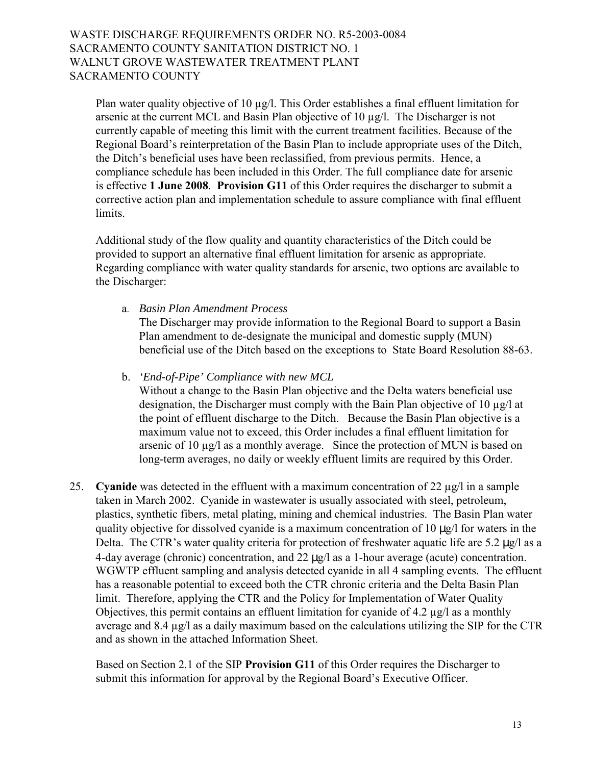Plan water quality objective of 10 µg/l. This Order establishes a final effluent limitation for arsenic at the current MCL and Basin Plan objective of 10 µg/l. The Discharger is not currently capable of meeting this limit with the current treatment facilities. Because of the Regional Board's reinterpretation of the Basin Plan to include appropriate uses of the Ditch, the Ditch's beneficial uses have been reclassified, from previous permits. Hence, a compliance schedule has been included in this Order. The full compliance date for arsenic is effective **1 June 2008**. **Provision G11** of this Order requires the discharger to submit a corrective action plan and implementation schedule to assure compliance with final effluent limits.

Additional study of the flow quality and quantity characteristics of the Ditch could be provided to support an alternative final effluent limitation for arsenic as appropriate. Regarding compliance with water quality standards for arsenic, two options are available to the Discharger:

a. *Basin Plan Amendment Process*
   The Discharger may provide information to the Regional Board to support a Basin Plan amendment to de-designate the municipal and domestic supply (MUN) beneficial use of the Ditch based on the exceptions to State Board Resolution 88-63.

b. *'End-of-Pipe' Compliance with new MCL*
   Without a change to the Basin Plan objective and the Delta waters beneficial use designation, the Discharger must comply with the Bain Plan objective of 10 µg/l at the point of effluent discharge to the Ditch. Because the Basin Plan objective is a maximum value not to exceed, this Order includes a final effluent limitation for arsenic of 10 µg/l as a monthly average. Since the protection of MUN is based on long-term averages, no daily or weekly effluent limits are required by this Order.

25. **Cyanide** was detected in the effluent with a maximum concentration of 22 µg/l in a sample taken in March 2002. Cyanide in wastewater is usually associated with steel, petroleum, plastics, synthetic fibers, metal plating, mining and chemical industries. The Basin Plan water quality objective for dissolved cyanide is a maximum concentration of 10 µg/l for waters in the Delta. The CTR's water quality criteria for protection of freshwater aquatic life are 5.2 µg/l as a 4-day average (chronic) concentration, and 22 µg/l as a 1-hour average (acute) concentration. WGWTP effluent sampling and analysis detected cyanide in all 4 sampling events. The effluent has a reasonable potential to exceed both the CTR chronic criteria and the Delta Basin Plan limit. Therefore, applying the CTR and the Policy for Implementation of Water Quality Objectives, this permit contains an effluent limitation for cyanide of 4.2 µg/l as a monthly average and 8.4 µg/l as a daily maximum based on the calculations utilizing the SIP for the CTR and as shown in the attached Information Sheet.

    Based on Section 2.1 of the SIP **Provision G11** of this Order requires the Discharger to submit this information for approval by the Regional Board's Executive Officer.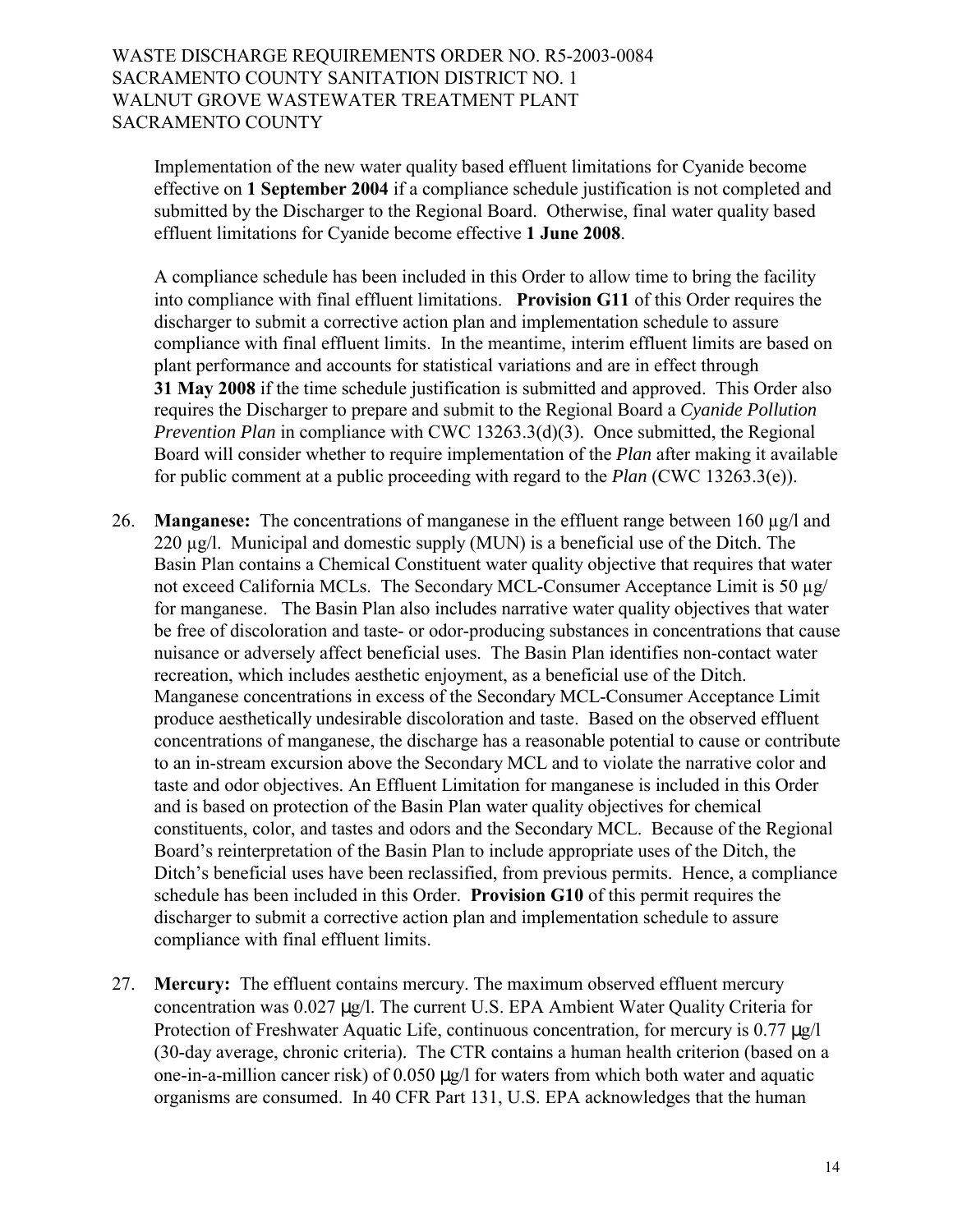Implementation of the new water quality based effluent limitations for Cyanide become effective on **1 September 2004** if a compliance schedule justification is not completed and submitted by the Discharger to the Regional Board. Otherwise, final water quality based effluent limitations for Cyanide become effective **1 June 2008**.

A compliance schedule has been included in this Order to allow time to bring the facility into compliance with final effluent limitations. **Provision G11** of this Order requires the discharger to submit a corrective action plan and implementation schedule to assure compliance with final effluent limits. In the meantime, interim effluent limits are based on plant performance and accounts for statistical variations and are in effect through **31 May 2008** if the time schedule justification is submitted and approved. This Order also requires the Discharger to prepare and submit to the Regional Board a *Cyanide Pollution Prevention Plan* in compliance with CWC 13263.3(d)(3). Once submitted, the Regional Board will consider whether to require implementation of the *Plan* after making it available for public comment at a public proceeding with regard to the *Plan* (CWC 13263.3(e)).

26. **Manganese:** The concentrations of manganese in the effluent range between 160 µg/l and 220 µg/l. Municipal and domestic supply (MUN) is a beneficial use of the Ditch. The Basin Plan contains a Chemical Constituent water quality objective that requires that water not exceed California MCLs. The Secondary MCL-Consumer Acceptance Limit is 50 µg/ for manganese. The Basin Plan also includes narrative water quality objectives that water be free of discoloration and taste- or odor-producing substances in concentrations that cause nuisance or adversely affect beneficial uses. The Basin Plan identifies non-contact water recreation, which includes aesthetic enjoyment, as a beneficial use of the Ditch. Manganese concentrations in excess of the Secondary MCL-Consumer Acceptance Limit produce aesthetically undesirable discoloration and taste. Based on the observed effluent concentrations of manganese, the discharge has a reasonable potential to cause or contribute to an in-stream excursion above the Secondary MCL and to violate the narrative color and taste and odor objectives. An Effluent Limitation for manganese is included in this Order and is based on protection of the Basin Plan water quality objectives for chemical constituents, color, and tastes and odors and the Secondary MCL. Because of the Regional Board's reinterpretation of the Basin Plan to include appropriate uses of the Ditch, the Ditch's beneficial uses have been reclassified, from previous permits. Hence, a compliance schedule has been included in this Order. **Provision G10** of this permit requires the discharger to submit a corrective action plan and implementation schedule to assure compliance with final effluent limits.

27. **Mercury:** The effluent contains mercury. The maximum observed effluent mercury concentration was 0.027 µg/l. The current U.S. EPA Ambient Water Quality Criteria for Protection of Freshwater Aquatic Life, continuous concentration, for mercury is 0.77 µg/l (30-day average, chronic criteria). The CTR contains a human health criterion (based on a one-in-a-million cancer risk) of 0.050 µg/l for waters from which both water and aquatic organisms are consumed. In 40 CFR Part 131, U.S. EPA acknowledges that the human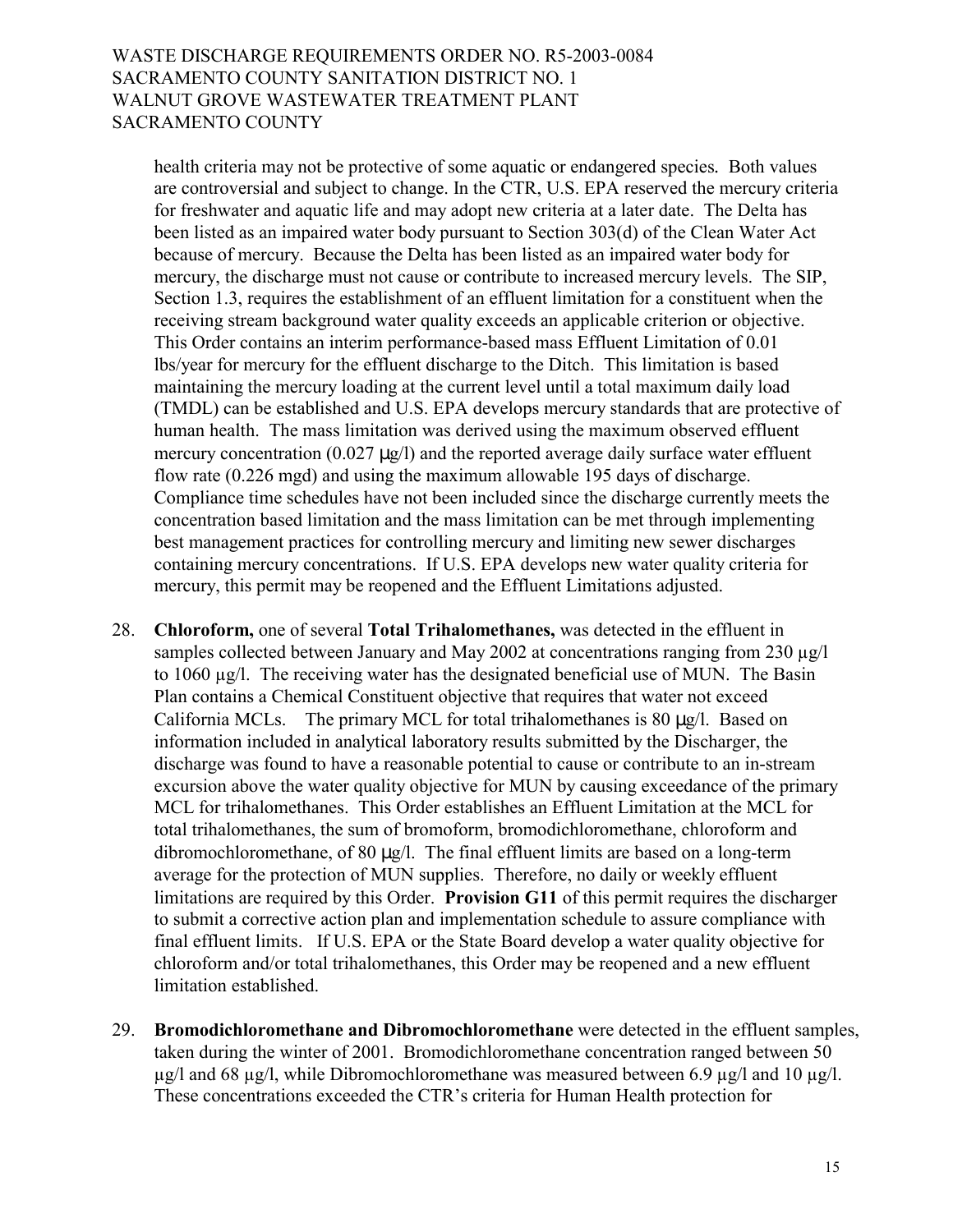health criteria may not be protective of some aquatic or endangered species. Both values are controversial and subject to change. In the CTR, U.S. EPA reserved the mercury criteria for freshwater and aquatic life and may adopt new criteria at a later date. The Delta has been listed as an impaired water body pursuant to Section 303(d) of the Clean Water Act because of mercury. Because the Delta has been listed as an impaired water body for mercury, the discharge must not cause or contribute to increased mercury levels. The SIP, Section 1.3, requires the establishment of an effluent limitation for a constituent when the receiving stream background water quality exceeds an applicable criterion or objective. This Order contains an interim performance-based mass Effluent Limitation of 0.01 lbs/year for mercury for the effluent discharge to the Ditch. This limitation is based maintaining the mercury loading at the current level until a total maximum daily load (TMDL) can be established and U.S. EPA develops mercury standards that are protective of human health. The mass limitation was derived using the maximum observed effluent mercury concentration (0.027 µg/l) and the reported average daily surface water effluent flow rate (0.226 mgd) and using the maximum allowable 195 days of discharge. Compliance time schedules have not been included since the discharge currently meets the concentration based limitation and the mass limitation can be met through implementing best management practices for controlling mercury and limiting new sewer discharges containing mercury concentrations. If U.S. EPA develops new water quality criteria for mercury, this permit may be reopened and the Effluent Limitations adjusted.

28. **Chloroform,** one of several **Total Trihalomethanes,** was detected in the effluent in samples collected between January and May 2002 at concentrations ranging from 230 µg/l to 1060 µg/l. The receiving water has the designated beneficial use of MUN. The Basin Plan contains a Chemical Constituent objective that requires that water not exceed California MCLs. The primary MCL for total trihalomethanes is 80 µg/l. Based on information included in analytical laboratory results submitted by the Discharger, the discharge was found to have a reasonable potential to cause or contribute to an in-stream excursion above the water quality objective for MUN by causing exceedance of the primary MCL for trihalomethanes. This Order establishes an Effluent Limitation at the MCL for total trihalomethanes, the sum of bromoform, bromodichloromethane, chloroform and dibromochloromethane, of 80 µg/l. The final effluent limits are based on a long-term average for the protection of MUN supplies. Therefore, no daily or weekly effluent limitations are required by this Order. **Provision G11** of this permit requires the discharger to submit a corrective action plan and implementation schedule to assure compliance with final effluent limits. If U.S. EPA or the State Board develop a water quality objective for chloroform and/or total trihalomethanes, this Order may be reopened and a new effluent limitation established.

29. **Bromodichloromethane and Dibromochloromethane** were detected in the effluent samples, taken during the winter of 2001. Bromodichloromethane concentration ranged between 50 µg/l and 68 µg/l, while Dibromochloromethane was measured between 6.9 µg/l and 10 µg/l. These concentrations exceeded the CTR's criteria for Human Health protection for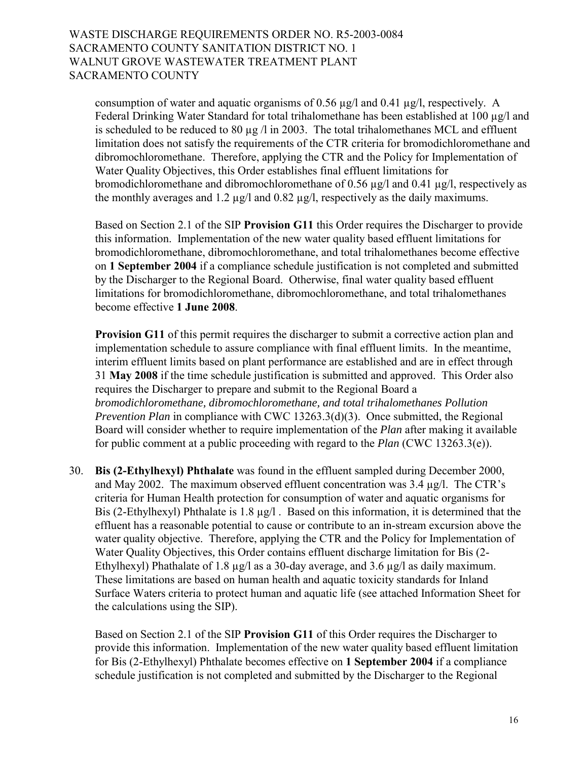consumption of water and aquatic organisms of 0.56 µg/l and 0.41 µg/l, respectively. A Federal Drinking Water Standard for total trihalomethane has been established at 100 µg/l and is scheduled to be reduced to 80 µg /l in 2003. The total trihalomethanes MCL and effluent limitation does not satisfy the requirements of the CTR criteria for bromodichloromethane and dibromochloromethane. Therefore, applying the CTR and the Policy for Implementation of Water Quality Objectives, this Order establishes final effluent limitations for bromodichloromethane and dibromochloromethane of 0.56 µg/l and 0.41 µg/l, respectively as the monthly averages and 1.2 µg/l and 0.82 µg/l, respectively as the daily maximums.

Based on Section 2.1 of the SIP **Provision G11** this Order requires the Discharger to provide this information. Implementation of the new water quality based effluent limitations for bromodichloromethane, dibromochloromethane, and total trihalomethanes become effective on **1 September 2004** if a compliance schedule justification is not completed and submitted by the Discharger to the Regional Board. Otherwise, final water quality based effluent limitations for bromodichloromethane, dibromochloromethane, and total trihalomethanes become effective **1 June 2008**.

**Provision G11** of this permit requires the discharger to submit a corrective action plan and implementation schedule to assure compliance with final effluent limits. In the meantime, interim effluent limits based on plant performance are established and are in effect through 31 **May 2008** if the time schedule justification is submitted and approved. This Order also requires the Discharger to prepare and submit to the Regional Board a *bromodichloromethane, dibromochloromethane, and total trihalomethanes Pollution Prevention Plan* in compliance with CWC 13263.3(d)(3). Once submitted, the Regional Board will consider whether to require implementation of the *Plan* after making it available for public comment at a public proceeding with regard to the *Plan* (CWC 13263.3(e)).

30. **Bis (2-Ethylhexyl) Phthalate** was found in the effluent sampled during December 2000, and May 2002. The maximum observed effluent concentration was 3.4 µg/l. The CTR's criteria for Human Health protection for consumption of water and aquatic organisms for Bis (2-Ethylhexyl) Phthalate is 1.8 µg/l . Based on this information, it is determined that the effluent has a reasonable potential to cause or contribute to an in-stream excursion above the water quality objective. Therefore, applying the CTR and the Policy for Implementation of Water Quality Objectives, this Order contains effluent discharge limitation for Bis (2-Ethylhexyl) Phathalate of 1.8 µg/l as a 30-day average, and 3.6 µg/l as daily maximum. These limitations are based on human health and aquatic toxicity standards for Inland Surface Waters criteria to protect human and aquatic life (see attached Information Sheet for the calculations using the SIP).

    Based on Section 2.1 of the SIP **Provision G11** of this Order requires the Discharger to provide this information. Implementation of the new water quality based effluent limitation for Bis (2-Ethylhexyl) Phthalate becomes effective on **1 September 2004** if a compliance schedule justification is not completed and submitted by the Discharger to the Regional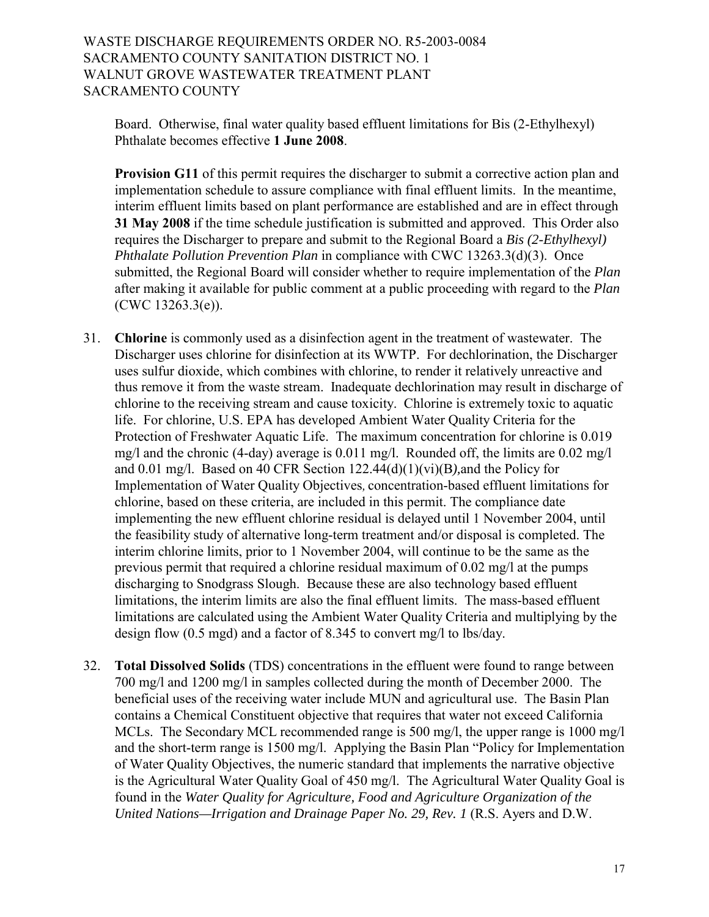Board. Otherwise, final water quality based effluent limitations for Bis (2-Ethylhexyl) Phthalate becomes effective **1 June 2008**.

**Provision G11** of this permit requires the discharger to submit a corrective action plan and implementation schedule to assure compliance with final effluent limits. In the meantime, interim effluent limits based on plant performance are established and are in effect through **31 May 2008** if the time schedule justification is submitted and approved. This Order also requires the Discharger to prepare and submit to the Regional Board a *Bis (2-Ethylhexyl) Phthalate Pollution Prevention Plan* in compliance with CWC 13263.3(d)(3). Once submitted, the Regional Board will consider whether to require implementation of the *Plan* after making it available for public comment at a public proceeding with regard to the *Plan* (CWC 13263.3(e)).

31. **Chlorine** is commonly used as a disinfection agent in the treatment of wastewater. The Discharger uses chlorine for disinfection at its WWTP. For dechlorination, the Discharger uses sulfur dioxide, which combines with chlorine, to render it relatively unreactive and thus remove it from the waste stream. Inadequate dechlorination may result in discharge of chlorine to the receiving stream and cause toxicity. Chlorine is extremely toxic to aquatic life. For chlorine, U.S. EPA has developed Ambient Water Quality Criteria for the Protection of Freshwater Aquatic Life. The maximum concentration for chlorine is 0.019 mg/l and the chronic (4-day) average is 0.011 mg/l. Rounded off, the limits are 0.02 mg/l and 0.01 mg/l. Based on 40 CFR Section 122.44(d)(1)(vi)(B*)*,and the Policy for Implementation of Water Quality Objectives*,* concentration-based effluent limitations for chlorine, based on these criteria, are included in this permit. The compliance date implementing the new effluent chlorine residual is delayed until 1 November 2004, until the feasibility study of alternative long-term treatment and/or disposal is completed. The interim chlorine limits, prior to 1 November 2004, will continue to be the same as the previous permit that required a chlorine residual maximum of 0.02 mg/l at the pumps discharging to Snodgrass Slough. Because these are also technology based effluent limitations, the interim limits are also the final effluent limits. The mass-based effluent limitations are calculated using the Ambient Water Quality Criteria and multiplying by the design flow (0.5 mgd) and a factor of 8.345 to convert mg/l to lbs/day.

32. **Total Dissolved Solids** (TDS) concentrations in the effluent were found to range between 700 mg/l and 1200 mg/l in samples collected during the month of December 2000. The beneficial uses of the receiving water include MUN and agricultural use. The Basin Plan contains a Chemical Constituent objective that requires that water not exceed California MCLs. The Secondary MCL recommended range is 500 mg/l, the upper range is 1000 mg/l and the short-term range is 1500 mg/l. Applying the Basin Plan "Policy for Implementation of Water Quality Objectives, the numeric standard that implements the narrative objective is the Agricultural Water Quality Goal of 450 mg/l. The Agricultural Water Quality Goal is found in the *Water Quality for Agriculture, Food and Agriculture Organization of the United Nations—Irrigation and Drainage Paper No. 29, Rev. 1* (R.S. Ayers and D.W.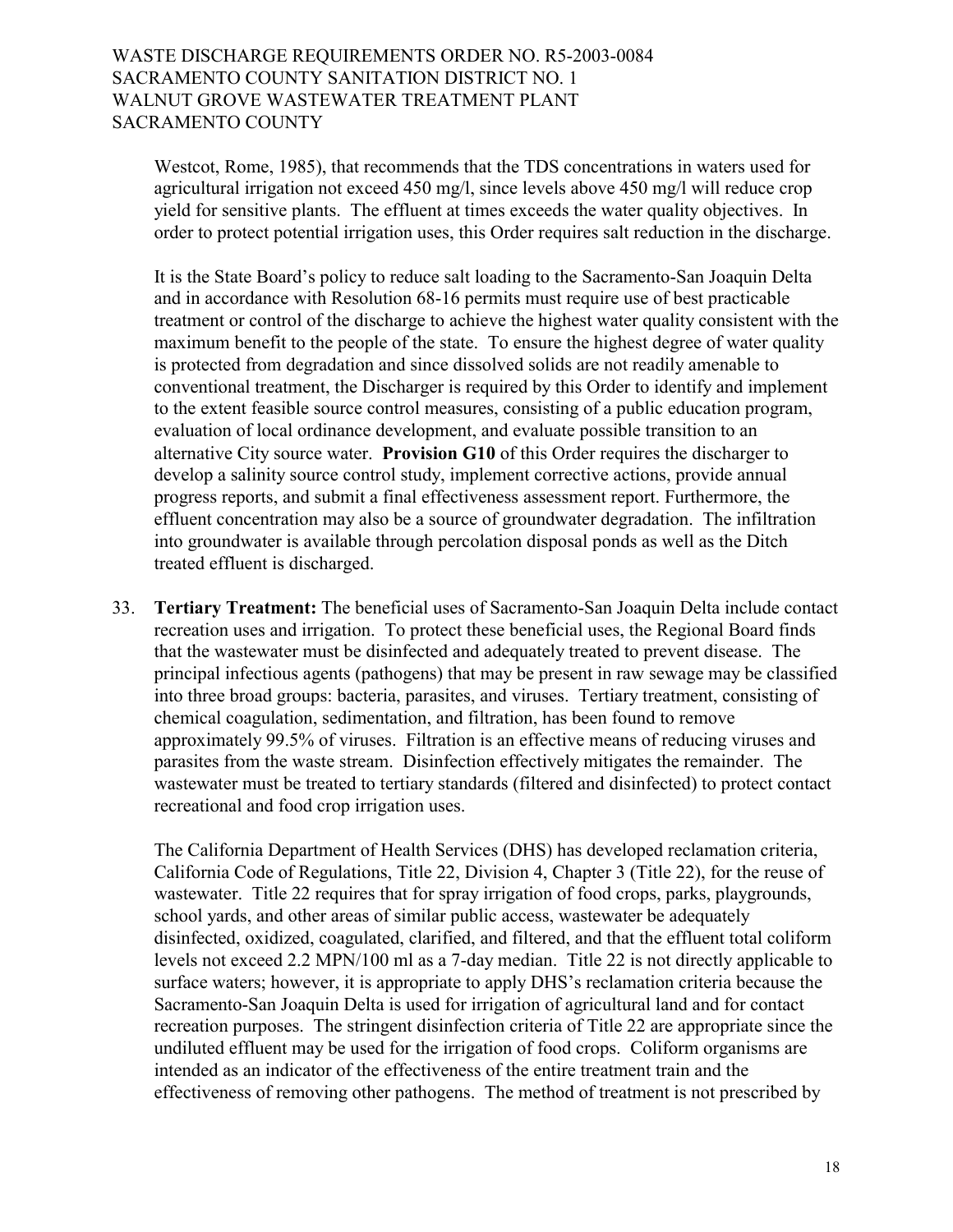Westcot, Rome, 1985), that recommends that the TDS concentrations in waters used for agricultural irrigation not exceed 450 mg/l, since levels above 450 mg/l will reduce crop yield for sensitive plants. The effluent at times exceeds the water quality objectives. In order to protect potential irrigation uses, this Order requires salt reduction in the discharge.

It is the State Board's policy to reduce salt loading to the Sacramento-San Joaquin Delta and in accordance with Resolution 68-16 permits must require use of best practicable treatment or control of the discharge to achieve the highest water quality consistent with the maximum benefit to the people of the state. To ensure the highest degree of water quality is protected from degradation and since dissolved solids are not readily amenable to conventional treatment, the Discharger is required by this Order to identify and implement to the extent feasible source control measures, consisting of a public education program, evaluation of local ordinance development, and evaluate possible transition to an alternative City source water. **Provision G10** of this Order requires the discharger to develop a salinity source control study, implement corrective actions, provide annual progress reports, and submit a final effectiveness assessment report. Furthermore, the effluent concentration may also be a source of groundwater degradation. The infiltration into groundwater is available through percolation disposal ponds as well as the Ditch treated effluent is discharged.

33. **Tertiary Treatment:** The beneficial uses of Sacramento-San Joaquin Delta include contact recreation uses and irrigation. To protect these beneficial uses, the Regional Board finds that the wastewater must be disinfected and adequately treated to prevent disease. The principal infectious agents (pathogens) that may be present in raw sewage may be classified into three broad groups: bacteria, parasites, and viruses. Tertiary treatment, consisting of chemical coagulation, sedimentation, and filtration, has been found to remove approximately 99.5% of viruses. Filtration is an effective means of reducing viruses and parasites from the waste stream. Disinfection effectively mitigates the remainder. The wastewater must be treated to tertiary standards (filtered and disinfected) to protect contact recreational and food crop irrigation uses.

    The California Department of Health Services (DHS) has developed reclamation criteria, California Code of Regulations, Title 22, Division 4, Chapter 3 (Title 22), for the reuse of wastewater. Title 22 requires that for spray irrigation of food crops, parks, playgrounds, school yards, and other areas of similar public access, wastewater be adequately disinfected, oxidized, coagulated, clarified, and filtered, and that the effluent total coliform levels not exceed 2.2 MPN/100 ml as a 7-day median. Title 22 is not directly applicable to surface waters; however, it is appropriate to apply DHS's reclamation criteria because the Sacramento-San Joaquin Delta is used for irrigation of agricultural land and for contact recreation purposes. The stringent disinfection criteria of Title 22 are appropriate since the undiluted effluent may be used for the irrigation of food crops. Coliform organisms are intended as an indicator of the effectiveness of the entire treatment train and the effectiveness of removing other pathogens. The method of treatment is not prescribed by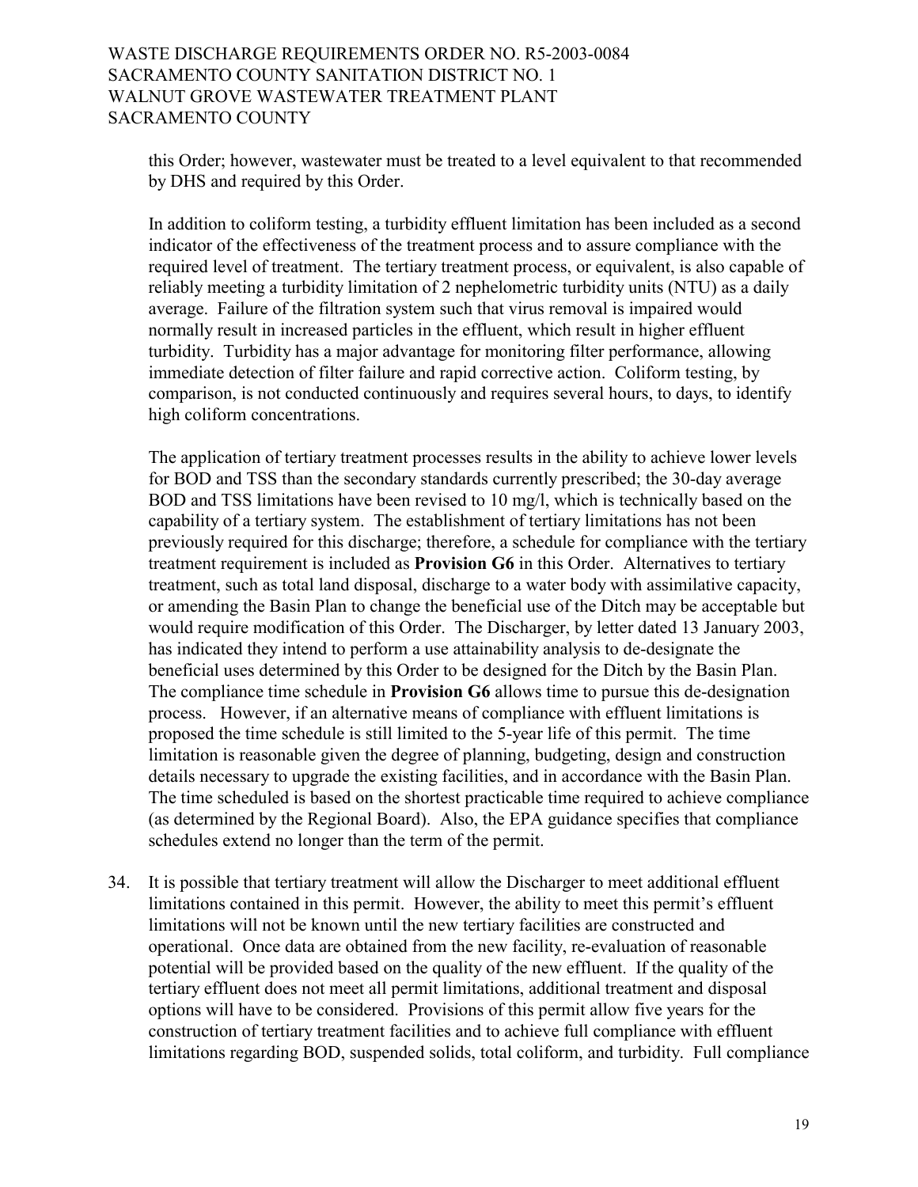this Order; however, wastewater must be treated to a level equivalent to that recommended by DHS and required by this Order.

In addition to coliform testing, a turbidity effluent limitation has been included as a second indicator of the effectiveness of the treatment process and to assure compliance with the required level of treatment. The tertiary treatment process, or equivalent, is also capable of reliably meeting a turbidity limitation of 2 nephelometric turbidity units (NTU) as a daily average. Failure of the filtration system such that virus removal is impaired would normally result in increased particles in the effluent, which result in higher effluent turbidity. Turbidity has a major advantage for monitoring filter performance, allowing immediate detection of filter failure and rapid corrective action. Coliform testing, by comparison, is not conducted continuously and requires several hours, to days, to identify high coliform concentrations.

The application of tertiary treatment processes results in the ability to achieve lower levels for BOD and TSS than the secondary standards currently prescribed; the 30-day average BOD and TSS limitations have been revised to 10 mg/l, which is technically based on the capability of a tertiary system. The establishment of tertiary limitations has not been previously required for this discharge; therefore, a schedule for compliance with the tertiary treatment requirement is included as **Provision G6** in this Order. Alternatives to tertiary treatment, such as total land disposal, discharge to a water body with assimilative capacity, or amending the Basin Plan to change the beneficial use of the Ditch may be acceptable but would require modification of this Order. The Discharger, by letter dated 13 January 2003, has indicated they intend to perform a use attainability analysis to de-designate the beneficial uses determined by this Order to be designed for the Ditch by the Basin Plan. The compliance time schedule in **Provision G6** allows time to pursue this de-designation process. However, if an alternative means of compliance with effluent limitations is proposed the time schedule is still limited to the 5-year life of this permit. The time limitation is reasonable given the degree of planning, budgeting, design and construction details necessary to upgrade the existing facilities, and in accordance with the Basin Plan. The time scheduled is based on the shortest practicable time required to achieve compliance (as determined by the Regional Board). Also, the EPA guidance specifies that compliance schedules extend no longer than the term of the permit.

34. It is possible that tertiary treatment will allow the Discharger to meet additional effluent limitations contained in this permit. However, the ability to meet this permit's effluent limitations will not be known until the new tertiary facilities are constructed and operational. Once data are obtained from the new facility, re-evaluation of reasonable potential will be provided based on the quality of the new effluent. If the quality of the tertiary effluent does not meet all permit limitations, additional treatment and disposal options will have to be considered. Provisions of this permit allow five years for the construction of tertiary treatment facilities and to achieve full compliance with effluent limitations regarding BOD, suspended solids, total coliform, and turbidity. Full compliance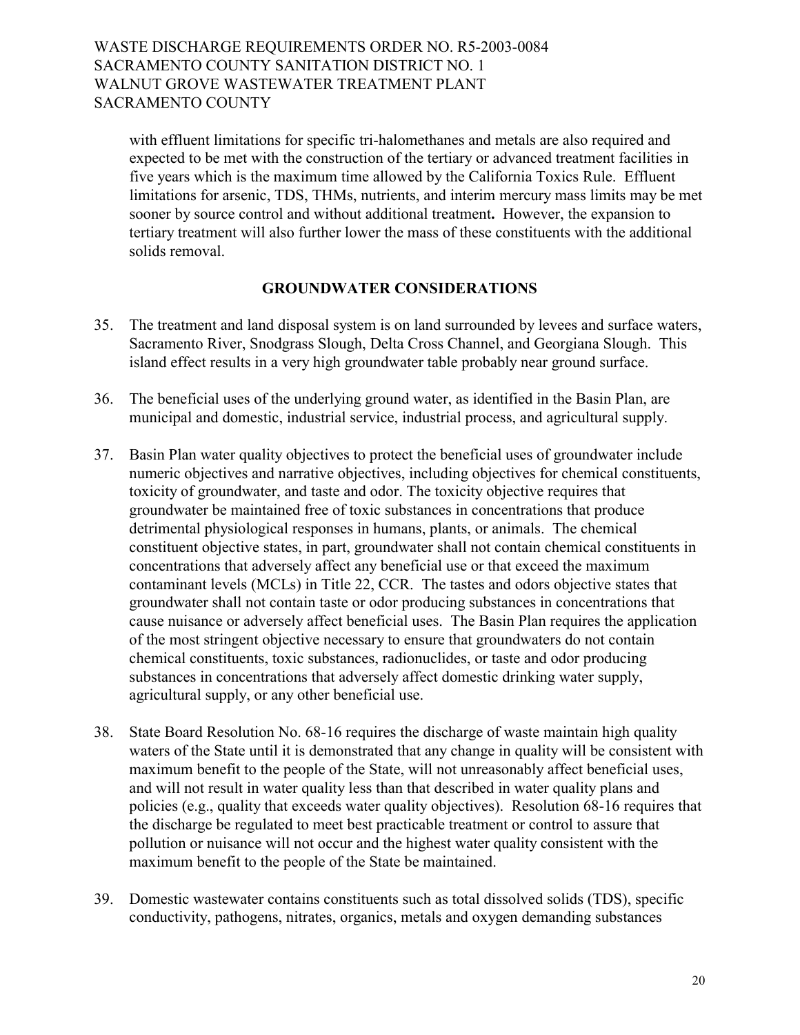with effluent limitations for specific tri-halomethanes and metals are also required and expected to be met with the construction of the tertiary or advanced treatment facilities in five years which is the maximum time allowed by the California Toxics Rule. Effluent limitations for arsenic, TDS, THMs, nutrients, and interim mercury mass limits may be met sooner by source control and without additional treatment**.** However, the expansion to tertiary treatment will also further lower the mass of these constituents with the additional solids removal.

## GROUNDWATER CONSIDERATIONS

35. The treatment and land disposal system is on land surrounded by levees and surface waters, Sacramento River, Snodgrass Slough, Delta Cross Channel, and Georgiana Slough. This island effect results in a very high groundwater table probably near ground surface.

36. The beneficial uses of the underlying ground water, as identified in the Basin Plan, are municipal and domestic, industrial service, industrial process, and agricultural supply.

37. Basin Plan water quality objectives to protect the beneficial uses of groundwater include numeric objectives and narrative objectives, including objectives for chemical constituents, toxicity of groundwater, and taste and odor. The toxicity objective requires that groundwater be maintained free of toxic substances in concentrations that produce detrimental physiological responses in humans, plants, or animals. The chemical constituent objective states, in part, groundwater shall not contain chemical constituents in concentrations that adversely affect any beneficial use or that exceed the maximum contaminant levels (MCLs) in Title 22, CCR. The tastes and odors objective states that groundwater shall not contain taste or odor producing substances in concentrations that cause nuisance or adversely affect beneficial uses. The Basin Plan requires the application of the most stringent objective necessary to ensure that groundwaters do not contain chemical constituents, toxic substances, radionuclides, or taste and odor producing substances in concentrations that adversely affect domestic drinking water supply, agricultural supply, or any other beneficial use.

38. State Board Resolution No. 68-16 requires the discharge of waste maintain high quality waters of the State until it is demonstrated that any change in quality will be consistent with maximum benefit to the people of the State, will not unreasonably affect beneficial uses, and will not result in water quality less than that described in water quality plans and policies (e.g., quality that exceeds water quality objectives). Resolution 68-16 requires that the discharge be regulated to meet best practicable treatment or control to assure that pollution or nuisance will not occur and the highest water quality consistent with the maximum benefit to the people of the State be maintained.

39. Domestic wastewater contains constituents such as total dissolved solids (TDS), specific conductivity, pathogens, nitrates, organics, metals and oxygen demanding substances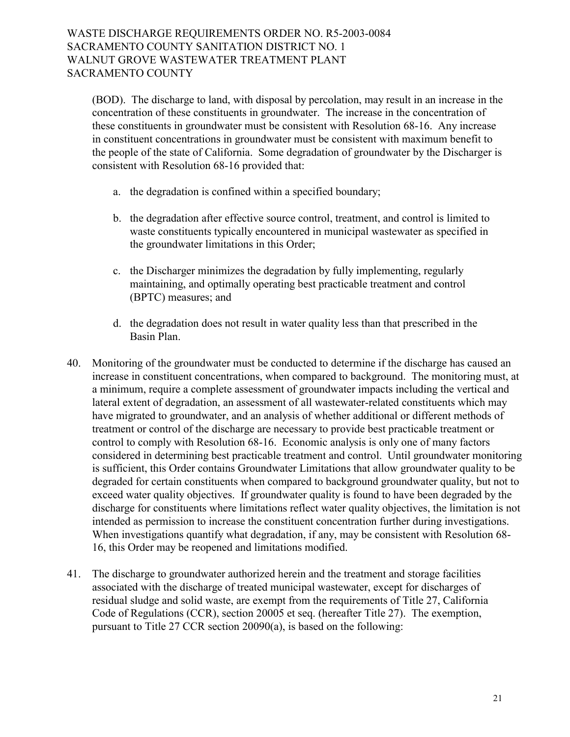(BOD). The discharge to land, with disposal by percolation, may result in an increase in the concentration of these constituents in groundwater. The increase in the concentration of these constituents in groundwater must be consistent with Resolution 68-16. Any increase in constituent concentrations in groundwater must be consistent with maximum benefit to the people of the state of California. Some degradation of groundwater by the Discharger is consistent with Resolution 68-16 provided that:

a. the degradation is confined within a specified boundary;

b. the degradation after effective source control, treatment, and control is limited to waste constituents typically encountered in municipal wastewater as specified in the groundwater limitations in this Order;

c. the Discharger minimizes the degradation by fully implementing, regularly maintaining, and optimally operating best practicable treatment and control (BPTC) measures; and

d. the degradation does not result in water quality less than that prescribed in the Basin Plan.

40. Monitoring of the groundwater must be conducted to determine if the discharge has caused an increase in constituent concentrations, when compared to background. The monitoring must, at a minimum, require a complete assessment of groundwater impacts including the vertical and lateral extent of degradation, an assessment of all wastewater-related constituents which may have migrated to groundwater, and an analysis of whether additional or different methods of treatment or control of the discharge are necessary to provide best practicable treatment or control to comply with Resolution 68-16. Economic analysis is only one of many factors considered in determining best practicable treatment and control. Until groundwater monitoring is sufficient, this Order contains Groundwater Limitations that allow groundwater quality to be degraded for certain constituents when compared to background groundwater quality, but not to exceed water quality objectives. If groundwater quality is found to have been degraded by the discharge for constituents where limitations reflect water quality objectives, the limitation is not intended as permission to increase the constituent concentration further during investigations. When investigations quantify what degradation, if any, may be consistent with Resolution 68-16, this Order may be reopened and limitations modified.

41. The discharge to groundwater authorized herein and the treatment and storage facilities associated with the discharge of treated municipal wastewater, except for discharges of residual sludge and solid waste, are exempt from the requirements of Title 27, California Code of Regulations (CCR), section 20005 et seq. (hereafter Title 27). The exemption, pursuant to Title 27 CCR section 20090(a), is based on the following: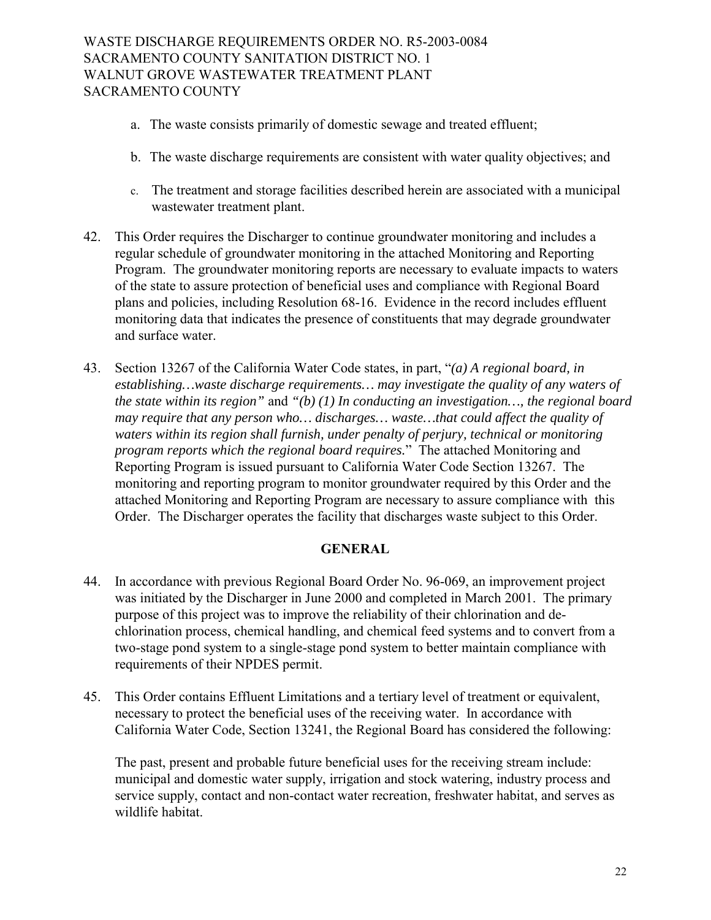a. The waste consists primarily of domestic sewage and treated effluent;

b. The waste discharge requirements are consistent with water quality objectives; and

c. The treatment and storage facilities described herein are associated with a municipal wastewater treatment plant.

42. This Order requires the Discharger to continue groundwater monitoring and includes a regular schedule of groundwater monitoring in the attached Monitoring and Reporting Program. The groundwater monitoring reports are necessary to evaluate impacts to waters of the state to assure protection of beneficial uses and compliance with Regional Board plans and policies, including Resolution 68-16. Evidence in the record includes effluent monitoring data that indicates the presence of constituents that may degrade groundwater and surface water.

43. Section 13267 of the California Water Code states, in part, "*(a) A regional board, in establishing…waste discharge requirements… may investigate the quality of any waters of the state within its region"* and *"(b) (1) In conducting an investigation…, the regional board may require that any person who… discharges… waste…that could affect the quality of waters within its region shall furnish, under penalty of perjury, technical or monitoring program reports which the regional board requires.*" The attached Monitoring and Reporting Program is issued pursuant to California Water Code Section 13267. The monitoring and reporting program to monitor groundwater required by this Order and the attached Monitoring and Reporting Program are necessary to assure compliance with this Order. The Discharger operates the facility that discharges waste subject to this Order.

**GENERAL**

44. In accordance with previous Regional Board Order No. 96-069, an improvement project was initiated by the Discharger in June 2000 and completed in March 2001. The primary purpose of this project was to improve the reliability of their chlorination and de-chlorination process, chemical handling, and chemical feed systems and to convert from a two-stage pond system to a single-stage pond system to better maintain compliance with requirements of their NPDES permit.

45. This Order contains Effluent Limitations and a tertiary level of treatment or equivalent, necessary to protect the beneficial uses of the receiving water. In accordance with California Water Code, Section 13241, the Regional Board has considered the following:

    The past, present and probable future beneficial uses for the receiving stream include: municipal and domestic water supply, irrigation and stock watering, industry process and service supply, contact and non-contact water recreation, freshwater habitat, and serves as wildlife habitat.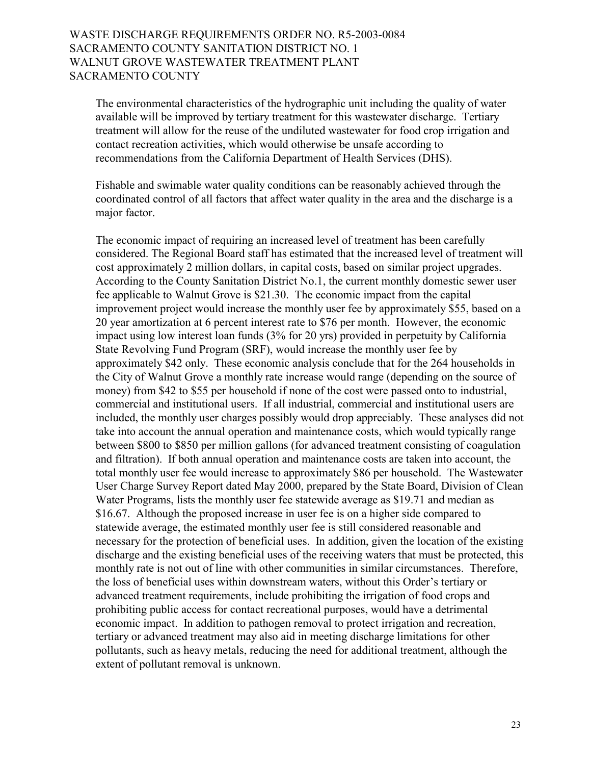The environmental characteristics of the hydrographic unit including the quality of water available will be improved by tertiary treatment for this wastewater discharge. Tertiary treatment will allow for the reuse of the undiluted wastewater for food crop irrigation and contact recreation activities, which would otherwise be unsafe according to recommendations from the California Department of Health Services (DHS).

Fishable and swimable water quality conditions can be reasonably achieved through the coordinated control of all factors that affect water quality in the area and the discharge is a major factor.

The economic impact of requiring an increased level of treatment has been carefully considered. The Regional Board staff has estimated that the increased level of treatment will cost approximately 2 million dollars, in capital costs, based on similar project upgrades. According to the County Sanitation District No.1, the current monthly domestic sewer user fee applicable to Walnut Grove is $21.30. The economic impact from the capital improvement project would increase the monthly user fee by approximately $55, based on a 20 year amortization at 6 percent interest rate to $76 per month. However, the economic impact using low interest loan funds (3% for 20 yrs) provided in perpetuity by California State Revolving Fund Program (SRF), would increase the monthly user fee by approximately $42 only. These economic analysis conclude that for the 264 households in the City of Walnut Grove a monthly rate increase would range (depending on the source of money) from $42 to $55 per household if none of the cost were passed onto to industrial, commercial and institutional users. If all industrial, commercial and institutional users are included, the monthly user charges possibly would drop appreciably. These analyses did not take into account the annual operation and maintenance costs, which would typically range between $800 to $850 per million gallons (for advanced treatment consisting of coagulation and filtration). If both annual operation and maintenance costs are taken into account, the total monthly user fee would increase to approximately $86 per household. The Wastewater User Charge Survey Report dated May 2000, prepared by the State Board, Division of Clean Water Programs, lists the monthly user fee statewide average as $19.71 and median as $16.67. Although the proposed increase in user fee is on a higher side compared to statewide average, the estimated monthly user fee is still considered reasonable and necessary for the protection of beneficial uses. In addition, given the location of the existing discharge and the existing beneficial uses of the receiving waters that must be protected, this monthly rate is not out of line with other communities in similar circumstances. Therefore, the loss of beneficial uses within downstream waters, without this Order's tertiary or advanced treatment requirements, include prohibiting the irrigation of food crops and prohibiting public access for contact recreational purposes, would have a detrimental economic impact. In addition to pathogen removal to protect irrigation and recreation, tertiary or advanced treatment may also aid in meeting discharge limitations for other pollutants, such as heavy metals, reducing the need for additional treatment, although the extent of pollutant removal is unknown.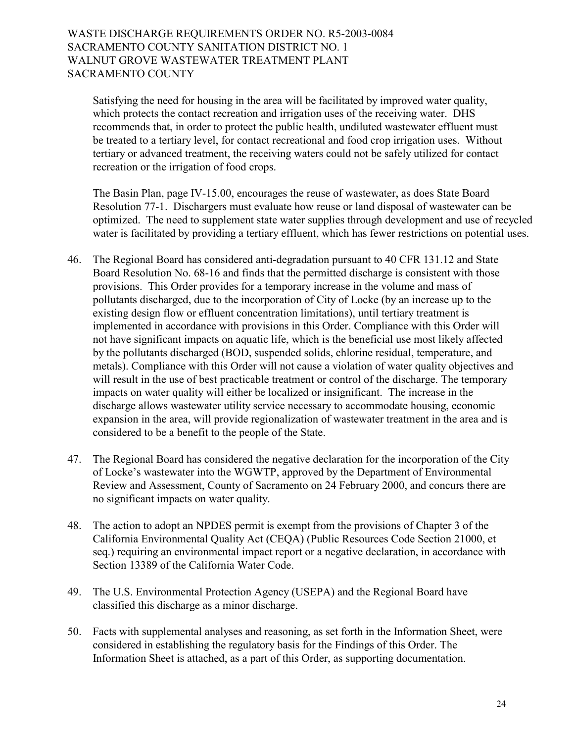Satisfying the need for housing in the area will be facilitated by improved water quality, which protects the contact recreation and irrigation uses of the receiving water. DHS recommends that, in order to protect the public health, undiluted wastewater effluent must be treated to a tertiary level, for contact recreational and food crop irrigation uses. Without tertiary or advanced treatment, the receiving waters could not be safely utilized for contact recreation or the irrigation of food crops.

The Basin Plan, page IV-15.00, encourages the reuse of wastewater, as does State Board Resolution 77-1. Dischargers must evaluate how reuse or land disposal of wastewater can be optimized. The need to supplement state water supplies through development and use of recycled water is facilitated by providing a tertiary effluent, which has fewer restrictions on potential uses.

46. The Regional Board has considered anti-degradation pursuant to 40 CFR 131.12 and State Board Resolution No. 68-16 and finds that the permitted discharge is consistent with those provisions. This Order provides for a temporary increase in the volume and mass of pollutants discharged, due to the incorporation of City of Locke (by an increase up to the existing design flow or effluent concentration limitations), until tertiary treatment is implemented in accordance with provisions in this Order. Compliance with this Order will not have significant impacts on aquatic life, which is the beneficial use most likely affected by the pollutants discharged (BOD, suspended solids, chlorine residual, temperature, and metals). Compliance with this Order will not cause a violation of water quality objectives and will result in the use of best practicable treatment or control of the discharge. The temporary impacts on water quality will either be localized or insignificant. The increase in the discharge allows wastewater utility service necessary to accommodate housing, economic expansion in the area, will provide regionalization of wastewater treatment in the area and is considered to be a benefit to the people of the State.

47. The Regional Board has considered the negative declaration for the incorporation of the City of Locke's wastewater into the WGWTP, approved by the Department of Environmental Review and Assessment, County of Sacramento on 24 February 2000, and concurs there are no significant impacts on water quality.

48. The action to adopt an NPDES permit is exempt from the provisions of Chapter 3 of the California Environmental Quality Act (CEQA) (Public Resources Code Section 21000, et seq.) requiring an environmental impact report or a negative declaration, in accordance with Section 13389 of the California Water Code.

49. The U.S. Environmental Protection Agency (USEPA) and the Regional Board have classified this discharge as a minor discharge.

50. Facts with supplemental analyses and reasoning, as set forth in the Information Sheet, were considered in establishing the regulatory basis for the Findings of this Order. The Information Sheet is attached, as a part of this Order, as supporting documentation.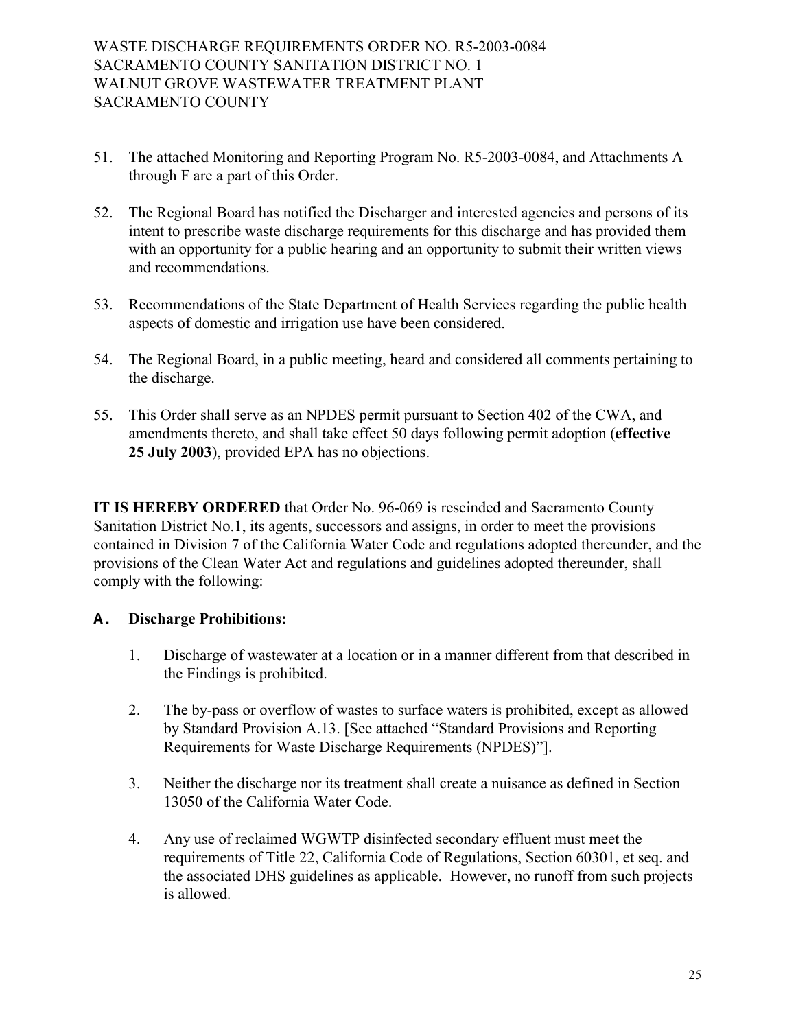51. The attached Monitoring and Reporting Program No. R5-2003-0084, and Attachments A through F are a part of this Order.

52. The Regional Board has notified the Discharger and interested agencies and persons of its intent to prescribe waste discharge requirements for this discharge and has provided them with an opportunity for a public hearing and an opportunity to submit their written views and recommendations.

53. Recommendations of the State Department of Health Services regarding the public health aspects of domestic and irrigation use have been considered.

54. The Regional Board, in a public meeting, heard and considered all comments pertaining to the discharge.

55. This Order shall serve as an NPDES permit pursuant to Section 402 of the CWA, and amendments thereto, and shall take effect 50 days following permit adoption (**effective 25 July 2003**), provided EPA has no objections.

**IT IS HEREBY ORDERED** that Order No. 96-069 is rescinded and Sacramento County Sanitation District No.1, its agents, successors and assigns, in order to meet the provisions contained in Division 7 of the California Water Code and regulations adopted thereunder, and the provisions of the Clean Water Act and regulations and guidelines adopted thereunder, shall comply with the following:

**A. Discharge Prohibitions:**

1. Discharge of wastewater at a location or in a manner different from that described in the Findings is prohibited.

2. The by-pass or overflow of wastes to surface waters is prohibited, except as allowed by Standard Provision A.13. [See attached "Standard Provisions and Reporting Requirements for Waste Discharge Requirements (NPDES)"].

3. Neither the discharge nor its treatment shall create a nuisance as defined in Section 13050 of the California Water Code.

4. Any use of reclaimed WGWTP disinfected secondary effluent must meet the requirements of Title 22, California Code of Regulations, Section 60301, et seq. and the associated DHS guidelines as applicable. However, no runoff from such projects is allowed.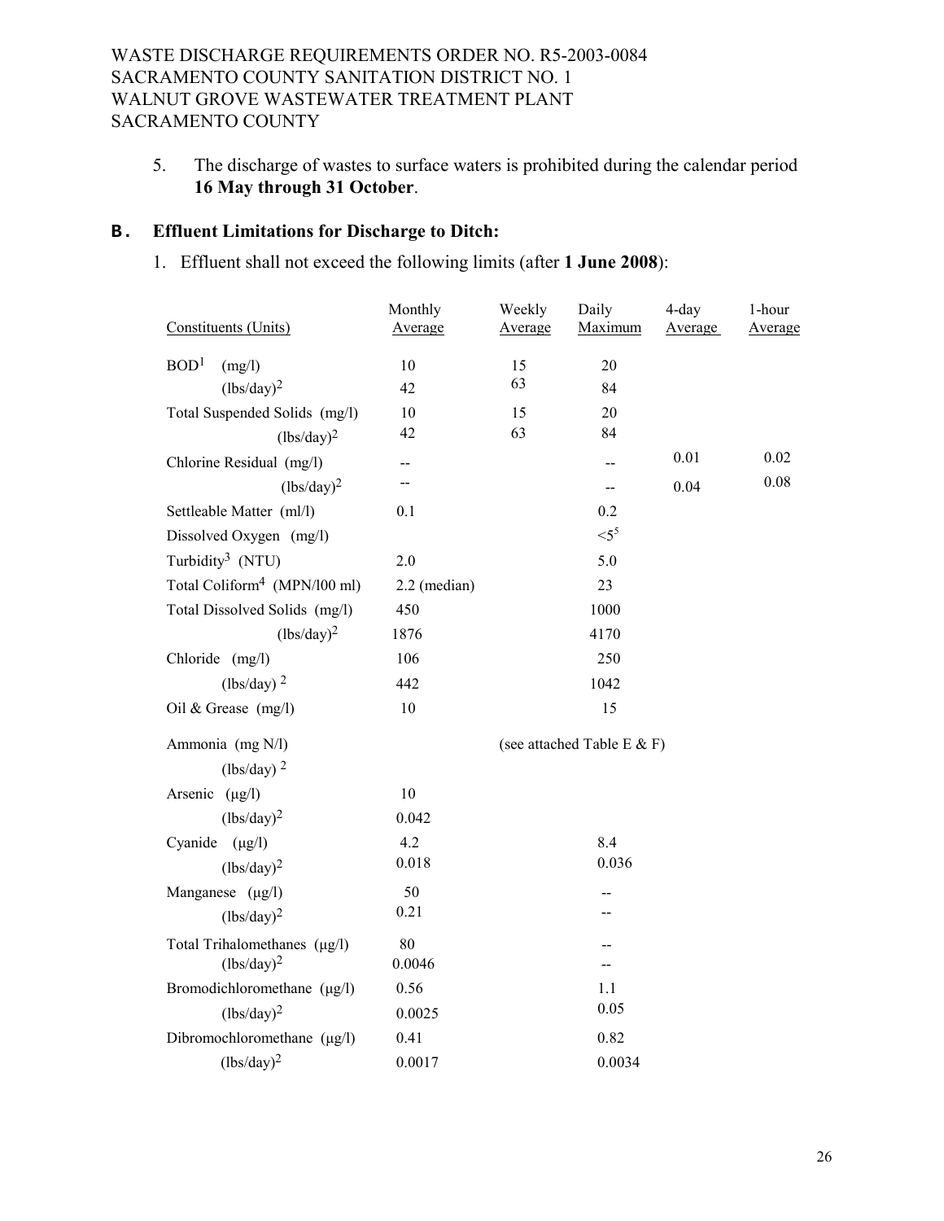5. The discharge of wastes to surface waters is prohibited during the calendar period **16 May through 31 October**.

## B. Effluent Limitations for Discharge to Ditch:

1. Effluent shall not exceed the following limits (after **1 June 2008**):

| Constituents (Units) | Monthly Average | Weekly Average | Daily Maximum | 4-day Average | 1-hour Average |
|---|---|---|---|---|---|
| BOD[1] (mg/l) | 10 | 15 | 20 | | |
| (lbs/day)[2] | 42 | 63 | 84 | | |
| Total Suspended Solids (mg/l) | 10 | 15 | 20 | | |
| (lbs/day)[2] | 42 | 63 | 84 | | |
| Chlorine Residual (mg/l) | -- | | -- | 0.01 | 0.02 |
| (lbs/day)[2] | -- | | -- | 0.04 | 0.08 |
| Settleable Matter (ml/l) | 0.1 | | 0.2 | | |
| Dissolved Oxygen (mg/l) | | | <5[5] | | |
| Turbidity[3] (NTU) | 2.0 | | 5.0 | | |
| Total Coliform[4] (MPN/l00 ml) | 2.2 (median) | | 23 | | |
| Total Dissolved Solids (mg/l) | 450 | | 1000 | | |
| (lbs/day)[2] | 1876 | | 4170 | | |
| Chloride (mg/l) | 106 | | 250 | | |
| (lbs/day)[2] | 442 | | 1042 | | |
| Oil & Grease (mg/l) | 10 | | 15 | | |
| Ammonia (mg N/l) | (see attached Table E & F) | | | | |
| (lbs/day)[2] | | | | | |
| Arsenic (µg/l) | 10 | | | | |
| (lbs/day)[2] | 0.042 | | | | |
| Cyanide (µg/l) | 4.2 | | 8.4 | | |
| (lbs/day)[2] | 0.018 | | 0.036 | | |
| Manganese (µg/l) | 50 | | -- | | |
| (lbs/day)[2] | 0.21 | | -- | | |
| Total Trihalomethanes (µg/l) | 80 | | -- | | |
| (lbs/day)[2] | 0.0046 | | -- | | |
| Bromodichloromethane (µg/l) | 0.56 | | 1.1 | | |
| (lbs/day)[2] | 0.0025 | | 0.05 | | |
| Dibromochloromethane (µg/l) | 0.41 | | 0.82 | | |
| (lbs/day)[2] | 0.0017 | | 0.0034 | | |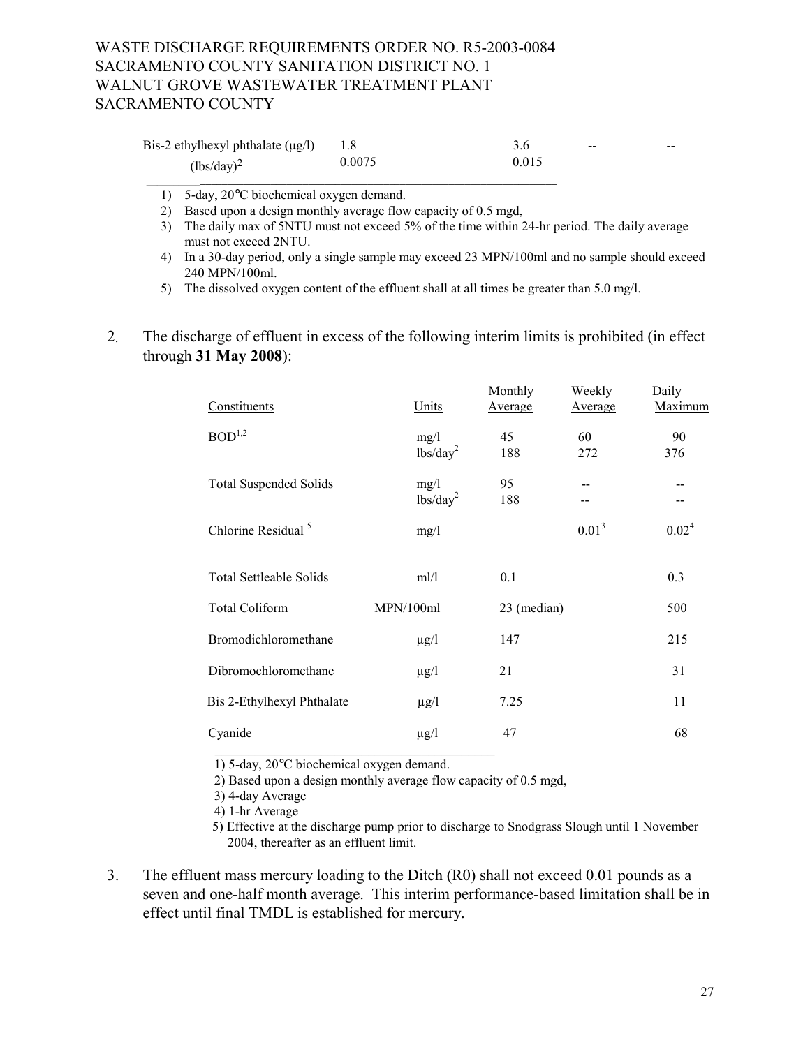| | | | | |
|---|---|---|---|---|
| Bis-2 ethylhexyl phthalate (μg/l) | 1.8 | 3.6 | -- | -- |
| (lbs/day)[2] | 0.0075 | 0.015 | | |

1) 5-day, 20°C biochemical oxygen demand.
2) Based upon a design monthly average flow capacity of 0.5 mgd,
3) The daily max of 5NTU must not exceed 5% of the time within 24-hr period. The daily average must not exceed 2NTU.
4) In a 30-day period, only a single sample may exceed 23 MPN/100ml and no sample should exceed 240 MPN/100ml.
5) The dissolved oxygen content of the effluent shall at all times be greater than 5.0 mg/l.

2. The discharge of effluent in excess of the following interim limits is prohibited (in effect through **31 May 2008**):

| Constituents | Units | Monthly Average | Weekly Average | Daily Maximum |
|---|---|---|---|---|
| BOD[1,2] | mg/l | 45 | 60 | 90 |
| | lbs/day[2] | 188 | 272 | 376 |
| Total Suspended Solids | mg/l | 95 | -- | -- |
| | lbs/day[2] | 188 | -- | -- |
| Chlorine Residual [5] | mg/l | | 0.01[3] | 0.02[4] |
| Total Settleable Solids | ml/l | 0.1 | | 0.3 |
| Total Coliform | MPN/100ml | 23 (median) | | 500 |
| Bromodichloromethane | μg/l | 147 | | 215 |
| Dibromochloromethane | μg/l | 21 | | 31 |
| Bis 2-Ethylhexyl Phthalate | μg/l | 7.25 | | 11 |
| Cyanide | μg/l | 47 | | 68 |

1) 5-day, 20°C biochemical oxygen demand.
2) Based upon a design monthly average flow capacity of 0.5 mgd,
3) 4-day Average
4) 1-hr Average
5) Effective at the discharge pump prior to discharge to Snodgrass Slough until 1 November 2004, thereafter as an effluent limit.

3. The effluent mass mercury loading to the Ditch (R0) shall not exceed 0.01 pounds as a seven and one-half month average. This interim performance-based limitation shall be in effect until final TMDL is established for mercury.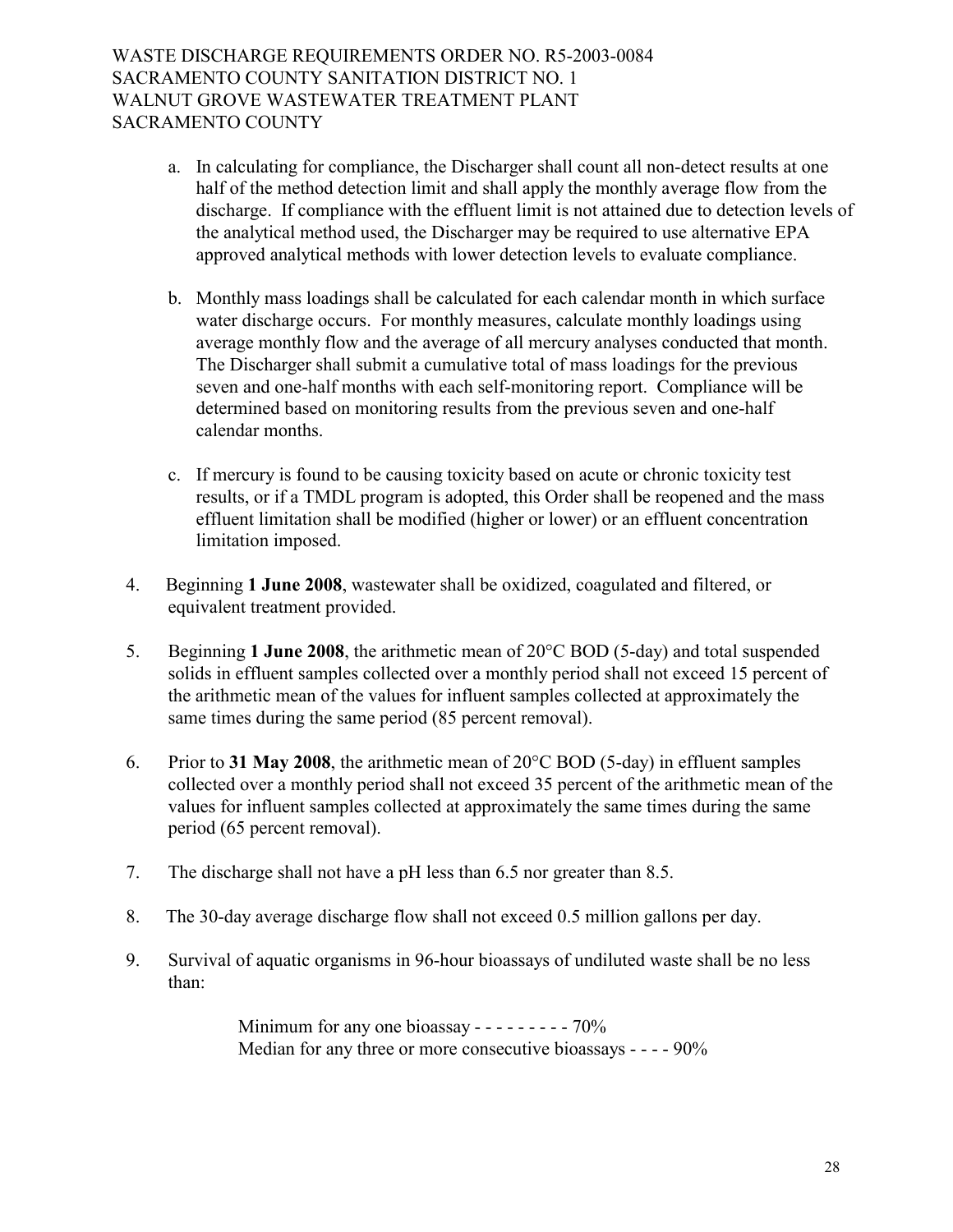a. In calculating for compliance, the Discharger shall count all non-detect results at one half of the method detection limit and shall apply the monthly average flow from the discharge. If compliance with the effluent limit is not attained due to detection levels of the analytical method used, the Discharger may be required to use alternative EPA approved analytical methods with lower detection levels to evaluate compliance.

b. Monthly mass loadings shall be calculated for each calendar month in which surface water discharge occurs. For monthly measures, calculate monthly loadings using average monthly flow and the average of all mercury analyses conducted that month. The Discharger shall submit a cumulative total of mass loadings for the previous seven and one-half months with each self-monitoring report. Compliance will be determined based on monitoring results from the previous seven and one-half calendar months.

c. If mercury is found to be causing toxicity based on acute or chronic toxicity test results, or if a TMDL program is adopted, this Order shall be reopened and the mass effluent limitation shall be modified (higher or lower) or an effluent concentration limitation imposed.

4. Beginning **1 June 2008**, wastewater shall be oxidized, coagulated and filtered, or equivalent treatment provided.

5. Beginning **1 June 2008**, the arithmetic mean of 20°C BOD (5-day) and total suspended solids in effluent samples collected over a monthly period shall not exceed 15 percent of the arithmetic mean of the values for influent samples collected at approximately the same times during the same period (85 percent removal).

6. Prior to **31 May 2008**, the arithmetic mean of 20°C BOD (5-day) in effluent samples collected over a monthly period shall not exceed 35 percent of the arithmetic mean of the values for influent samples collected at approximately the same times during the same period (65 percent removal).

7. The discharge shall not have a pH less than 6.5 nor greater than 8.5.

8. The 30-day average discharge flow shall not exceed 0.5 million gallons per day.

9. Survival of aquatic organisms in 96-hour bioassays of undiluted waste shall be no less than:

   Minimum for any one bioassay - - - - - - - - - 70%
   Median for any three or more consecutive bioassays - - - - 90%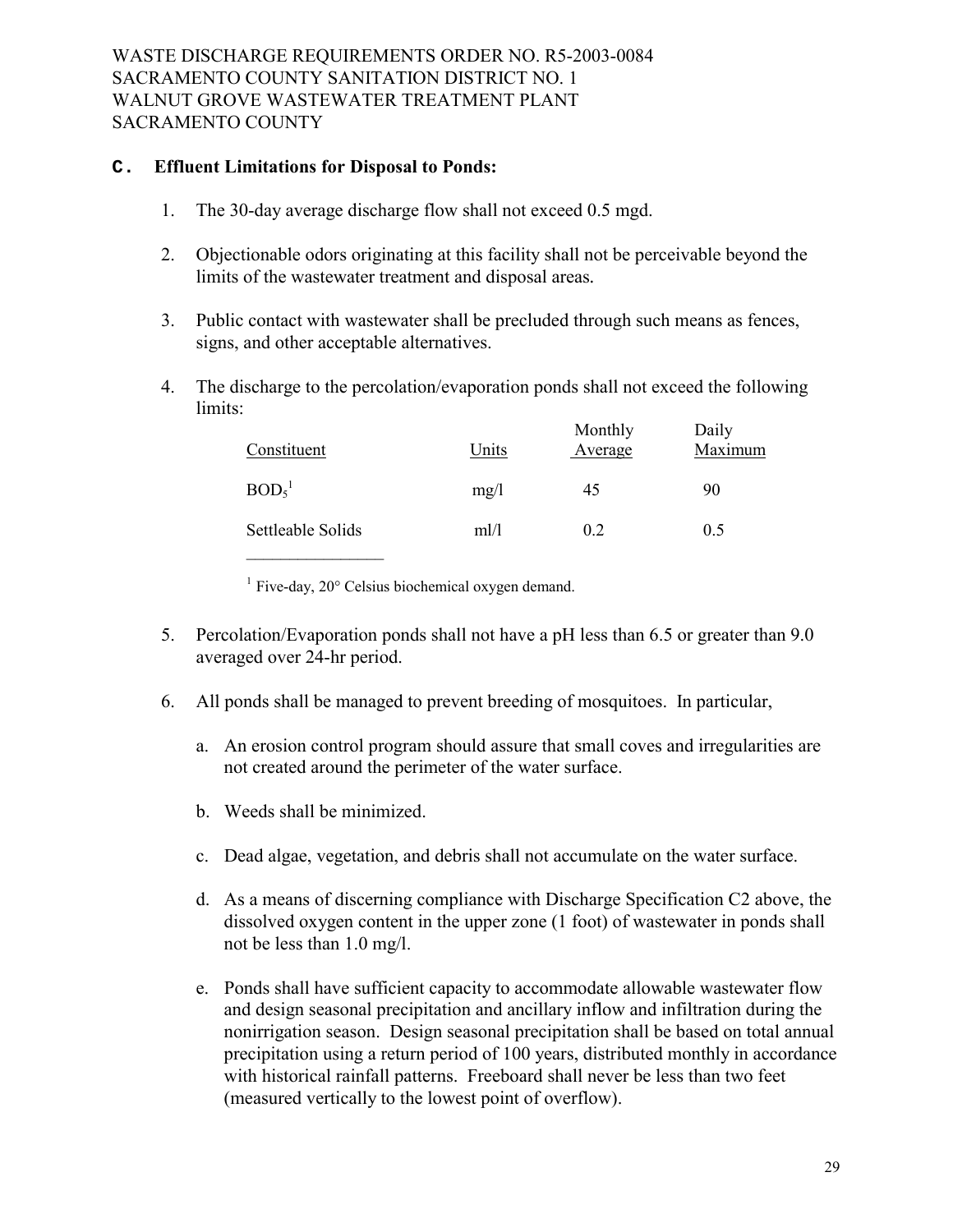## C. Effluent Limitations for Disposal to Ponds:

1. The 30-day average discharge flow shall not exceed 0.5 mgd.

2. Objectionable odors originating at this facility shall not be perceivable beyond the limits of the wastewater treatment and disposal areas.

3. Public contact with wastewater shall be precluded through such means as fences, signs, and other acceptable alternatives.

4. The discharge to the percolation/evaporation ponds shall not exceed the following limits:

| Constituent | Units | Monthly Average | Daily Maximum |
|---|---|---|---|
| $BOD_5$[1] | mg/l | 45 | 90 |
| Settleable Solids | ml/l | 0.2 | 0.5 |

[1] Five-day, 20° Celsius biochemical oxygen demand.

5. Percolation/Evaporation ponds shall not have a pH less than 6.5 or greater than 9.0 averaged over 24-hr period.

6. All ponds shall be managed to prevent breeding of mosquitoes. In particular,

   a. An erosion control program should assure that small coves and irregularities are not created around the perimeter of the water surface.

   b. Weeds shall be minimized.

   c. Dead algae, vegetation, and debris shall not accumulate on the water surface.

   d. As a means of discerning compliance with Discharge Specification C2 above, the dissolved oxygen content in the upper zone (1 foot) of wastewater in ponds shall not be less than 1.0 mg/l.

   e. Ponds shall have sufficient capacity to accommodate allowable wastewater flow and design seasonal precipitation and ancillary inflow and infiltration during the nonirrigation season. Design seasonal precipitation shall be based on total annual precipitation using a return period of 100 years, distributed monthly in accordance with historical rainfall patterns. Freeboard shall never be less than two feet (measured vertically to the lowest point of overflow).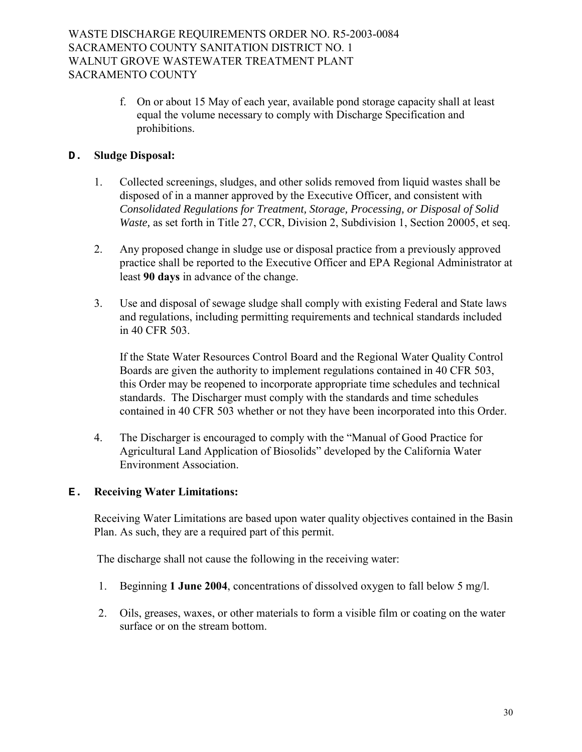f. On or about 15 May of each year, available pond storage capacity shall at least equal the volume necessary to comply with Discharge Specification and prohibitions.

## D. Sludge Disposal:

1. Collected screenings, sludges, and other solids removed from liquid wastes shall be disposed of in a manner approved by the Executive Officer, and consistent with *Consolidated Regulations for Treatment, Storage, Processing, or Disposal of Solid Waste,* as set forth in Title 27, CCR, Division 2, Subdivision 1, Section 20005, et seq.

2. Any proposed change in sludge use or disposal practice from a previously approved practice shall be reported to the Executive Officer and EPA Regional Administrator at least **90 days** in advance of the change.

3. Use and disposal of sewage sludge shall comply with existing Federal and State laws and regulations, including permitting requirements and technical standards included in 40 CFR 503.

   If the State Water Resources Control Board and the Regional Water Quality Control Boards are given the authority to implement regulations contained in 40 CFR 503, this Order may be reopened to incorporate appropriate time schedules and technical standards. The Discharger must comply with the standards and time schedules contained in 40 CFR 503 whether or not they have been incorporated into this Order.

4. The Discharger is encouraged to comply with the "Manual of Good Practice for Agricultural Land Application of Biosolids" developed by the California Water Environment Association.

## E. Receiving Water Limitations:

Receiving Water Limitations are based upon water quality objectives contained in the Basin Plan. As such, they are a required part of this permit.

The discharge shall not cause the following in the receiving water:

1. Beginning **1 June 2004**, concentrations of dissolved oxygen to fall below 5 mg/l.

2. Oils, greases, waxes, or other materials to form a visible film or coating on the water surface or on the stream bottom.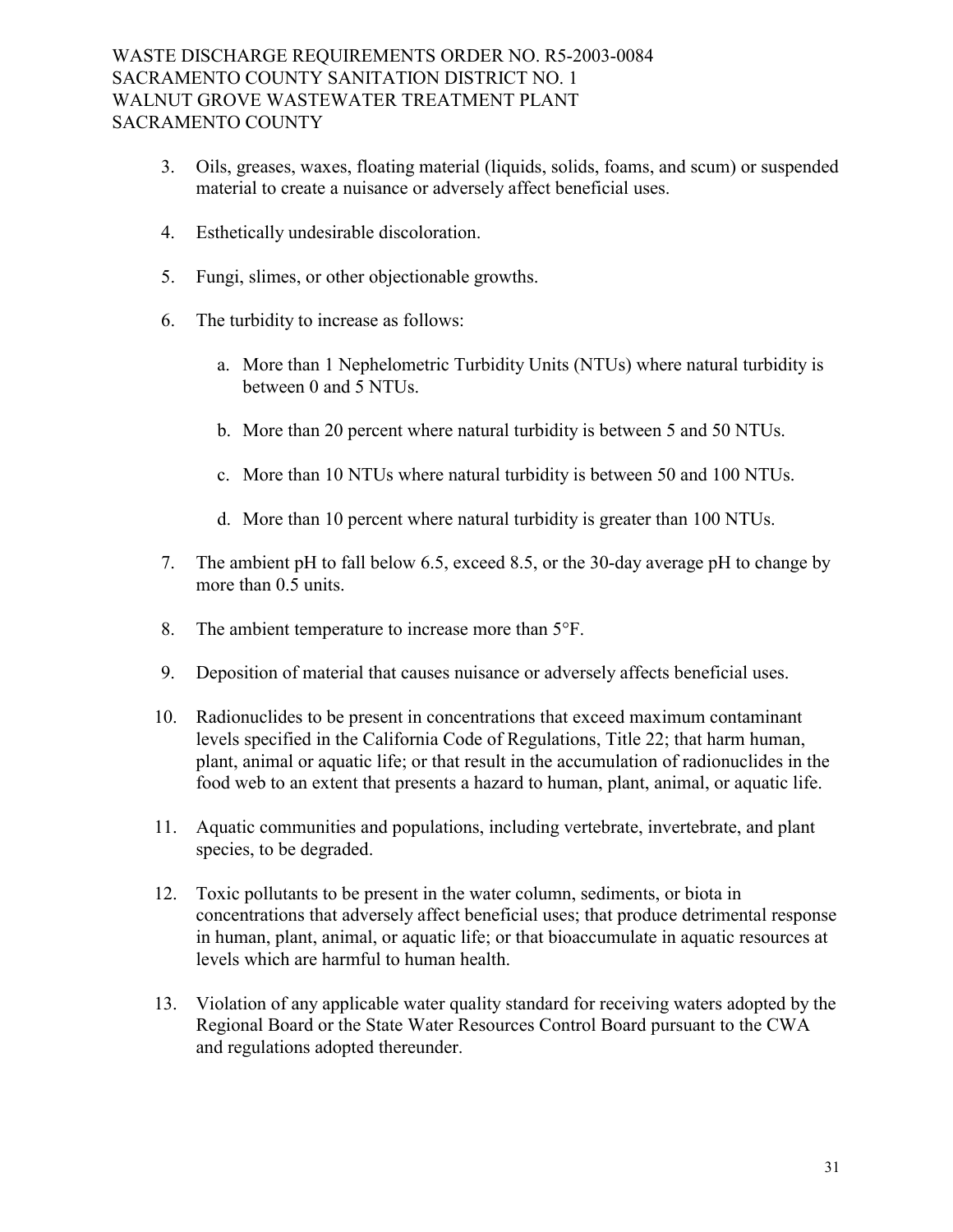3. Oils, greases, waxes, floating material (liquids, solids, foams, and scum) or suspended material to create a nuisance or adversely affect beneficial uses.

4. Esthetically undesirable discoloration.

5. Fungi, slimes, or other objectionable growths.

6. The turbidity to increase as follows:

   a. More than 1 Nephelometric Turbidity Units (NTUs) where natural turbidity is between 0 and 5 NTUs.

   b. More than 20 percent where natural turbidity is between 5 and 50 NTUs.

   c. More than 10 NTUs where natural turbidity is between 50 and 100 NTUs.

   d. More than 10 percent where natural turbidity is greater than 100 NTUs.

7. The ambient pH to fall below 6.5, exceed 8.5, or the 30-day average pH to change by more than 0.5 units.

8. The ambient temperature to increase more than 5°F.

9. Deposition of material that causes nuisance or adversely affects beneficial uses.

10. Radionuclides to be present in concentrations that exceed maximum contaminant levels specified in the California Code of Regulations, Title 22; that harm human, plant, animal or aquatic life; or that result in the accumulation of radionuclides in the food web to an extent that presents a hazard to human, plant, animal, or aquatic life.

11. Aquatic communities and populations, including vertebrate, invertebrate, and plant species, to be degraded.

12. Toxic pollutants to be present in the water column, sediments, or biota in concentrations that adversely affect beneficial uses; that produce detrimental response in human, plant, animal, or aquatic life; or that bioaccumulate in aquatic resources at levels which are harmful to human health.

13. Violation of any applicable water quality standard for receiving waters adopted by the Regional Board or the State Water Resources Control Board pursuant to the CWA and regulations adopted thereunder.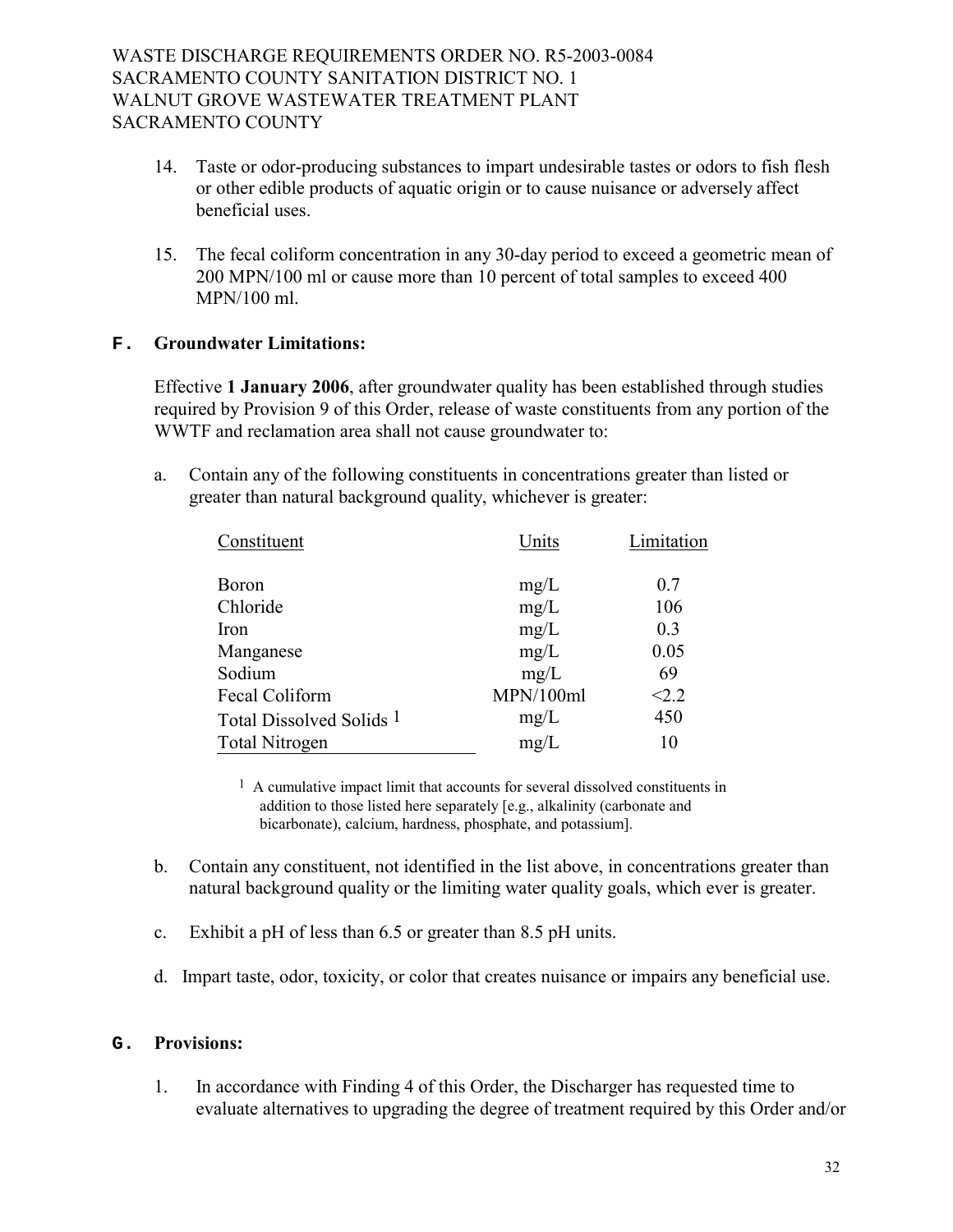14. Taste or odor-producing substances to impart undesirable tastes or odors to fish flesh or other edible products of aquatic origin or to cause nuisance or adversely affect beneficial uses.

15. The fecal coliform concentration in any 30-day period to exceed a geometric mean of 200 MPN/100 ml or cause more than 10 percent of total samples to exceed 400 MPN/100 ml.

## F. Groundwater Limitations:

Effective **1 January 2006**, after groundwater quality has been established through studies required by Provision 9 of this Order, release of waste constituents from any portion of the WWTF and reclamation area shall not cause groundwater to:

a. Contain any of the following constituents in concentrations greater than listed or greater than natural background quality, whichever is greater:

| Constituent | Units | Limitation |
|---|---|---|
| Boron | mg/L | 0.7 |
| Chloride | mg/L | 106 |
| Iron | mg/L | 0.3 |
| Manganese | mg/L | 0.05 |
| Sodium | mg/L | 69 |
| Fecal Coliform | MPN/100ml | <2.2 |
| Total Dissolved Solids [1] | mg/L | 450 |
| Total Nitrogen | mg/L | 10 |

[1] A cumulative impact limit that accounts for several dissolved constituents in addition to those listed here separately [e.g., alkalinity (carbonate and bicarbonate), calcium, hardness, phosphate, and potassium].

b. Contain any constituent, not identified in the list above, in concentrations greater than natural background quality or the limiting water quality goals, which ever is greater.

c. Exhibit a pH of less than 6.5 or greater than 8.5 pH units.

d. Impart taste, odor, toxicity, or color that creates nuisance or impairs any beneficial use.

## G. Provisions:

1. In accordance with Finding 4 of this Order, the Discharger has requested time to evaluate alternatives to upgrading the degree of treatment required by this Order and/or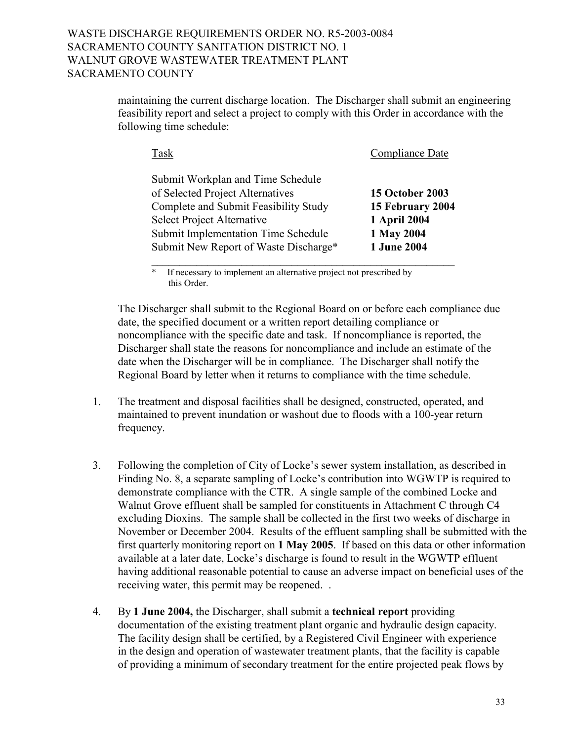maintaining the current discharge location. The Discharger shall submit an engineering feasibility report and select a project to comply with this Order in accordance with the following time schedule:

| Task | Compliance Date |
|---|---|
| Submit Workplan and Time Schedule of Selected Project Alternatives | **15 October 2003** |
| Complete and Submit Feasibility Study | **15 February 2004** |
| Select Project Alternative | **1 April 2004** |
| Submit Implementation Time Schedule | **1 May 2004** |
| Submit New Report of Waste Discharge* | **1 June 2004** |

\* If necessary to implement an alternative project not prescribed by this Order.

The Discharger shall submit to the Regional Board on or before each compliance due date, the specified document or a written report detailing compliance or noncompliance with the specific date and task. If noncompliance is reported, the Discharger shall state the reasons for noncompliance and include an estimate of the date when the Discharger will be in compliance. The Discharger shall notify the Regional Board by letter when it returns to compliance with the time schedule.

1. The treatment and disposal facilities shall be designed, constructed, operated, and maintained to prevent inundation or washout due to floods with a 100-year return frequency.

3. Following the completion of City of Locke's sewer system installation, as described in Finding No. 8, a separate sampling of Locke's contribution into WGWTP is required to demonstrate compliance with the CTR. A single sample of the combined Locke and Walnut Grove effluent shall be sampled for constituents in Attachment C through C4 excluding Dioxins. The sample shall be collected in the first two weeks of discharge in November or December 2004. Results of the effluent sampling shall be submitted with the first quarterly monitoring report on **1 May 2005**. If based on this data or other information available at a later date, Locke's discharge is found to result in the WGWTP effluent having additional reasonable potential to cause an adverse impact on beneficial uses of the receiving water, this permit may be reopened. .

4. By **1 June 2004,** the Discharger, shall submit a **technical report** providing documentation of the existing treatment plant organic and hydraulic design capacity. The facility design shall be certified, by a Registered Civil Engineer with experience in the design and operation of wastewater treatment plants, that the facility is capable of providing a minimum of secondary treatment for the entire projected peak flows by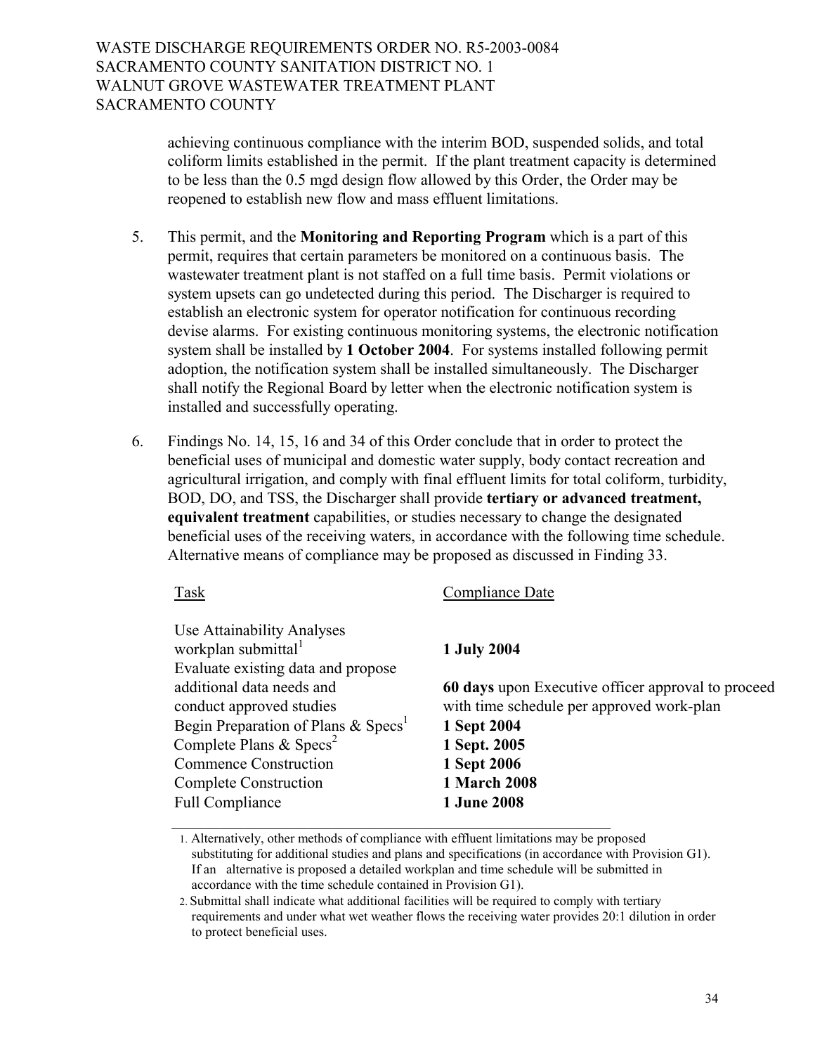achieving continuous compliance with the interim BOD, suspended solids, and total coliform limits established in the permit. If the plant treatment capacity is determined to be less than the 0.5 mgd design flow allowed by this Order, the Order may be reopened to establish new flow and mass effluent limitations.

5. This permit, and the **Monitoring and Reporting Program** which is a part of this permit, requires that certain parameters be monitored on a continuous basis. The wastewater treatment plant is not staffed on a full time basis. Permit violations or system upsets can go undetected during this period. The Discharger is required to establish an electronic system for operator notification for continuous recording devise alarms. For existing continuous monitoring systems, the electronic notification system shall be installed by **1 October 2004**. For systems installed following permit adoption, the notification system shall be installed simultaneously. The Discharger shall notify the Regional Board by letter when the electronic notification system is installed and successfully operating.

6. Findings No. 14, 15, 16 and 34 of this Order conclude that in order to protect the beneficial uses of municipal and domestic water supply, body contact recreation and agricultural irrigation, and comply with final effluent limits for total coliform, turbidity, BOD, DO, and TSS, the Discharger shall provide **tertiary or advanced treatment, equivalent treatment** capabilities, or studies necessary to change the designated beneficial uses of the receiving waters, in accordance with the following time schedule. Alternative means of compliance may be proposed as discussed in Finding 33.

| Task | Compliance Date |
|---|---|
| Use Attainability Analyses workplan submittal[1] | **1 July 2004** |
| Evaluate existing data and propose additional data needs and conduct approved studies | **60 days** upon Executive officer approval to proceed with time schedule per approved work-plan |
| Begin Preparation of Plans & Specs[1] | **1 Sept 2004** |
| Complete Plans & Specs[2] | **1 Sept. 2005** |
| Commence Construction | **1 Sept 2006** |
| Complete Construction | **1 March 2008** |
| Full Compliance | **1 June 2008** |

1. Alternatively, other methods of compliance with effluent limitations may be proposed substituting for additional studies and plans and specifications (in accordance with Provision G1). If an alternative is proposed a detailed workplan and time schedule will be submitted in accordance with the time schedule contained in Provision G1).
2. Submittal shall indicate what additional facilities will be required to comply with tertiary requirements and under what wet weather flows the receiving water provides 20:1 dilution in order to protect beneficial uses.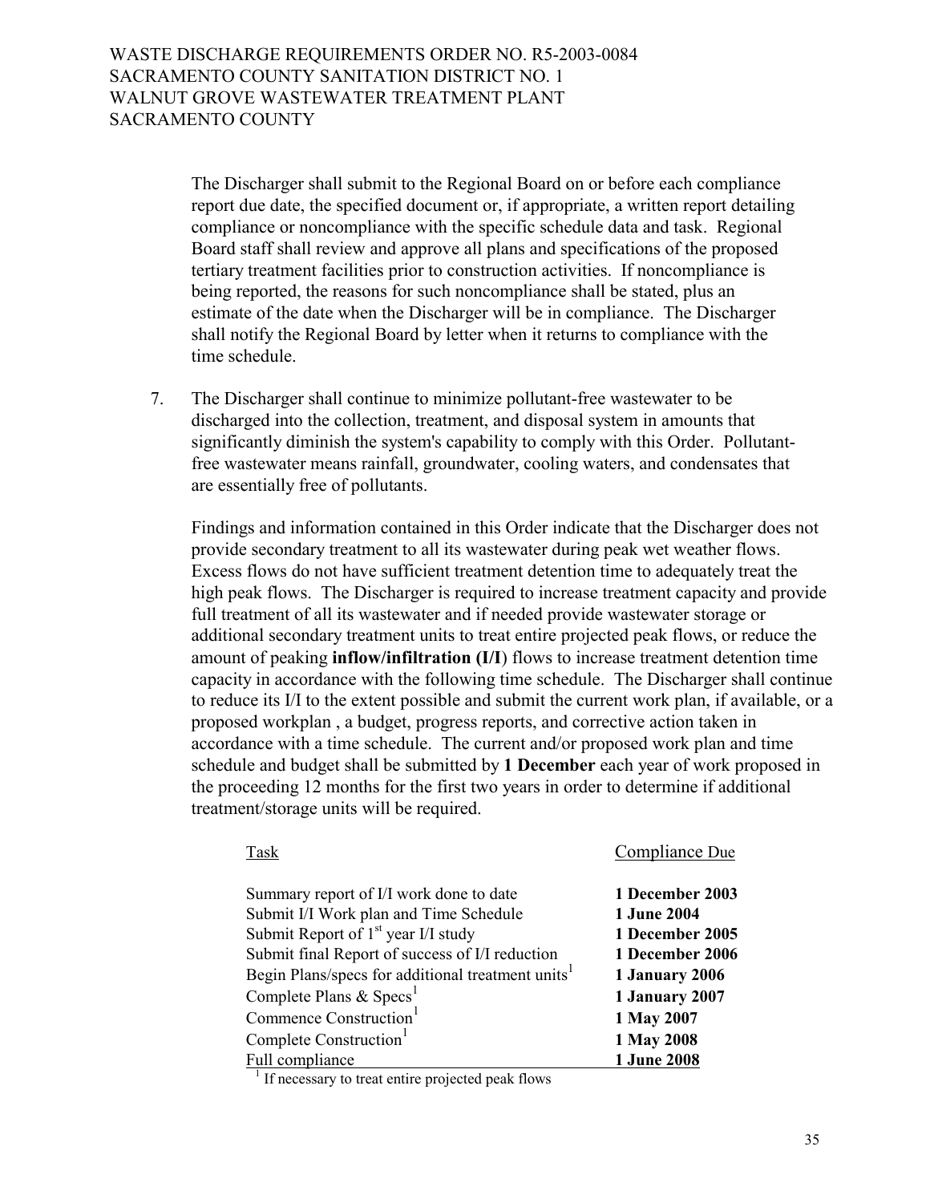The Discharger shall submit to the Regional Board on or before each compliance report due date, the specified document or, if appropriate, a written report detailing compliance or noncompliance with the specific schedule data and task. Regional Board staff shall review and approve all plans and specifications of the proposed tertiary treatment facilities prior to construction activities. If noncompliance is being reported, the reasons for such noncompliance shall be stated, plus an estimate of the date when the Discharger will be in compliance. The Discharger shall notify the Regional Board by letter when it returns to compliance with the time schedule.

7. The Discharger shall continue to minimize pollutant-free wastewater to be discharged into the collection, treatment, and disposal system in amounts that significantly diminish the system's capability to comply with this Order. Pollutant-free wastewater means rainfall, groundwater, cooling waters, and condensates that are essentially free of pollutants.

   Findings and information contained in this Order indicate that the Discharger does not provide secondary treatment to all its wastewater during peak wet weather flows. Excess flows do not have sufficient treatment detention time to adequately treat the high peak flows. The Discharger is required to increase treatment capacity and provide full treatment of all its wastewater and if needed provide wastewater storage or additional secondary treatment units to treat entire projected peak flows, or reduce the amount of peaking **inflow/infiltration (I/I)** flows to increase treatment detention time capacity in accordance with the following time schedule. The Discharger shall continue to reduce its I/I to the extent possible and submit the current work plan, if available, or a proposed workplan , a budget, progress reports, and corrective action taken in accordance with a time schedule. The current and/or proposed work plan and time schedule and budget shall be submitted by **1 December** each year of work proposed in the proceeding 12 months for the first two years in order to determine if additional treatment/storage units will be required.

| Task | Compliance Due |
|---|---|
| Summary report of I/I work done to date | **1 December 2003** |
| Submit I/I Work plan and Time Schedule | **1 June 2004** |
| Submit Report of 1st year I/I study | **1 December 2005** |
| Submit final Report of success of I/I reduction | **1 December 2006** |
| Begin Plans/specs for additional treatment units[1] | **1 January 2006** |
| Complete Plans & Specs[1] | **1 January 2007** |
| Commence Construction[1] | **1 May 2007** |
| Complete Construction[1] | **1 May 2008** |
| Full compliance | **1 June 2008** |

[1] If necessary to treat entire projected peak flows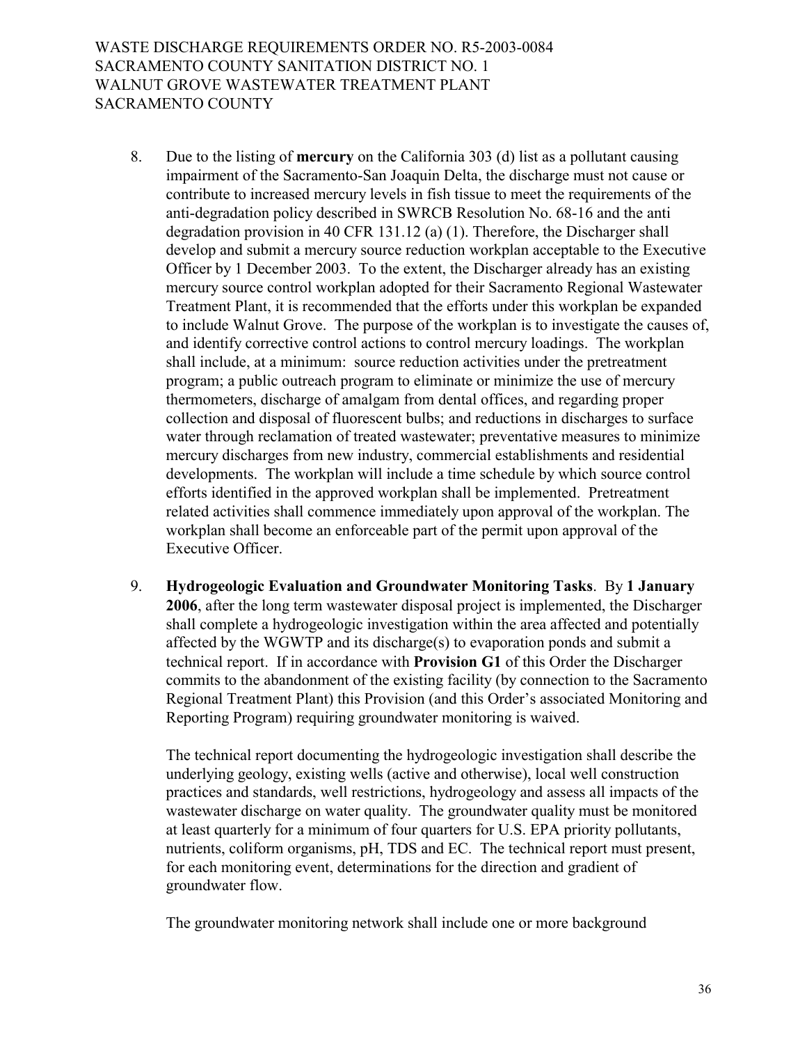8. Due to the listing of **mercury** on the California 303 (d) list as a pollutant causing impairment of the Sacramento-San Joaquin Delta, the discharge must not cause or contribute to increased mercury levels in fish tissue to meet the requirements of the anti-degradation policy described in SWRCB Resolution No. 68-16 and the anti degradation provision in 40 CFR 131.12 (a) (1). Therefore, the Discharger shall develop and submit a mercury source reduction workplan acceptable to the Executive Officer by 1 December 2003. To the extent, the Discharger already has an existing mercury source control workplan adopted for their Sacramento Regional Wastewater Treatment Plant, it is recommended that the efforts under this workplan be expanded to include Walnut Grove. The purpose of the workplan is to investigate the causes of, and identify corrective control actions to control mercury loadings. The workplan shall include, at a minimum: source reduction activities under the pretreatment program; a public outreach program to eliminate or minimize the use of mercury thermometers, discharge of amalgam from dental offices, and regarding proper collection and disposal of fluorescent bulbs; and reductions in discharges to surface water through reclamation of treated wastewater; preventative measures to minimize mercury discharges from new industry, commercial establishments and residential developments. The workplan will include a time schedule by which source control efforts identified in the approved workplan shall be implemented. Pretreatment related activities shall commence immediately upon approval of the workplan. The workplan shall become an enforceable part of the permit upon approval of the Executive Officer.

9. **Hydrogeologic Evaluation and Groundwater Monitoring Tasks**. By **1 January 2006**, after the long term wastewater disposal project is implemented, the Discharger shall complete a hydrogeologic investigation within the area affected and potentially affected by the WGWTP and its discharge(s) to evaporation ponds and submit a technical report. If in accordance with **Provision G1** of this Order the Discharger commits to the abandonment of the existing facility (by connection to the Sacramento Regional Treatment Plant) this Provision (and this Order's associated Monitoring and Reporting Program) requiring groundwater monitoring is waived.

   The technical report documenting the hydrogeologic investigation shall describe the underlying geology, existing wells (active and otherwise), local well construction practices and standards, well restrictions, hydrogeology and assess all impacts of the wastewater discharge on water quality. The groundwater quality must be monitored at least quarterly for a minimum of four quarters for U.S. EPA priority pollutants, nutrients, coliform organisms, pH, TDS and EC. The technical report must present, for each monitoring event, determinations for the direction and gradient of groundwater flow.

   The groundwater monitoring network shall include one or more background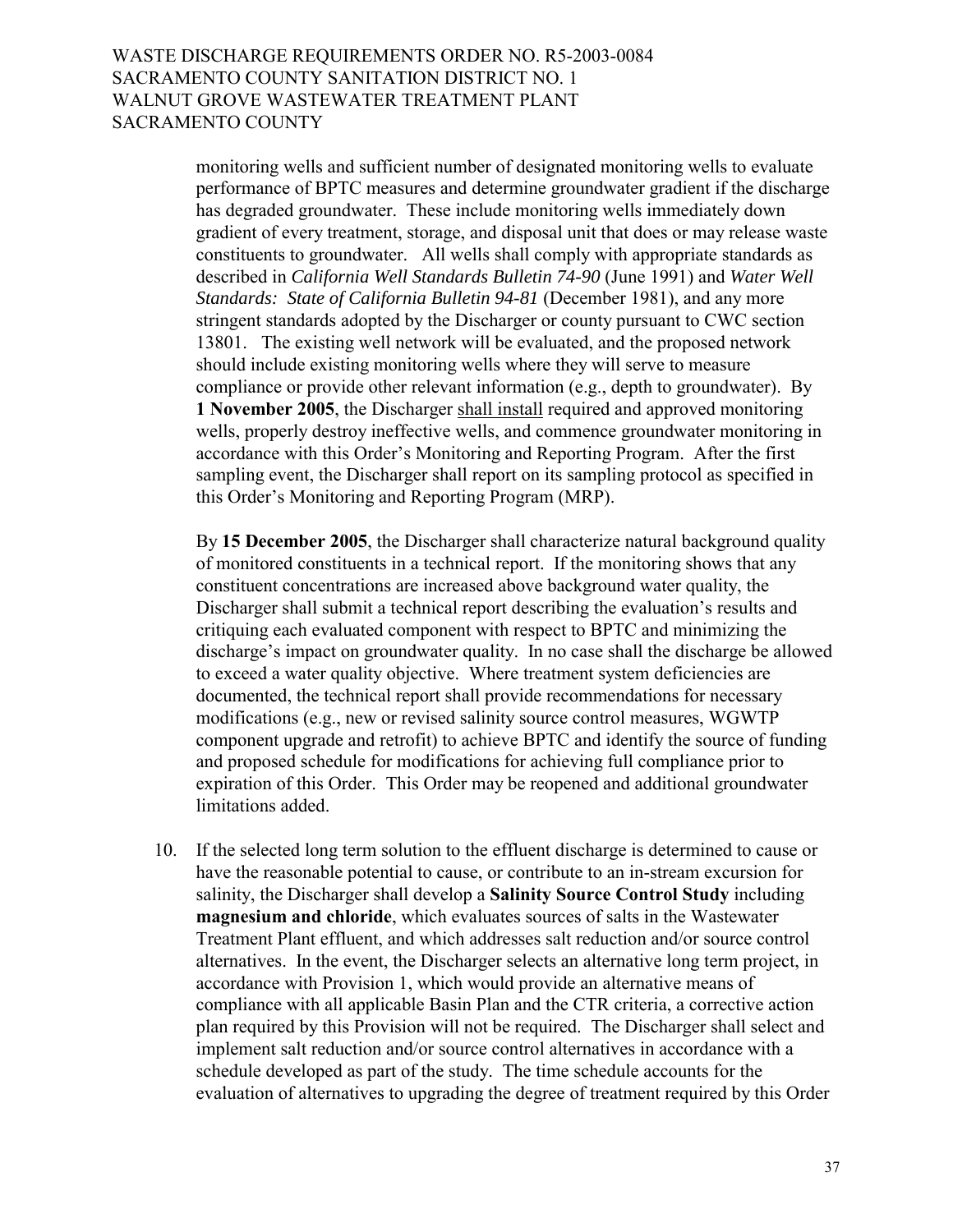monitoring wells and sufficient number of designated monitoring wells to evaluate performance of BPTC measures and determine groundwater gradient if the discharge has degraded groundwater. These include monitoring wells immediately down gradient of every treatment, storage, and disposal unit that does or may release waste constituents to groundwater. All wells shall comply with appropriate standards as described in *California Well Standards Bulletin 74-90* (June 1991) and *Water Well Standards: State of California Bulletin 94-81* (December 1981), and any more stringent standards adopted by the Discharger or county pursuant to CWC section 13801. The existing well network will be evaluated, and the proposed network should include existing monitoring wells where they will serve to measure compliance or provide other relevant information (e.g., depth to groundwater). By **1 November 2005**, the Discharger shall install required and approved monitoring wells, properly destroy ineffective wells, and commence groundwater monitoring in accordance with this Order's Monitoring and Reporting Program. After the first sampling event, the Discharger shall report on its sampling protocol as specified in this Order's Monitoring and Reporting Program (MRP).

By **15 December 2005**, the Discharger shall characterize natural background quality of monitored constituents in a technical report. If the monitoring shows that any constituent concentrations are increased above background water quality, the Discharger shall submit a technical report describing the evaluation's results and critiquing each evaluated component with respect to BPTC and minimizing the discharge's impact on groundwater quality. In no case shall the discharge be allowed to exceed a water quality objective. Where treatment system deficiencies are documented, the technical report shall provide recommendations for necessary modifications (e.g., new or revised salinity source control measures, WGWTP component upgrade and retrofit) to achieve BPTC and identify the source of funding and proposed schedule for modifications for achieving full compliance prior to expiration of this Order. This Order may be reopened and additional groundwater limitations added.

10. If the selected long term solution to the effluent discharge is determined to cause or have the reasonable potential to cause, or contribute to an in-stream excursion for salinity, the Discharger shall develop a **Salinity Source Control Study** including **magnesium and chloride**, which evaluates sources of salts in the Wastewater Treatment Plant effluent, and which addresses salt reduction and/or source control alternatives. In the event, the Discharger selects an alternative long term project, in accordance with Provision 1, which would provide an alternative means of compliance with all applicable Basin Plan and the CTR criteria, a corrective action plan required by this Provision will not be required. The Discharger shall select and implement salt reduction and/or source control alternatives in accordance with a schedule developed as part of the study. The time schedule accounts for the evaluation of alternatives to upgrading the degree of treatment required by this Order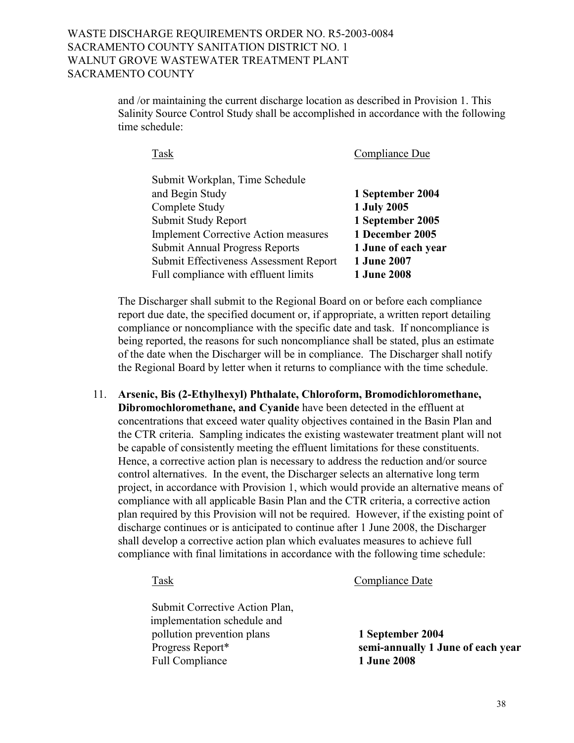and /or maintaining the current discharge location as described in Provision 1. This Salinity Source Control Study shall be accomplished in accordance with the following time schedule:

| Task | Compliance Due |
|---|---|
| Submit Workplan, Time Schedule and Begin Study | **1 September 2004** |
| Complete Study | **1 July 2005** |
| Submit Study Report | **1 September 2005** |
| Implement Corrective Action measures | **1 December 2005** |
| Submit Annual Progress Reports | **1 June of each year** |
| Submit Effectiveness Assessment Report | **1 June 2007** |
| Full compliance with effluent limits | **1 June 2008** |

The Discharger shall submit to the Regional Board on or before each compliance report due date, the specified document or, if appropriate, a written report detailing compliance or noncompliance with the specific date and task. If noncompliance is being reported, the reasons for such noncompliance shall be stated, plus an estimate of the date when the Discharger will be in compliance. The Discharger shall notify the Regional Board by letter when it returns to compliance with the time schedule.

11. **Arsenic, Bis (2-Ethylhexyl) Phthalate, Chloroform, Bromodichloromethane, Dibromochloromethane, and Cyanide** have been detected in the effluent at concentrations that exceed water quality objectives contained in the Basin Plan and the CTR criteria. Sampling indicates the existing wastewater treatment plant will not be capable of consistently meeting the effluent limitations for these constituents. Hence, a corrective action plan is necessary to address the reduction and/or source control alternatives. In the event, the Discharger selects an alternative long term project, in accordance with Provision 1, which would provide an alternative means of compliance with all applicable Basin Plan and the CTR criteria, a corrective action plan required by this Provision will not be required. However, if the existing point of discharge continues or is anticipated to continue after 1 June 2008, the Discharger shall develop a corrective action plan which evaluates measures to achieve full compliance with final limitations in accordance with the following time schedule:

| Task | Compliance Date |
|---|---|
| Submit Corrective Action Plan, implementation schedule and pollution prevention plans | **1 September 2004** |
| Progress Report* | **semi-annually 1 June of each year** |
| Full Compliance | **1 June 2008** |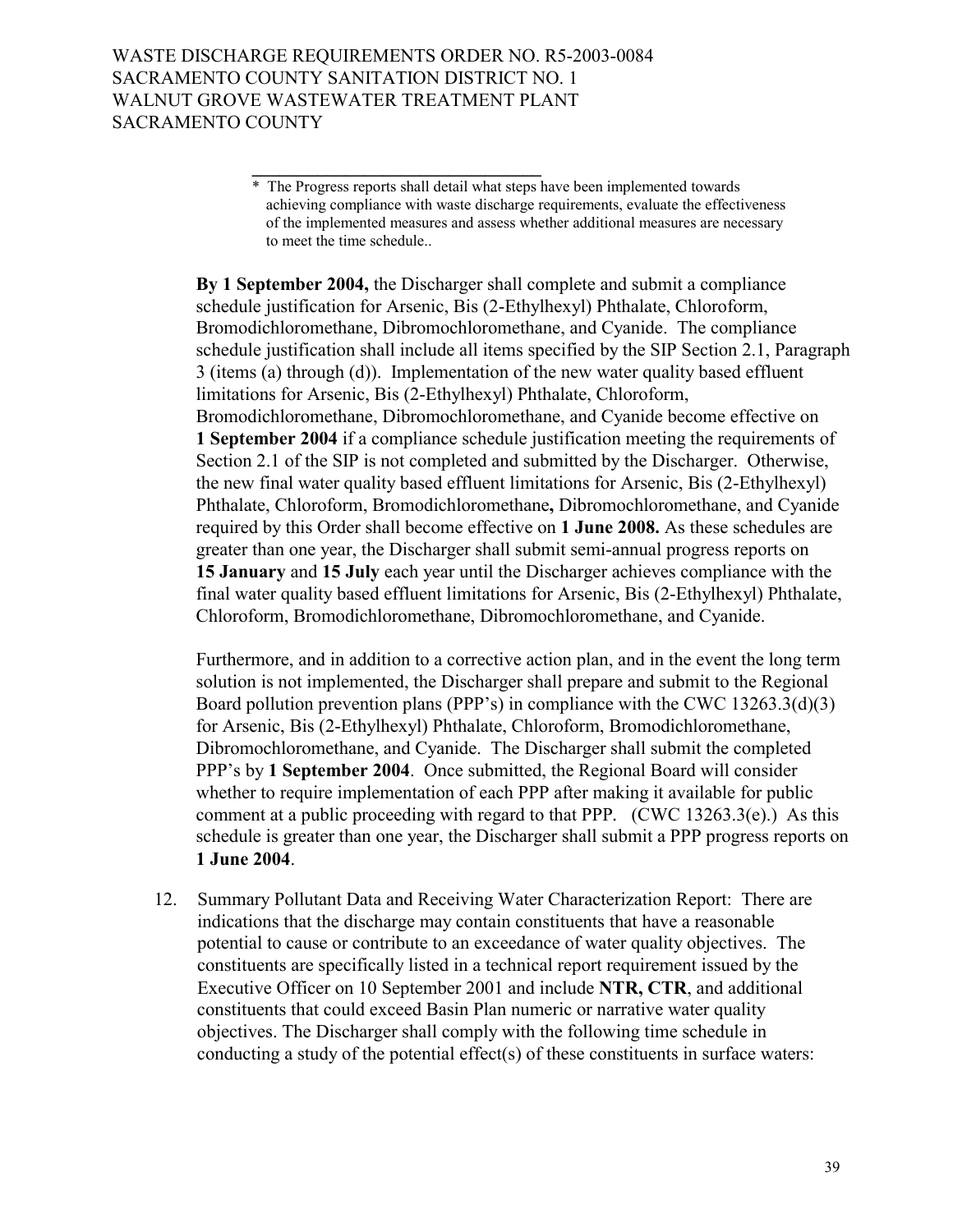* The Progress reports shall detail what steps have been implemented towards achieving compliance with waste discharge requirements, evaluate the effectiveness of the implemented measures and assess whether additional measures are necessary to meet the time schedule..

**By 1 September 2004,** the Discharger shall complete and submit a compliance schedule justification for Arsenic, Bis (2-Ethylhexyl) Phthalate, Chloroform, Bromodichloromethane, Dibromochloromethane, and Cyanide. The compliance schedule justification shall include all items specified by the SIP Section 2.1, Paragraph 3 (items (a) through (d)). Implementation of the new water quality based effluent limitations for Arsenic, Bis (2-Ethylhexyl) Phthalate, Chloroform, Bromodichloromethane, Dibromochloromethane, and Cyanide become effective on **1 September 2004** if a compliance schedule justification meeting the requirements of Section 2.1 of the SIP is not completed and submitted by the Discharger. Otherwise, the new final water quality based effluent limitations for Arsenic, Bis (2-Ethylhexyl) Phthalate, Chloroform, Bromodichloromethane**,** Dibromochloromethane, and Cyanide required by this Order shall become effective on **1 June 2008.** As these schedules are greater than one year, the Discharger shall submit semi-annual progress reports on **15 January** and **15 July** each year until the Discharger achieves compliance with the final water quality based effluent limitations for Arsenic, Bis (2-Ethylhexyl) Phthalate, Chloroform, Bromodichloromethane, Dibromochloromethane, and Cyanide.

Furthermore, and in addition to a corrective action plan, and in the event the long term solution is not implemented, the Discharger shall prepare and submit to the Regional Board pollution prevention plans (PPP's) in compliance with the CWC 13263.3(d)(3) for Arsenic, Bis (2-Ethylhexyl) Phthalate, Chloroform, Bromodichloromethane, Dibromochloromethane, and Cyanide. The Discharger shall submit the completed PPP's by **1 September 2004**. Once submitted, the Regional Board will consider whether to require implementation of each PPP after making it available for public comment at a public proceeding with regard to that PPP. (CWC 13263.3(e).) As this schedule is greater than one year, the Discharger shall submit a PPP progress reports on **1 June 2004**.

12. Summary Pollutant Data and Receiving Water Characterization Report: There are indications that the discharge may contain constituents that have a reasonable potential to cause or contribute to an exceedance of water quality objectives. The constituents are specifically listed in a technical report requirement issued by the Executive Officer on 10 September 2001 and include **NTR, CTR**, and additional constituents that could exceed Basin Plan numeric or narrative water quality objectives. The Discharger shall comply with the following time schedule in conducting a study of the potential effect(s) of these constituents in surface waters: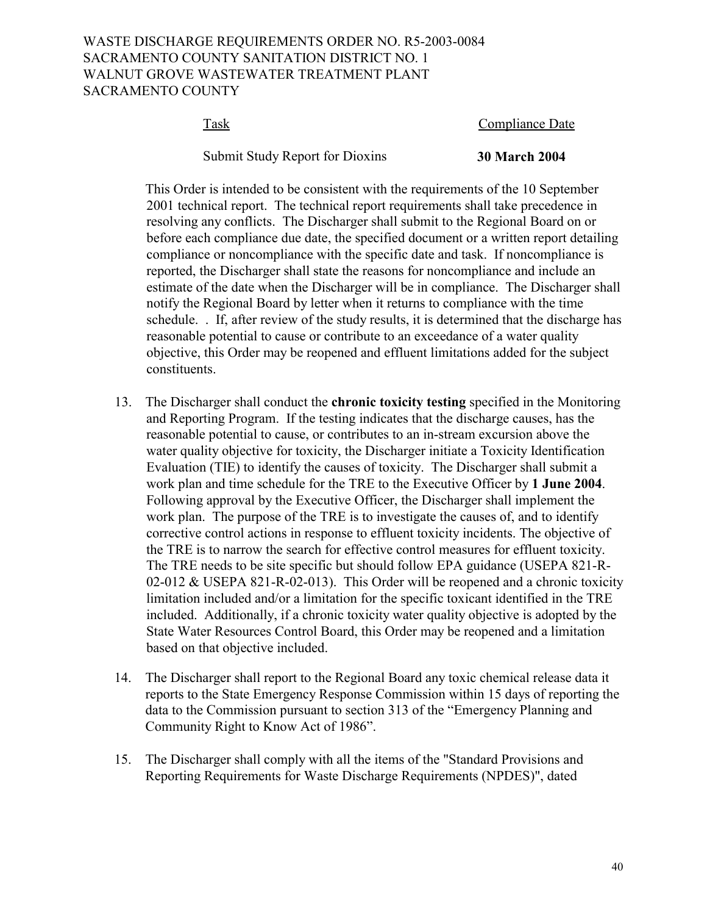| Task | Compliance Date |
|---|---|
| Submit Study Report for Dioxins | **30 March 2004** |

This Order is intended to be consistent with the requirements of the 10 September 2001 technical report. The technical report requirements shall take precedence in resolving any conflicts. The Discharger shall submit to the Regional Board on or before each compliance due date, the specified document or a written report detailing compliance or noncompliance with the specific date and task. If noncompliance is reported, the Discharger shall state the reasons for noncompliance and include an estimate of the date when the Discharger will be in compliance. The Discharger shall notify the Regional Board by letter when it returns to compliance with the time schedule. . If, after review of the study results, it is determined that the discharge has reasonable potential to cause or contribute to an exceedance of a water quality objective, this Order may be reopened and effluent limitations added for the subject constituents.

13. The Discharger shall conduct the **chronic toxicity testing** specified in the Monitoring and Reporting Program. If the testing indicates that the discharge causes, has the reasonable potential to cause, or contributes to an in-stream excursion above the water quality objective for toxicity, the Discharger initiate a Toxicity Identification Evaluation (TIE) to identify the causes of toxicity. The Discharger shall submit a work plan and time schedule for the TRE to the Executive Officer by **1 June 2004**. Following approval by the Executive Officer, the Discharger shall implement the work plan. The purpose of the TRE is to investigate the causes of, and to identify corrective control actions in response to effluent toxicity incidents. The objective of the TRE is to narrow the search for effective control measures for effluent toxicity. The TRE needs to be site specific but should follow EPA guidance (USEPA 821-R-02-012 & USEPA 821-R-02-013). This Order will be reopened and a chronic toxicity limitation included and/or a limitation for the specific toxicant identified in the TRE included. Additionally, if a chronic toxicity water quality objective is adopted by the State Water Resources Control Board, this Order may be reopened and a limitation based on that objective included.

14. The Discharger shall report to the Regional Board any toxic chemical release data it reports to the State Emergency Response Commission within 15 days of reporting the data to the Commission pursuant to section 313 of the "Emergency Planning and Community Right to Know Act of 1986".

15. The Discharger shall comply with all the items of the "Standard Provisions and Reporting Requirements for Waste Discharge Requirements (NPDES)", dated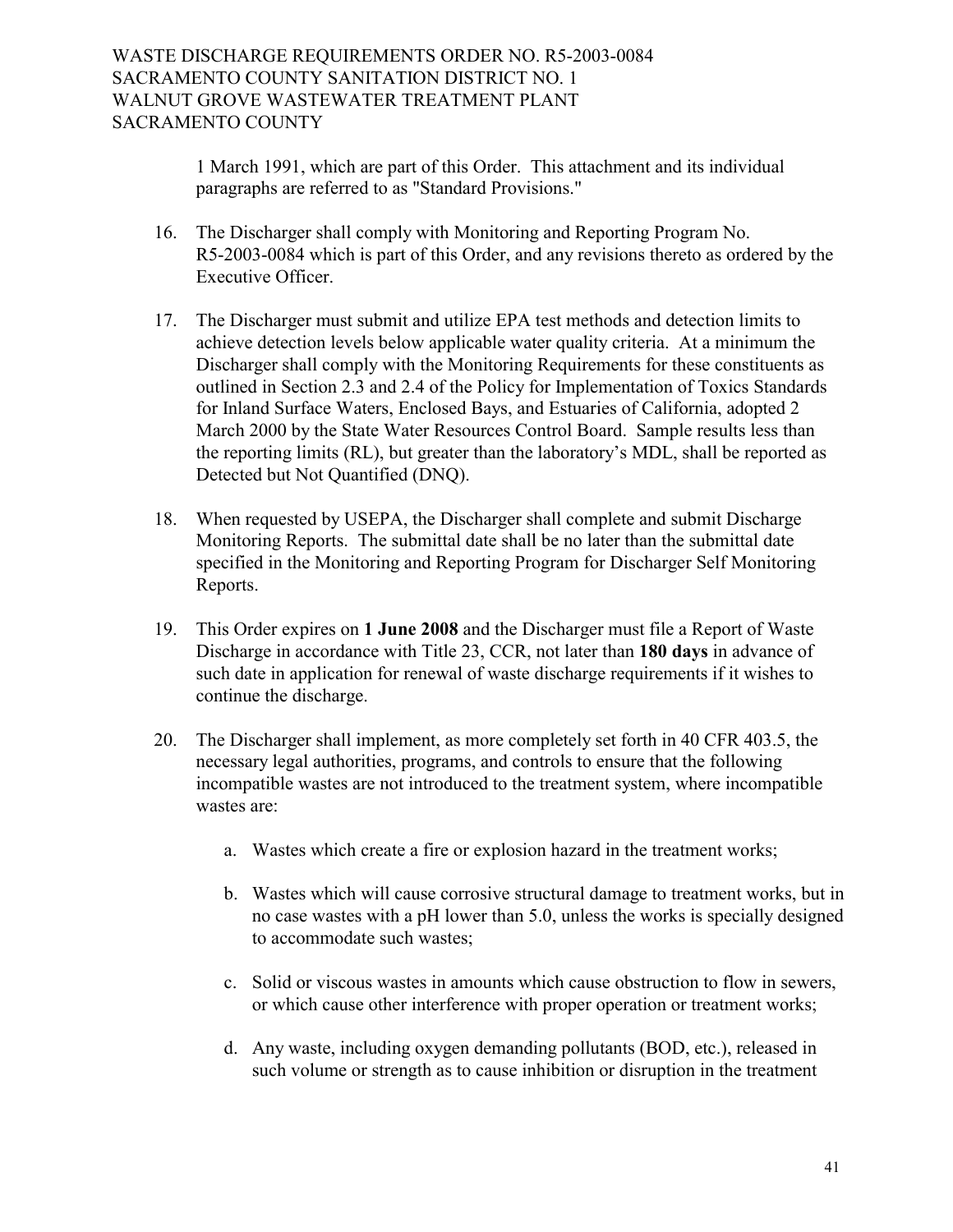1 March 1991, which are part of this Order. This attachment and its individual paragraphs are referred to as "Standard Provisions."

16. The Discharger shall comply with Monitoring and Reporting Program No. R5-2003-0084 which is part of this Order, and any revisions thereto as ordered by the Executive Officer.

17. The Discharger must submit and utilize EPA test methods and detection limits to achieve detection levels below applicable water quality criteria. At a minimum the Discharger shall comply with the Monitoring Requirements for these constituents as outlined in Section 2.3 and 2.4 of the Policy for Implementation of Toxics Standards for Inland Surface Waters, Enclosed Bays, and Estuaries of California, adopted 2 March 2000 by the State Water Resources Control Board. Sample results less than the reporting limits (RL), but greater than the laboratory's MDL, shall be reported as Detected but Not Quantified (DNQ).

18. When requested by USEPA, the Discharger shall complete and submit Discharge Monitoring Reports. The submittal date shall be no later than the submittal date specified in the Monitoring and Reporting Program for Discharger Self Monitoring Reports.

19. This Order expires on **1 June 2008** and the Discharger must file a Report of Waste Discharge in accordance with Title 23, CCR, not later than **180 days** in advance of such date in application for renewal of waste discharge requirements if it wishes to continue the discharge.

20. The Discharger shall implement, as more completely set forth in 40 CFR 403.5, the necessary legal authorities, programs, and controls to ensure that the following incompatible wastes are not introduced to the treatment system, where incompatible wastes are:

    a. Wastes which create a fire or explosion hazard in the treatment works;

    b. Wastes which will cause corrosive structural damage to treatment works, but in no case wastes with a pH lower than 5.0, unless the works is specially designed to accommodate such wastes;

    c. Solid or viscous wastes in amounts which cause obstruction to flow in sewers, or which cause other interference with proper operation or treatment works;

    d. Any waste, including oxygen demanding pollutants (BOD, etc.), released in such volume or strength as to cause inhibition or disruption in the treatment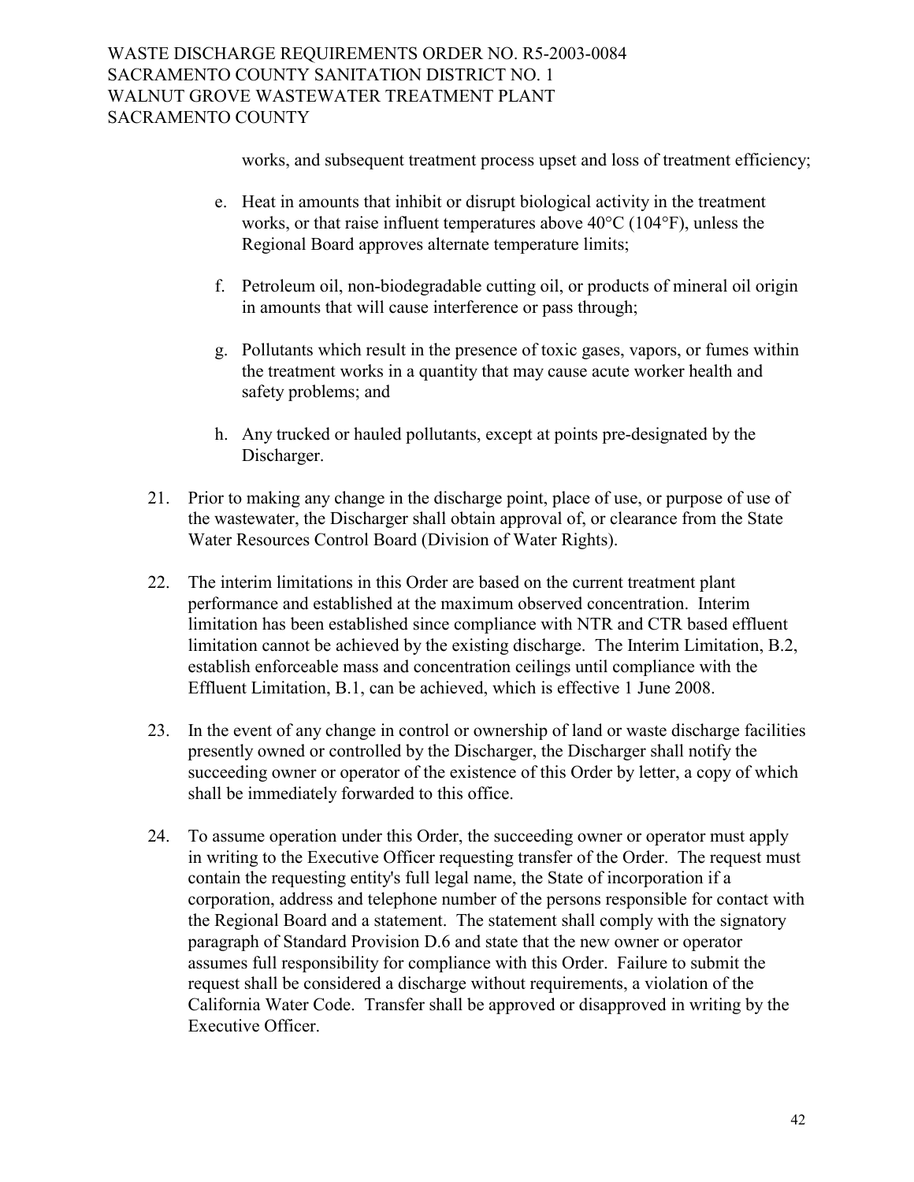works, and subsequent treatment process upset and loss of treatment efficiency;

e. Heat in amounts that inhibit or disrupt biological activity in the treatment works, or that raise influent temperatures above 40°C (104°F), unless the Regional Board approves alternate temperature limits;

f. Petroleum oil, non-biodegradable cutting oil, or products of mineral oil origin in amounts that will cause interference or pass through;

g. Pollutants which result in the presence of toxic gases, vapors, or fumes within the treatment works in a quantity that may cause acute worker health and safety problems; and

h. Any trucked or hauled pollutants, except at points pre-designated by the Discharger.

21. Prior to making any change in the discharge point, place of use, or purpose of use of the wastewater, the Discharger shall obtain approval of, or clearance from the State Water Resources Control Board (Division of Water Rights).

22. The interim limitations in this Order are based on the current treatment plant performance and established at the maximum observed concentration. Interim limitation has been established since compliance with NTR and CTR based effluent limitation cannot be achieved by the existing discharge. The Interim Limitation, B.2, establish enforceable mass and concentration ceilings until compliance with the Effluent Limitation, B.1, can be achieved, which is effective 1 June 2008.

23. In the event of any change in control or ownership of land or waste discharge facilities presently owned or controlled by the Discharger, the Discharger shall notify the succeeding owner or operator of the existence of this Order by letter, a copy of which shall be immediately forwarded to this office.

24. To assume operation under this Order, the succeeding owner or operator must apply in writing to the Executive Officer requesting transfer of the Order. The request must contain the requesting entity's full legal name, the State of incorporation if a corporation, address and telephone number of the persons responsible for contact with the Regional Board and a statement. The statement shall comply with the signatory paragraph of Standard Provision D.6 and state that the new owner or operator assumes full responsibility for compliance with this Order. Failure to submit the request shall be considered a discharge without requirements, a violation of the California Water Code. Transfer shall be approved or disapproved in writing by the Executive Officer.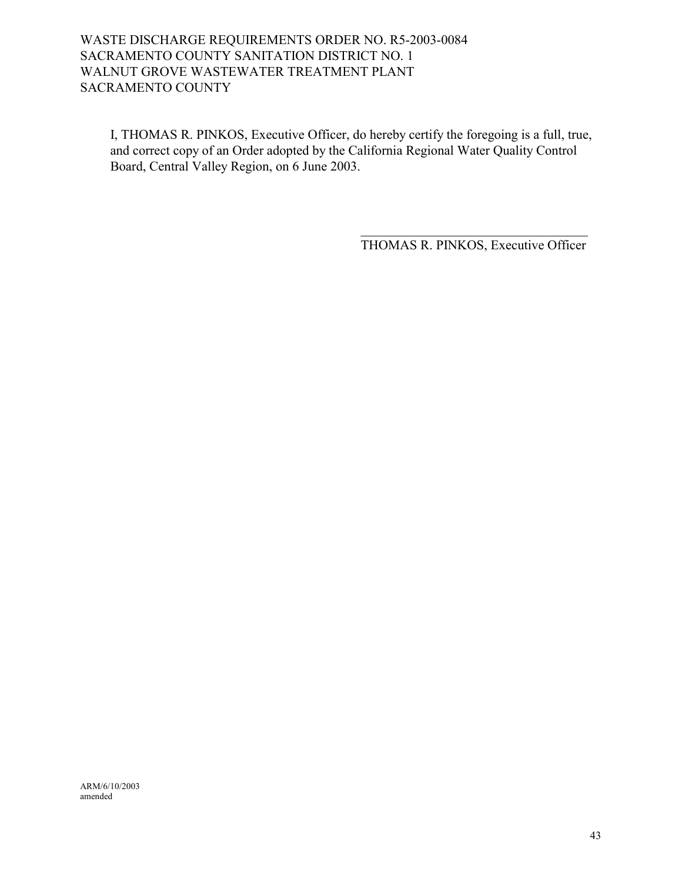I, THOMAS R. PINKOS, Executive Officer, do hereby certify the foregoing is a full, true, and correct copy of an Order adopted by the California Regional Water Quality Control Board, Central Valley Region, on 6 June 2003.

\_\_\_\_\_\_\_\_\_\_\_\_\_\_\_\_\_\_\_\_\_\_\_\_\_\_\_\_\_\_\_\_\_\_\_

THOMAS R. PINKOS, Executive Officer

ARM/6/10/2003
amended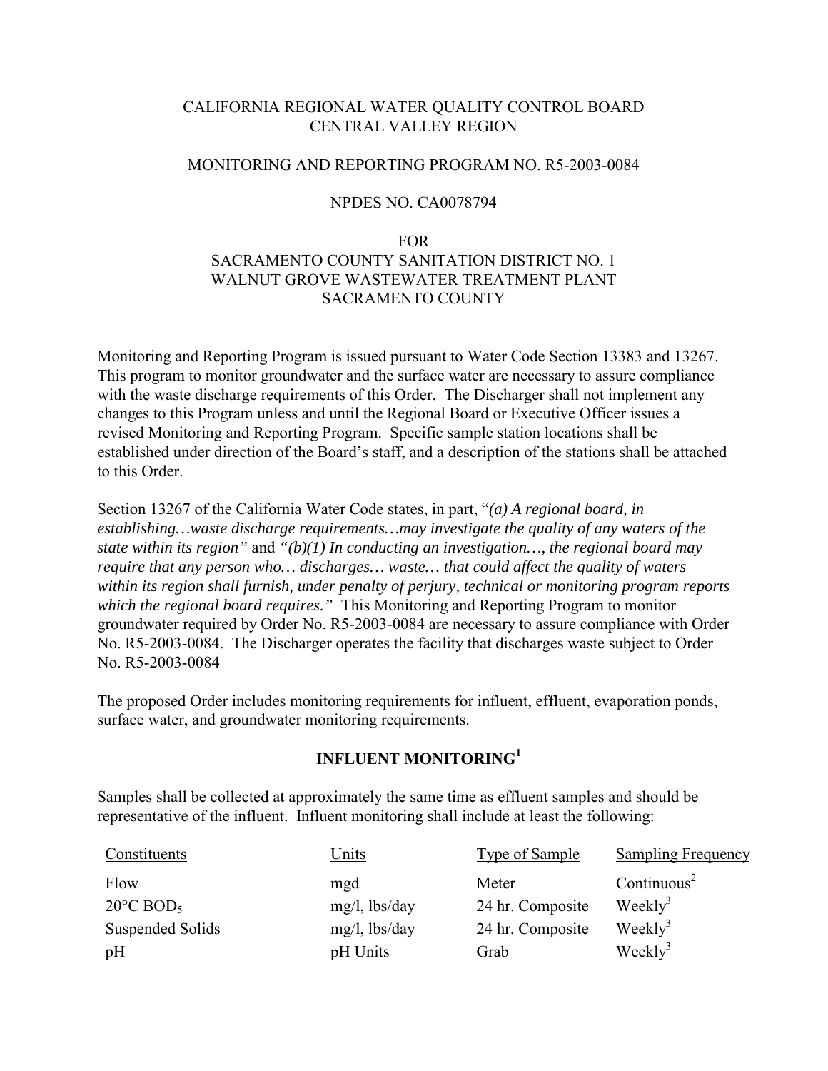CALIFORNIA REGIONAL WATER QUALITY CONTROL BOARD
CENTRAL VALLEY REGION

MONITORING AND REPORTING PROGRAM NO. R5-2003-0084

NPDES NO. CA0078794

FOR
SACRAMENTO COUNTY SANITATION DISTRICT NO. 1
WALNUT GROVE WASTEWATER TREATMENT PLANT
SACRAMENTO COUNTY

Monitoring and Reporting Program is issued pursuant to Water Code Section 13383 and 13267. This program to monitor groundwater and the surface water are necessary to assure compliance with the waste discharge requirements of this Order. The Discharger shall not implement any changes to this Program unless and until the Regional Board or Executive Officer issues a revised Monitoring and Reporting Program. Specific sample station locations shall be established under direction of the Board's staff, and a description of the stations shall be attached to this Order.

Section 13267 of the California Water Code states, in part, "*(a) A regional board, in establishing…waste discharge requirements…may investigate the quality of any waters of the state within its region"* and *"(b)(1) In conducting an investigation…, the regional board may require that any person who… discharges… waste… that could affect the quality of waters within its region shall furnish, under penalty of perjury, technical or monitoring program reports which the regional board requires."* This Monitoring and Reporting Program to monitor groundwater required by Order No. R5-2003-0084 are necessary to assure compliance with Order No. R5-2003-0084. The Discharger operates the facility that discharges waste subject to Order No. R5-2003-0084

The proposed Order includes monitoring requirements for influent, effluent, evaporation ponds, surface water, and groundwater monitoring requirements.

## INFLUENT MONITORING[1]

Samples shall be collected at approximately the same time as effluent samples and should be representative of the influent. Influent monitoring shall include at least the following:

| Constituents | Units | Type of Sample | Sampling Frequency |
|---|---|---|---|
| Flow | mgd | Meter | Continuous[2] |
| 20°C $BOD_5$ | mg/l, lbs/day | 24 hr. Composite | Weekly[3] |
| Suspended Solids | mg/l, lbs/day | 24 hr. Composite | Weekly[3] |
| pH | pH Units | Grab | Weekly[3] |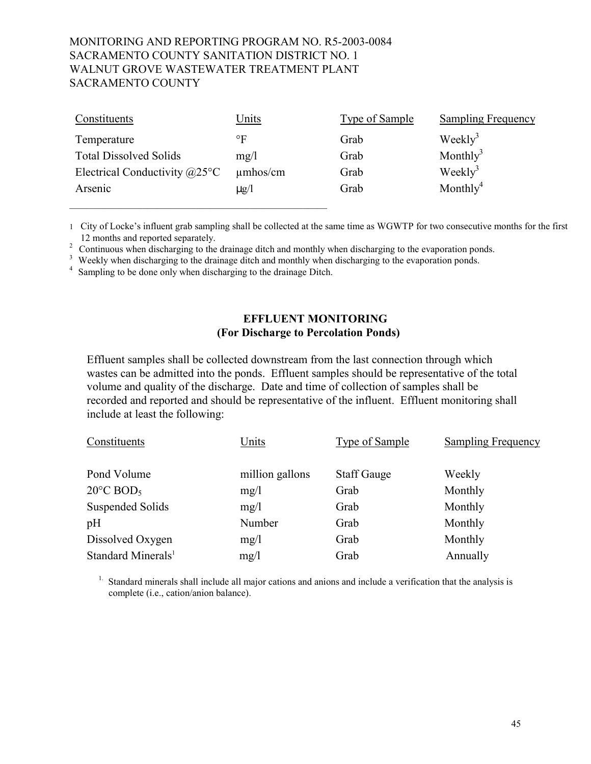MONITORING AND REPORTING PROGRAM NO. R5-2003-0084
SACRAMENTO COUNTY SANITATION DISTRICT NO. 1
WALNUT GROVE WASTEWATER TREATMENT PLANT
SACRAMENTO COUNTY

| Constituents | Units | Type of Sample | Sampling Frequency |
|---|---|---|---|
| Temperature | °F | Grab | Weekly[3] |
| Total Dissolved Solids | mg/l | Grab | Monthly[3] |
| Electrical Conductivity @25°C | µmhos/cm | Grab | Weekly[3] |
| Arsenic | µg/l | Grab | Monthly[4] |

1 City of Locke's influent grab sampling shall be collected at the same time as WGWTP for two consecutive months for the first 12 months and reported separately.
2 Continuous when discharging to the drainage ditch and monthly when discharging to the evaporation ponds.
3 Weekly when discharging to the drainage ditch and monthly when discharging to the evaporation ponds.
4 Sampling to be done only when discharging to the drainage Ditch.

## EFFLUENT MONITORING
## (For Discharge to Percolation Ponds)

Effluent samples shall be collected downstream from the last connection through which wastes can be admitted into the ponds. Effluent samples should be representative of the total volume and quality of the discharge. Date and time of collection of samples shall be recorded and reported and should be representative of the influent. Effluent monitoring shall include at least the following:

| Constituents | Units | Type of Sample | Sampling Frequency |
|---|---|---|---|
| Pond Volume | million gallons | Staff Gauge | Weekly |
| 20°C $BOD_5$ | mg/l | Grab | Monthly |
| Suspended Solids | mg/l | Grab | Monthly |
| pH | Number | Grab | Monthly |
| Dissolved Oxygen | mg/l | Grab | Monthly |
| Standard Minerals[1] | mg/l | Grab | Annually |

1. Standard minerals shall include all major cations and anions and include a verification that the analysis is complete (i.e., cation/anion balance).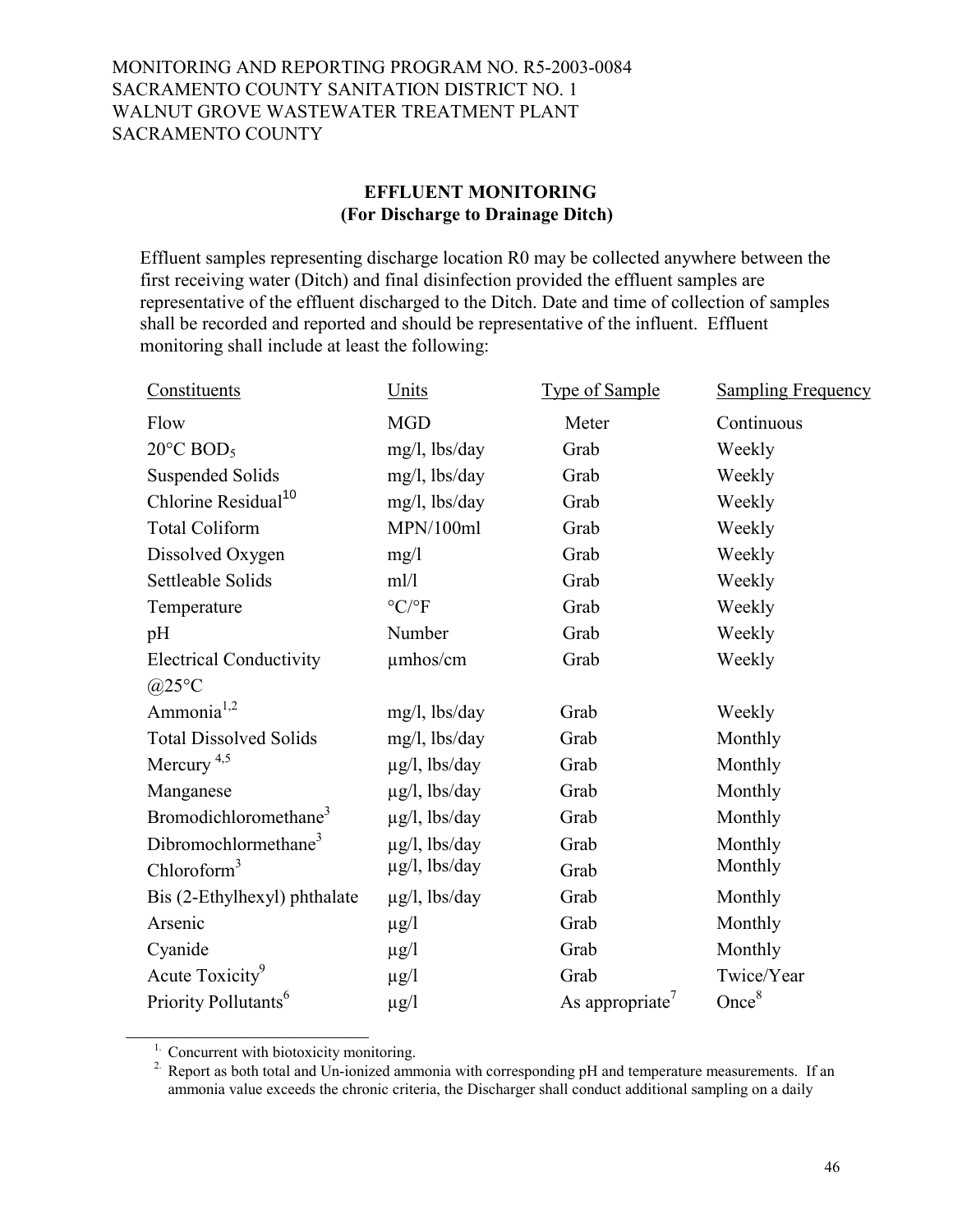MONITORING AND REPORTING PROGRAM NO. R5-2003-0084
SACRAMENTO COUNTY SANITATION DISTRICT NO. 1
WALNUT GROVE WASTEWATER TREATMENT PLANT
SACRAMENTO COUNTY

## EFFLUENT MONITORING
### (For Discharge to Drainage Ditch)

Effluent samples representing discharge location R0 may be collected anywhere between the first receiving water (Ditch) and final disinfection provided the effluent samples are representative of the effluent discharged to the Ditch. Date and time of collection of samples shall be recorded and reported and should be representative of the influent. Effluent monitoring shall include at least the following:

| Constituents | Units | Type of Sample | Sampling Frequency |
|---|---|---|---|
| Flow | MGD | Meter | Continuous |
| 20°C $BOD_5$ | mg/l, lbs/day | Grab | Weekly |
| Suspended Solids | mg/l, lbs/day | Grab | Weekly |
| Chlorine Residual[10] | mg/l, lbs/day | Grab | Weekly |
| Total Coliform | MPN/100ml | Grab | Weekly |
| Dissolved Oxygen | mg/l | Grab | Weekly |
| Settleable Solids | ml/l | Grab | Weekly |
| Temperature | °C/°F | Grab | Weekly |
| pH | Number | Grab | Weekly |
| Electrical Conductivity @25°C | µmhos/cm | Grab | Weekly |
| Ammonia[1,2] | mg/l, lbs/day | Grab | Weekly |
| Total Dissolved Solids | mg/l, lbs/day | Grab | Monthly |
| Mercury [4,5] | µg/l, lbs/day | Grab | Monthly |
| Manganese | µg/l, lbs/day | Grab | Monthly |
| Bromodichloromethane[3] | µg/l, lbs/day | Grab | Monthly |
| Dibromochlormethane[3] | µg/l, lbs/day | Grab | Monthly |
| Chloroform[3] | µg/l, lbs/day | Grab | Monthly |
| Bis (2-Ethylhexyl) phthalate | µg/l, lbs/day | Grab | Monthly |
| Arsenic | µg/l | Grab | Monthly |
| Cyanide | µg/l | Grab | Monthly |
| Acute Toxicity[9] | µg/l | Grab | Twice/Year |
| Priority Pollutants[6] | µg/l | As appropriate[7] | Once[8] |

---

1. Concurrent with biotoxicity monitoring.
2. Report as both total and Un-ionized ammonia with corresponding pH and temperature measurements. If an ammonia value exceeds the chronic criteria, the Discharger shall conduct additional sampling on a daily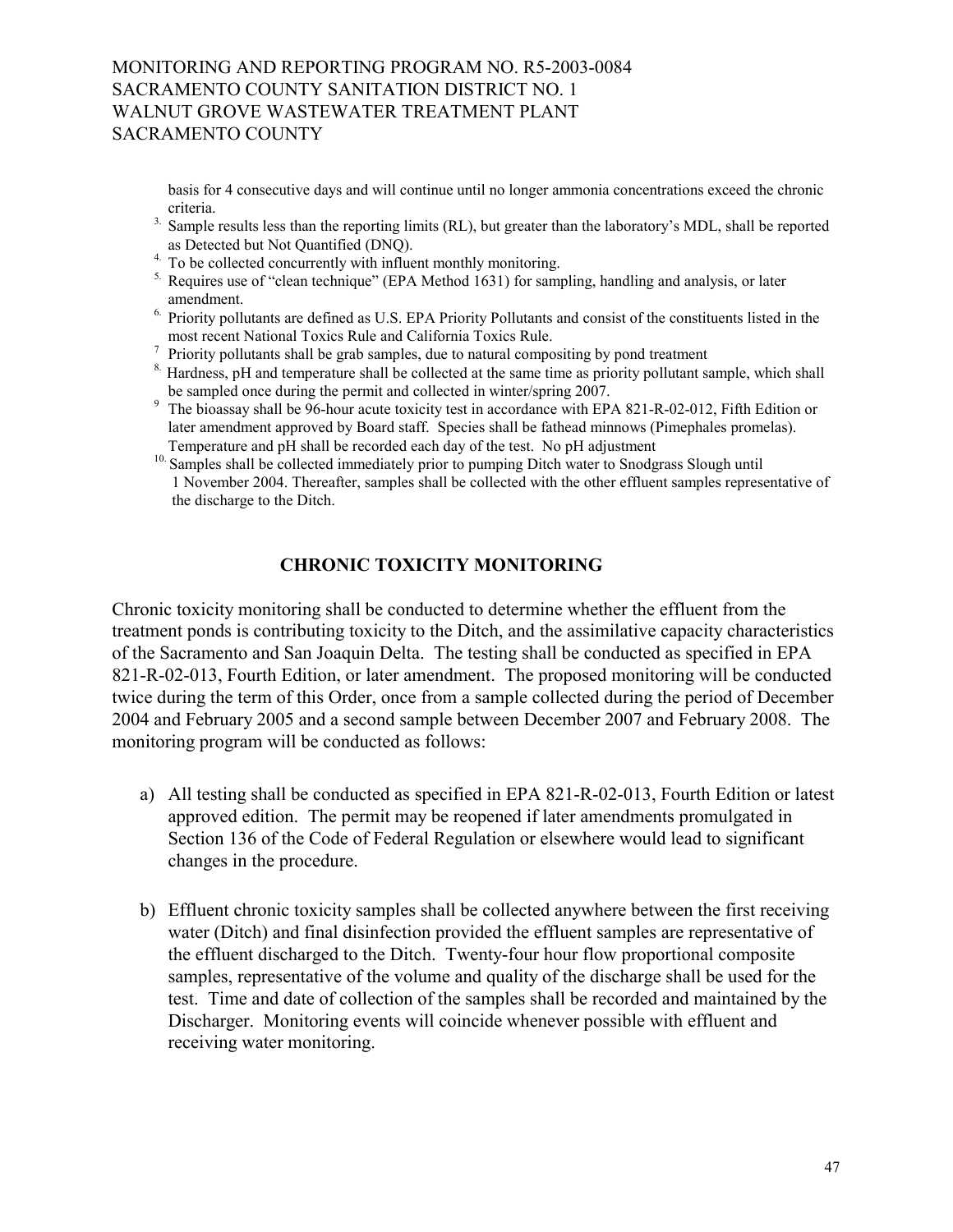basis for 4 consecutive days and will continue until no longer ammonia concentrations exceed the chronic criteria.

3. Sample results less than the reporting limits (RL), but greater than the laboratory's MDL, shall be reported as Detected but Not Quantified (DNQ).
4. To be collected concurrently with influent monthly monitoring.
5. Requires use of "clean technique" (EPA Method 1631) for sampling, handling and analysis, or later amendment.
6. Priority pollutants are defined as U.S. EPA Priority Pollutants and consist of the constituents listed in the most recent National Toxics Rule and California Toxics Rule.
7. Priority pollutants shall be grab samples, due to natural compositing by pond treatment
8. Hardness, pH and temperature shall be collected at the same time as priority pollutant sample, which shall be sampled once during the permit and collected in winter/spring 2007.
9. The bioassay shall be 96-hour acute toxicity test in accordance with EPA 821-R-02-012, Fifth Edition or later amendment approved by Board staff. Species shall be fathead minnows (Pimephales promelas). Temperature and pH shall be recorded each day of the test. No pH adjustment
10. Samples shall be collected immediately prior to pumping Ditch water to Snodgrass Slough until 1 November 2004. Thereafter, samples shall be collected with the other effluent samples representative of the discharge to the Ditch.

## CHRONIC TOXICITY MONITORING

Chronic toxicity monitoring shall be conducted to determine whether the effluent from the treatment ponds is contributing toxicity to the Ditch, and the assimilative capacity characteristics of the Sacramento and San Joaquin Delta. The testing shall be conducted as specified in EPA 821-R-02-013, Fourth Edition, or later amendment. The proposed monitoring will be conducted twice during the term of this Order, once from a sample collected during the period of December 2004 and February 2005 and a second sample between December 2007 and February 2008. The monitoring program will be conducted as follows:

a) All testing shall be conducted as specified in EPA 821-R-02-013, Fourth Edition or latest approved edition. The permit may be reopened if later amendments promulgated in Section 136 of the Code of Federal Regulation or elsewhere would lead to significant changes in the procedure.

b) Effluent chronic toxicity samples shall be collected anywhere between the first receiving water (Ditch) and final disinfection provided the effluent samples are representative of the effluent discharged to the Ditch. Twenty-four hour flow proportional composite samples, representative of the volume and quality of the discharge shall be used for the test. Time and date of collection of the samples shall be recorded and maintained by the Discharger. Monitoring events will coincide whenever possible with effluent and receiving water monitoring.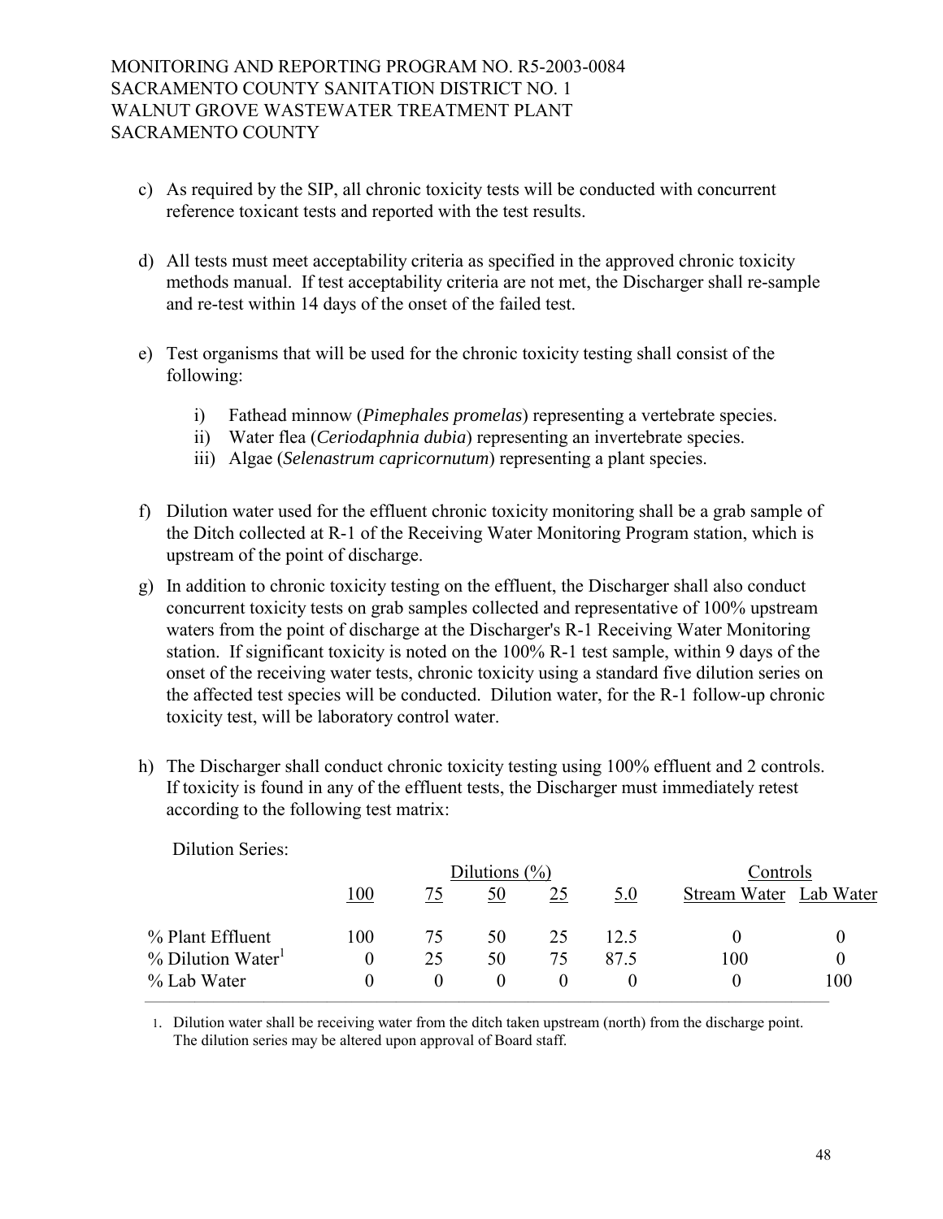c) As required by the SIP, all chronic toxicity tests will be conducted with concurrent reference toxicant tests and reported with the test results.

d) All tests must meet acceptability criteria as specified in the approved chronic toxicity methods manual. If test acceptability criteria are not met, the Discharger shall re-sample and re-test within 14 days of the onset of the failed test.

e) Test organisms that will be used for the chronic toxicity testing shall consist of the following:

   i) Fathead minnow (*Pimephales promelas*) representing a vertebrate species.
   ii) Water flea (*Ceriodaphnia dubia*) representing an invertebrate species.
   iii) Algae (*Selenastrum capricornutum*) representing a plant species.

f) Dilution water used for the effluent chronic toxicity monitoring shall be a grab sample of the Ditch collected at R-1 of the Receiving Water Monitoring Program station, which is upstream of the point of discharge.

g) In addition to chronic toxicity testing on the effluent, the Discharger shall also conduct concurrent toxicity tests on grab samples collected and representative of 100% upstream waters from the point of discharge at the Discharger's R-1 Receiving Water Monitoring station. If significant toxicity is noted on the 100% R-1 test sample, within 9 days of the onset of the receiving water tests, chronic toxicity using a standard five dilution series on the affected test species will be conducted. Dilution water, for the R-1 follow-up chronic toxicity test, will be laboratory control water.

h) The Discharger shall conduct chronic toxicity testing using 100% effluent and 2 controls. If toxicity is found in any of the effluent tests, the Discharger must immediately retest according to the following test matrix:

Dilution Series:

| | Dilutions (%) | | | | | Controls | |
|---|---|---|---|---|---|---|---|
| | 100 | 75 | 50 | 25 | 5.0 | Stream Water | Lab Water |
| % Plant Effluent | 100 | 75 | 50 | 25 | 12.5 | 0 | 0 |
| % Dilution Water[1] | 0 | 25 | 50 | 75 | 87.5 | 100 | 0 |
| % Lab Water | 0 | 0 | 0 | 0 | 0 | 0 | 100 |

1. Dilution water shall be receiving water from the ditch taken upstream (north) from the discharge point. The dilution series may be altered upon approval of Board staff.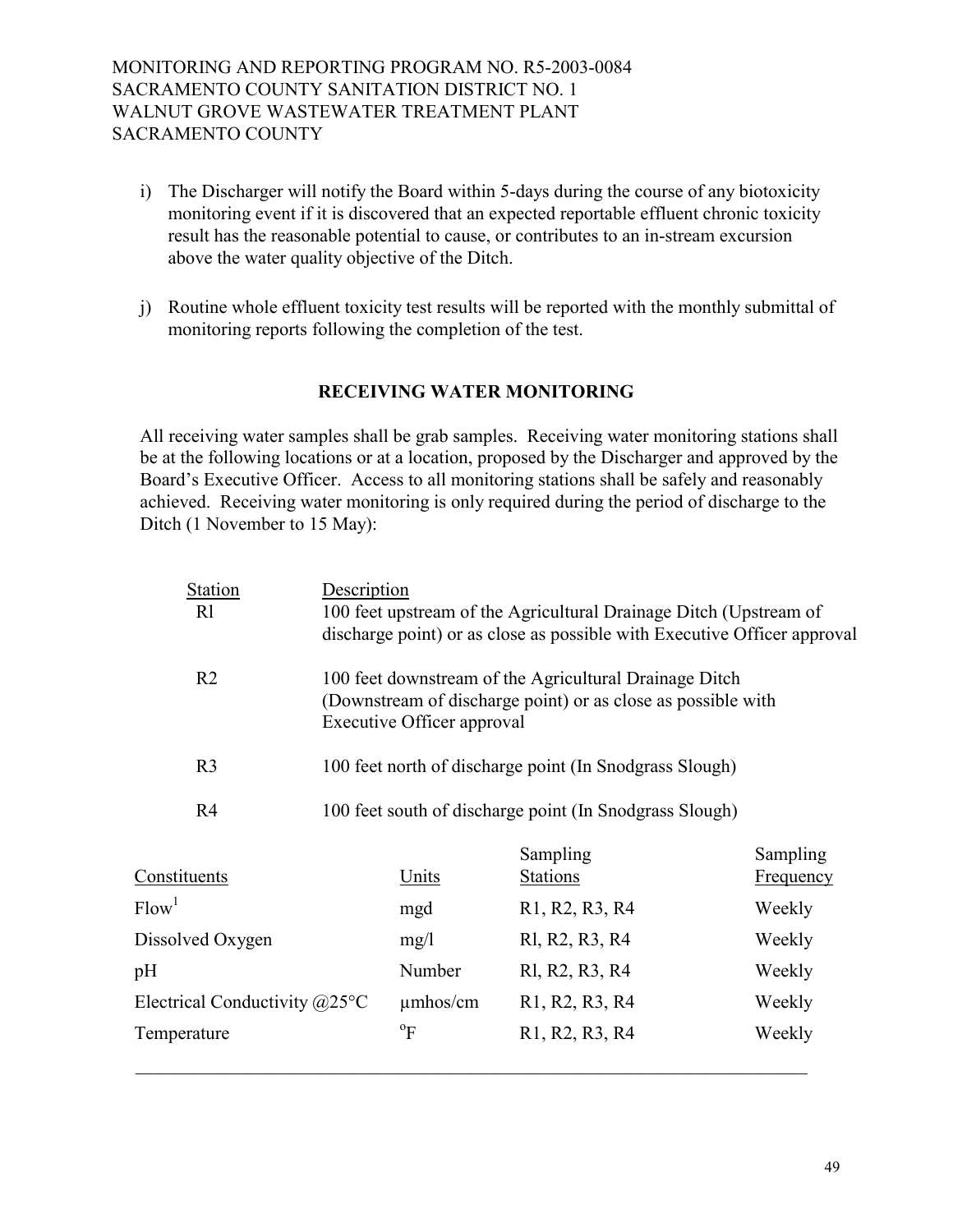i) The Discharger will notify the Board within 5-days during the course of any biotoxicity monitoring event if it is discovered that an expected reportable effluent chronic toxicity result has the reasonable potential to cause, or contributes to an in-stream excursion above the water quality objective of the Ditch.

j) Routine whole effluent toxicity test results will be reported with the monthly submittal of monitoring reports following the completion of the test.

## RECEIVING WATER MONITORING

All receiving water samples shall be grab samples. Receiving water monitoring stations shall be at the following locations or at a location, proposed by the Discharger and approved by the Board's Executive Officer. Access to all monitoring stations shall be safely and reasonably achieved. Receiving water monitoring is only required during the period of discharge to the Ditch (1 November to 15 May):

| Station | Description |
|---|---|
| Rl | 100 feet upstream of the Agricultural Drainage Ditch (Upstream of discharge point) or as close as possible with Executive Officer approval |
| R2 | 100 feet downstream of the Agricultural Drainage Ditch (Downstream of discharge point) or as close as possible with Executive Officer approval |
| R3 | 100 feet north of discharge point (In Snodgrass Slough) |
| R4 | 100 feet south of discharge point (In Snodgrass Slough) |

| Constituents | Units | Sampling Stations | Sampling Frequency |
|---|---|---|---|
| Flow[1] | mgd | R1, R2, R3, R4 | Weekly |
| Dissolved Oxygen | mg/l | Rl, R2, R3, R4 | Weekly |
| pH | Number | Rl, R2, R3, R4 | Weekly |
| Electrical Conductivity @25°C | µmhos/cm | R1, R2, R3, R4 | Weekly |
| Temperature | °F | R1, R2, R3, R4 | Weekly |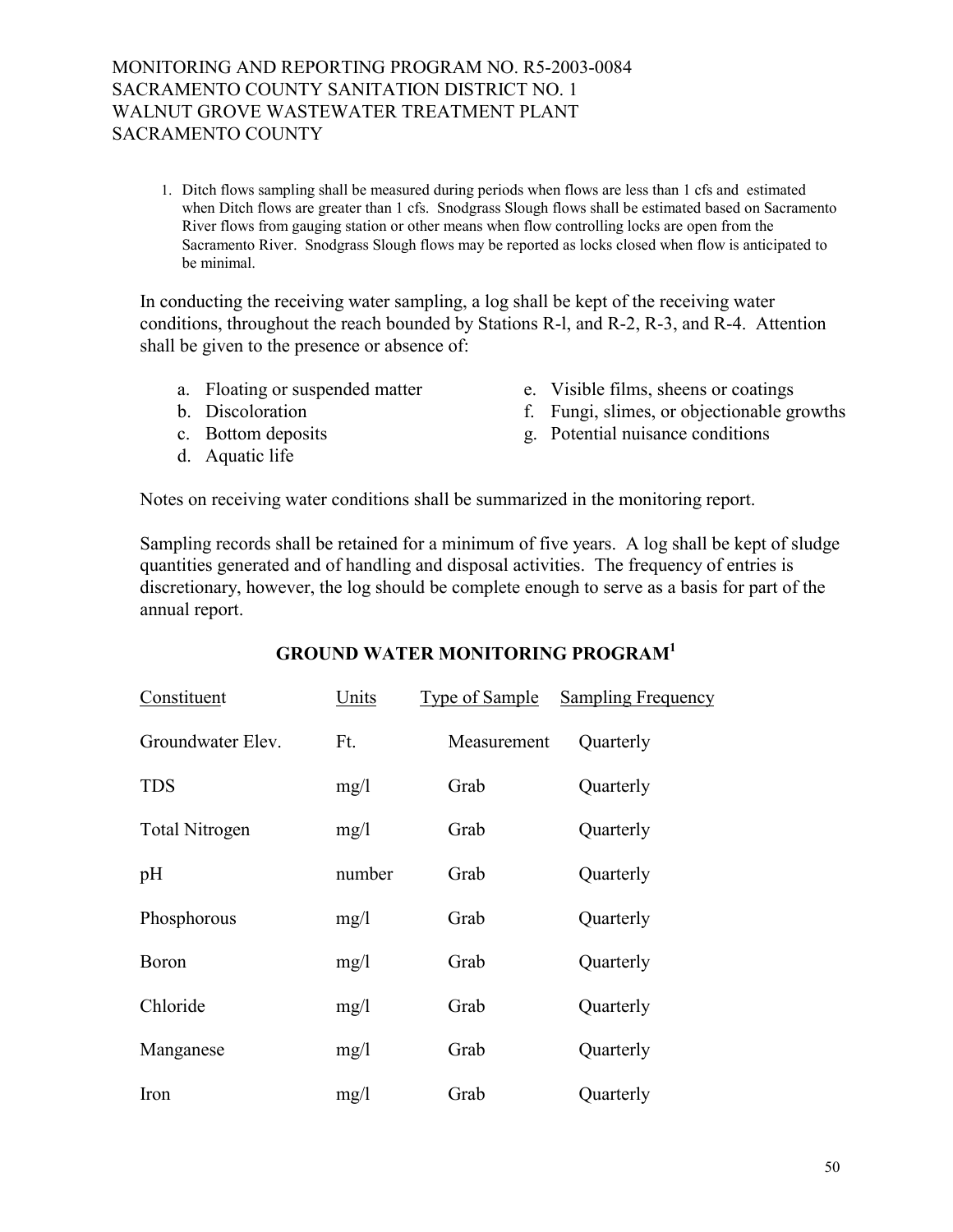MONITORING AND REPORTING PROGRAM NO. R5-2003-0084
SACRAMENTO COUNTY SANITATION DISTRICT NO. 1
WALNUT GROVE WASTEWATER TREATMENT PLANT
SACRAMENTO COUNTY

1. Ditch flows sampling shall be measured during periods when flows are less than 1 cfs and estimated when Ditch flows are greater than 1 cfs. Snodgrass Slough flows shall be estimated based on Sacramento River flows from gauging station or other means when flow controlling locks are open from the Sacramento River. Snodgrass Slough flows may be reported as locks closed when flow is anticipated to be minimal.

In conducting the receiving water sampling, a log shall be kept of the receiving water conditions, throughout the reach bounded by Stations R-l, and R-2, R-3, and R-4. Attention shall be given to the presence or absence of:

a. Floating or suspended matter
b. Discoloration
c. Bottom deposits
d. Aquatic life
e. Visible films, sheens or coatings
f. Fungi, slimes, or objectionable growths
g. Potential nuisance conditions

Notes on receiving water conditions shall be summarized in the monitoring report.

Sampling records shall be retained for a minimum of five years. A log shall be kept of sludge quantities generated and of handling and disposal activities. The frequency of entries is discretionary, however, the log should be complete enough to serve as a basis for part of the annual report.

## GROUND WATER MONITORING PROGRAM[1]

| Constituent | Units | Type of Sample | Sampling Frequency |
|---|---|---|---|
| Groundwater Elev. | Ft. | Measurement | Quarterly |
| TDS | mg/l | Grab | Quarterly |
| Total Nitrogen | mg/l | Grab | Quarterly |
| pH | number | Grab | Quarterly |
| Phosphorous | mg/l | Grab | Quarterly |
| Boron | mg/l | Grab | Quarterly |
| Chloride | mg/l | Grab | Quarterly |
| Manganese | mg/l | Grab | Quarterly |
| Iron | mg/l | Grab | Quarterly |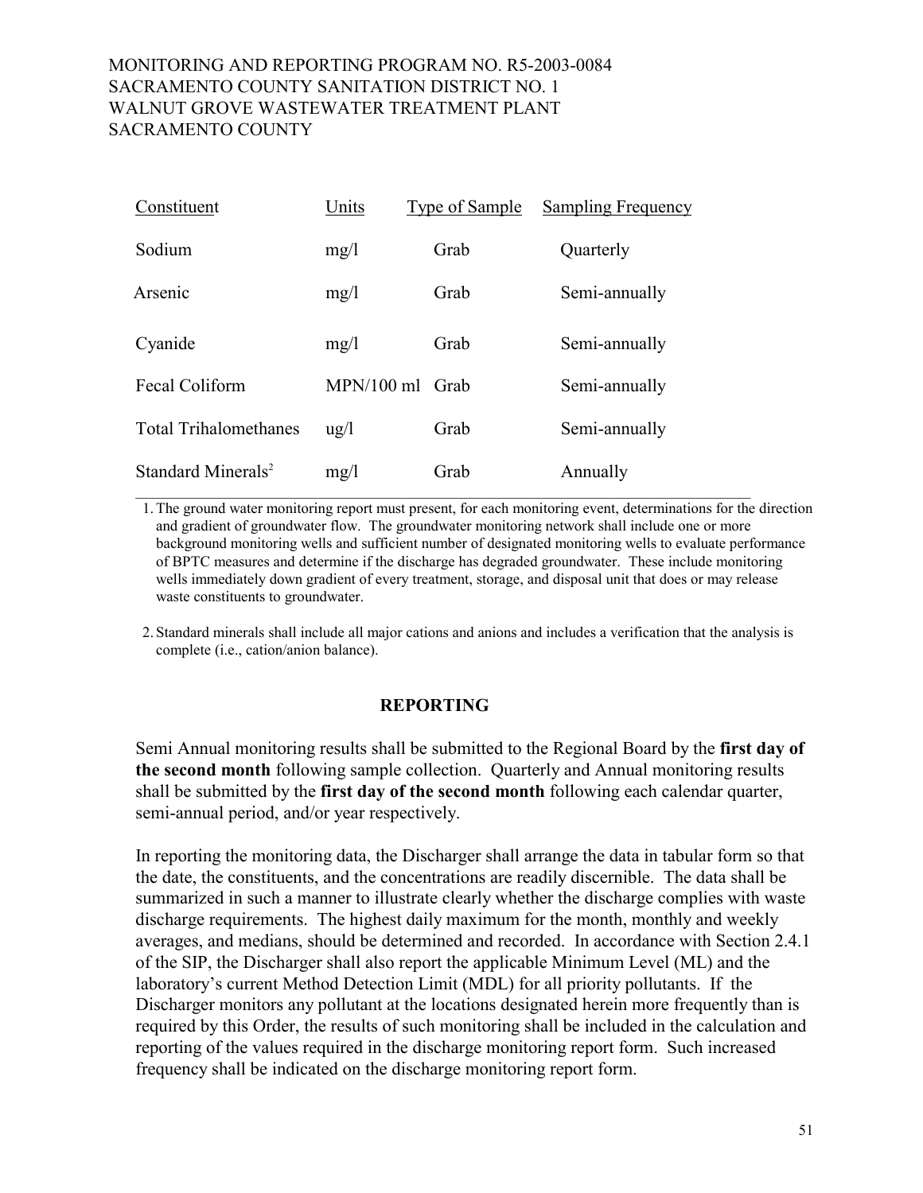MONITORING AND REPORTING PROGRAM NO. R5-2003-0084
SACRAMENTO COUNTY SANITATION DISTRICT NO. 1
WALNUT GROVE WASTEWATER TREATMENT PLANT
SACRAMENTO COUNTY

| Constituent | Units | Type of Sample | Sampling Frequency |
|---|---|---|---|
| Sodium | mg/l | Grab | Quarterly |
| Arsenic | mg/l | Grab | Semi-annually |
| Cyanide | mg/l | Grab | Semi-annually |
| Fecal Coliform | MPN/100 ml | Grab | Semi-annually |
| Total Trihalomethanes | ug/l | Grab | Semi-annually |
| Standard Minerals[2] | mg/l | Grab | Annually |

1. The ground water monitoring report must present, for each monitoring event, determinations for the direction and gradient of groundwater flow. The groundwater monitoring network shall include one or more background monitoring wells and sufficient number of designated monitoring wells to evaluate performance of BPTC measures and determine if the discharge has degraded groundwater. These include monitoring wells immediately down gradient of every treatment, storage, and disposal unit that does or may release waste constituents to groundwater.

2. Standard minerals shall include all major cations and anions and includes a verification that the analysis is complete (i.e., cation/anion balance).

## REPORTING

Semi Annual monitoring results shall be submitted to the Regional Board by the **first day of the second month** following sample collection. Quarterly and Annual monitoring results shall be submitted by the **first day of the second month** following each calendar quarter, semi-annual period, and/or year respectively.

In reporting the monitoring data, the Discharger shall arrange the data in tabular form so that the date, the constituents, and the concentrations are readily discernible. The data shall be summarized in such a manner to illustrate clearly whether the discharge complies with waste discharge requirements. The highest daily maximum for the month, monthly and weekly averages, and medians, should be determined and recorded. In accordance with Section 2.4.1 of the SIP, the Discharger shall also report the applicable Minimum Level (ML) and the laboratory's current Method Detection Limit (MDL) for all priority pollutants. If the Discharger monitors any pollutant at the locations designated herein more frequently than is required by this Order, the results of such monitoring shall be included in the calculation and reporting of the values required in the discharge monitoring report form. Such increased frequency shall be indicated on the discharge monitoring report form.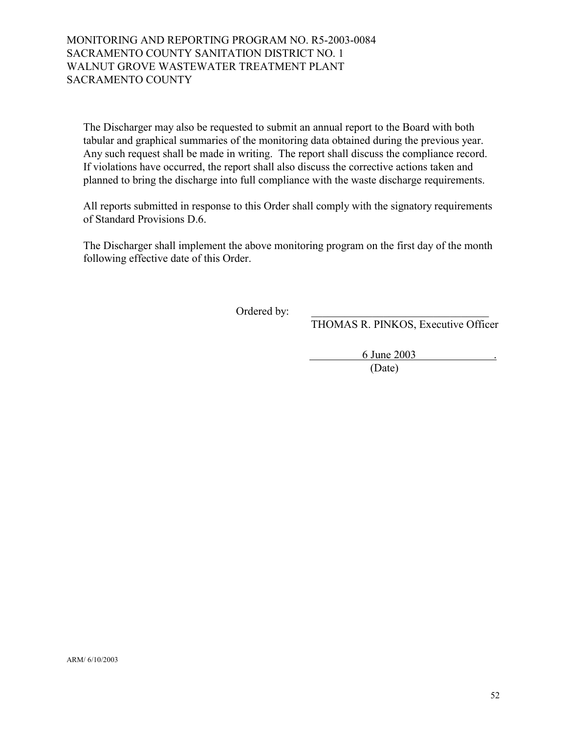The Discharger may also be requested to submit an annual report to the Board with both tabular and graphical summaries of the monitoring data obtained during the previous year. Any such request shall be made in writing. The report shall discuss the compliance record. If violations have occurred, the report shall also discuss the corrective actions taken and planned to bring the discharge into full compliance with the waste discharge requirements.

All reports submitted in response to this Order shall comply with the signatory requirements of Standard Provisions D.6.

The Discharger shall implement the above monitoring program on the first day of the month following effective date of this Order.

Ordered by: \_\_\_\_\_\_\_\_\_\_\_\_\_\_\_\_\_\_\_\_\_\_\_\_\_\_\_\_\_\_\_\_
THOMAS R. PINKOS, Executive Officer

6 June 2003 .
(Date)

ARM/ 6/10/2003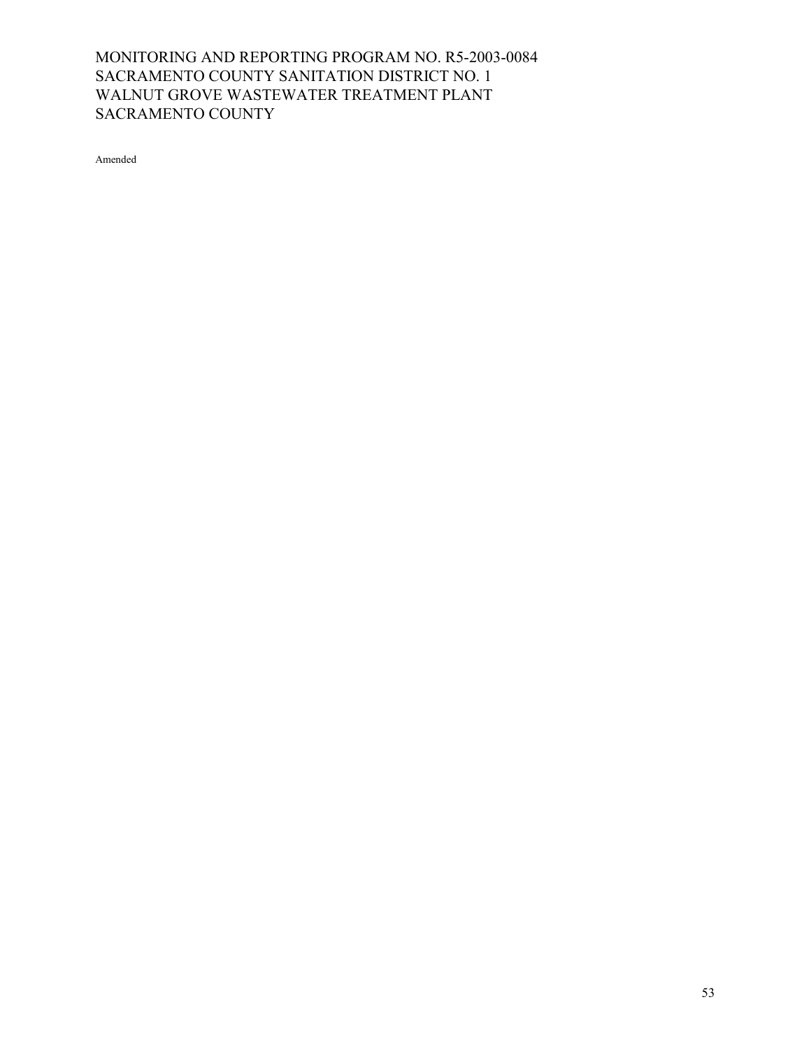MONITORING AND REPORTING PROGRAM NO. R5-2003-0084
SACRAMENTO COUNTY SANITATION DISTRICT NO. 1
WALNUT GROVE WASTEWATER TREATMENT PLANT
SACRAMENTO COUNTY

Amended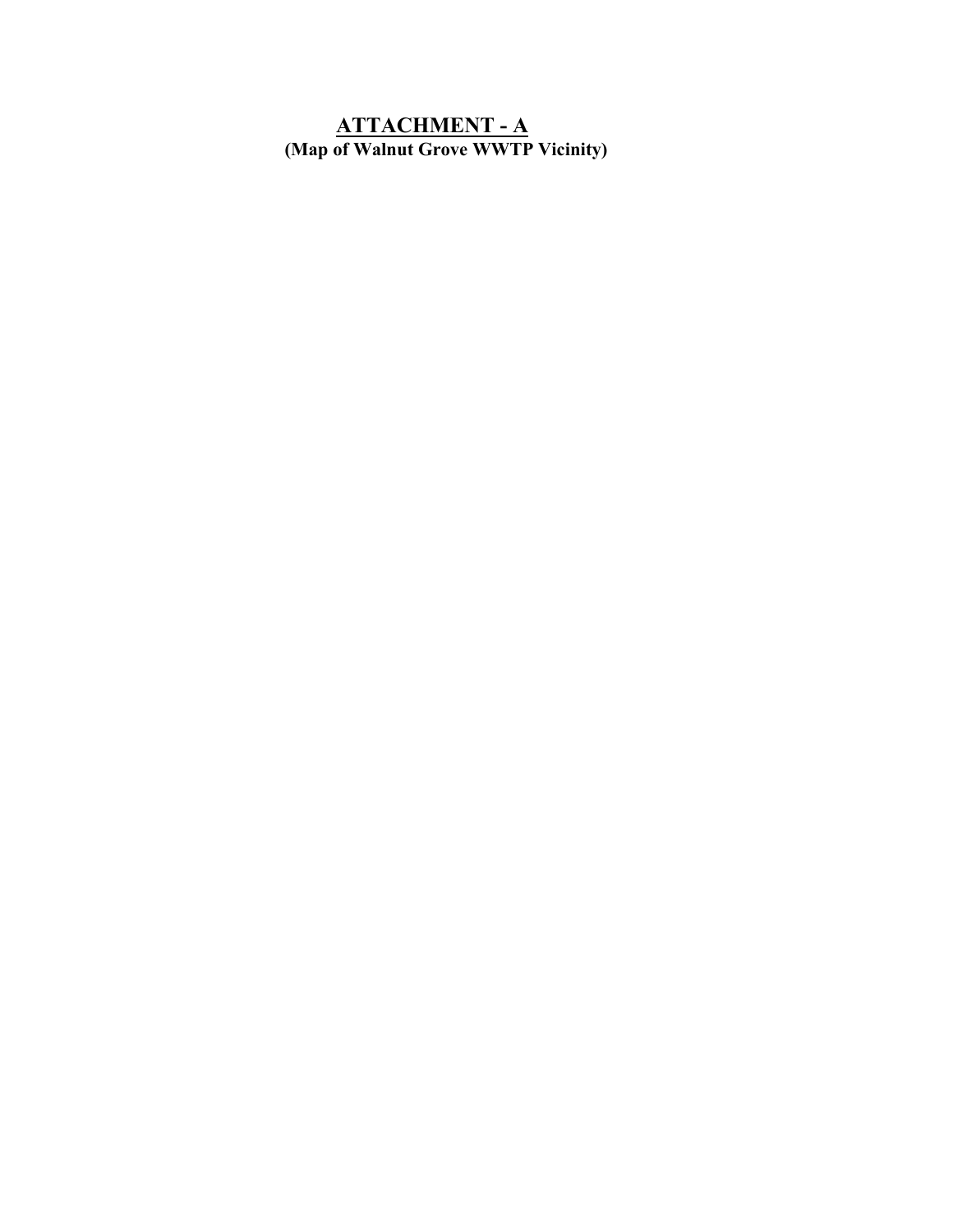## ATTACHMENT - A

**(Map of Walnut Grove WWTP Vicinity)**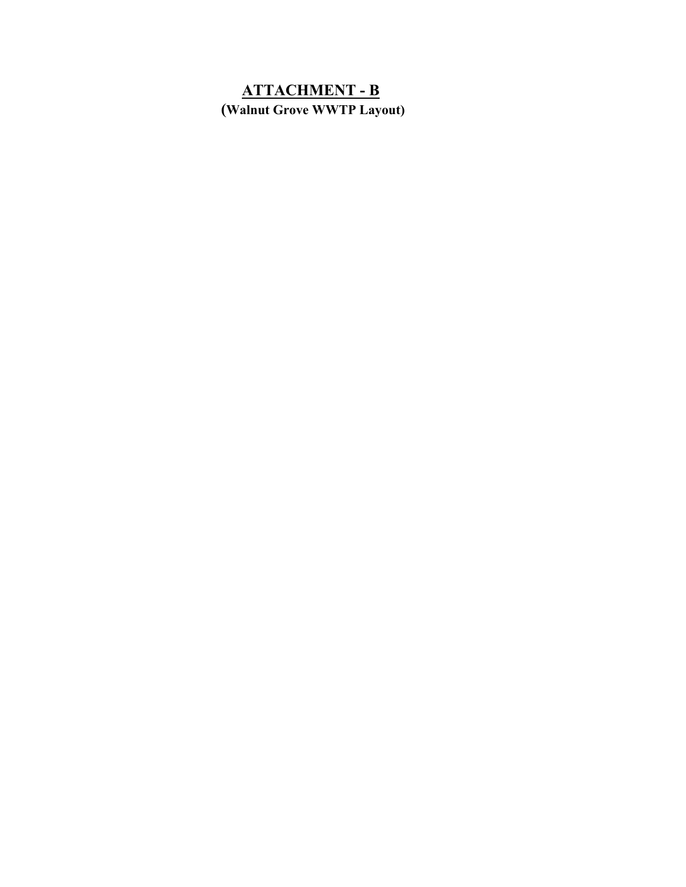# ATTACHMENT - B

**(Walnut Grove WWTP Layout)**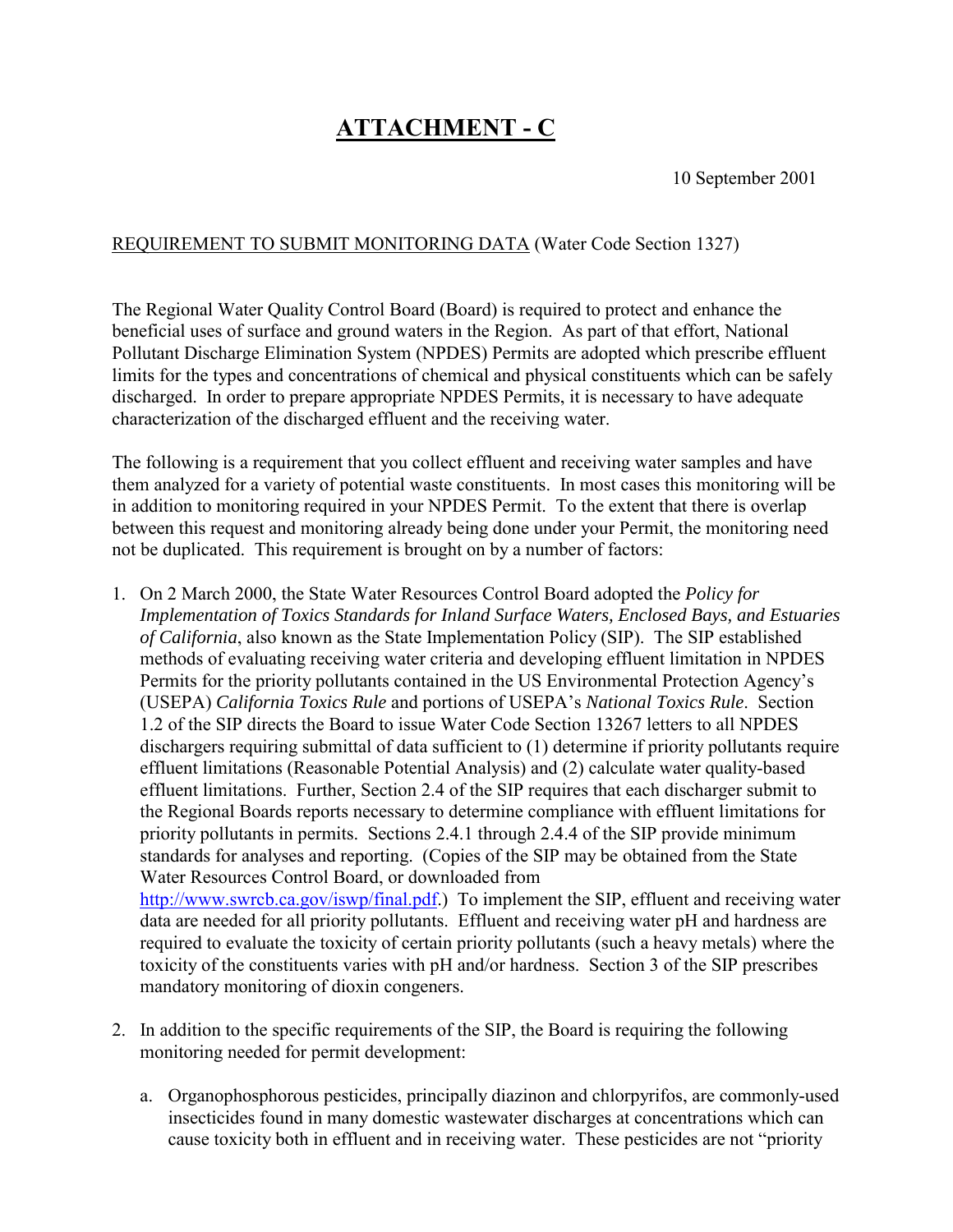# ATTACHMENT - C

10 September 2001

REQUIREMENT TO SUBMIT MONITORING DATA (Water Code Section 1327)

The Regional Water Quality Control Board (Board) is required to protect and enhance the beneficial uses of surface and ground waters in the Region. As part of that effort, National Pollutant Discharge Elimination System (NPDES) Permits are adopted which prescribe effluent limits for the types and concentrations of chemical and physical constituents which can be safely discharged. In order to prepare appropriate NPDES Permits, it is necessary to have adequate characterization of the discharged effluent and the receiving water.

The following is a requirement that you collect effluent and receiving water samples and have them analyzed for a variety of potential waste constituents. In most cases this monitoring will be in addition to monitoring required in your NPDES Permit. To the extent that there is overlap between this request and monitoring already being done under your Permit, the monitoring need not be duplicated. This requirement is brought on by a number of factors:

1. On 2 March 2000, the State Water Resources Control Board adopted the *Policy for Implementation of Toxics Standards for Inland Surface Waters, Enclosed Bays, and Estuaries of California*, also known as the State Implementation Policy (SIP). The SIP established methods of evaluating receiving water criteria and developing effluent limitation in NPDES Permits for the priority pollutants contained in the US Environmental Protection Agency's (USEPA) *California Toxics Rule* and portions of USEPA's *National Toxics Rule*. Section 1.2 of the SIP directs the Board to issue Water Code Section 13267 letters to all NPDES dischargers requiring submittal of data sufficient to (1) determine if priority pollutants require effluent limitations (Reasonable Potential Analysis) and (2) calculate water quality-based effluent limitations. Further, Section 2.4 of the SIP requires that each discharger submit to the Regional Boards reports necessary to determine compliance with effluent limitations for priority pollutants in permits. Sections 2.4.1 through 2.4.4 of the SIP provide minimum standards for analyses and reporting. (Copies of the SIP may be obtained from the State Water Resources Control Board, or downloaded from http://www.swrcb.ca.gov/iswp/final.pdf.) To implement the SIP, effluent and receiving water data are needed for all priority pollutants. Effluent and receiving water pH and hardness are required to evaluate the toxicity of certain priority pollutants (such a heavy metals) where the toxicity of the constituents varies with pH and/or hardness. Section 3 of the SIP prescribes mandatory monitoring of dioxin congeners.

2. In addition to the specific requirements of the SIP, the Board is requiring the following monitoring needed for permit development:

   a. Organophosphorous pesticides, principally diazinon and chlorpyrifos, are commonly-used insecticides found in many domestic wastewater discharges at concentrations which can cause toxicity both in effluent and in receiving water. These pesticides are not "priority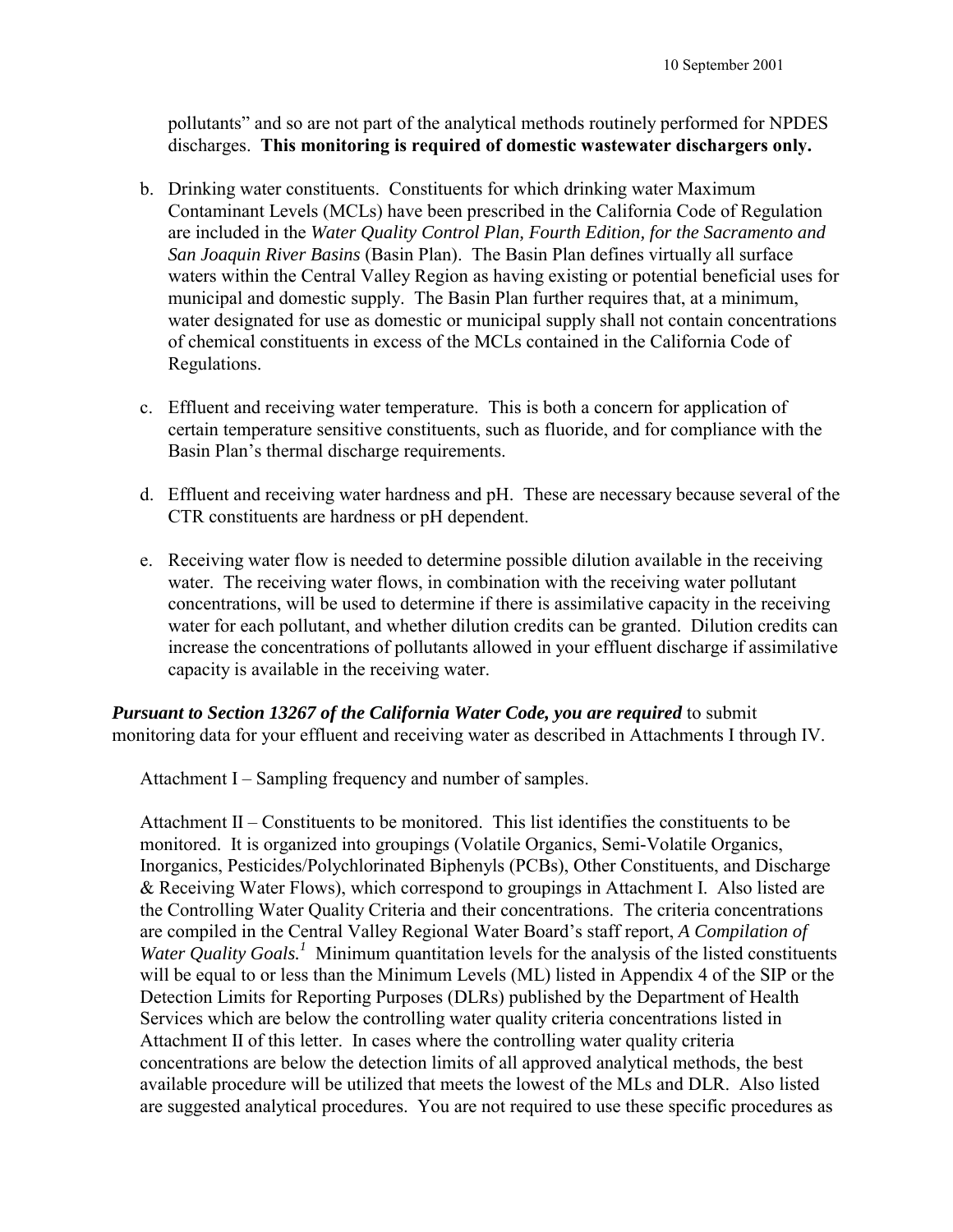pollutants" and so are not part of the analytical methods routinely performed for NPDES discharges. **This monitoring is required of domestic wastewater dischargers only.**

b. Drinking water constituents. Constituents for which drinking water Maximum Contaminant Levels (MCLs) have been prescribed in the California Code of Regulation are included in the *Water Quality Control Plan, Fourth Edition, for the Sacramento and San Joaquin River Basins* (Basin Plan). The Basin Plan defines virtually all surface waters within the Central Valley Region as having existing or potential beneficial uses for municipal and domestic supply. The Basin Plan further requires that, at a minimum, water designated for use as domestic or municipal supply shall not contain concentrations of chemical constituents in excess of the MCLs contained in the California Code of Regulations.

c. Effluent and receiving water temperature. This is both a concern for application of certain temperature sensitive constituents, such as fluoride, and for compliance with the Basin Plan's thermal discharge requirements.

d. Effluent and receiving water hardness and pH. These are necessary because several of the CTR constituents are hardness or pH dependent.

e. Receiving water flow is needed to determine possible dilution available in the receiving water. The receiving water flows, in combination with the receiving water pollutant concentrations, will be used to determine if there is assimilative capacity in the receiving water for each pollutant, and whether dilution credits can be granted. Dilution credits can increase the concentrations of pollutants allowed in your effluent discharge if assimilative capacity is available in the receiving water.

***Pursuant to Section 13267 of the California Water Code, you are required*** to submit monitoring data for your effluent and receiving water as described in Attachments I through IV.

Attachment I – Sampling frequency and number of samples.

Attachment II – Constituents to be monitored. This list identifies the constituents to be monitored. It is organized into groupings (Volatile Organics, Semi-Volatile Organics, Inorganics, Pesticides/Polychlorinated Biphenyls (PCBs), Other Constituents, and Discharge & Receiving Water Flows), which correspond to groupings in Attachment I. Also listed are the Controlling Water Quality Criteria and their concentrations. The criteria concentrations are compiled in the Central Valley Regional Water Board's staff report, *A Compilation of Water Quality Goals.*[1] Minimum quantitation levels for the analysis of the listed constituents will be equal to or less than the Minimum Levels (ML) listed in Appendix 4 of the SIP or the Detection Limits for Reporting Purposes (DLRs) published by the Department of Health Services which are below the controlling water quality criteria concentrations listed in Attachment II of this letter. In cases where the controlling water quality criteria concentrations are below the detection limits of all approved analytical methods, the best available procedure will be utilized that meets the lowest of the MLs and DLR. Also listed are suggested analytical procedures. You are not required to use these specific procedures as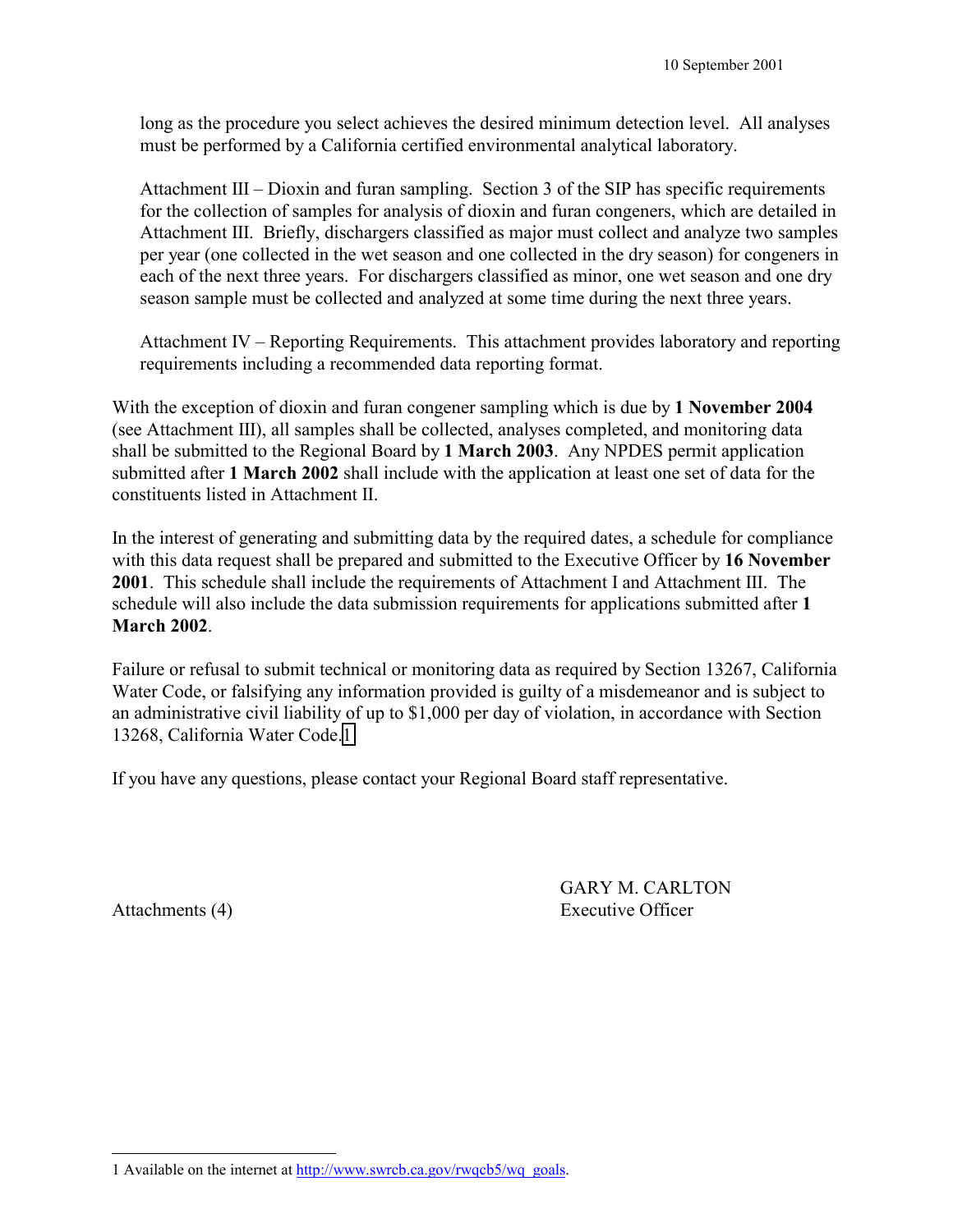long as the procedure you select achieves the desired minimum detection level. All analyses must be performed by a California certified environmental analytical laboratory.

Attachment III – Dioxin and furan sampling. Section 3 of the SIP has specific requirements for the collection of samples for analysis of dioxin and furan congeners, which are detailed in Attachment III. Briefly, dischargers classified as major must collect and analyze two samples per year (one collected in the wet season and one collected in the dry season) for congeners in each of the next three years. For dischargers classified as minor, one wet season and one dry season sample must be collected and analyzed at some time during the next three years.

Attachment IV – Reporting Requirements. This attachment provides laboratory and reporting requirements including a recommended data reporting format.

With the exception of dioxin and furan congener sampling which is due by **1 November 2004** (see Attachment III), all samples shall be collected, analyses completed, and monitoring data shall be submitted to the Regional Board by **1 March 2003**. Any NPDES permit application submitted after **1 March 2002** shall include with the application at least one set of data for the constituents listed in Attachment II.

In the interest of generating and submitting data by the required dates, a schedule for compliance with this data request shall be prepared and submitted to the Executive Officer by **16 November 2001**. This schedule shall include the requirements of Attachment I and Attachment III. The schedule will also include the data submission requirements for applications submitted after **1 March 2002**.

Failure or refusal to submit technical or monitoring data as required by Section 13267, California Water Code, or falsifying any information provided is guilty of a misdemeanor and is subject to an administrative civil liability of up to $1,000 per day of violation, in accordance with Section 13268, California Water Code.[1]

If you have any questions, please contact your Regional Board staff representative.

GARY M. CARLTON
Executive Officer

Attachments (4)

---

1 Available on the internet at http://www.swrcb.ca.gov/rwqcb5/wq_goals.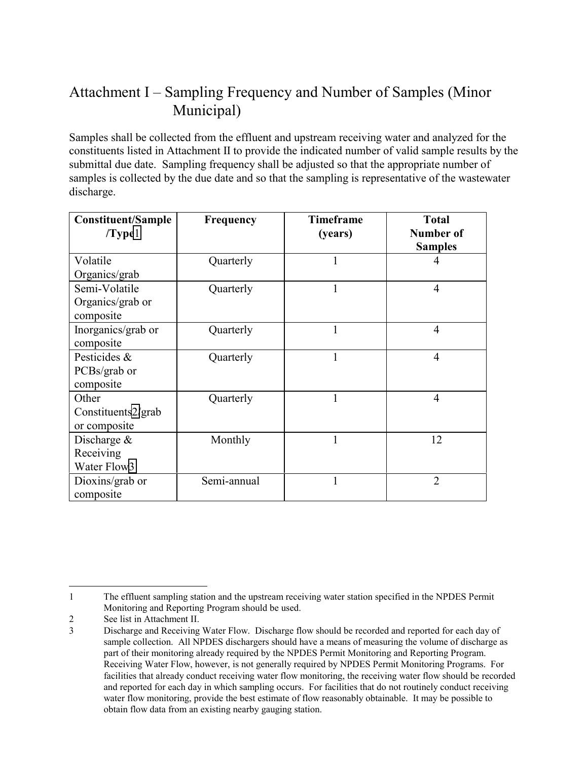# Attachment I – Sampling Frequency and Number of Samples (Minor Municipal)

Samples shall be collected from the effluent and upstream receiving water and analyzed for the constituents listed in Attachment II to provide the indicated number of valid sample results by the submittal due date. Sampling frequency shall be adjusted so that the appropriate number of samples is collected by the due date and so that the sampling is representative of the wastewater discharge.

| Constituent/Sample /Type[1] | Frequency | Timeframe (years) | Total Number of Samples |
|---|---|---|---|
| Volatile Organics/grab | Quarterly | 1 | 4 |
| Semi-Volatile Organics/grab or composite | Quarterly | 1 | 4 |
| Inorganics/grab or composite | Quarterly | 1 | 4 |
| Pesticides & PCBs/grab or composite | Quarterly | 1 | 4 |
| Other Constituents[2]/grab or composite | Quarterly | 1 | 4 |
| Discharge & Receiving Water Flow[3] | Monthly | 1 | 12 |
| Dioxins/grab or composite | Semi-annual | 1 | 2 |

1 The effluent sampling station and the upstream receiving water station specified in the NPDES Permit Monitoring and Reporting Program should be used.

2 See list in Attachment II.

3 Discharge and Receiving Water Flow. Discharge flow should be recorded and reported for each day of sample collection. All NPDES dischargers should have a means of measuring the volume of discharge as part of their monitoring already required by the NPDES Permit Monitoring and Reporting Program. Receiving Water Flow, however, is not generally required by NPDES Permit Monitoring Programs. For facilities that already conduct receiving water flow monitoring, the receiving water flow should be recorded and reported for each day in which sampling occurs. For facilities that do not routinely conduct receiving water flow monitoring, provide the best estimate of flow reasonably obtainable. It may be possible to obtain flow data from an existing nearby gauging station.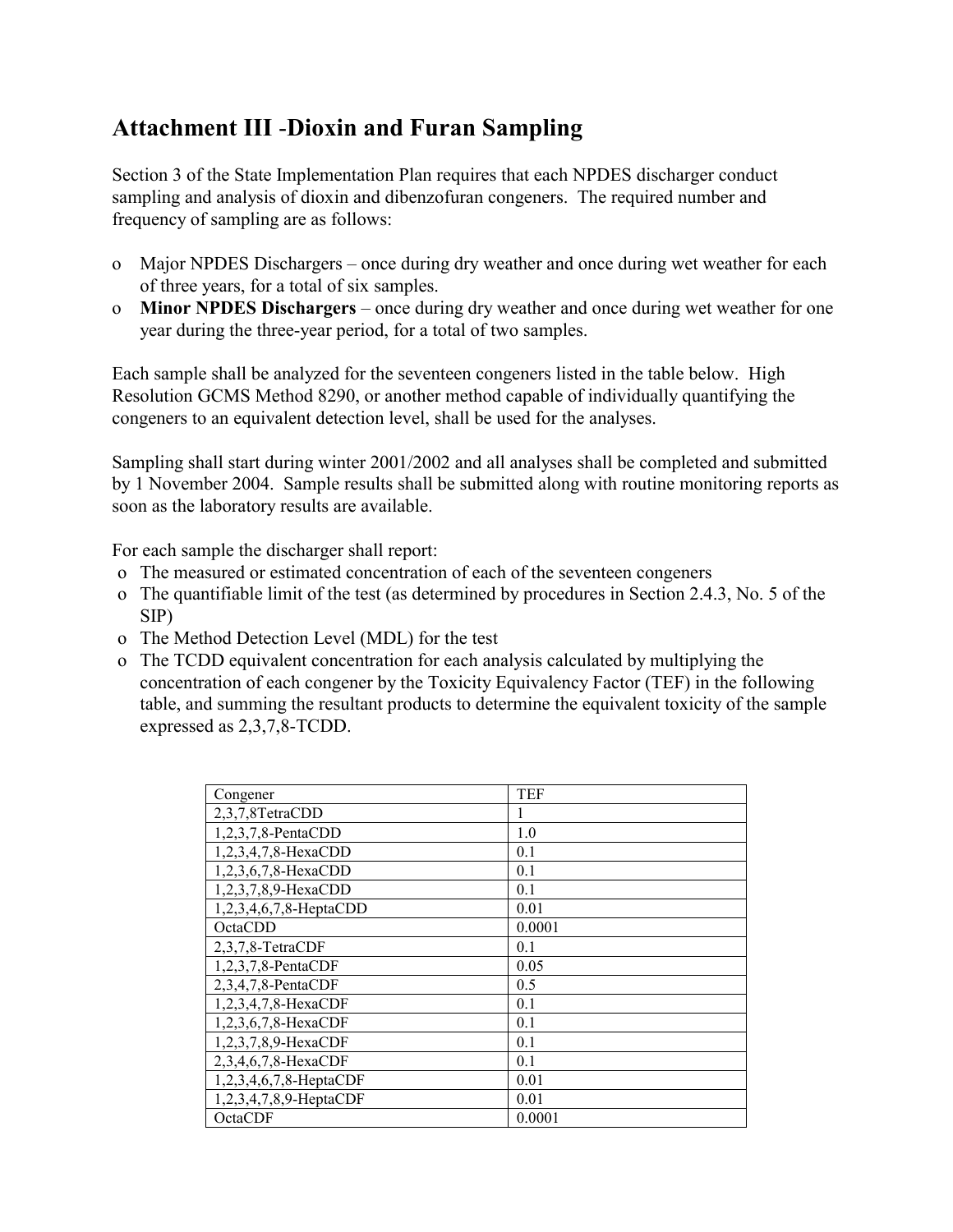## Attachment III -Dioxin and Furan Sampling

Section 3 of the State Implementation Plan requires that each NPDES discharger conduct sampling and analysis of dioxin and dibenzofuran congeners. The required number and frequency of sampling are as follows:

- Major NPDES Dischargers – once during dry weather and once during wet weather for each of three years, for a total of six samples.
- **Minor NPDES Dischargers** – once during dry weather and once during wet weather for one year during the three-year period, for a total of two samples.

Each sample shall be analyzed for the seventeen congeners listed in the table below. High Resolution GCMS Method 8290, or another method capable of individually quantifying the congeners to an equivalent detection level, shall be used for the analyses.

Sampling shall start during winter 2001/2002 and all analyses shall be completed and submitted by 1 November 2004. Sample results shall be submitted along with routine monitoring reports as soon as the laboratory results are available.

For each sample the discharger shall report:

- The measured or estimated concentration of each of the seventeen congeners
- The quantifiable limit of the test (as determined by procedures in Section 2.4.3, No. 5 of the SIP)
- The Method Detection Level (MDL) for the test
- The TCDD equivalent concentration for each analysis calculated by multiplying the concentration of each congener by the Toxicity Equivalency Factor (TEF) in the following table, and summing the resultant products to determine the equivalent toxicity of the sample expressed as 2,3,7,8-TCDD.

| Congener | TEF |
|---|---|
| 2,3,7,8TetraCDD | 1 |
| 1,2,3,7,8-PentaCDD | 1.0 |
| 1,2,3,4,7,8-HexaCDD | 0.1 |
| 1,2,3,6,7,8-HexaCDD | 0.1 |
| 1,2,3,7,8,9-HexaCDD | 0.1 |
| 1,2,3,4,6,7,8-HeptaCDD | 0.01 |
| OctaCDD | 0.0001 |
| 2,3,7,8-TetraCDF | 0.1 |
| 1,2,3,7,8-PentaCDF | 0.05 |
| 2,3,4,7,8-PentaCDF | 0.5 |
| 1,2,3,4,7,8-HexaCDF | 0.1 |
| 1,2,3,6,7,8-HexaCDF | 0.1 |
| 1,2,3,7,8,9-HexaCDF | 0.1 |
| 2,3,4,6,7,8-HexaCDF | 0.1 |
| 1,2,3,4,6,7,8-HeptaCDF | 0.01 |
| 1,2,3,4,7,8,9-HeptaCDF | 0.01 |
| OctaCDF | 0.0001 |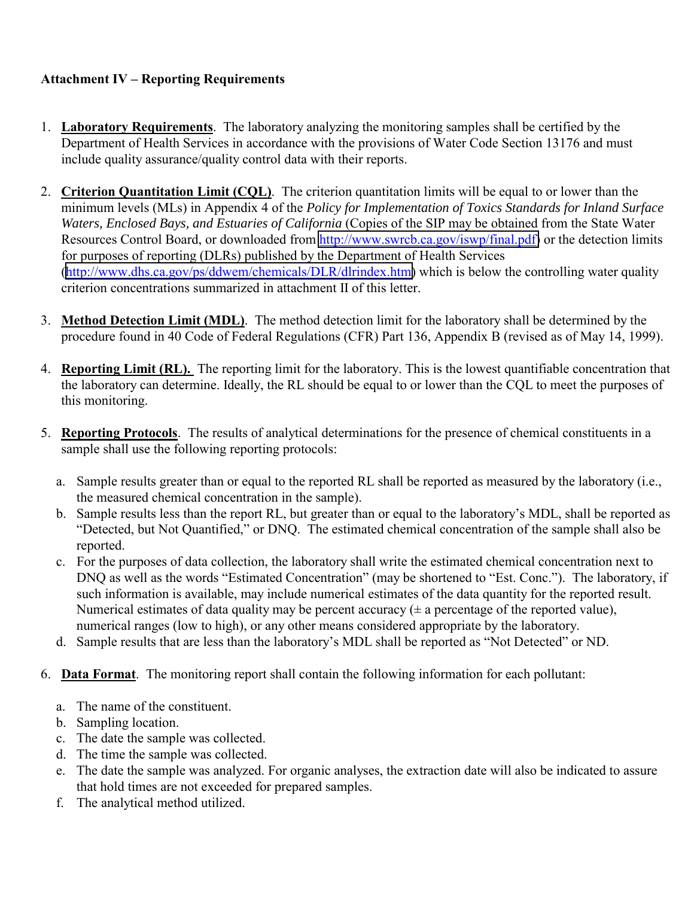**Attachment IV – Reporting Requirements**

1. **Laboratory Requirements**. The laboratory analyzing the monitoring samples shall be certified by the Department of Health Services in accordance with the provisions of Water Code Section 13176 and must include quality assurance/quality control data with their reports.

2. **Criterion Quantitation Limit (CQL)**. The criterion quantitation limits will be equal to or lower than the minimum levels (MLs) in Appendix 4 of the *Policy for Implementation of Toxics Standards for Inland Surface Waters, Enclosed Bays, and Estuaries of California* (Copies of the SIP may be obtained from the State Water Resources Control Board, or downloaded from http://www.swrcb.ca.gov/iswp/final.pdf) or the detection limits for purposes of reporting (DLRs) published by the Department of Health Services (http://www.dhs.ca.gov/ps/ddwem/chemicals/DLR/dlrindex.htm) which is below the controlling water quality criterion concentrations summarized in attachment II of this letter.

3. **Method Detection Limit (MDL)**. The method detection limit for the laboratory shall be determined by the procedure found in 40 Code of Federal Regulations (CFR) Part 136, Appendix B (revised as of May 14, 1999).

4. **Reporting Limit (RL).** The reporting limit for the laboratory. This is the lowest quantifiable concentration that the laboratory can determine. Ideally, the RL should be equal to or lower than the CQL to meet the purposes of this monitoring.

5. **Reporting Protocols**. The results of analytical determinations for the presence of chemical constituents in a sample shall use the following reporting protocols:

   a. Sample results greater than or equal to the reported RL shall be reported as measured by the laboratory (i.e., the measured chemical concentration in the sample).
   b. Sample results less than the report RL, but greater than or equal to the laboratory's MDL, shall be reported as "Detected, but Not Quantified," or DNQ. The estimated chemical concentration of the sample shall also be reported.
   c. For the purposes of data collection, the laboratory shall write the estimated chemical concentration next to DNQ as well as the words "Estimated Concentration" (may be shortened to "Est. Conc."). The laboratory, if such information is available, may include numerical estimates of the data quantity for the reported result. Numerical estimates of data quality may be percent accuracy (± a percentage of the reported value), numerical ranges (low to high), or any other means considered appropriate by the laboratory.
   d. Sample results that are less than the laboratory's MDL shall be reported as "Not Detected" or ND.

6. **Data Format**. The monitoring report shall contain the following information for each pollutant:

   a. The name of the constituent.
   b. Sampling location.
   c. The date the sample was collected.
   d. The time the sample was collected.
   e. The date the sample was analyzed. For organic analyses, the extraction date will also be indicated to assure that hold times are not exceeded for prepared samples.
   f. The analytical method utilized.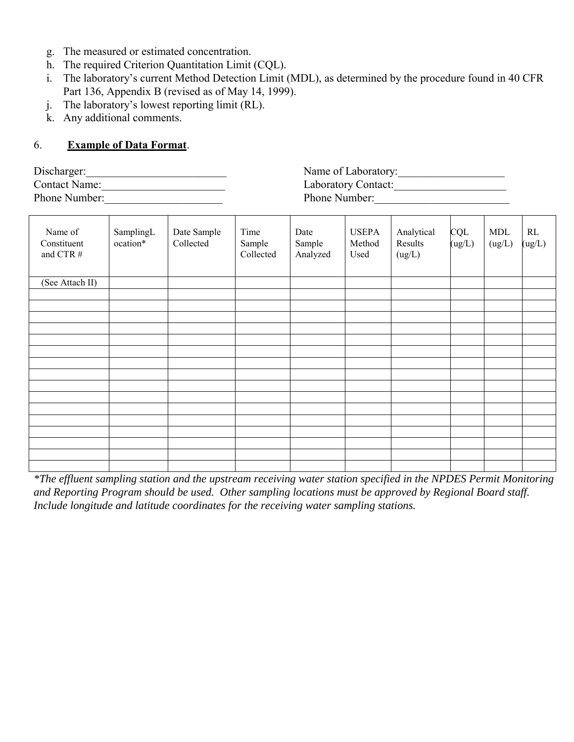g. The measured or estimated concentration.
h. The required Criterion Quantitation Limit (CQL).
i. The laboratory's current Method Detection Limit (MDL), as determined by the procedure found in 40 CFR Part 136, Appendix B (revised as of May 14, 1999).
j. The laboratory's lowest reporting limit (RL).
k. Any additional comments.

6. **Example of Data Format**.

Discharger:_________________________ Name of Laboratory:___________________
Contact Name:______________________ Laboratory Contact:____________________
Phone Number:_____________________ Phone Number:_________________________

| Name of Constituent and CTR # | SamplingLocation* | Date Sample Collected | Time Sample Collected | Date Sample Analyzed | USEPA Method Used | Analytical Results (ug/L) | CQL (ug/L) | MDL (ug/L) | RL (ug/L) |
|---|---|---|---|---|---|---|---|---|---|
| (See Attach II) | | | | | | | | | |
| | | | | | | | | | |
| | | | | | | | | | |
| | | | | | | | | | |
| | | | | | | | | | |
| | | | | | | | | | |
| | | | | | | | | | |
| | | | | | | | | | |
| | | | | | | | | | |
| | | | | | | | | | |
| | | | | | | | | | |
| | | | | | | | | | |
| | | | | | | | | | |
| | | | | | | | | | |
| | | | | | | | | | |
| | | | | | | | | | |
| | | | | | | | | | |

*\*The effluent sampling station and the upstream receiving water station specified in the NPDES Permit Monitoring and Reporting Program should be used. Other sampling locations must be approved by Regional Board staff. Include longitude and latitude coordinates for the receiving water sampling stations.*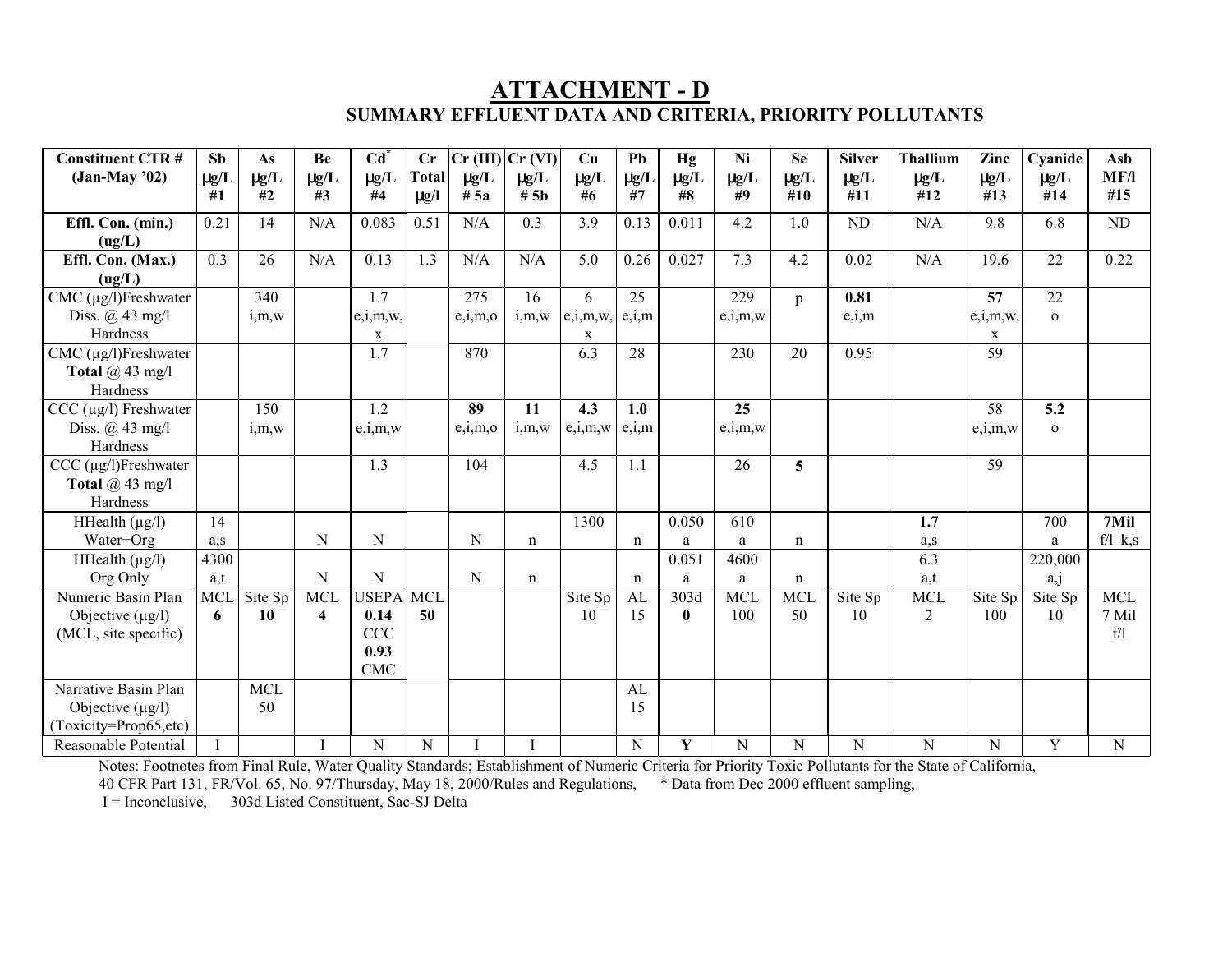# ATTACHMENT - D

## SUMMARY EFFLUENT DATA AND CRITERIA, PRIORITY POLLUTANTS

| Constituent CTR # (Jan-May '02) | Sb μg/L #1 | As μg/L #2 | Be μg/L #3 | Cd* μg/L #4 | Cr Total μg/l | Cr (III) μg/L # 5a | Cr (VI) μg/L # 5b | Cu μg/L #6 | Pb μg/L #7 | Hg μg/L #8 | Ni μg/L #9 | Se μg/L #10 | Silver μg/L #11 | Thallium μg/L #12 | Zinc μg/L #13 | Cyanide μg/L #14 | Asb MF/l #15 |
|---|---|---|---|---|---|---|---|---|---|---|---|---|---|---|---|---|---|
| **Effl. Con. (min.) (ug/L)** | 0.21 | 14 | N/A | 0.083 | 0.51 | N/A | 0.3 | 3.9 | 0.13 | 0.011 | 4.2 | 1.0 | ND | N/A | 9.8 | 6.8 | ND |
| **Effl. Con. (Max.) (ug/L)** | 0.3 | 26 | N/A | 0.13 | 1.3 | N/A | N/A | 5.0 | 0.26 | 0.027 | 7.3 | 4.2 | 0.02 | N/A | 19.6 | 22 | 0.22 |
| CMC (μg/l)Freshwater Diss. @ 43 mg/l Hardness | | 340 i,m,w | | 1.7 e,i,m,w, x | | 275 e,i,m,o | 16 i,m,w | 6 e,i,m,w, x | 25 e,i,m | | 229 e,i,m,w | p | **0.81** e,i,m | | **57** e,i,m,w, x | 22 o | |
| CMC (μg/l)Freshwater **Total** @ 43 mg/l Hardness | | | | 1.7 | | 870 | | 6.3 | 28 | | 230 | 20 | 0.95 | | 59 | | |
| CCC (μg/l) Freshwater Diss. @ 43 mg/l Hardness | | 150 i,m,w | | 1.2 e,i,m,w | | **89** e,i,m,o | **11** i,m,w | **4.3** e,i,m,w | **1.0** e,i,m | | **25** e,i,m,w | | | | 58 e,i,m,w | **5.2** o | |
| CCC (μg/l)Freshwater **Total** @ 43 mg/l Hardness | | | | 1.3 | | 104 | | 4.5 | 1.1 | | 26 | **5** | | | 59 | | |
| HHealth (μg/l) Water+Org | 14 a,s | | N | N | | N | n | 1300 | n | 0.050 a | 610 a | n | | **1.7** a,s | | 700 a | **7Mil** f/l k,s |
| HHealth (μg/l) Org Only | 4300 a,t | | N | N | | N | n | | n | 0.051 a | 4600 a | n | | 6.3 a,t | | 220,000 a,j | |
| Numeric Basin Plan Objective (μg/l) (MCL, site specific) | MCL **6** | Site Sp **10** | MCL **4** | USEPA **0.14** CCC **0.93** CMC | MCL **50** | | | Site Sp 10 | AL 15 | 303d **0** | MCL 100 | MCL 50 | Site Sp 10 | MCL 2 | Site Sp 100 | Site Sp 10 | MCL 7 Mil f/l |
| Narrative Basin Plan Objective (μg/l) (Toxicity=Prop65,etc) | | MCL 50 | | | | | | | AL 15 | | | | | | | | |
| Reasonable Potential | I | | I | N | N | I | I | | N | **Y** | N | N | N | N | N | Y | N |

Notes: Footnotes from Final Rule, Water Quality Standards; Establishment of Numeric Criteria for Priority Toxic Pollutants for the State of California, 40 CFR Part 131, FR/Vol. 65, No. 97/Thursday, May 18, 2000/Rules and Regulations, * Data from Dec 2000 effluent sampling,
I = Inconclusive, 303d Listed Constituent, Sac-SJ Delta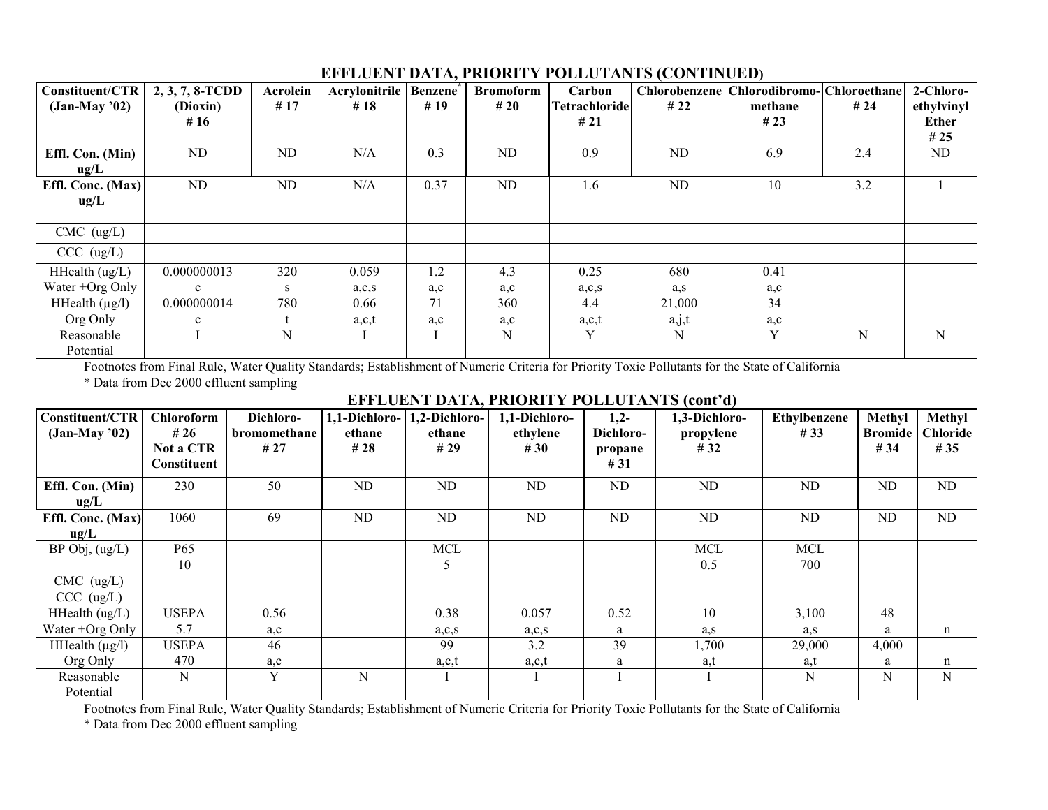## EFFLUENT DATA, PRIORITY POLLUTANTS (CONTINUED)

| Constituent/CTR (Jan-May '02) | 2, 3, 7, 8-TCDD (Dioxin) # 16 | Acrolein # 17 | Acrylonitrile # 18 | Benzene* # 19 | Bromoform # 20 | Carbon Tetrachloride # 21 | Chlorobenzene # 22 | Chlorodibromo-methane # 23 | Chloroethane # 24 | 2-Chloro-ethylvinyl Ether # 25 |
|---|---|---|---|---|---|---|---|---|---|---|
| **Effl. Con. (Min) ug/L** | ND | ND | N/A | 0.3 | ND | 0.9 | ND | 6.9 | 2.4 | ND |
| **Effl. Conc. (Max) ug/L** | ND | ND | N/A | 0.37 | ND | 1.6 | ND | 10 | 3.2 | 1 |
| CMC (ug/L) | | | | | | | | | | |
| CCC (ug/L) | | | | | | | | | | |
| HHealth (ug/L) Water +Org Only | 0.000000013 c | 320 s | 0.059 a,c,s | 1.2 a,c | 4.3 a,c | 0.25 a,c,s | 680 a,s | 0.41 a,c | | |
| HHealth (μg/l) Org Only | 0.000000014 c | 780 t | 0.66 a,c,t | 71 a,c | 360 a,c | 4.4 a,c,t | 21,000 a,j,t | 34 a,c | | |
| Reasonable Potential | I | N | I | I | N | Y | N | Y | N | N |

Footnotes from Final Rule, Water Quality Standards; Establishment of Numeric Criteria for Priority Toxic Pollutants for the State of California

\* Data from Dec 2000 effluent sampling

## EFFLUENT DATA, PRIORITY POLLUTANTS (cont'd)

| Constituent/CTR (Jan-May '02) | Chloroform # 26 Not a CTR Constituent | Dichloro-bromomethane # 27 | 1,1-Dichloro-ethane # 28 | 1,2-Dichloro-ethane # 29 | 1,1-Dichloro-ethylene # 30 | 1,2-Dichloro-propane # 31 | 1,3-Dichloro-propylene # 32 | Ethylbenzene # 33 | Methyl Bromide # 34 | Methyl Chloride # 35 |
|---|---|---|---|---|---|---|---|---|---|---|
| **Effl. Con. (Min) ug/L** | 230 | 50 | ND | ND | ND | ND | ND | ND | ND | ND |
| **Effl. Conc. (Max) ug/L** | 1060 | 69 | ND | ND | ND | ND | ND | ND | ND | ND |
| BP Obj, (ug/L) | P65 10 | | | MCL 5 | | | MCL 0.5 | MCL 700 | | |
| CMC (ug/L) | | | | | | | | | | |
| CCC (ug/L) | | | | | | | | | | |
| HHealth (ug/L) Water +Org Only | USEPA 5.7 | 0.56 a,c | | 0.38 a,c,s | 0.057 a,c,s | 0.52 a | 10 a,s | 3,100 a,s | 48 a | n |
| HHealth (μg/l) Org Only | USEPA 470 | 46 a,c | | 99 a,c,t | 3.2 a,c,t | 39 a | 1,700 a,t | 29,000 a,t | 4,000 a | n |
| Reasonable Potential | N | Y | N | I | I | I | I | N | N | N |

Footnotes from Final Rule, Water Quality Standards; Establishment of Numeric Criteria for Priority Toxic Pollutants for the State of California

\* Data from Dec 2000 effluent sampling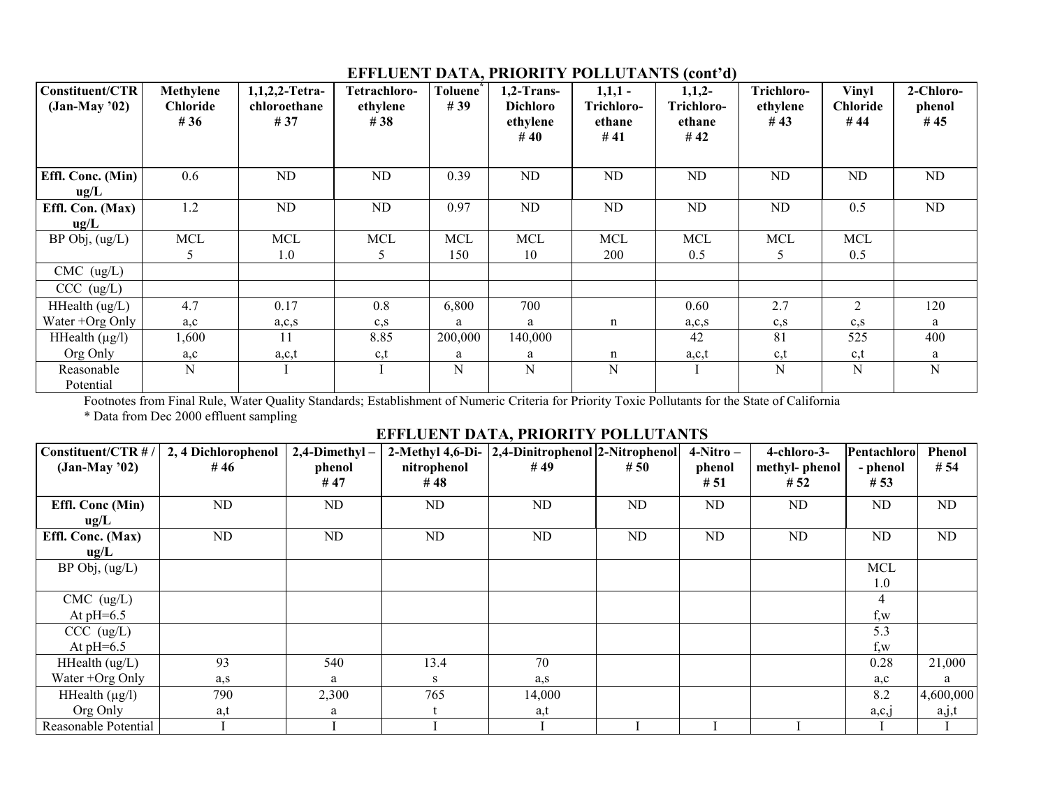## EFFLUENT DATA, PRIORITY POLLUTANTS (cont'd)

| Constituent/CTR (Jan-May '02) | Methylene Chloride # 36 | 1,1,2,2-Tetra-chloroethane # 37 | Tetrachloro-ethylene # 38 | Toluene* # 39 | 1,2-Trans-Dichloro ethylene # 40 | 1,1,1 - Trichloro-ethane # 41 | 1,1,2- Trichloro-ethane # 42 | Trichloro-ethylene # 43 | Vinyl Chloride # 44 | 2-Chloro-phenol # 45 |
|---|---|---|---|---|---|---|---|---|---|---|
| **Effl. Conc. (Min) ug/L** | 0.6 | ND | ND | 0.39 | ND | ND | ND | ND | ND | ND |
| **Effl. Con. (Max) ug/L** | 1.2 | ND | ND | 0.97 | ND | ND | ND | ND | 0.5 | ND |
| BP Obj, (ug/L) | MCL 5 | MCL 1.0 | MCL 5 | MCL 150 | MCL 10 | MCL 200 | MCL 0.5 | MCL 5 | MCL 0.5 | |
| CMC (ug/L) | | | | | | | | | | |
| CCC (ug/L) | | | | | | | | | | |
| HHealth (ug/L) Water +Org Only | 4.7 a,c | 0.17 a,c,s | 0.8 c,s | 6,800 a | 700 a | n | 0.60 a,c,s | 2.7 c,s | 2 c,s | 120 a |
| HHealth (µg/l) Org Only | 1,600 a,c | 11 a,c,t | 8.85 c,t | 200,000 a | 140,000 a | n | 42 a,c,t | 81 c,t | 525 c,t | 400 a |
| Reasonable Potential | N | I | I | N | N | N | I | N | N | N |

Footnotes from Final Rule, Water Quality Standards; Establishment of Numeric Criteria for Priority Toxic Pollutants for the State of California

* Data from Dec 2000 effluent sampling

## EFFLUENT DATA, PRIORITY POLLUTANTS

| Constituent/CTR # / (Jan-May '02) | 2, 4 Dichlorophenol # 46 | 2,4-Dimethyl – phenol # 47 | 2-Methyl 4,6-Di-nitrophenol # 48 | 2,4-Dinitrophenol # 49 | 2-Nitrophenol # 50 | 4-Nitro – phenol # 51 | 4-chloro-3-methyl- phenol # 52 | Pentachloro - phenol # 53 | Phenol # 54 |
|---|---|---|---|---|---|---|---|---|---|
| **Effl. Conc (Min) ug/L** | ND | ND | ND | ND | ND | ND | ND | ND | ND |
| **Effl. Conc. (Max) ug/L** | ND | ND | ND | ND | ND | ND | ND | ND | ND |
| BP Obj, (ug/L) | | | | | | | | MCL 1.0 | |
| CMC (ug/L) At pH=6.5 | | | | | | | | 4 f,w | |
| CCC (ug/L) At pH=6.5 | | | | | | | | 5.3 f,w | |
| HHealth (ug/L) Water +Org Only | 93 a,s | 540 a | 13.4 s | 70 a,s | | | | 0.28 a,c | 21,000 a |
| HHealth (µg/l) Org Only | 790 a,t | 2,300 a | 765 t | 14,000 a,t | | | | 8.2 a,c,j | 4,600,000 a,j,t |
| Reasonable Potential | I | I | I | I | I | I | I | I | I |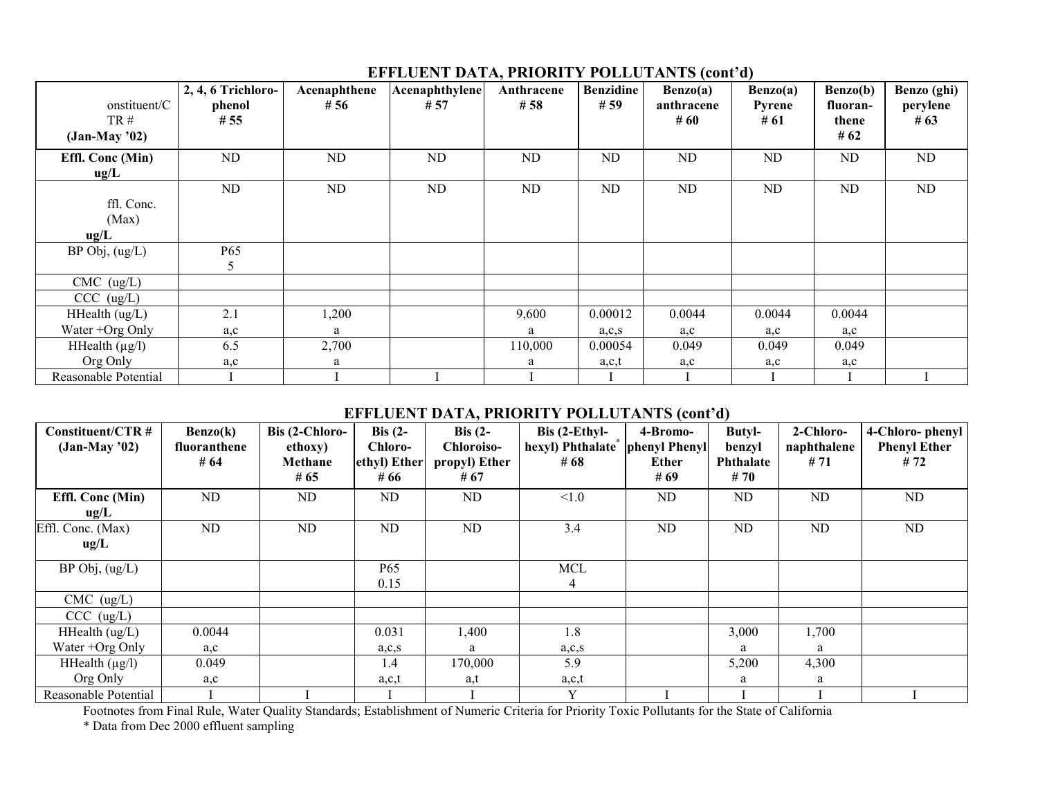## EFFLUENT DATA, PRIORITY POLLUTANTS (cont'd)

| onstituent/C TR # (Jan-May '02) | 2, 4, 6 Trichloro-phenol # 55 | Acenaphthene # 56 | Acenaphthylene # 57 | Anthracene # 58 | Benzidine # 59 | Benzo(a) anthracene # 60 | Benzo(a) Pyrene # 61 | Benzo(b) fluoran-thene # 62 | Benzo (ghi) perylene # 63 |
|---|---|---|---|---|---|---|---|---|---|
| Effl. Conc (Min) ug/L | ND | ND | ND | ND | ND | ND | ND | ND | ND |
| ffl. Conc. (Max) ug/L | ND | ND | ND | ND | ND | ND | ND | ND | ND |
| BP Obj, (ug/L) | P65 5 | | | | | | | | |
| CMC (ug/L) | | | | | | | | | |
| CCC (ug/L) | | | | | | | | | |
| HHealth (ug/L) Water +Org Only | 2.1 a,c | 1,200 a | | 9,600 a | 0.00012 a,c,s | 0.0044 a,c | 0.0044 a,c | 0.0044 a,c | |
| HHealth (μg/l) Org Only | 6.5 a,c | 2,700 a | | 110,000 a | 0.00054 a,c,t | 0.049 a,c | 0.049 a,c | 0.049 a,c | |
| Reasonable Potential | I | I | I | I | I | I | I | I | I |

## EFFLUENT DATA, PRIORITY POLLUTANTS (cont'd)

| Constituent/CTR # (Jan-May '02) | Benzo(k) fluoranthene # 64 | Bis (2-Chloro-ethoxy) Methane # 65 | Bis (2-Chloro-ethyl) Ether # 66 | Bis (2-Chloroiso-propyl) Ether # 67 | Bis (2-Ethyl-hexyl) Phthalate* # 68 | 4-Bromo-phenyl Phenyl Ether # 69 | Butyl-benzyl Phthalate # 70 | 2-Chloro-naphthalene # 71 | 4-Chloro- phenyl Phenyl Ether # 72 |
|---|---|---|---|---|---|---|---|---|---|
| Effl. Conc (Min) ug/L | ND | ND | ND | ND | <1.0 | ND | ND | ND | ND |
| Effl. Conc. (Max) ug/L | ND | ND | ND | ND | 3.4 | ND | ND | ND | ND |
| BP Obj, (ug/L) | | | P65 0.15 | | MCL 4 | | | | |
| CMC (ug/L) | | | | | | | | | |
| CCC (ug/L) | | | | | | | | | |
| HHealth (ug/L) Water +Org Only | 0.0044 a,c | | 0.031 a,c,s | 1,400 a | 1.8 a,c,s | | 3,000 a | 1,700 a | |
| HHealth (μg/l) Org Only | 0.049 a,c | | 1.4 a,c,t | 170,000 a,t | 5.9 a,c,t | | 5,200 a | 4,300 a | |
| Reasonable Potential | I | I | I | I | Y | I | I | I | I |

Footnotes from Final Rule, Water Quality Standards; Establishment of Numeric Criteria for Priority Toxic Pollutants for the State of California

* Data from Dec 2000 effluent sampling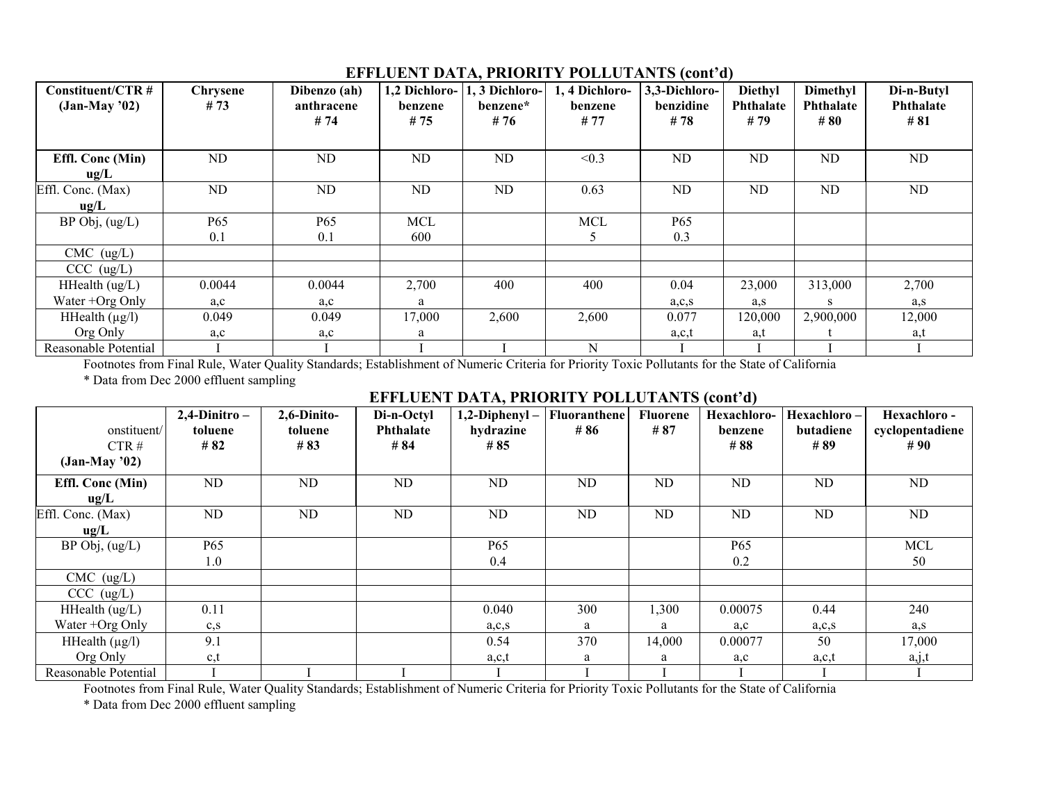## EFFLUENT DATA, PRIORITY POLLUTANTS (cont'd)

| Constituent/CTR # (Jan-May '02) | Chrysene # 73 | Dibenzo (ah) anthracene # 74 | 1,2 Dichloro-benzene # 75 | 1, 3 Dichloro-benzene* # 76 | 1, 4 Dichloro-benzene # 77 | 3,3-Dichloro-benzidine # 78 | Diethyl Phthalate # 79 | Dimethyl Phthalate # 80 | Di-n-Butyl Phthalate # 81 |
|---|---|---|---|---|---|---|---|---|---|
| **Effl. Conc (Min) ug/L** | ND | ND | ND | ND | <0.3 | ND | ND | ND | ND |
| Effl. Conc. (Max) **ug/L** | ND | ND | ND | ND | 0.63 | ND | ND | ND | ND |
| BP Obj, (ug/L) | P65 0.1 | P65 0.1 | MCL 600 | | MCL 5 | P65 0.3 | | | |
| CMC (ug/L) | | | | | | | | | |
| CCC (ug/L) | | | | | | | | | |
| HHealth (ug/L) Water +Org Only | 0.0044 a,c | 0.0044 a,c | 2,700 a | 400 | 400 | 0.04 a,c,s | 23,000 a,s | 313,000 s | 2,700 a,s |
| HHealth (µg/l) Org Only | 0.049 a,c | 0.049 a,c | 17,000 a | 2,600 | 2,600 | 0.077 a,c,t | 120,000 a,t | 2,900,000 t | 12,000 a,t |
| Reasonable Potential | I | I | I | I | N | I | I | I | I |

Footnotes from Final Rule, Water Quality Standards; Establishment of Numeric Criteria for Priority Toxic Pollutants for the State of California

* Data from Dec 2000 effluent sampling

## EFFLUENT DATA, PRIORITY POLLUTANTS (cont'd)

| onstituent/ CTR # (Jan-May '02) | 2,4-Dinitro – toluene # 82 | 2,6-Dinito-toluene # 83 | Di-n-Octyl Phthalate # 84 | 1,2-Diphenyl – hydrazine # 85 | Fluoranthene # 86 | Fluorene # 87 | Hexachloro-benzene # 88 | Hexachloro – butadiene # 89 | Hexachloro - cyclopentadiene # 90 |
|---|---|---|---|---|---|---|---|---|---|
| **Effl. Conc (Min) ug/L** | ND | ND | ND | ND | ND | ND | ND | ND | ND |
| Effl. Conc. (Max) **ug/L** | ND | ND | ND | ND | ND | ND | ND | ND | ND |
| BP Obj, (ug/L) | P65 1.0 | | | P65 0.4 | | | P65 0.2 | | MCL 50 |
| CMC (ug/L) | | | | | | | | | |
| CCC (ug/L) | | | | | | | | | |
| HHealth (ug/L) Water +Org Only | 0.11 c,s | | | 0.040 a,c,s | 300 a | 1,300 a | 0.00075 a,c | 0.44 a,c,s | 240 a,s |
| HHealth (µg/l) Org Only | 9.1 c,t | | | 0.54 a,c,t | 370 a | 14,000 a | 0.00077 a,c | 50 a,c,t | 17,000 a,j,t |
| Reasonable Potential | I | I | I | I | I | I | I | I | I |

Footnotes from Final Rule, Water Quality Standards; Establishment of Numeric Criteria for Priority Toxic Pollutants for the State of California

* Data from Dec 2000 effluent sampling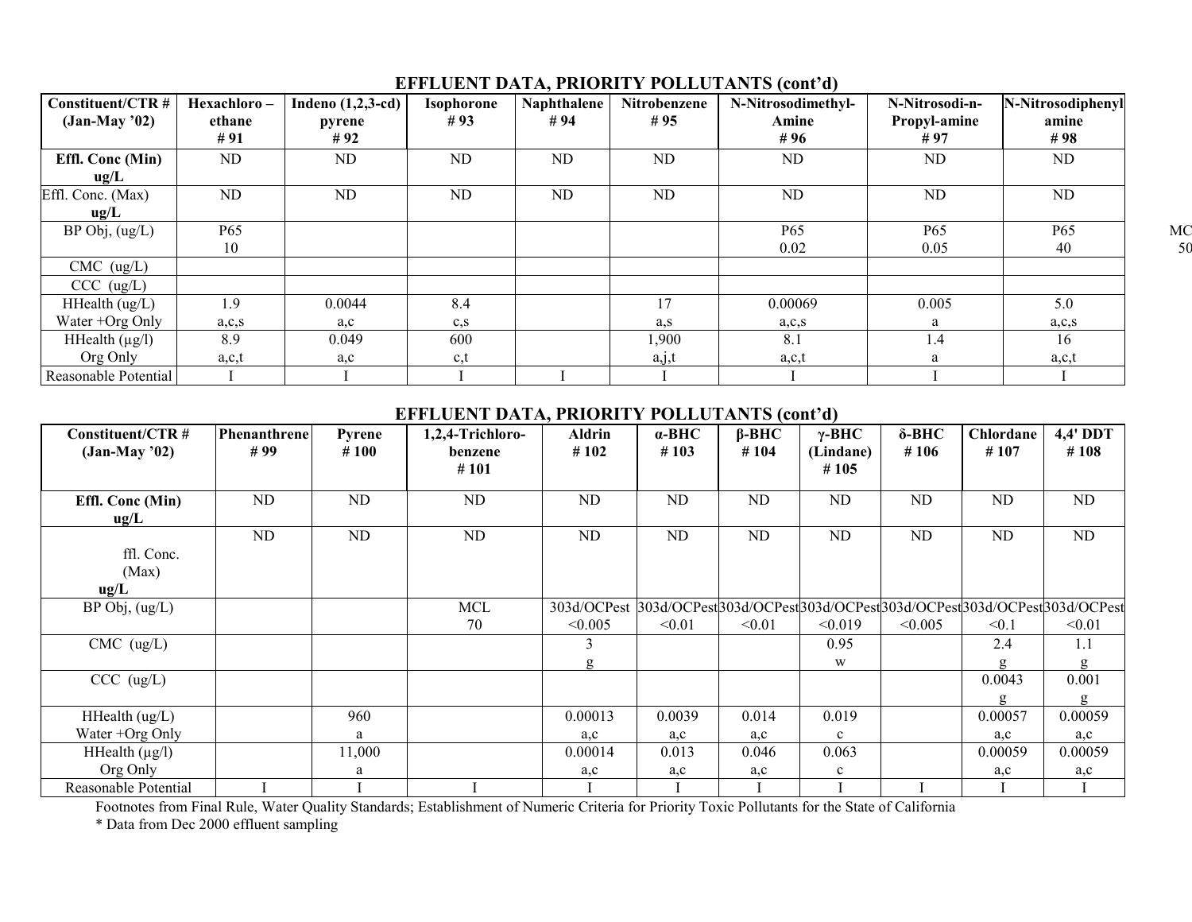## EFFLUENT DATA, PRIORITY POLLUTANTS (cont'd)

| Constituent/CTR # (Jan-May '02) | Hexachloro – ethane # 91 | Indeno (1,2,3-cd) pyrene # 92 | Isophorone # 93 | Naphthalene # 94 | Nitrobenzene # 95 | N-Nitrosodimethyl-Amine # 96 | N-Nitrosodi-n-Propyl-amine # 97 | N-Nitrosodiphenyl amine # 98 |
|---|---|---|---|---|---|---|---|---|
| **Effl. Conc (Min) ug/L** | ND | ND | ND | ND | ND | ND | ND | ND |
| Effl. Conc. (Max) **ug/L** | ND | ND | ND | ND | ND | ND | ND | ND |
| BP Obj, (ug/L) | P65 10 | | | | | P65 0.02 | P65 0.05 | P65 40 |
| CMC (ug/L) | | | | | | | | |
| CCC (ug/L) | | | | | | | | |
| HHealth (ug/L) Water +Org Only | 1.9 a,c,s | 0.0044 a,c | 8.4 c,s | | 17 a,s | 0.00069 a,c,s | 0.005 a | 5.0 a,c,s |
| HHealth (µg/l) Org Only | 8.9 a,c,t | 0.049 a,c | 600 c,t | | 1,900 a,j,t | 8.1 a,c,t | 1.4 a | 16 a,c,t |
| Reasonable Potential | I | I | I | I | I | I | I | I |

## EFFLUENT DATA, PRIORITY POLLUTANTS (cont'd)

| Constituent/CTR # (Jan-May '02) | Phenanthrene # 99 | Pyrene # 100 | 1,2,4-Trichloro-benzene # 101 | Aldrin # 102 | α-BHC # 103 | β-BHC # 104 | γ-BHC (Lindane) # 105 | δ-BHC # 106 | Chlordane # 107 | 4,4' DDT # 108 |
|---|---|---|---|---|---|---|---|---|---|---|
| **Effl. Conc (Min) ug/L** | ND | ND | ND | ND | ND | ND | ND | ND | ND | ND |
| ffl. Conc. (Max) **ug/L** | ND | ND | ND | ND | ND | ND | ND | ND | ND | ND |
| BP Obj, (ug/L) | | | MCL 70 | 303d/OCPest <0.005 | 303d/OCPest <0.01 | 303d/OCPest <0.01 | 303d/OCPest <0.019 | 303d/OCPest <0.005 | 303d/OCPest <0.1 | 303d/OCPest <0.01 |
| CMC (ug/L) | | | | 3 g | | | 0.95 w | | 2.4 g | 1.1 g |
| CCC (ug/L) | | | | | | | | | 0.0043 g | 0.001 g |
| HHealth (ug/L) Water +Org Only | | 960 a | | 0.00013 a,c | 0.0039 a,c | 0.014 a,c | 0.019 c | | 0.00057 a,c | 0.00059 a,c |
| HHealth (µg/l) Org Only | | 11,000 a | | 0.00014 a,c | 0.013 a,c | 0.046 a,c | 0.063 c | | 0.00059 a,c | 0.00059 a,c |
| Reasonable Potential | I | I | I | I | I | I | I | I | I | I |

Footnotes from Final Rule, Water Quality Standards; Establishment of Numeric Criteria for Priority Toxic Pollutants for the State of California

* Data from Dec 2000 effluent sampling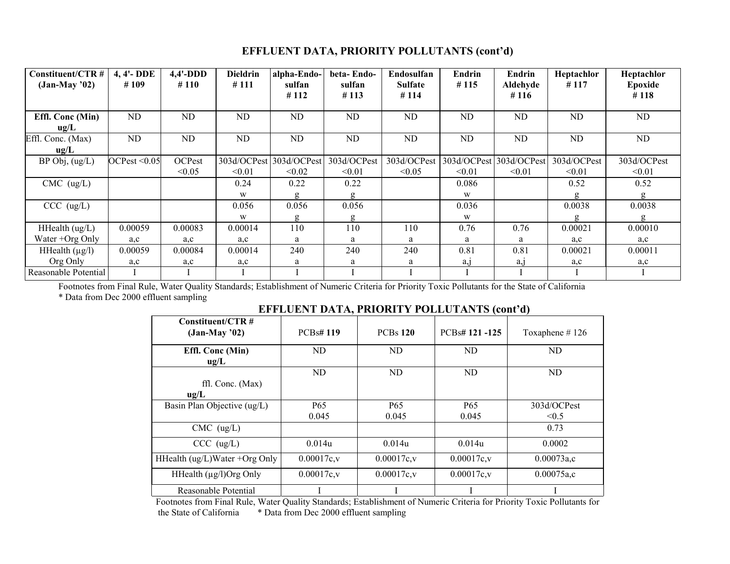## EFFLUENT DATA, PRIORITY POLLUTANTS (cont'd)

| Constituent/CTR # (Jan-May '02) | 4, 4'- DDE # 109 | 4,4'-DDD # 110 | Dieldrin # 111 | alpha-Endo-sulfan # 112 | beta- Endo-sulfan # 113 | Endosulfan Sulfate # 114 | Endrin # 115 | Endrin Aldehyde # 116 | Heptachlor # 117 | Heptachlor Epoxide # 118 |
|---|---|---|---|---|---|---|---|---|---|---|
| **Effl. Conc (Min) ug/L** | ND | ND | ND | ND | ND | ND | ND | ND | ND | ND |
| Effl. Conc. (Max) **ug/L** | ND | ND | ND | ND | ND | ND | ND | ND | ND | ND |
| BP Obj, (ug/L) | OCPest <0.05 | OCPest <0.05 | 303d/OCPest <0.01 | 303d/OCPest <0.02 | 303d/OCPest <0.01 | 303d/OCPest <0.05 | 303d/OCPest <0.01 | 303d/OCPest <0.01 | 303d/OCPest <0.01 | 303d/OCPest <0.01 |
| CMC (ug/L) | | | 0.24 w | 0.22 g | 0.22 g | | 0.086 w | | 0.52 g | 0.52 g |
| CCC (ug/L) | | | 0.056 w | 0.056 g | 0.056 g | | 0.036 w | | 0.0038 g | 0.0038 g |
| HHealth (ug/L) Water +Org Only | 0.00059 a,c | 0.00083 a,c | 0.00014 a,c | 110 a | 110 a | 110 a | 0.76 a | 0.76 a | 0.00021 a,c | 0.00010 a,c |
| HHealth (µg/l) Org Only | 0.00059 a,c | 0.00084 a,c | 0.00014 a,c | 240 a | 240 a | 240 a | 0.81 a,j | 0.81 a,j | 0.00021 a,c | 0.00011 a,c |
| Reasonable Potential | I | I | I | I | I | I | I | I | I | I |

Footnotes from Final Rule, Water Quality Standards; Establishment of Numeric Criteria for Priority Toxic Pollutants for the State of California
* Data from Dec 2000 effluent sampling

## EFFLUENT DATA, PRIORITY POLLUTANTS (cont'd)

| Constituent/CTR # (Jan-May '02) | PCBs# **119** | PCBs **120** | PCBs# **121 -125** | Toxaphene # 126 |
|---|---|---|---|---|
| **Effl. Conc (Min) ug/L** | ND | ND | ND | ND |
| ffl. Conc. (Max) **ug/L** | ND | ND | ND | ND |
| Basin Plan Objective (ug/L) | P65 0.045 | P65 0.045 | P65 0.045 | 303d/OCPest <0.5 |
| CMC (ug/L) | | | | 0.73 |
| CCC (ug/L) | 0.014u | 0.014u | 0.014u | 0.0002 |
| HHealth (ug/L)Water +Org Only | 0.00017c,v | 0.00017c,v | 0.00017c,v | 0.00073a,c |
| HHealth (µg/l)Org Only | 0.00017c,v | 0.00017c,v | 0.00017c,v | 0.00075a,c |
| Reasonable Potential | I | I | I | I |

Footnotes from Final Rule, Water Quality Standards; Establishment of Numeric Criteria for Priority Toxic Pollutants for the State of California * Data from Dec 2000 effluent sampling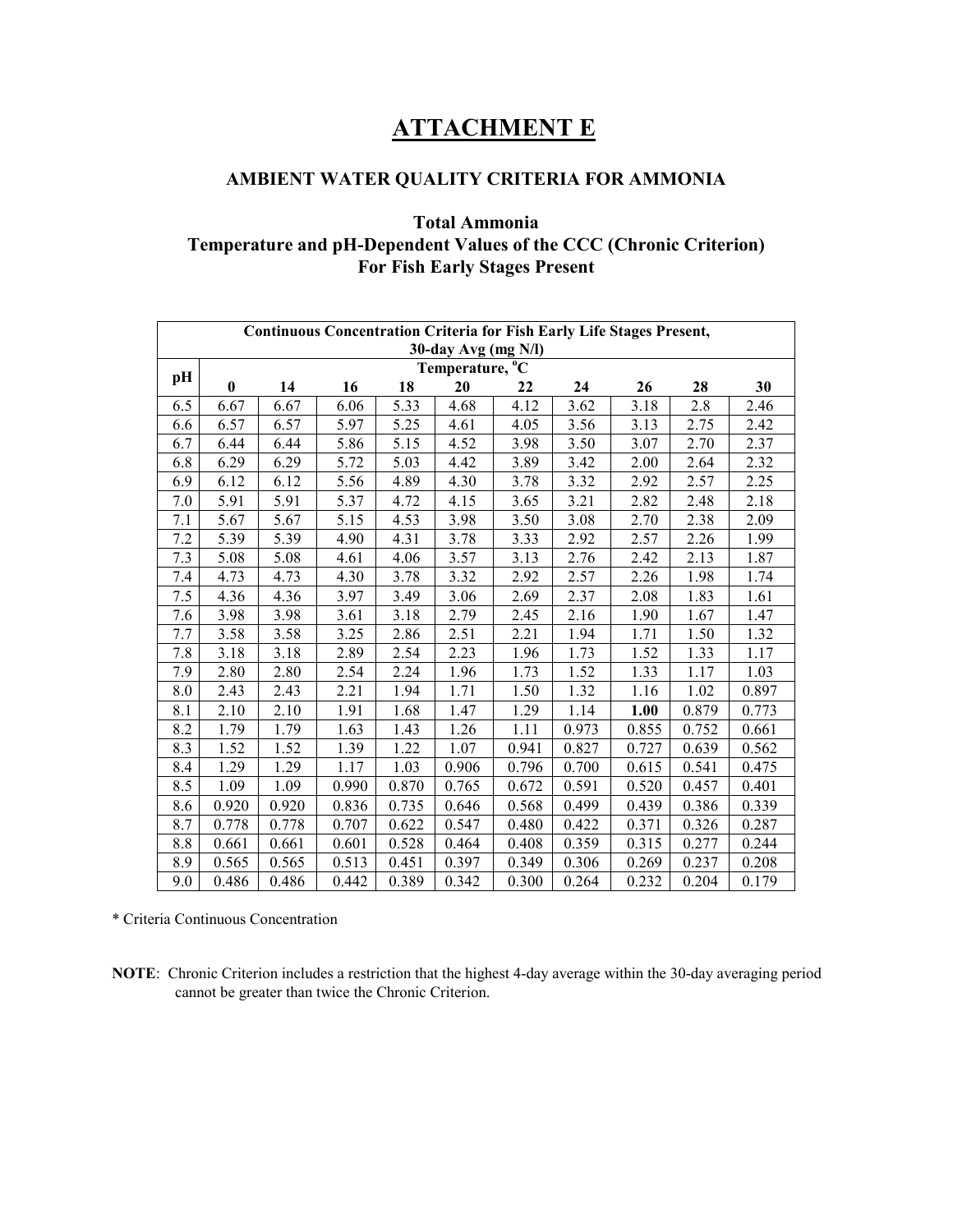# ATTACHMENT E

## AMBIENT WATER QUALITY CRITERIA FOR AMMONIA

### Total Ammonia
### Temperature and pH-Dependent Values of the CCC (Chronic Criterion)
### For Fish Early Stages Present

| Continuous Concentration Criteria for Fish Early Life Stages Present, 30-day Avg (mg N/l) | | | | | | | | | | |
|---|---|---|---|---|---|---|---|---|---|---|
| pH | Temperature, °C | | | | | | | | | |
| | 0 | 14 | 16 | 18 | 20 | 22 | 24 | 26 | 28 | 30 |
| 6.5 | 6.67 | 6.67 | 6.06 | 5.33 | 4.68 | 4.12 | 3.62 | 3.18 | 2.8 | 2.46 |
| 6.6 | 6.57 | 6.57 | 5.97 | 5.25 | 4.61 | 4.05 | 3.56 | 3.13 | 2.75 | 2.42 |
| 6.7 | 6.44 | 6.44 | 5.86 | 5.15 | 4.52 | 3.98 | 3.50 | 3.07 | 2.70 | 2.37 |
| 6.8 | 6.29 | 6.29 | 5.72 | 5.03 | 4.42 | 3.89 | 3.42 | 2.00 | 2.64 | 2.32 |
| 6.9 | 6.12 | 6.12 | 5.56 | 4.89 | 4.30 | 3.78 | 3.32 | 2.92 | 2.57 | 2.25 |
| 7.0 | 5.91 | 5.91 | 5.37 | 4.72 | 4.15 | 3.65 | 3.21 | 2.82 | 2.48 | 2.18 |
| 7.1 | 5.67 | 5.67 | 5.15 | 4.53 | 3.98 | 3.50 | 3.08 | 2.70 | 2.38 | 2.09 |
| 7.2 | 5.39 | 5.39 | 4.90 | 4.31 | 3.78 | 3.33 | 2.92 | 2.57 | 2.26 | 1.99 |
| 7.3 | 5.08 | 5.08 | 4.61 | 4.06 | 3.57 | 3.13 | 2.76 | 2.42 | 2.13 | 1.87 |
| 7.4 | 4.73 | 4.73 | 4.30 | 3.78 | 3.32 | 2.92 | 2.57 | 2.26 | 1.98 | 1.74 |
| 7.5 | 4.36 | 4.36 | 3.97 | 3.49 | 3.06 | 2.69 | 2.37 | 2.08 | 1.83 | 1.61 |
| 7.6 | 3.98 | 3.98 | 3.61 | 3.18 | 2.79 | 2.45 | 2.16 | 1.90 | 1.67 | 1.47 |
| 7.7 | 3.58 | 3.58 | 3.25 | 2.86 | 2.51 | 2.21 | 1.94 | 1.71 | 1.50 | 1.32 |
| 7.8 | 3.18 | 3.18 | 2.89 | 2.54 | 2.23 | 1.96 | 1.73 | 1.52 | 1.33 | 1.17 |
| 7.9 | 2.80 | 2.80 | 2.54 | 2.24 | 1.96 | 1.73 | 1.52 | 1.33 | 1.17 | 1.03 |
| 8.0 | 2.43 | 2.43 | 2.21 | 1.94 | 1.71 | 1.50 | 1.32 | 1.16 | 1.02 | 0.897 |
| 8.1 | 2.10 | 2.10 | 1.91 | 1.68 | 1.47 | 1.29 | 1.14 | **1.00** | 0.879 | 0.773 |
| 8.2 | 1.79 | 1.79 | 1.63 | 1.43 | 1.26 | 1.11 | 0.973 | 0.855 | 0.752 | 0.661 |
| 8.3 | 1.52 | 1.52 | 1.39 | 1.22 | 1.07 | 0.941 | 0.827 | 0.727 | 0.639 | 0.562 |
| 8.4 | 1.29 | 1.29 | 1.17 | 1.03 | 0.906 | 0.796 | 0.700 | 0.615 | 0.541 | 0.475 |
| 8.5 | 1.09 | 1.09 | 0.990 | 0.870 | 0.765 | 0.672 | 0.591 | 0.520 | 0.457 | 0.401 |
| 8.6 | 0.920 | 0.920 | 0.836 | 0.735 | 0.646 | 0.568 | 0.499 | 0.439 | 0.386 | 0.339 |
| 8.7 | 0.778 | 0.778 | 0.707 | 0.622 | 0.547 | 0.480 | 0.422 | 0.371 | 0.326 | 0.287 |
| 8.8 | 0.661 | 0.661 | 0.601 | 0.528 | 0.464 | 0.408 | 0.359 | 0.315 | 0.277 | 0.244 |
| 8.9 | 0.565 | 0.565 | 0.513 | 0.451 | 0.397 | 0.349 | 0.306 | 0.269 | 0.237 | 0.208 |
| 9.0 | 0.486 | 0.486 | 0.442 | 0.389 | 0.342 | 0.300 | 0.264 | 0.232 | 0.204 | 0.179 |

* Criteria Continuous Concentration

**NOTE**: Chronic Criterion includes a restriction that the highest 4-day average within the 30-day averaging period cannot be greater than twice the Chronic Criterion.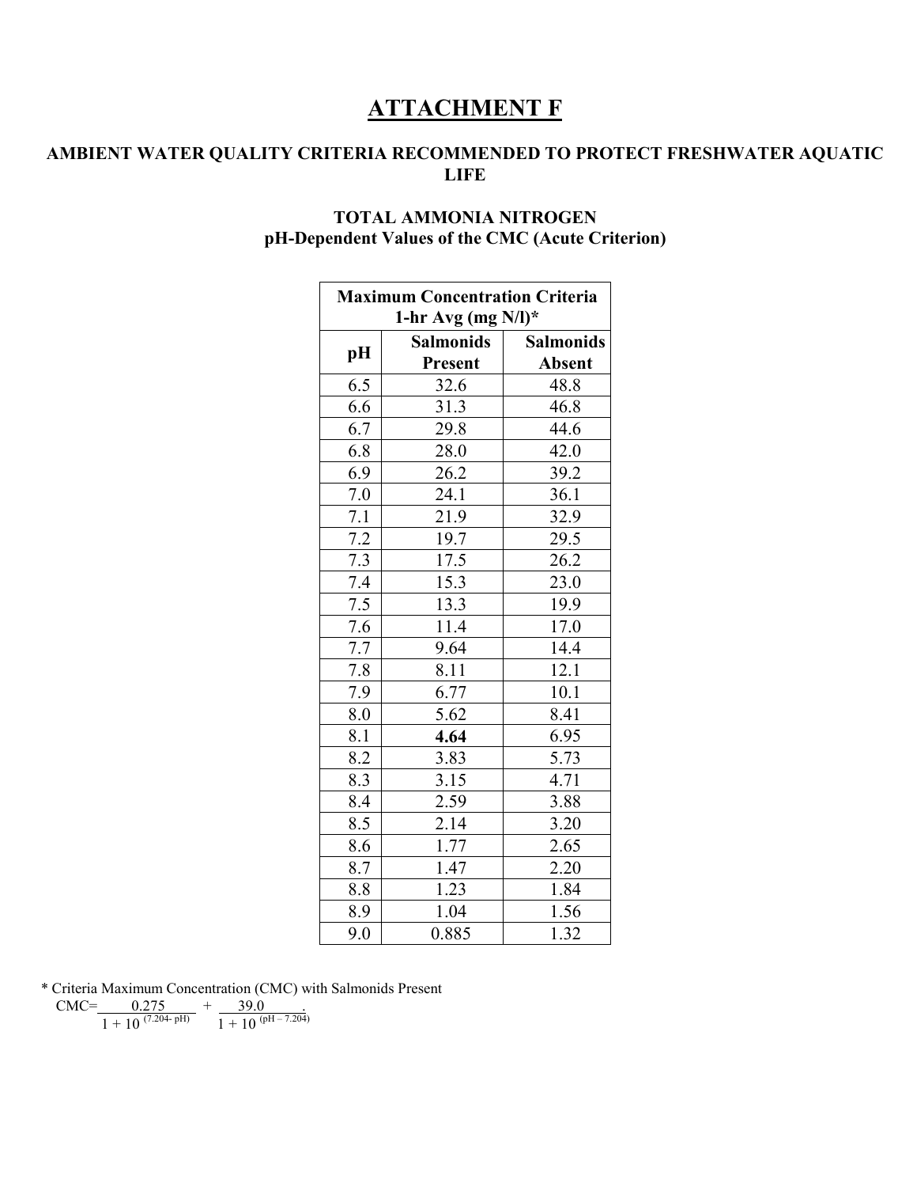# ATTACHMENT F

## AMBIENT WATER QUALITY CRITERIA RECOMMENDED TO PROTECT FRESHWATER AQUATIC LIFE

### TOTAL AMMONIA NITROGEN
### pH-Dependent Values of the CMC (Acute Criterion)

| Maximum Concentration Criteria 1-hr Avg (mg N/l)* | | |
|---|---|---|
| **pH** | **Salmonids Present** | **Salmonids Absent** |
| 6.5 | 32.6 | 48.8 |
| 6.6 | 31.3 | 46.8 |
| 6.7 | 29.8 | 44.6 |
| 6.8 | 28.0 | 42.0 |
| 6.9 | 26.2 | 39.2 |
| 7.0 | 24.1 | 36.1 |
| 7.1 | 21.9 | 32.9 |
| 7.2 | 19.7 | 29.5 |
| 7.3 | 17.5 | 26.2 |
| 7.4 | 15.3 | 23.0 |
| 7.5 | 13.3 | 19.9 |
| 7.6 | 11.4 | 17.0 |
| 7.7 | 9.64 | 14.4 |
| 7.8 | 8.11 | 12.1 |
| 7.9 | 6.77 | 10.1 |
| 8.0 | 5.62 | 8.41 |
| 8.1 | **4.64** | 6.95 |
| 8.2 | 3.83 | 5.73 |
| 8.3 | 3.15 | 4.71 |
| 8.4 | 2.59 | 3.88 |
| 8.5 | 2.14 | 3.20 |
| 8.6 | 1.77 | 2.65 |
| 8.7 | 1.47 | 2.20 |
| 8.8 | 1.23 | 1.84 |
| 8.9 | 1.04 | 1.56 |
| 9.0 | 0.885 | 1.32 |

* Criteria Maximum Concentration (CMC) with Salmonids Present

$$CMC = \frac{0.275}{1 + 10^{(7.204 - pH)}} + \frac{39.0}{1 + 10^{(pH - 7.204)}}$$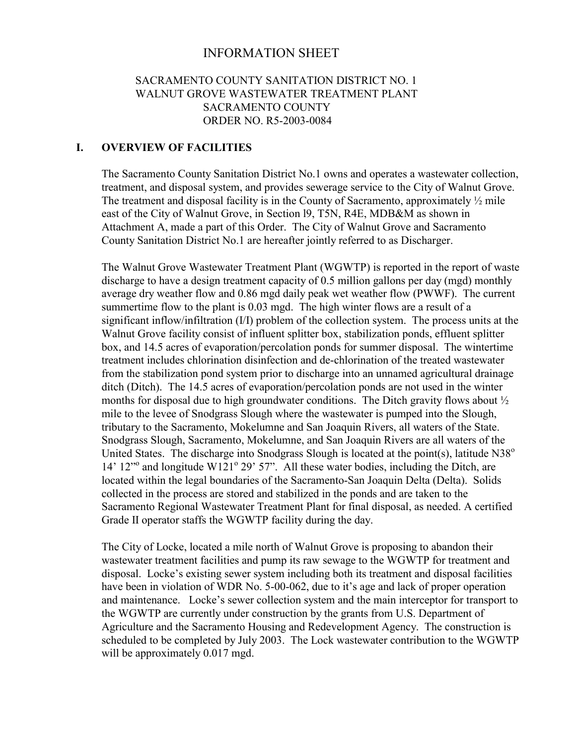# INFORMATION SHEET

SACRAMENTO COUNTY SANITATION DISTRICT NO. 1
WALNUT GROVE WASTEWATER TREATMENT PLANT
SACRAMENTO COUNTY
ORDER NO. R5-2003-0084

## I. OVERVIEW OF FACILITIES

The Sacramento County Sanitation District No.1 owns and operates a wastewater collection, treatment, and disposal system, and provides sewerage service to the City of Walnut Grove. The treatment and disposal facility is in the County of Sacramento, approximately ½ mile east of the City of Walnut Grove, in Section l9, T5N, R4E, MDB&M as shown in Attachment A, made a part of this Order. The City of Walnut Grove and Sacramento County Sanitation District No.1 are hereafter jointly referred to as Discharger.

The Walnut Grove Wastewater Treatment Plant (WGWTP) is reported in the report of waste discharge to have a design treatment capacity of 0.5 million gallons per day (mgd) monthly average dry weather flow and 0.86 mgd daily peak wet weather flow (PWWF). The current summertime flow to the plant is 0.03 mgd. The high winter flows are a result of a significant inflow/infiltration (I/I) problem of the collection system. The process units at the Walnut Grove facility consist of influent splitter box, stabilization ponds, effluent splitter box, and 14.5 acres of evaporation/percolation ponds for summer disposal. The wintertime treatment includes chlorination disinfection and de-chlorination of the treated wastewater from the stabilization pond system prior to discharge into an unnamed agricultural drainage ditch (Ditch). The 14.5 acres of evaporation/percolation ponds are not used in the winter months for disposal due to high groundwater conditions. The Ditch gravity flows about ½ mile to the levee of Snodgrass Slough where the wastewater is pumped into the Slough, tributary to the Sacramento, Mokelumne and San Joaquin Rivers, all waters of the State. Snodgrass Slough, Sacramento, Mokelumne, and San Joaquin Rivers are all waters of the United States. The discharge into Snodgrass Slough is located at the point(s), latitude N38° 14' 12"° and longitude W121° 29' 57". All these water bodies, including the Ditch, are located within the legal boundaries of the Sacramento-San Joaquin Delta (Delta). Solids collected in the process are stored and stabilized in the ponds and are taken to the Sacramento Regional Wastewater Treatment Plant for final disposal, as needed. A certified Grade II operator staffs the WGWTP facility during the day.

The City of Locke, located a mile north of Walnut Grove is proposing to abandon their wastewater treatment facilities and pump its raw sewage to the WGWTP for treatment and disposal. Locke's existing sewer system including both its treatment and disposal facilities have been in violation of WDR No. 5-00-062, due to it's age and lack of proper operation and maintenance. Locke's sewer collection system and the main interceptor for transport to the WGWTP are currently under construction by the grants from U.S. Department of Agriculture and the Sacramento Housing and Redevelopment Agency. The construction is scheduled to be completed by July 2003. The Lock wastewater contribution to the WGWTP will be approximately 0.017 mgd.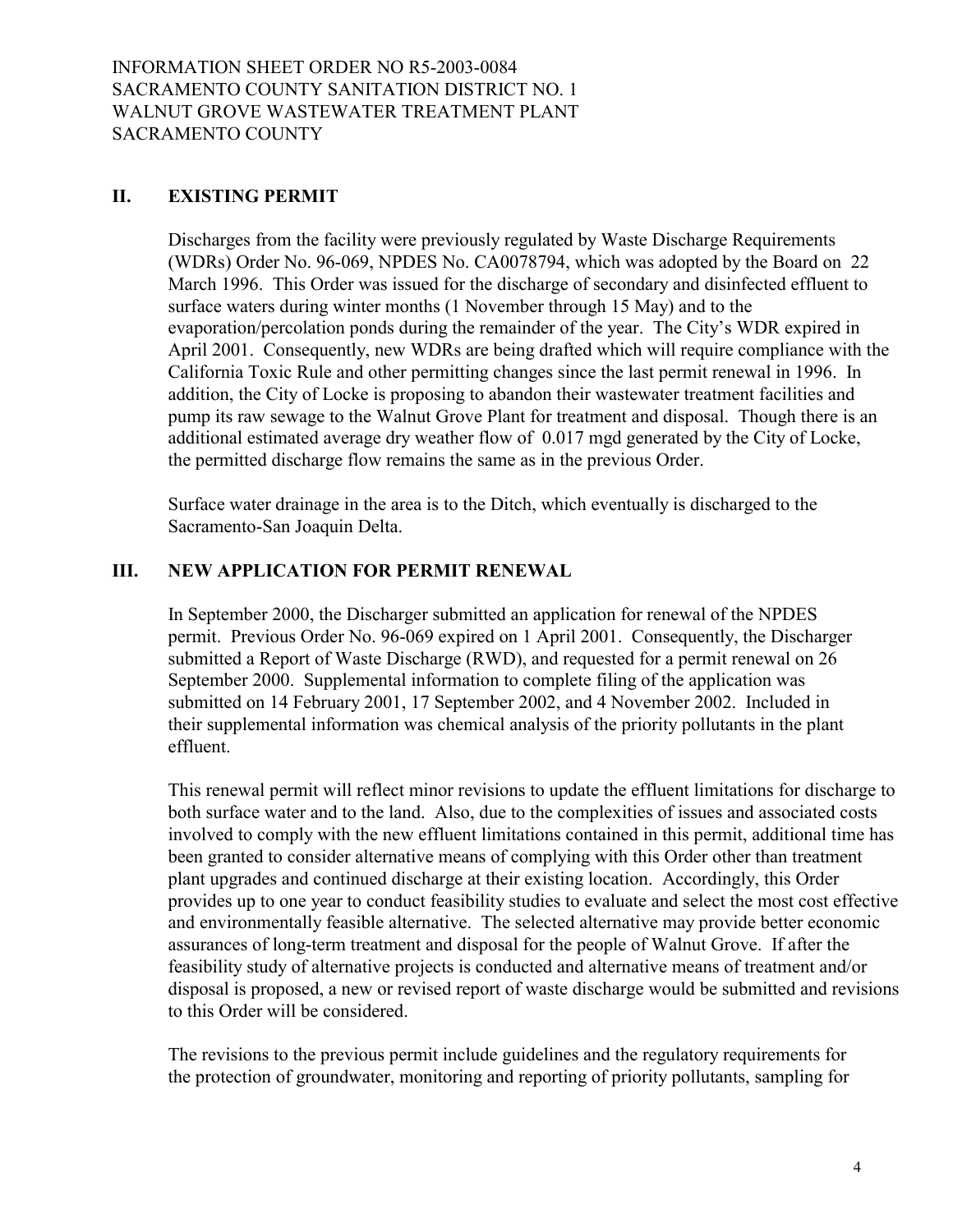## II. EXISTING PERMIT

Discharges from the facility were previously regulated by Waste Discharge Requirements (WDRs) Order No. 96-069, NPDES No. CA0078794, which was adopted by the Board on 22 March 1996. This Order was issued for the discharge of secondary and disinfected effluent to surface waters during winter months (1 November through 15 May) and to the evaporation/percolation ponds during the remainder of the year. The City's WDR expired in April 2001. Consequently, new WDRs are being drafted which will require compliance with the California Toxic Rule and other permitting changes since the last permit renewal in 1996. In addition, the City of Locke is proposing to abandon their wastewater treatment facilities and pump its raw sewage to the Walnut Grove Plant for treatment and disposal. Though there is an additional estimated average dry weather flow of 0.017 mgd generated by the City of Locke, the permitted discharge flow remains the same as in the previous Order.

Surface water drainage in the area is to the Ditch, which eventually is discharged to the Sacramento-San Joaquin Delta.

## III. NEW APPLICATION FOR PERMIT RENEWAL

In September 2000, the Discharger submitted an application for renewal of the NPDES permit. Previous Order No. 96-069 expired on 1 April 2001. Consequently, the Discharger submitted a Report of Waste Discharge (RWD), and requested for a permit renewal on 26 September 2000. Supplemental information to complete filing of the application was submitted on 14 February 2001, 17 September 2002, and 4 November 2002. Included in their supplemental information was chemical analysis of the priority pollutants in the plant effluent.

This renewal permit will reflect minor revisions to update the effluent limitations for discharge to both surface water and to the land. Also, due to the complexities of issues and associated costs involved to comply with the new effluent limitations contained in this permit, additional time has been granted to consider alternative means of complying with this Order other than treatment plant upgrades and continued discharge at their existing location. Accordingly, this Order provides up to one year to conduct feasibility studies to evaluate and select the most cost effective and environmentally feasible alternative. The selected alternative may provide better economic assurances of long-term treatment and disposal for the people of Walnut Grove. If after the feasibility study of alternative projects is conducted and alternative means of treatment and/or disposal is proposed, a new or revised report of waste discharge would be submitted and revisions to this Order will be considered.

The revisions to the previous permit include guidelines and the regulatory requirements for the protection of groundwater, monitoring and reporting of priority pollutants, sampling for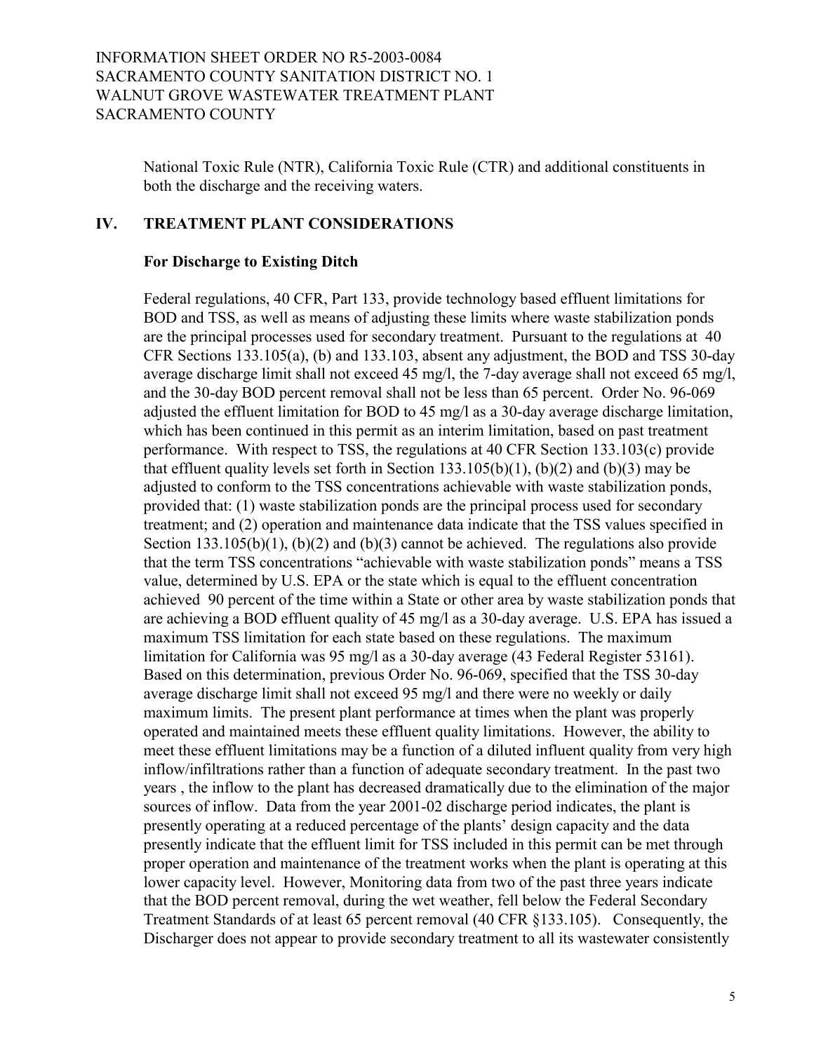National Toxic Rule (NTR), California Toxic Rule (CTR) and additional constituents in both the discharge and the receiving waters.

## IV. TREATMENT PLANT CONSIDERATIONS

### For Discharge to Existing Ditch

Federal regulations, 40 CFR, Part 133, provide technology based effluent limitations for BOD and TSS, as well as means of adjusting these limits where waste stabilization ponds are the principal processes used for secondary treatment. Pursuant to the regulations at 40 CFR Sections 133.105(a), (b) and 133.103, absent any adjustment, the BOD and TSS 30-day average discharge limit shall not exceed 45 mg/l, the 7-day average shall not exceed 65 mg/l, and the 30-day BOD percent removal shall not be less than 65 percent. Order No. 96-069 adjusted the effluent limitation for BOD to 45 mg/l as a 30-day average discharge limitation, which has been continued in this permit as an interim limitation, based on past treatment performance. With respect to TSS, the regulations at 40 CFR Section 133.103(c) provide that effluent quality levels set forth in Section 133.105(b)(1), (b)(2) and (b)(3) may be adjusted to conform to the TSS concentrations achievable with waste stabilization ponds, provided that: (1) waste stabilization ponds are the principal process used for secondary treatment; and (2) operation and maintenance data indicate that the TSS values specified in Section 133.105(b)(1), (b)(2) and (b)(3) cannot be achieved. The regulations also provide that the term TSS concentrations "achievable with waste stabilization ponds" means a TSS value, determined by U.S. EPA or the state which is equal to the effluent concentration achieved 90 percent of the time within a State or other area by waste stabilization ponds that are achieving a BOD effluent quality of 45 mg/l as a 30-day average. U.S. EPA has issued a maximum TSS limitation for each state based on these regulations. The maximum limitation for California was 95 mg/l as a 30-day average (43 Federal Register 53161). Based on this determination, previous Order No. 96-069, specified that the TSS 30-day average discharge limit shall not exceed 95 mg/l and there were no weekly or daily maximum limits. The present plant performance at times when the plant was properly operated and maintained meets these effluent quality limitations. However, the ability to meet these effluent limitations may be a function of a diluted influent quality from very high inflow/infiltrations rather than a function of adequate secondary treatment. In the past two years , the inflow to the plant has decreased dramatically due to the elimination of the major sources of inflow. Data from the year 2001-02 discharge period indicates, the plant is presently operating at a reduced percentage of the plants' design capacity and the data presently indicate that the effluent limit for TSS included in this permit can be met through proper operation and maintenance of the treatment works when the plant is operating at this lower capacity level. However, Monitoring data from two of the past three years indicate that the BOD percent removal, during the wet weather, fell below the Federal Secondary Treatment Standards of at least 65 percent removal (40 CFR §133.105). Consequently, the Discharger does not appear to provide secondary treatment to all its wastewater consistently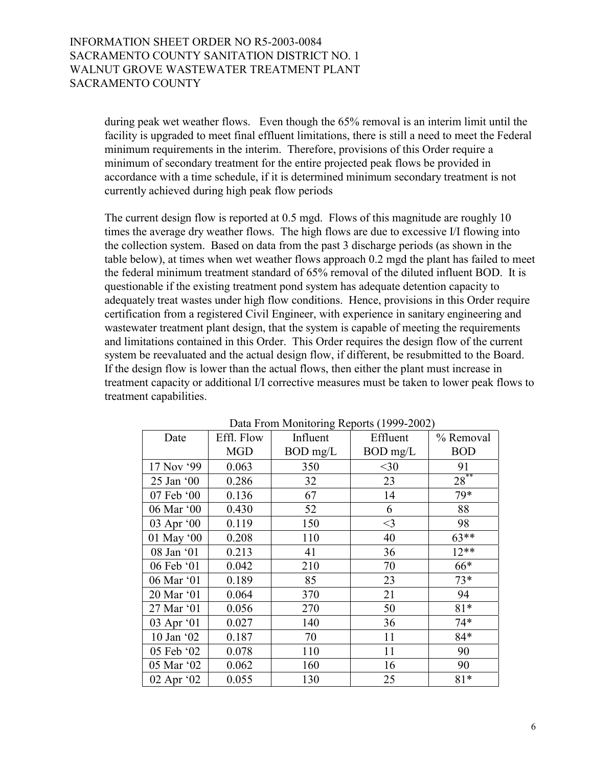during peak wet weather flows. Even though the 65% removal is an interim limit until the facility is upgraded to meet final effluent limitations, there is still a need to meet the Federal minimum requirements in the interim. Therefore, provisions of this Order require a minimum of secondary treatment for the entire projected peak flows be provided in accordance with a time schedule, if it is determined minimum secondary treatment is not currently achieved during high peak flow periods

The current design flow is reported at 0.5 mgd. Flows of this magnitude are roughly 10 times the average dry weather flows. The high flows are due to excessive I/I flowing into the collection system. Based on data from the past 3 discharge periods (as shown in the table below), at times when wet weather flows approach 0.2 mgd the plant has failed to meet the federal minimum treatment standard of 65% removal of the diluted influent BOD. It is questionable if the existing treatment pond system has adequate detention capacity to adequately treat wastes under high flow conditions. Hence, provisions in this Order require certification from a registered Civil Engineer, with experience in sanitary engineering and wastewater treatment plant design, that the system is capable of meeting the requirements and limitations contained in this Order. This Order requires the design flow of the current system be reevaluated and the actual design flow, if different, be resubmitted to the Board. If the design flow is lower than the actual flows, then either the plant must increase in treatment capacity or additional I/I corrective measures must be taken to lower peak flows to treatment capabilities.

Data From Monitoring Reports (1999-2002)

| Date | Effl. Flow MGD | Influent BOD mg/L | Effluent BOD mg/L | % Removal BOD |
|---|---|---|---|---|
| 17 Nov '99 | 0.063 | 350 | <30 | 91 |
| 25 Jan '00 | 0.286 | 32 | 23 | 28** |
| 07 Feb '00 | 0.136 | 67 | 14 | 79* |
| 06 Mar '00 | 0.430 | 52 | 6 | 88 |
| 03 Apr '00 | 0.119 | 150 | <3 | 98 |
| 01 May '00 | 0.208 | 110 | 40 | 63** |
| 08 Jan '01 | 0.213 | 41 | 36 | 12** |
| 06 Feb '01 | 0.042 | 210 | 70 | 66* |
| 06 Mar '01 | 0.189 | 85 | 23 | 73* |
| 20 Mar '01 | 0.064 | 370 | 21 | 94 |
| 27 Mar '01 | 0.056 | 270 | 50 | 81* |
| 03 Apr '01 | 0.027 | 140 | 36 | 74* |
| 10 Jan '02 | 0.187 | 70 | 11 | 84* |
| 05 Feb '02 | 0.078 | 110 | 11 | 90 |
| 05 Mar '02 | 0.062 | 160 | 16 | 90 |
| 02 Apr '02 | 0.055 | 130 | 25 | 81* |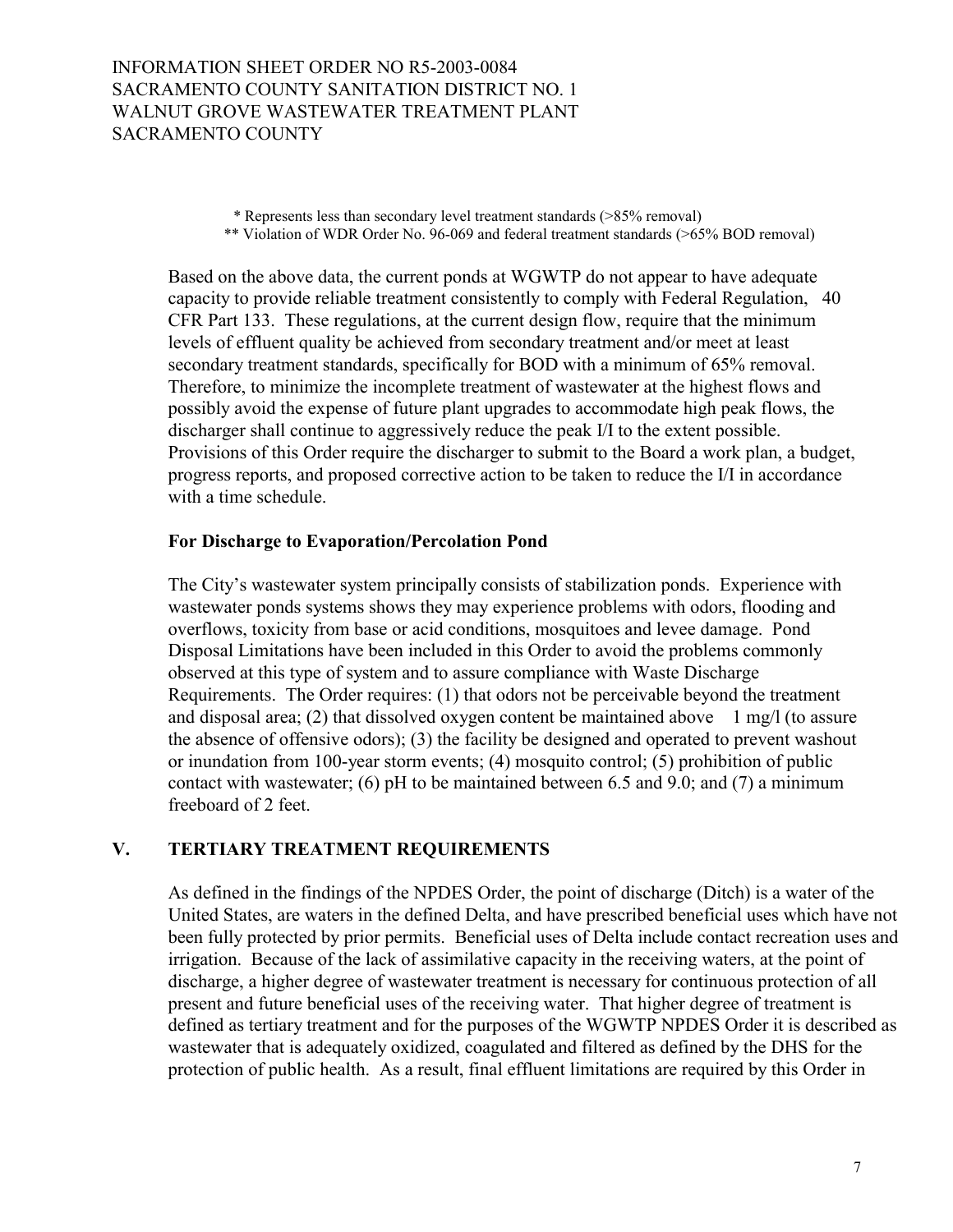\* Represents less than secondary level treatment standards (>85% removal)
\*\* Violation of WDR Order No. 96-069 and federal treatment standards (>65% BOD removal)

Based on the above data, the current ponds at WGWTP do not appear to have adequate capacity to provide reliable treatment consistently to comply with Federal Regulation, 40 CFR Part 133. These regulations, at the current design flow, require that the minimum levels of effluent quality be achieved from secondary treatment and/or meet at least secondary treatment standards, specifically for BOD with a minimum of 65% removal. Therefore, to minimize the incomplete treatment of wastewater at the highest flows and possibly avoid the expense of future plant upgrades to accommodate high peak flows, the discharger shall continue to aggressively reduce the peak I/I to the extent possible. Provisions of this Order require the discharger to submit to the Board a work plan, a budget, progress reports, and proposed corrective action to be taken to reduce the I/I in accordance with a time schedule.

**For Discharge to Evaporation/Percolation Pond**

The City's wastewater system principally consists of stabilization ponds. Experience with wastewater ponds systems shows they may experience problems with odors, flooding and overflows, toxicity from base or acid conditions, mosquitoes and levee damage. Pond Disposal Limitations have been included in this Order to avoid the problems commonly observed at this type of system and to assure compliance with Waste Discharge Requirements. The Order requires: (1) that odors not be perceivable beyond the treatment and disposal area; (2) that dissolved oxygen content be maintained above 1 mg/l (to assure the absence of offensive odors); (3) the facility be designed and operated to prevent washout or inundation from 100-year storm events; (4) mosquito control; (5) prohibition of public contact with wastewater; (6) pH to be maintained between 6.5 and 9.0; and (7) a minimum freeboard of 2 feet.

## V. TERTIARY TREATMENT REQUIREMENTS

As defined in the findings of the NPDES Order, the point of discharge (Ditch) is a water of the United States, are waters in the defined Delta, and have prescribed beneficial uses which have not been fully protected by prior permits. Beneficial uses of Delta include contact recreation uses and irrigation. Because of the lack of assimilative capacity in the receiving waters, at the point of discharge, a higher degree of wastewater treatment is necessary for continuous protection of all present and future beneficial uses of the receiving water. That higher degree of treatment is defined as tertiary treatment and for the purposes of the WGWTP NPDES Order it is described as wastewater that is adequately oxidized, coagulated and filtered as defined by the DHS for the protection of public health. As a result, final effluent limitations are required by this Order in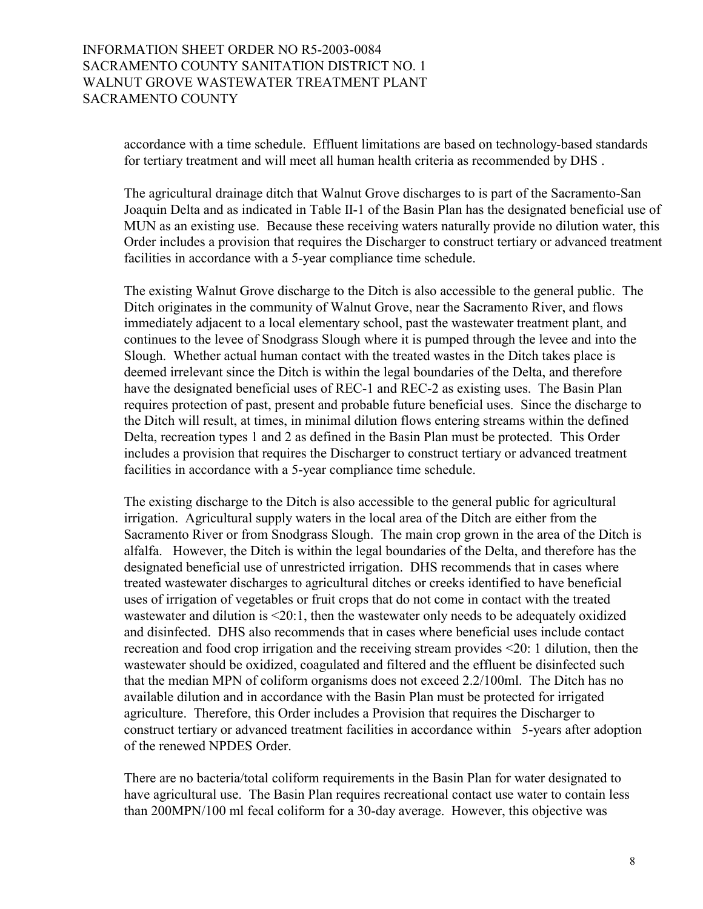accordance with a time schedule. Effluent limitations are based on technology-based standards for tertiary treatment and will meet all human health criteria as recommended by DHS .

The agricultural drainage ditch that Walnut Grove discharges to is part of the Sacramento-San Joaquin Delta and as indicated in Table II-1 of the Basin Plan has the designated beneficial use of MUN as an existing use. Because these receiving waters naturally provide no dilution water, this Order includes a provision that requires the Discharger to construct tertiary or advanced treatment facilities in accordance with a 5-year compliance time schedule.

The existing Walnut Grove discharge to the Ditch is also accessible to the general public. The Ditch originates in the community of Walnut Grove, near the Sacramento River, and flows immediately adjacent to a local elementary school, past the wastewater treatment plant, and continues to the levee of Snodgrass Slough where it is pumped through the levee and into the Slough. Whether actual human contact with the treated wastes in the Ditch takes place is deemed irrelevant since the Ditch is within the legal boundaries of the Delta, and therefore have the designated beneficial uses of REC-1 and REC-2 as existing uses. The Basin Plan requires protection of past, present and probable future beneficial uses. Since the discharge to the Ditch will result, at times, in minimal dilution flows entering streams within the defined Delta, recreation types 1 and 2 as defined in the Basin Plan must be protected. This Order includes a provision that requires the Discharger to construct tertiary or advanced treatment facilities in accordance with a 5-year compliance time schedule.

The existing discharge to the Ditch is also accessible to the general public for agricultural irrigation. Agricultural supply waters in the local area of the Ditch are either from the Sacramento River or from Snodgrass Slough. The main crop grown in the area of the Ditch is alfalfa. However, the Ditch is within the legal boundaries of the Delta, and therefore has the designated beneficial use of unrestricted irrigation. DHS recommends that in cases where treated wastewater discharges to agricultural ditches or creeks identified to have beneficial uses of irrigation of vegetables or fruit crops that do not come in contact with the treated wastewater and dilution is <20:1, then the wastewater only needs to be adequately oxidized and disinfected. DHS also recommends that in cases where beneficial uses include contact recreation and food crop irrigation and the receiving stream provides <20: 1 dilution, then the wastewater should be oxidized, coagulated and filtered and the effluent be disinfected such that the median MPN of coliform organisms does not exceed 2.2/100ml. The Ditch has no available dilution and in accordance with the Basin Plan must be protected for irrigated agriculture. Therefore, this Order includes a Provision that requires the Discharger to construct tertiary or advanced treatment facilities in accordance within 5-years after adoption of the renewed NPDES Order.

There are no bacteria/total coliform requirements in the Basin Plan for water designated to have agricultural use. The Basin Plan requires recreational contact use water to contain less than 200MPN/100 ml fecal coliform for a 30-day average. However, this objective was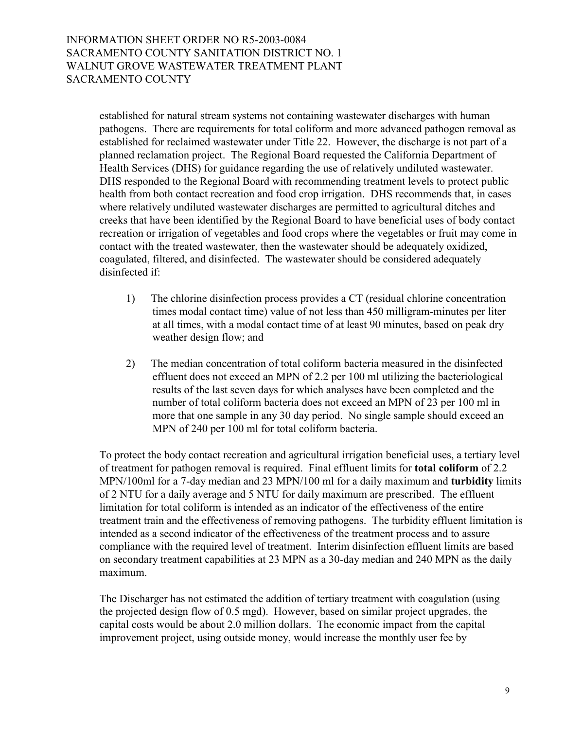established for natural stream systems not containing wastewater discharges with human pathogens. There are requirements for total coliform and more advanced pathogen removal as established for reclaimed wastewater under Title 22. However, the discharge is not part of a planned reclamation project. The Regional Board requested the California Department of Health Services (DHS) for guidance regarding the use of relatively undiluted wastewater. DHS responded to the Regional Board with recommending treatment levels to protect public health from both contact recreation and food crop irrigation. DHS recommends that, in cases where relatively undiluted wastewater discharges are permitted to agricultural ditches and creeks that have been identified by the Regional Board to have beneficial uses of body contact recreation or irrigation of vegetables and food crops where the vegetables or fruit may come in contact with the treated wastewater, then the wastewater should be adequately oxidized, coagulated, filtered, and disinfected. The wastewater should be considered adequately disinfected if:

1) The chlorine disinfection process provides a CT (residual chlorine concentration times modal contact time) value of not less than 450 milligram-minutes per liter at all times, with a modal contact time of at least 90 minutes, based on peak dry weather design flow; and

2) The median concentration of total coliform bacteria measured in the disinfected effluent does not exceed an MPN of 2.2 per 100 ml utilizing the bacteriological results of the last seven days for which analyses have been completed and the number of total coliform bacteria does not exceed an MPN of 23 per 100 ml in more that one sample in any 30 day period. No single sample should exceed an MPN of 240 per 100 ml for total coliform bacteria.

To protect the body contact recreation and agricultural irrigation beneficial uses, a tertiary level of treatment for pathogen removal is required. Final effluent limits for **total coliform** of 2.2 MPN/100ml for a 7-day median and 23 MPN/100 ml for a daily maximum and **turbidity** limits of 2 NTU for a daily average and 5 NTU for daily maximum are prescribed. The effluent limitation for total coliform is intended as an indicator of the effectiveness of the entire treatment train and the effectiveness of removing pathogens. The turbidity effluent limitation is intended as a second indicator of the effectiveness of the treatment process and to assure compliance with the required level of treatment. Interim disinfection effluent limits are based on secondary treatment capabilities at 23 MPN as a 30-day median and 240 MPN as the daily maximum.

The Discharger has not estimated the addition of tertiary treatment with coagulation (using the projected design flow of 0.5 mgd). However, based on similar project upgrades, the capital costs would be about 2.0 million dollars. The economic impact from the capital improvement project, using outside money, would increase the monthly user fee by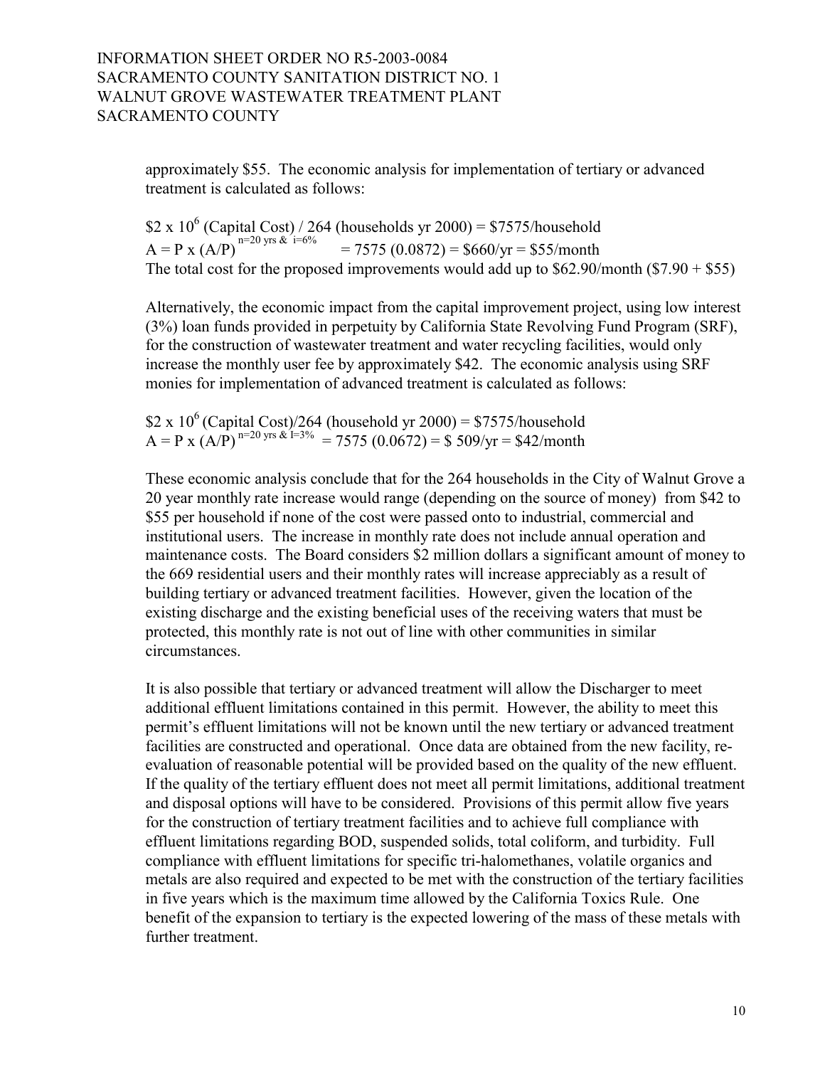approximately \$55. The economic analysis for implementation of tertiary or advanced treatment is calculated as follows:

$\$2 \times 10^6$ (Capital Cost) / 264 (households yr 2000) = \$7575/household
$A = P \times (A/P)^{n=20 \text{ yrs } \& \ i=6\%}$ = 7575 (0.0872) = \$660/yr = \$55/month
The total cost for the proposed improvements would add up to \$62.90/month (\$7.90 + \$55)

Alternatively, the economic impact from the capital improvement project, using low interest (3%) loan funds provided in perpetuity by California State Revolving Fund Program (SRF), for the construction of wastewater treatment and water recycling facilities, would only increase the monthly user fee by approximately \$42. The economic analysis using SRF monies for implementation of advanced treatment is calculated as follows:

$\$2 \times 10^6$ (Capital Cost)/264 (household yr 2000) = \$7575/household
$A = P \times (A/P)^{n=20 \text{ yrs } \& \ I=3\%}$ = 7575 (0.0672) = \$ 509/yr = \$42/month

These economic analysis conclude that for the 264 households in the City of Walnut Grove a 20 year monthly rate increase would range (depending on the source of money) from \$42 to \$55 per household if none of the cost were passed onto to industrial, commercial and institutional users. The increase in monthly rate does not include annual operation and maintenance costs. The Board considers \$2 million dollars a significant amount of money to the 669 residential users and their monthly rates will increase appreciably as a result of building tertiary or advanced treatment facilities. However, given the location of the existing discharge and the existing beneficial uses of the receiving waters that must be protected, this monthly rate is not out of line with other communities in similar circumstances.

It is also possible that tertiary or advanced treatment will allow the Discharger to meet additional effluent limitations contained in this permit. However, the ability to meet this permit's effluent limitations will not be known until the new tertiary or advanced treatment facilities are constructed and operational. Once data are obtained from the new facility, re-evaluation of reasonable potential will be provided based on the quality of the new effluent. If the quality of the tertiary effluent does not meet all permit limitations, additional treatment and disposal options will have to be considered. Provisions of this permit allow five years for the construction of tertiary treatment facilities and to achieve full compliance with effluent limitations regarding BOD, suspended solids, total coliform, and turbidity. Full compliance with effluent limitations for specific tri-halomethanes, volatile organics and metals are also required and expected to be met with the construction of the tertiary facilities in five years which is the maximum time allowed by the California Toxics Rule. One benefit of the expansion to tertiary is the expected lowering of the mass of these metals with further treatment.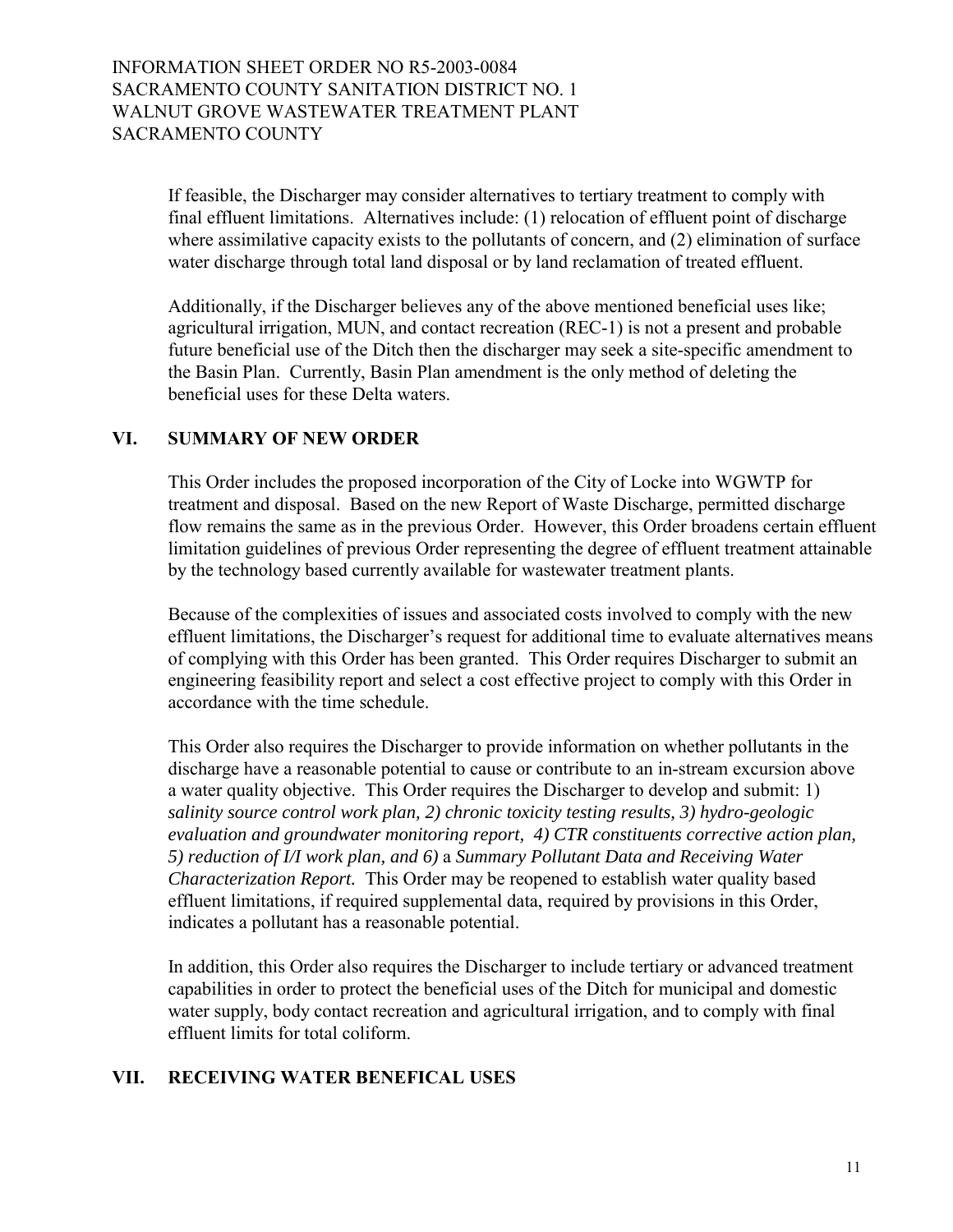If feasible, the Discharger may consider alternatives to tertiary treatment to comply with final effluent limitations. Alternatives include: (1) relocation of effluent point of discharge where assimilative capacity exists to the pollutants of concern, and (2) elimination of surface water discharge through total land disposal or by land reclamation of treated effluent.

Additionally, if the Discharger believes any of the above mentioned beneficial uses like; agricultural irrigation, MUN, and contact recreation (REC-1) is not a present and probable future beneficial use of the Ditch then the discharger may seek a site-specific amendment to the Basin Plan. Currently, Basin Plan amendment is the only method of deleting the beneficial uses for these Delta waters.

## VI. SUMMARY OF NEW ORDER

This Order includes the proposed incorporation of the City of Locke into WGWTP for treatment and disposal. Based on the new Report of Waste Discharge, permitted discharge flow remains the same as in the previous Order. However, this Order broadens certain effluent limitation guidelines of previous Order representing the degree of effluent treatment attainable by the technology based currently available for wastewater treatment plants.

Because of the complexities of issues and associated costs involved to comply with the new effluent limitations, the Discharger's request for additional time to evaluate alternatives means of complying with this Order has been granted. This Order requires Discharger to submit an engineering feasibility report and select a cost effective project to comply with this Order in accordance with the time schedule.

This Order also requires the Discharger to provide information on whether pollutants in the discharge have a reasonable potential to cause or contribute to an in-stream excursion above a water quality objective. This Order requires the Discharger to develop and submit: 1) *salinity source control work plan, 2) chronic toxicity testing results, 3) hydro-geologic evaluation and groundwater monitoring report, 4) CTR constituents corrective action plan, 5) reduction of I/I work plan, and 6)* a *Summary Pollutant Data and Receiving Water Characterization Report.* This Order may be reopened to establish water quality based effluent limitations, if required supplemental data, required by provisions in this Order, indicates a pollutant has a reasonable potential.

In addition, this Order also requires the Discharger to include tertiary or advanced treatment capabilities in order to protect the beneficial uses of the Ditch for municipal and domestic water supply, body contact recreation and agricultural irrigation, and to comply with final effluent limits for total coliform.

## VII. RECEIVING WATER BENEFICAL USES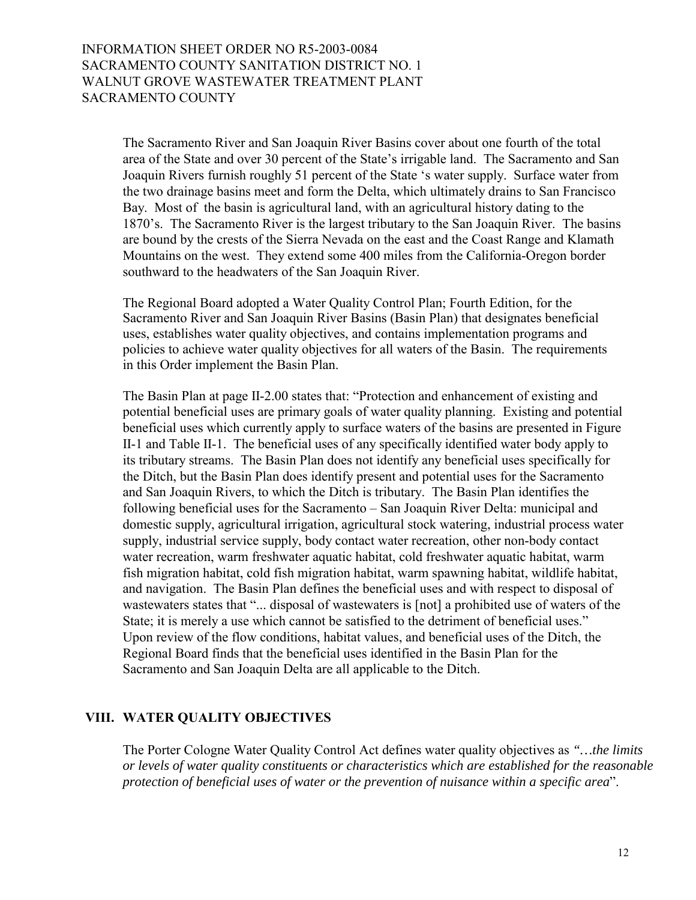The Sacramento River and San Joaquin River Basins cover about one fourth of the total area of the State and over 30 percent of the State's irrigable land. The Sacramento and San Joaquin Rivers furnish roughly 51 percent of the State 's water supply. Surface water from the two drainage basins meet and form the Delta, which ultimately drains to San Francisco Bay. Most of the basin is agricultural land, with an agricultural history dating to the 1870's. The Sacramento River is the largest tributary to the San Joaquin River. The basins are bound by the crests of the Sierra Nevada on the east and the Coast Range and Klamath Mountains on the west. They extend some 400 miles from the California-Oregon border southward to the headwaters of the San Joaquin River.

The Regional Board adopted a Water Quality Control Plan; Fourth Edition, for the Sacramento River and San Joaquin River Basins (Basin Plan) that designates beneficial uses, establishes water quality objectives, and contains implementation programs and policies to achieve water quality objectives for all waters of the Basin. The requirements in this Order implement the Basin Plan.

The Basin Plan at page II-2.00 states that: "Protection and enhancement of existing and potential beneficial uses are primary goals of water quality planning. Existing and potential beneficial uses which currently apply to surface waters of the basins are presented in Figure II-1 and Table II-1. The beneficial uses of any specifically identified water body apply to its tributary streams. The Basin Plan does not identify any beneficial uses specifically for the Ditch, but the Basin Plan does identify present and potential uses for the Sacramento and San Joaquin Rivers, to which the Ditch is tributary. The Basin Plan identifies the following beneficial uses for the Sacramento – San Joaquin River Delta: municipal and domestic supply, agricultural irrigation, agricultural stock watering, industrial process water supply, industrial service supply, body contact water recreation, other non-body contact water recreation, warm freshwater aquatic habitat, cold freshwater aquatic habitat, warm fish migration habitat, cold fish migration habitat, warm spawning habitat, wildlife habitat, and navigation. The Basin Plan defines the beneficial uses and with respect to disposal of wastewaters states that "... disposal of wastewaters is [not] a prohibited use of waters of the State; it is merely a use which cannot be satisfied to the detriment of beneficial uses." Upon review of the flow conditions, habitat values, and beneficial uses of the Ditch, the Regional Board finds that the beneficial uses identified in the Basin Plan for the Sacramento and San Joaquin Delta are all applicable to the Ditch.

## VIII. WATER QUALITY OBJECTIVES

The Porter Cologne Water Quality Control Act defines water quality objectives as *"…the limits or levels of water quality constituents or characteristics which are established for the reasonable protection of beneficial uses of water or the prevention of nuisance within a specific area*".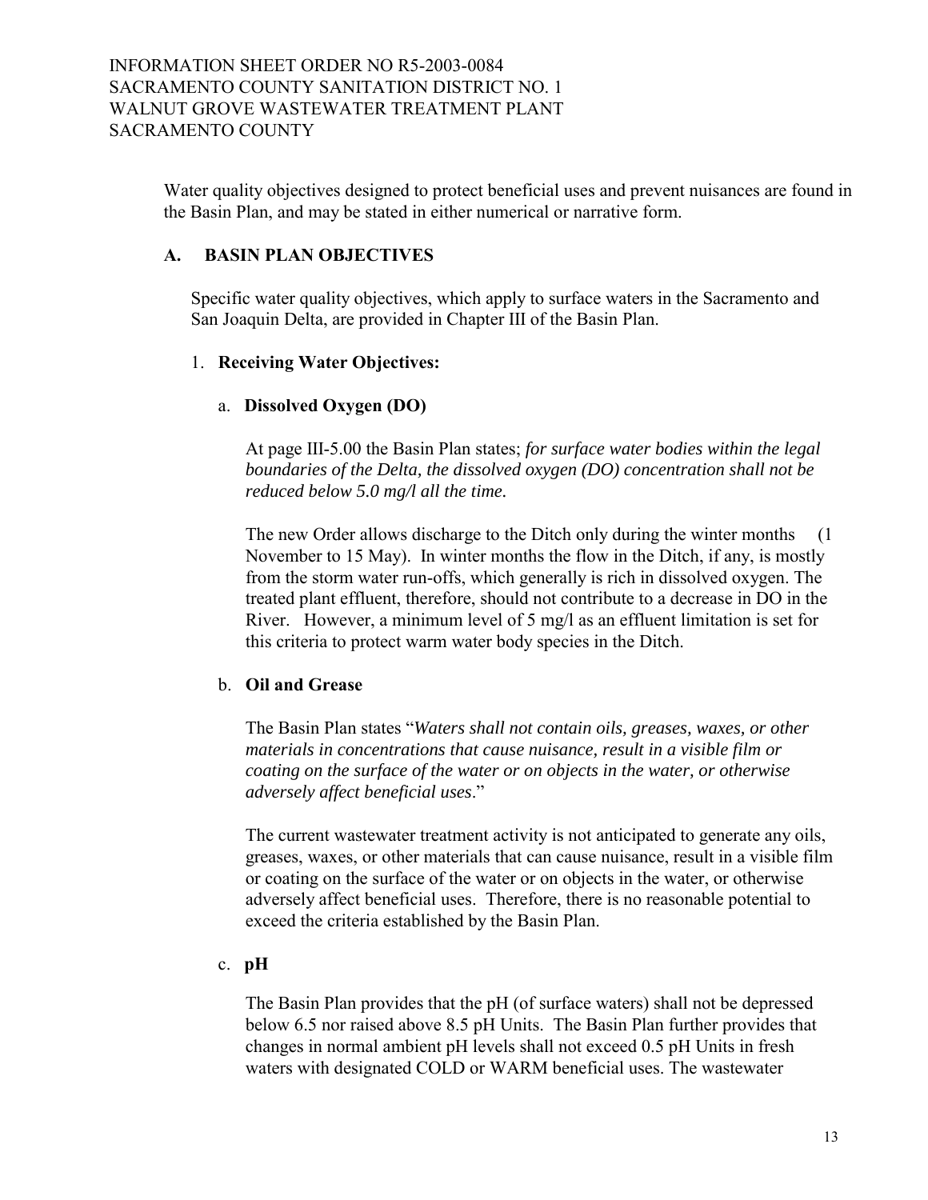Water quality objectives designed to protect beneficial uses and prevent nuisances are found in the Basin Plan, and may be stated in either numerical or narrative form.

## A. BASIN PLAN OBJECTIVES

Specific water quality objectives, which apply to surface waters in the Sacramento and San Joaquin Delta, are provided in Chapter III of the Basin Plan.

### 1. Receiving Water Objectives:

#### a. Dissolved Oxygen (DO)

At page III-5.00 the Basin Plan states; *for surface water bodies within the legal boundaries of the Delta, the dissolved oxygen (DO) concentration shall not be reduced below 5.0 mg/l all the time.*

The new Order allows discharge to the Ditch only during the winter months (1 November to 15 May). In winter months the flow in the Ditch, if any, is mostly from the storm water run-offs, which generally is rich in dissolved oxygen. The treated plant effluent, therefore, should not contribute to a decrease in DO in the River. However, a minimum level of 5 mg/l as an effluent limitation is set for this criteria to protect warm water body species in the Ditch.

#### b. Oil and Grease

The Basin Plan states "*Waters shall not contain oils, greases, waxes, or other materials in concentrations that cause nuisance, result in a visible film or coating on the surface of the water or on objects in the water, or otherwise adversely affect beneficial uses*."

The current wastewater treatment activity is not anticipated to generate any oils, greases, waxes, or other materials that can cause nuisance, result in a visible film or coating on the surface of the water or on objects in the water, or otherwise adversely affect beneficial uses. Therefore, there is no reasonable potential to exceed the criteria established by the Basin Plan.

#### c. pH

The Basin Plan provides that the pH (of surface waters) shall not be depressed below 6.5 nor raised above 8.5 pH Units. The Basin Plan further provides that changes in normal ambient pH levels shall not exceed 0.5 pH Units in fresh waters with designated COLD or WARM beneficial uses. The wastewater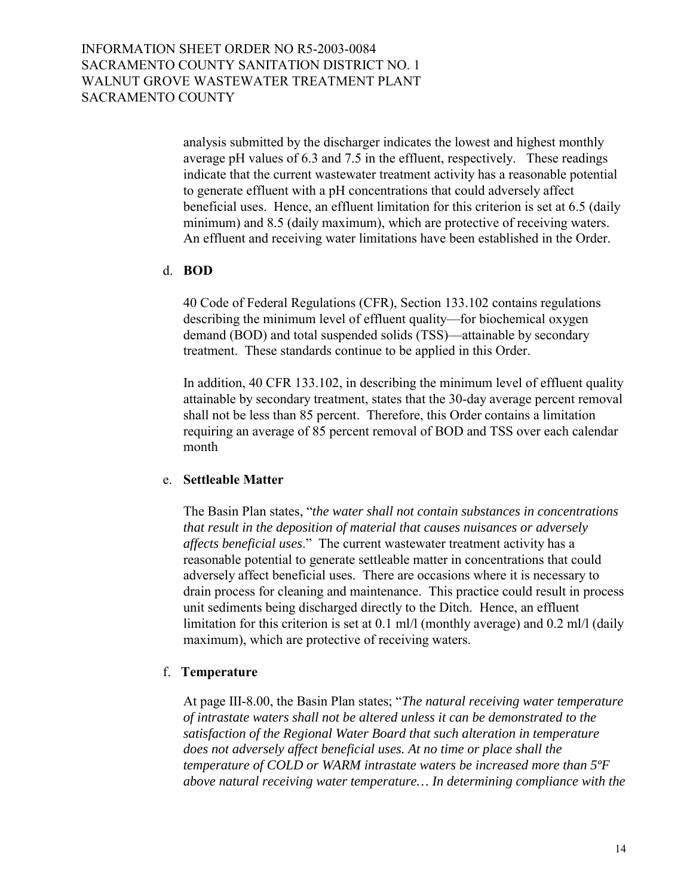analysis submitted by the discharger indicates the lowest and highest monthly average pH values of 6.3 and 7.5 in the effluent, respectively. These readings indicate that the current wastewater treatment activity has a reasonable potential to generate effluent with a pH concentrations that could adversely affect beneficial uses. Hence, an effluent limitation for this criterion is set at 6.5 (daily minimum) and 8.5 (daily maximum), which are protective of receiving waters. An effluent and receiving water limitations have been established in the Order.

d. **BOD**

40 Code of Federal Regulations (CFR), Section 133.102 contains regulations describing the minimum level of effluent quality—for biochemical oxygen demand (BOD) and total suspended solids (TSS)—attainable by secondary treatment. These standards continue to be applied in this Order.

In addition, 40 CFR 133.102, in describing the minimum level of effluent quality attainable by secondary treatment, states that the 30-day average percent removal shall not be less than 85 percent. Therefore, this Order contains a limitation requiring an average of 85 percent removal of BOD and TSS over each calendar month

e. **Settleable Matter**

The Basin Plan states, "*the water shall not contain substances in concentrations that result in the deposition of material that causes nuisances or adversely affects beneficial uses*." The current wastewater treatment activity has a reasonable potential to generate settleable matter in concentrations that could adversely affect beneficial uses. There are occasions where it is necessary to drain process for cleaning and maintenance. This practice could result in process unit sediments being discharged directly to the Ditch. Hence, an effluent limitation for this criterion is set at 0.1 ml/l (monthly average) and 0.2 ml/l (daily maximum), which are protective of receiving waters.

f. **Temperature**

At page III-8.00, the Basin Plan states; "*The natural receiving water temperature of intrastate waters shall not be altered unless it can be demonstrated to the satisfaction of the Regional Water Board that such alteration in temperature does not adversely affect beneficial uses. At no time or place shall the temperature of COLD or WARM intrastate waters be increased more than 5ºF above natural receiving water temperature… In determining compliance with the*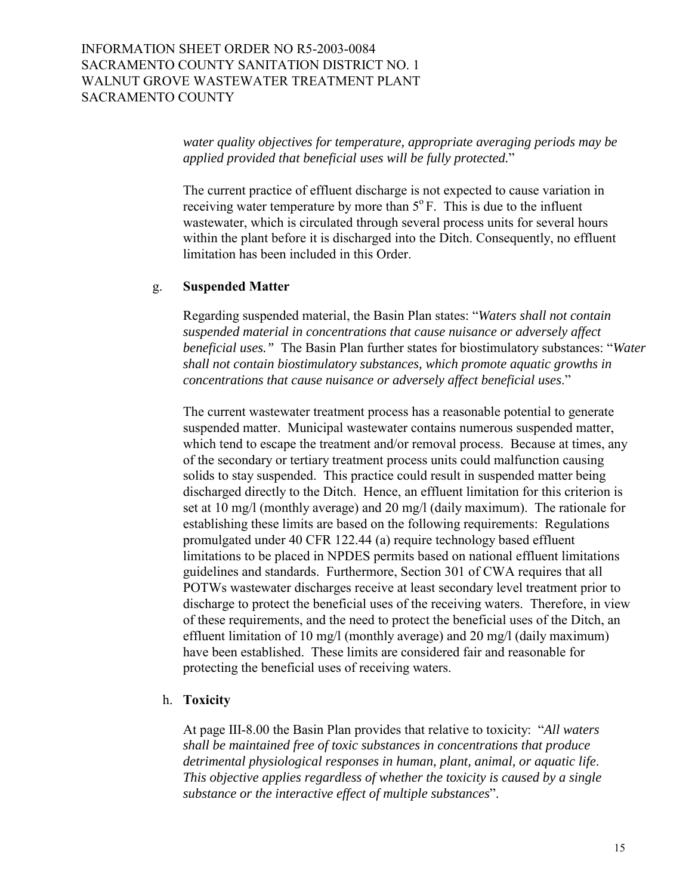*water quality objectives for temperature, appropriate averaging periods may be applied provided that beneficial uses will be fully protected.*"

The current practice of effluent discharge is not expected to cause variation in receiving water temperature by more than $5^{o}$F. This is due to the influent wastewater, which is circulated through several process units for several hours within the plant before it is discharged into the Ditch. Consequently, no effluent limitation has been included in this Order.

g. **Suspended Matter**

Regarding suspended material, the Basin Plan states: "*Waters shall not contain suspended material in concentrations that cause nuisance or adversely affect beneficial uses."* The Basin Plan further states for biostimulatory substances: "*Water shall not contain biostimulatory substances, which promote aquatic growths in concentrations that cause nuisance or adversely affect beneficial uses*."

The current wastewater treatment process has a reasonable potential to generate suspended matter. Municipal wastewater contains numerous suspended matter, which tend to escape the treatment and/or removal process. Because at times, any of the secondary or tertiary treatment process units could malfunction causing solids to stay suspended. This practice could result in suspended matter being discharged directly to the Ditch. Hence, an effluent limitation for this criterion is set at 10 mg/l (monthly average) and 20 mg/l (daily maximum). The rationale for establishing these limits are based on the following requirements: Regulations promulgated under 40 CFR 122.44 (a) require technology based effluent limitations to be placed in NPDES permits based on national effluent limitations guidelines and standards. Furthermore, Section 301 of CWA requires that all POTWs wastewater discharges receive at least secondary level treatment prior to discharge to protect the beneficial uses of the receiving waters. Therefore, in view of these requirements, and the need to protect the beneficial uses of the Ditch, an effluent limitation of 10 mg/l (monthly average) and 20 mg/l (daily maximum) have been established. These limits are considered fair and reasonable for protecting the beneficial uses of receiving waters.

h. **Toxicity**

At page III-8.00 the Basin Plan provides that relative to toxicity: "*All waters shall be maintained free of toxic substances in concentrations that produce detrimental physiological responses in human, plant, animal, or aquatic life. This objective applies regardless of whether the toxicity is caused by a single substance or the interactive effect of multiple substances*".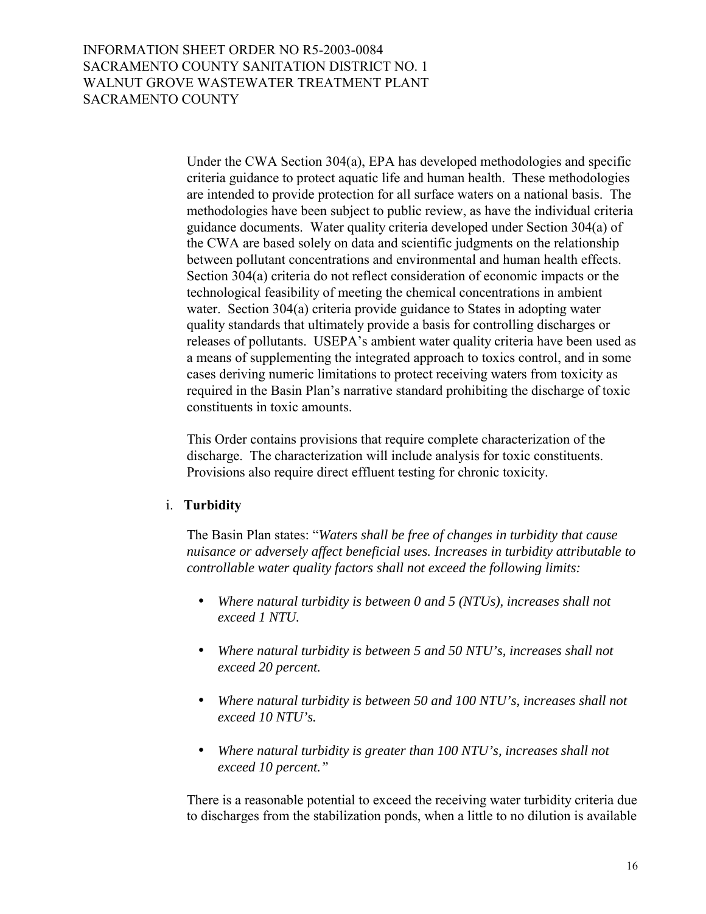Under the CWA Section 304(a), EPA has developed methodologies and specific criteria guidance to protect aquatic life and human health. These methodologies are intended to provide protection for all surface waters on a national basis. The methodologies have been subject to public review, as have the individual criteria guidance documents. Water quality criteria developed under Section 304(a) of the CWA are based solely on data and scientific judgments on the relationship between pollutant concentrations and environmental and human health effects. Section 304(a) criteria do not reflect consideration of economic impacts or the technological feasibility of meeting the chemical concentrations in ambient water. Section 304(a) criteria provide guidance to States in adopting water quality standards that ultimately provide a basis for controlling discharges or releases of pollutants. USEPA's ambient water quality criteria have been used as a means of supplementing the integrated approach to toxics control, and in some cases deriving numeric limitations to protect receiving waters from toxicity as required in the Basin Plan's narrative standard prohibiting the discharge of toxic constituents in toxic amounts.

This Order contains provisions that require complete characterization of the discharge. The characterization will include analysis for toxic constituents. Provisions also require direct effluent testing for chronic toxicity.

i. **Turbidity**

The Basin Plan states: "*Waters shall be free of changes in turbidity that cause nuisance or adversely affect beneficial uses. Increases in turbidity attributable to controllable water quality factors shall not exceed the following limits:*

- *Where natural turbidity is between 0 and 5 (NTUs), increases shall not exceed 1 NTU.*
- *Where natural turbidity is between 5 and 50 NTU's, increases shall not exceed 20 percent.*
- *Where natural turbidity is between 50 and 100 NTU's, increases shall not exceed 10 NTU's.*
- *Where natural turbidity is greater than 100 NTU's, increases shall not exceed 10 percent."*

There is a reasonable potential to exceed the receiving water turbidity criteria due to discharges from the stabilization ponds, when a little to no dilution is available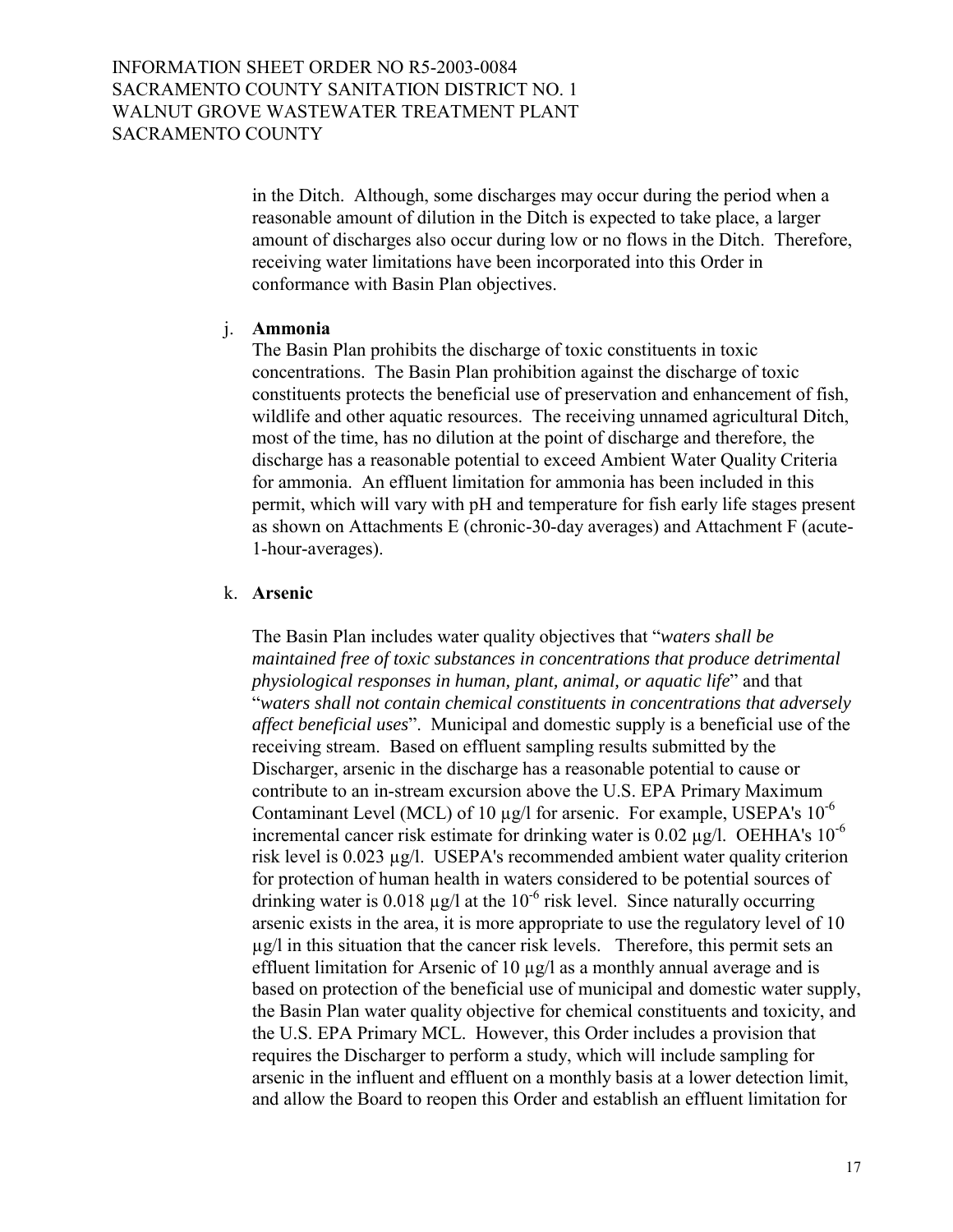in the Ditch. Although, some discharges may occur during the period when a reasonable amount of dilution in the Ditch is expected to take place, a larger amount of discharges also occur during low or no flows in the Ditch. Therefore, receiving water limitations have been incorporated into this Order in conformance with Basin Plan objectives.

j. **Ammonia**

The Basin Plan prohibits the discharge of toxic constituents in toxic concentrations. The Basin Plan prohibition against the discharge of toxic constituents protects the beneficial use of preservation and enhancement of fish, wildlife and other aquatic resources. The receiving unnamed agricultural Ditch, most of the time, has no dilution at the point of discharge and therefore, the discharge has a reasonable potential to exceed Ambient Water Quality Criteria for ammonia. An effluent limitation for ammonia has been included in this permit, which will vary with pH and temperature for fish early life stages present as shown on Attachments E (chronic-30-day averages) and Attachment F (acute-1-hour-averages).

k. **Arsenic**

The Basin Plan includes water quality objectives that "*waters shall be maintained free of toxic substances in concentrations that produce detrimental physiological responses in human, plant, animal, or aquatic life*" and that "*waters shall not contain chemical constituents in concentrations that adversely affect beneficial uses*". Municipal and domestic supply is a beneficial use of the receiving stream. Based on effluent sampling results submitted by the Discharger, arsenic in the discharge has a reasonable potential to cause or contribute to an in-stream excursion above the U.S. EPA Primary Maximum Contaminant Level (MCL) of 10 µg/l for arsenic. For example, USEPA's $10^{-6}$ incremental cancer risk estimate for drinking water is 0.02 µg/l. OEHHA's $10^{-6}$ risk level is 0.023 µg/l. USEPA's recommended ambient water quality criterion for protection of human health in waters considered to be potential sources of drinking water is 0.018 µg/l at the $10^{-6}$ risk level. Since naturally occurring arsenic exists in the area, it is more appropriate to use the regulatory level of 10 µg/l in this situation that the cancer risk levels. Therefore, this permit sets an effluent limitation for Arsenic of 10 µg/l as a monthly annual average and is based on protection of the beneficial use of municipal and domestic water supply, the Basin Plan water quality objective for chemical constituents and toxicity, and the U.S. EPA Primary MCL. However, this Order includes a provision that requires the Discharger to perform a study, which will include sampling for arsenic in the influent and effluent on a monthly basis at a lower detection limit, and allow the Board to reopen this Order and establish an effluent limitation for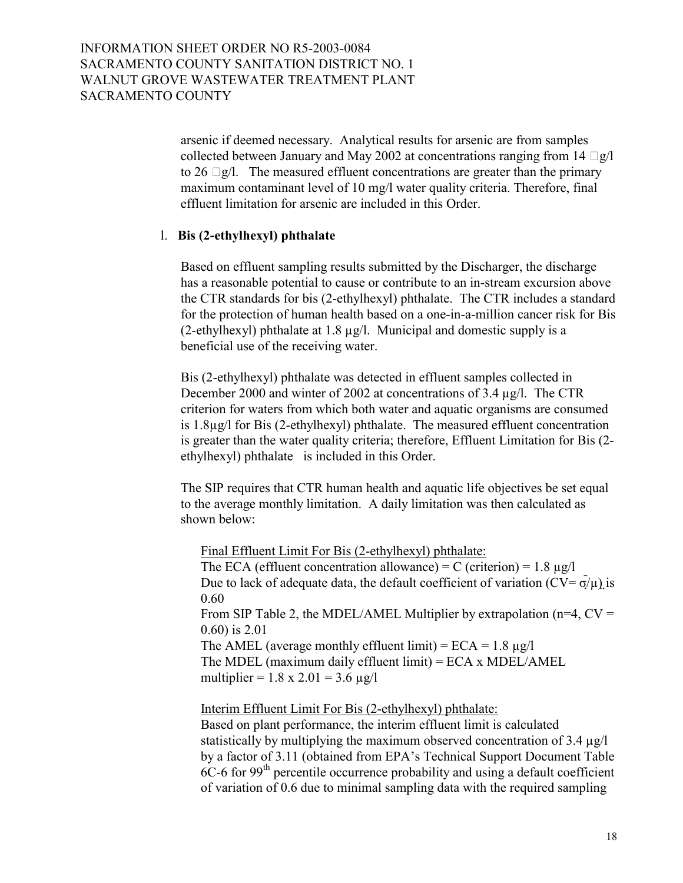arsenic if deemed necessary. Analytical results for arsenic are from samples collected between January and May 2002 at concentrations ranging from 14 g/l to 26 g/l. The measured effluent concentrations are greater than the primary maximum contaminant level of 10 mg/l water quality criteria. Therefore, final effluent limitation for arsenic are included in this Order.

l. **Bis (2-ethylhexyl) phthalate**

Based on effluent sampling results submitted by the Discharger, the discharge has a reasonable potential to cause or contribute to an in-stream excursion above the CTR standards for bis (2-ethylhexyl) phthalate. The CTR includes a standard for the protection of human health based on a one-in-a-million cancer risk for Bis (2-ethylhexyl) phthalate at 1.8 µg/l. Municipal and domestic supply is a beneficial use of the receiving water.

Bis (2-ethylhexyl) phthalate was detected in effluent samples collected in December 2000 and winter of 2002 at concentrations of 3.4 µg/l. The CTR criterion for waters from which both water and aquatic organisms are consumed is 1.8µg/l for Bis (2-ethylhexyl) phthalate. The measured effluent concentration is greater than the water quality criteria; therefore, Effluent Limitation for Bis (2-ethylhexyl) phthalate is included in this Order.

The SIP requires that CTR human health and aquatic life objectives be set equal to the average monthly limitation. A daily limitation was then calculated as shown below:

Final Effluent Limit For Bis (2-ethylhexyl) phthalate:
The ECA (effluent concentration allowance) = C (criterion) = 1.8 µg/l
Due to lack of adequate data, the default coefficient of variation (CV= $\sigma/\mu$) is 0.60
From SIP Table 2, the MDEL/AMEL Multiplier by extrapolation (n=4, CV = 0.60) is 2.01
The AMEL (average monthly effluent limit) = ECA = 1.8 µg/l
The MDEL (maximum daily effluent limit) = ECA x MDEL/AMEL multiplier = 1.8 x 2.01 = 3.6 µg/l

Interim Effluent Limit For Bis (2-ethylhexyl) phthalate:
Based on plant performance, the interim effluent limit is calculated statistically by multiplying the maximum observed concentration of 3.4 µg/l by a factor of 3.11 (obtained from EPA's Technical Support Document Table 6C-6 for 99th percentile occurrence probability and using a default coefficient of variation of 0.6 due to minimal sampling data with the required sampling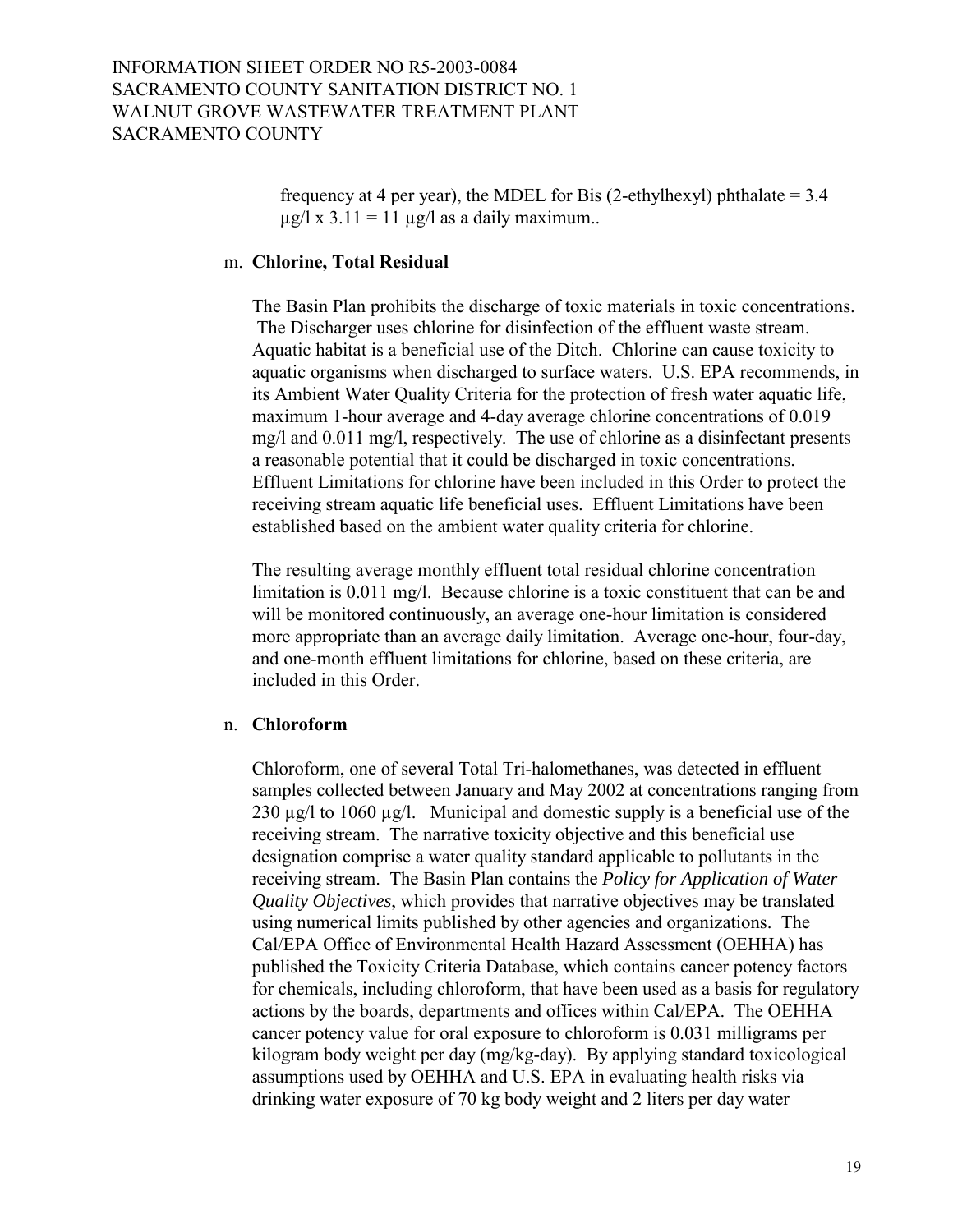frequency at 4 per year), the MDEL for Bis (2-ethylhexyl) phthalate = 3.4 µg/l x 3.11 = 11 µg/l as a daily maximum..

m. **Chlorine, Total Residual**

The Basin Plan prohibits the discharge of toxic materials in toxic concentrations. The Discharger uses chlorine for disinfection of the effluent waste stream. Aquatic habitat is a beneficial use of the Ditch. Chlorine can cause toxicity to aquatic organisms when discharged to surface waters. U.S. EPA recommends, in its Ambient Water Quality Criteria for the protection of fresh water aquatic life, maximum 1-hour average and 4-day average chlorine concentrations of 0.019 mg/l and 0.011 mg/l, respectively. The use of chlorine as a disinfectant presents a reasonable potential that it could be discharged in toxic concentrations. Effluent Limitations for chlorine have been included in this Order to protect the receiving stream aquatic life beneficial uses. Effluent Limitations have been established based on the ambient water quality criteria for chlorine.

The resulting average monthly effluent total residual chlorine concentration limitation is 0.011 mg/l. Because chlorine is a toxic constituent that can be and will be monitored continuously, an average one-hour limitation is considered more appropriate than an average daily limitation. Average one-hour, four-day, and one-month effluent limitations for chlorine, based on these criteria, are included in this Order.

n. **Chloroform**

Chloroform, one of several Total Tri-halomethanes, was detected in effluent samples collected between January and May 2002 at concentrations ranging from 230 µg/l to 1060 µg/l. Municipal and domestic supply is a beneficial use of the receiving stream. The narrative toxicity objective and this beneficial use designation comprise a water quality standard applicable to pollutants in the receiving stream. The Basin Plan contains the *Policy for Application of Water Quality Objectives*, which provides that narrative objectives may be translated using numerical limits published by other agencies and organizations. The Cal/EPA Office of Environmental Health Hazard Assessment (OEHHA) has published the Toxicity Criteria Database, which contains cancer potency factors for chemicals, including chloroform, that have been used as a basis for regulatory actions by the boards, departments and offices within Cal/EPA. The OEHHA cancer potency value for oral exposure to chloroform is 0.031 milligrams per kilogram body weight per day (mg/kg-day). By applying standard toxicological assumptions used by OEHHA and U.S. EPA in evaluating health risks via drinking water exposure of 70 kg body weight and 2 liters per day water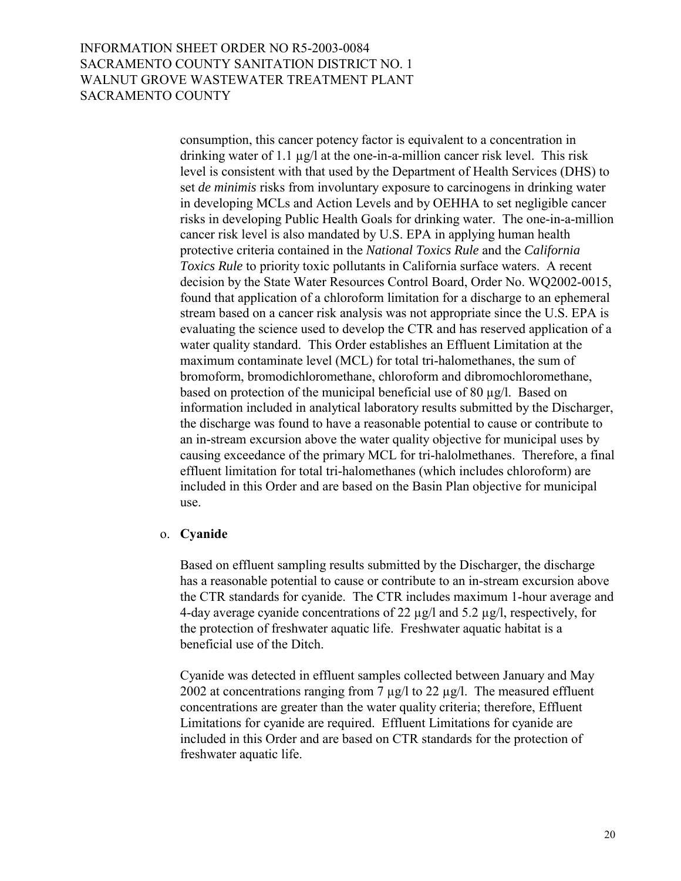consumption, this cancer potency factor is equivalent to a concentration in drinking water of 1.1 µg/l at the one-in-a-million cancer risk level. This risk level is consistent with that used by the Department of Health Services (DHS) to set *de minimis* risks from involuntary exposure to carcinogens in drinking water in developing MCLs and Action Levels and by OEHHA to set negligible cancer risks in developing Public Health Goals for drinking water. The one-in-a-million cancer risk level is also mandated by U.S. EPA in applying human health protective criteria contained in the *National Toxics Rule* and the *California Toxics Rule* to priority toxic pollutants in California surface waters. A recent decision by the State Water Resources Control Board, Order No. WQ2002-0015, found that application of a chloroform limitation for a discharge to an ephemeral stream based on a cancer risk analysis was not appropriate since the U.S. EPA is evaluating the science used to develop the CTR and has reserved application of a water quality standard. This Order establishes an Effluent Limitation at the maximum contaminate level (MCL) for total tri-halomethanes, the sum of bromoform, bromodichloromethane, chloroform and dibromochloromethane, based on protection of the municipal beneficial use of 80 µg/l. Based on information included in analytical laboratory results submitted by the Discharger, the discharge was found to have a reasonable potential to cause or contribute to an in-stream excursion above the water quality objective for municipal uses by causing exceedance of the primary MCL for tri-halolmethanes. Therefore, a final effluent limitation for total tri-halomethanes (which includes chloroform) are included in this Order and are based on the Basin Plan objective for municipal use.

o. **Cyanide**

Based on effluent sampling results submitted by the Discharger, the discharge has a reasonable potential to cause or contribute to an in-stream excursion above the CTR standards for cyanide. The CTR includes maximum 1-hour average and 4-day average cyanide concentrations of 22 µg/l and 5.2 µg/l, respectively, for the protection of freshwater aquatic life. Freshwater aquatic habitat is a beneficial use of the Ditch.

Cyanide was detected in effluent samples collected between January and May 2002 at concentrations ranging from 7 µg/l to 22 µg/l. The measured effluent concentrations are greater than the water quality criteria; therefore, Effluent Limitations for cyanide are required. Effluent Limitations for cyanide are included in this Order and are based on CTR standards for the protection of freshwater aquatic life.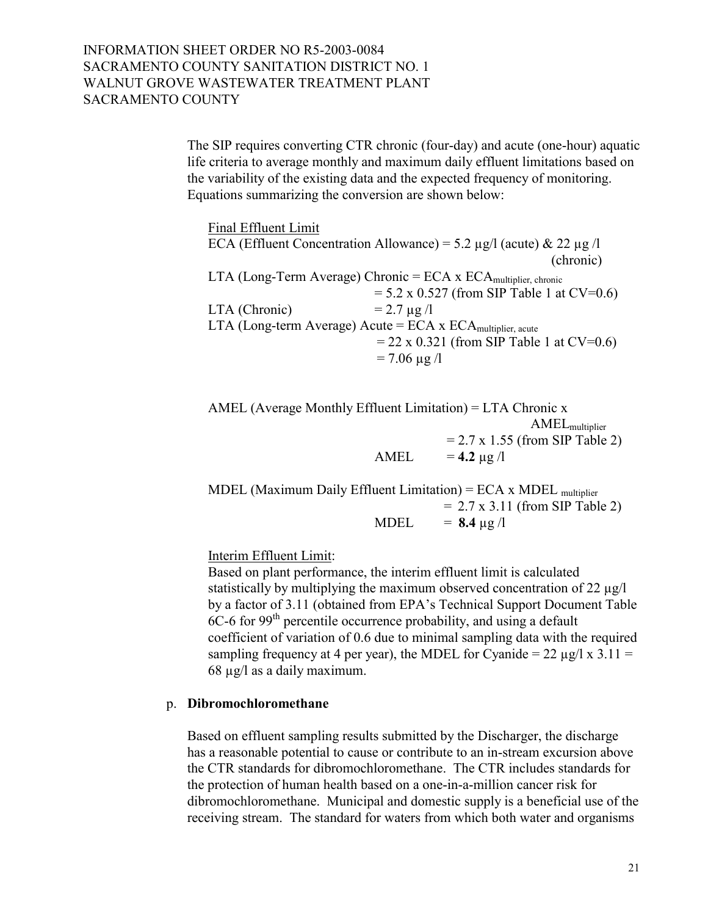The SIP requires converting CTR chronic (four-day) and acute (one-hour) aquatic life criteria to average monthly and maximum daily effluent limitations based on the variability of the existing data and the expected frequency of monitoring. Equations summarizing the conversion are shown below:

Final Effluent Limit

ECA (Effluent Concentration Allowance) = 5.2 µg/l (acute) & 22 µg /l (chronic)

LTA (Long-Term Average) Chronic = ECA x $ECA_{multiplier,\ chronic}$
= 5.2 x 0.527 (from SIP Table 1 at CV=0.6)

LTA (Chronic) = 2.7 µg /l

LTA (Long-term Average) Acute = ECA x $ECA_{multiplier,\ acute}$
= 22 x 0.321 (from SIP Table 1 at CV=0.6)
= 7.06 µg /l

AMEL (Average Monthly Effluent Limitation) = LTA Chronic x $AMEL_{multiplier}$
= 2.7 x 1.55 (from SIP Table 2)

AMEL = **4.2** µg /l

MDEL (Maximum Daily Effluent Limitation) = ECA x $MDEL_{multiplier}$
= 2.7 x 3.11 (from SIP Table 2)

MDEL = **8.4** µg /l

Interim Effluent Limit:

Based on plant performance, the interim effluent limit is calculated statistically by multiplying the maximum observed concentration of 22 µg/l by a factor of 3.11 (obtained from EPA's Technical Support Document Table 6C-6 for 99th percentile occurrence probability, and using a default coefficient of variation of 0.6 due to minimal sampling data with the required sampling frequency at 4 per year), the MDEL for Cyanide = 22 µg/l x 3.11 = 68 µg/l as a daily maximum.

p. **Dibromochloromethane**

Based on effluent sampling results submitted by the Discharger, the discharge has a reasonable potential to cause or contribute to an in-stream excursion above the CTR standards for dibromochloromethane. The CTR includes standards for the protection of human health based on a one-in-a-million cancer risk for dibromochloromethane. Municipal and domestic supply is a beneficial use of the receiving stream. The standard for waters from which both water and organisms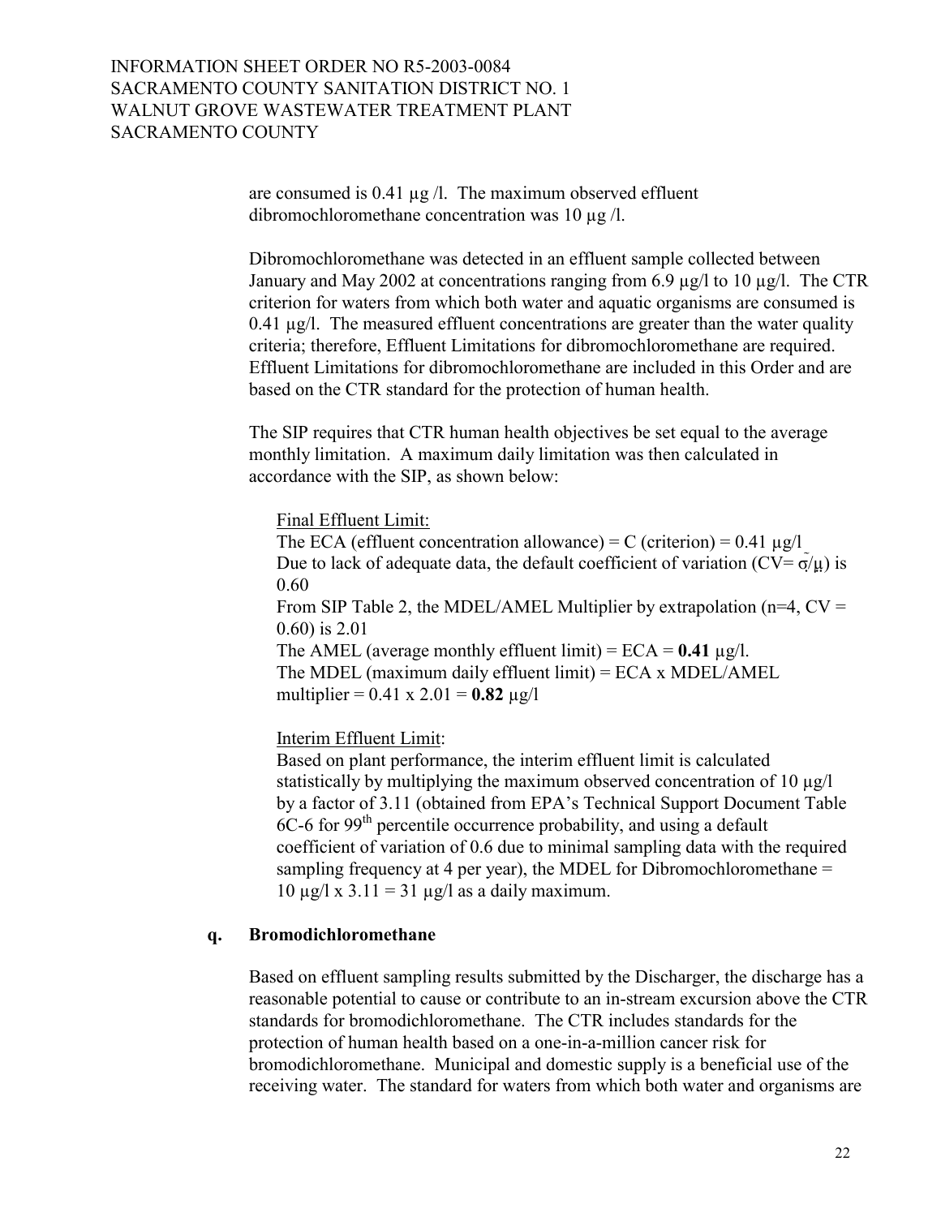are consumed is 0.41 µg /l. The maximum observed effluent dibromochloromethane concentration was 10 µg /l.

Dibromochloromethane was detected in an effluent sample collected between January and May 2002 at concentrations ranging from 6.9 µg/l to 10 µg/l. The CTR criterion for waters from which both water and aquatic organisms are consumed is 0.41 µg/l. The measured effluent concentrations are greater than the water quality criteria; therefore, Effluent Limitations for dibromochloromethane are required. Effluent Limitations for dibromochloromethane are included in this Order and are based on the CTR standard for the protection of human health.

The SIP requires that CTR human health objectives be set equal to the average monthly limitation. A maximum daily limitation was then calculated in accordance with the SIP, as shown below:

Final Effluent Limit:
The ECA (effluent concentration allowance) = C (criterion) = 0.41 µg/l
Due to lack of adequate data, the default coefficient of variation (CV= $\sigma/\mu$) is 0.60
From SIP Table 2, the MDEL/AMEL Multiplier by extrapolation (n=4, CV = 0.60) is 2.01
The AMEL (average monthly effluent limit) = ECA = **0.41** µg/l.
The MDEL (maximum daily effluent limit) = ECA x MDEL/AMEL multiplier = 0.41 x 2.01 = **0.82** µg/l

Interim Effluent Limit:
Based on plant performance, the interim effluent limit is calculated statistically by multiplying the maximum observed concentration of 10 µg/l by a factor of 3.11 (obtained from EPA's Technical Support Document Table 6C-6 for 99th percentile occurrence probability, and using a default coefficient of variation of 0.6 due to minimal sampling data with the required sampling frequency at 4 per year), the MDEL for Dibromochloromethane = 10 µg/l x 3.11 = 31 µg/l as a daily maximum.

**q. Bromodichloromethane**

Based on effluent sampling results submitted by the Discharger, the discharge has a reasonable potential to cause or contribute to an in-stream excursion above the CTR standards for bromodichloromethane. The CTR includes standards for the protection of human health based on a one-in-a-million cancer risk for bromodichloromethane. Municipal and domestic supply is a beneficial use of the receiving water. The standard for waters from which both water and organisms are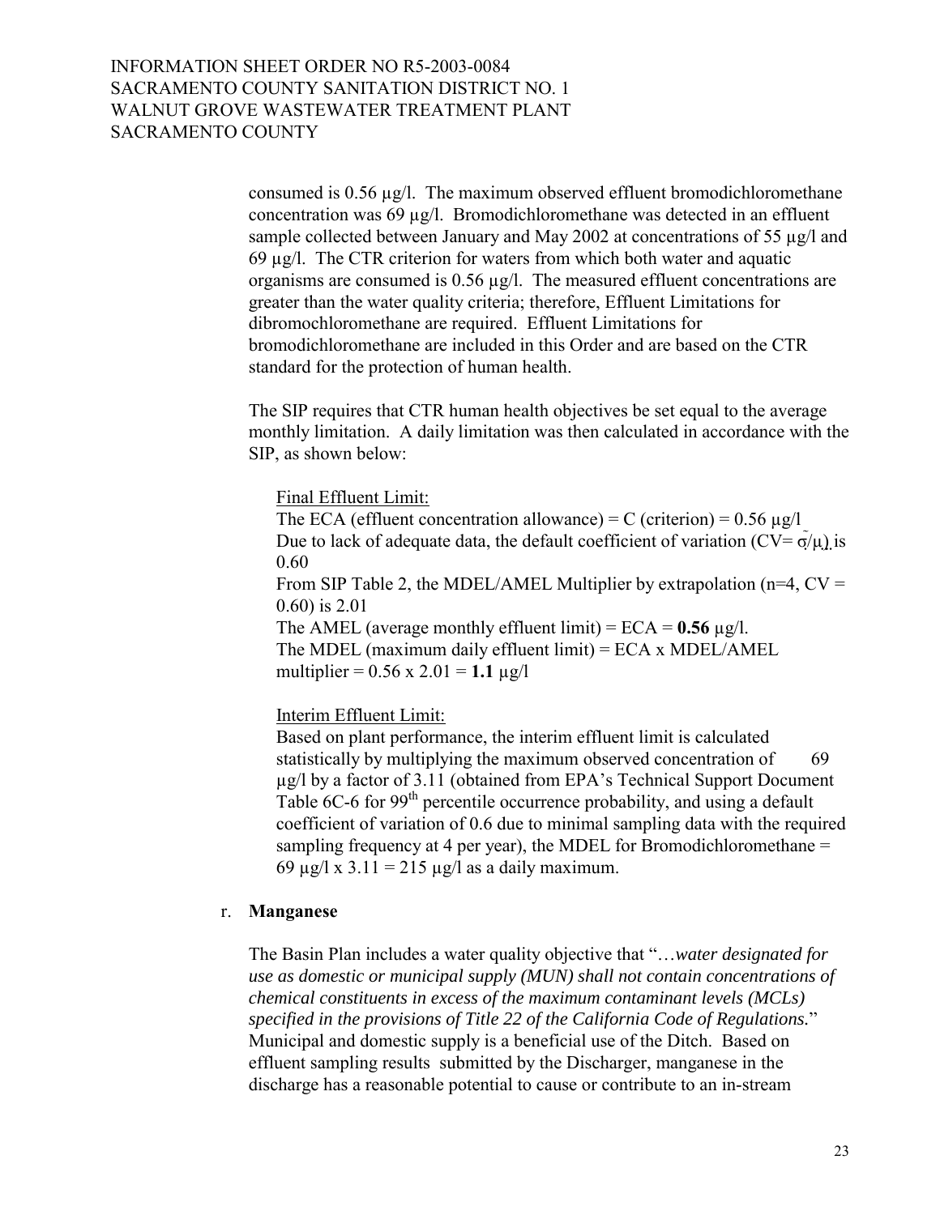consumed is 0.56 µg/l. The maximum observed effluent bromodichloromethane concentration was 69 µg/l. Bromodichloromethane was detected in an effluent sample collected between January and May 2002 at concentrations of 55 µg/l and 69 µg/l. The CTR criterion for waters from which both water and aquatic organisms are consumed is 0.56 µg/l. The measured effluent concentrations are greater than the water quality criteria; therefore, Effluent Limitations for dibromochloromethane are required. Effluent Limitations for bromodichloromethane are included in this Order and are based on the CTR standard for the protection of human health.

The SIP requires that CTR human health objectives be set equal to the average monthly limitation. A daily limitation was then calculated in accordance with the SIP, as shown below:

Final Effluent Limit:
The ECA (effluent concentration allowance) = C (criterion) = 0.56 µg/l
Due to lack of adequate data, the default coefficient of variation ($CV = \sigma/\mu$) is 0.60
From SIP Table 2, the MDEL/AMEL Multiplier by extrapolation (n=4, CV = 0.60) is 2.01
The AMEL (average monthly effluent limit) = ECA = **0.56** µg/l.
The MDEL (maximum daily effluent limit) = ECA x MDEL/AMEL multiplier = 0.56 x 2.01 = **1.1** µg/l

Interim Effluent Limit:
Based on plant performance, the interim effluent limit is calculated statistically by multiplying the maximum observed concentration of 69 µg/l by a factor of 3.11 (obtained from EPA's Technical Support Document Table 6C-6 for 99th percentile occurrence probability, and using a default coefficient of variation of 0.6 due to minimal sampling data with the required sampling frequency at 4 per year), the MDEL for Bromodichloromethane = 69 µg/l x 3.11 = 215 µg/l as a daily maximum.

r. **Manganese**

The Basin Plan includes a water quality objective that "…*water designated for use as domestic or municipal supply (MUN) shall not contain concentrations of chemical constituents in excess of the maximum contaminant levels (MCLs) specified in the provisions of Title 22 of the California Code of Regulations.*" Municipal and domestic supply is a beneficial use of the Ditch. Based on effluent sampling results submitted by the Discharger, manganese in the discharge has a reasonable potential to cause or contribute to an in-stream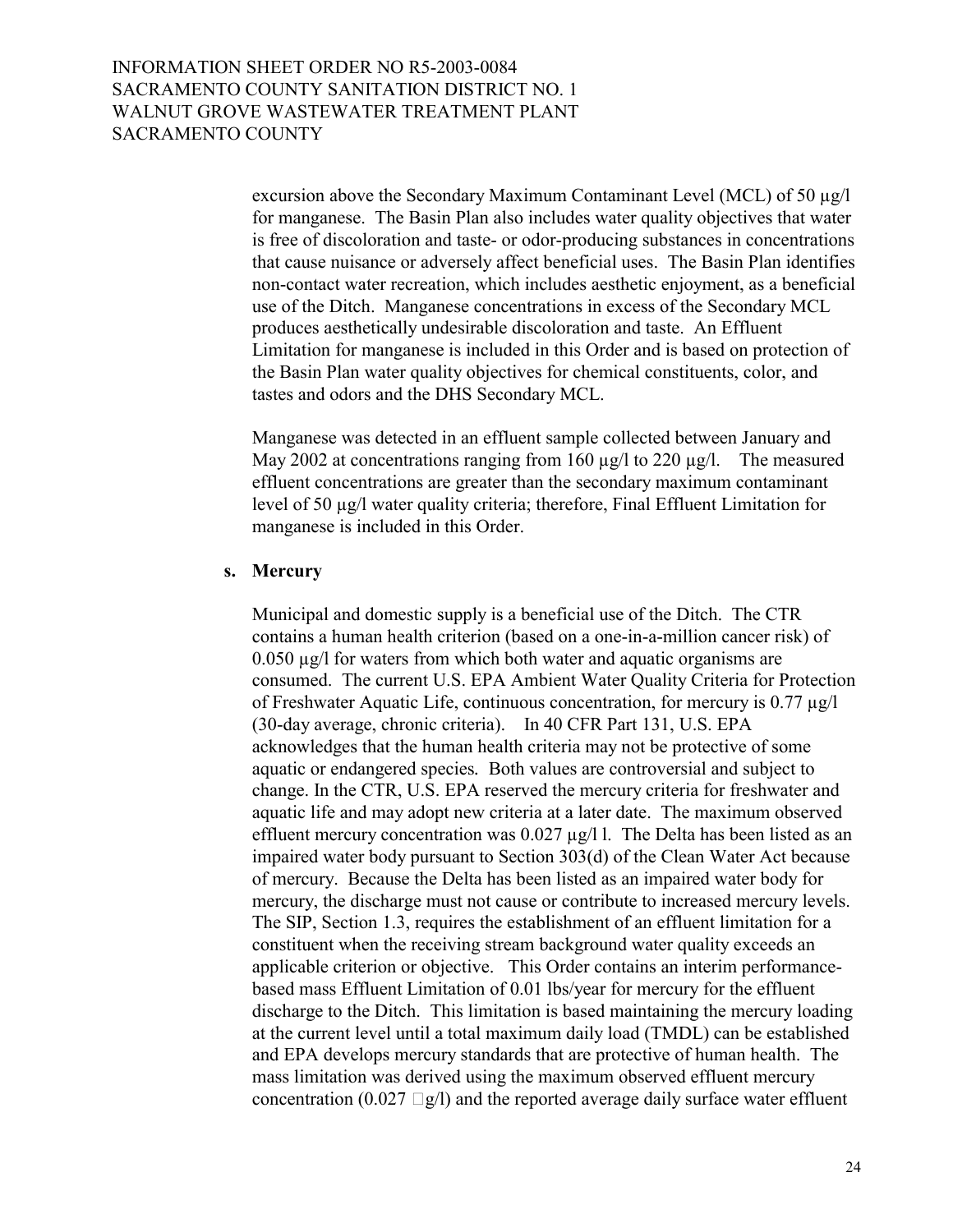excursion above the Secondary Maximum Contaminant Level (MCL) of 50 µg/l for manganese. The Basin Plan also includes water quality objectives that water is free of discoloration and taste- or odor-producing substances in concentrations that cause nuisance or adversely affect beneficial uses. The Basin Plan identifies non-contact water recreation, which includes aesthetic enjoyment, as a beneficial use of the Ditch. Manganese concentrations in excess of the Secondary MCL produces aesthetically undesirable discoloration and taste. An Effluent Limitation for manganese is included in this Order and is based on protection of the Basin Plan water quality objectives for chemical constituents, color, and tastes and odors and the DHS Secondary MCL.

Manganese was detected in an effluent sample collected between January and May 2002 at concentrations ranging from 160 µg/l to 220 µg/l. The measured effluent concentrations are greater than the secondary maximum contaminant level of 50 µg/l water quality criteria; therefore, Final Effluent Limitation for manganese is included in this Order.

**s. Mercury**

Municipal and domestic supply is a beneficial use of the Ditch. The CTR contains a human health criterion (based on a one-in-a-million cancer risk) of 0.050 µg/l for waters from which both water and aquatic organisms are consumed. The current U.S. EPA Ambient Water Quality Criteria for Protection of Freshwater Aquatic Life, continuous concentration, for mercury is 0.77 µg/l (30-day average, chronic criteria). In 40 CFR Part 131, U.S. EPA acknowledges that the human health criteria may not be protective of some aquatic or endangered species. Both values are controversial and subject to change. In the CTR, U.S. EPA reserved the mercury criteria for freshwater and aquatic life and may adopt new criteria at a later date. The maximum observed effluent mercury concentration was 0.027 µg/l l. The Delta has been listed as an impaired water body pursuant to Section 303(d) of the Clean Water Act because of mercury. Because the Delta has been listed as an impaired water body for mercury, the discharge must not cause or contribute to increased mercury levels. The SIP, Section 1.3, requires the establishment of an effluent limitation for a constituent when the receiving stream background water quality exceeds an applicable criterion or objective. This Order contains an interim performance-based mass Effluent Limitation of 0.01 lbs/year for mercury for the effluent discharge to the Ditch. This limitation is based maintaining the mercury loading at the current level until a total maximum daily load (TMDL) can be established and EPA develops mercury standards that are protective of human health. The mass limitation was derived using the maximum observed effluent mercury concentration (0.027 g/l) and the reported average daily surface water effluent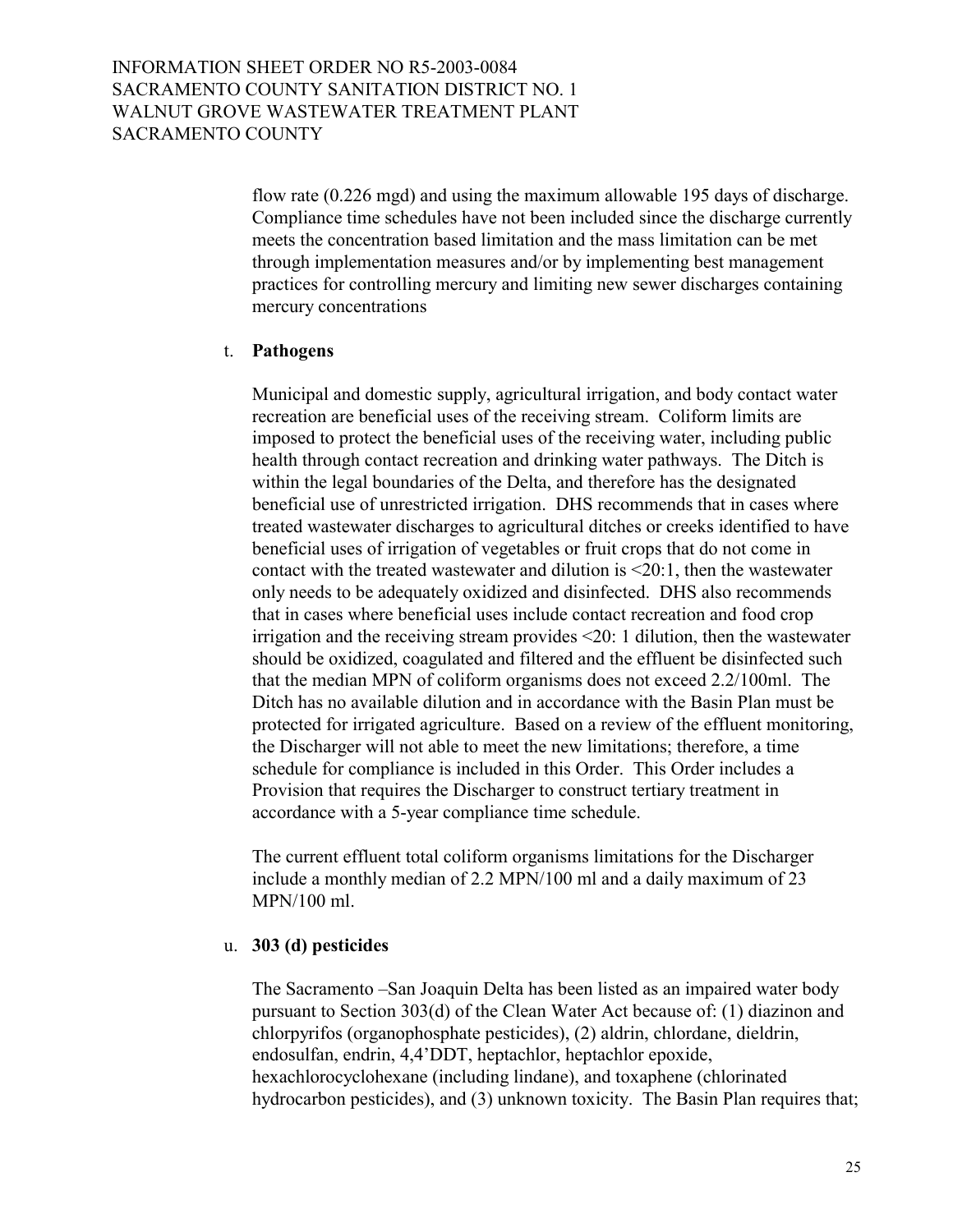flow rate (0.226 mgd) and using the maximum allowable 195 days of discharge. Compliance time schedules have not been included since the discharge currently meets the concentration based limitation and the mass limitation can be met through implementation measures and/or by implementing best management practices for controlling mercury and limiting new sewer discharges containing mercury concentrations

t. **Pathogens**

Municipal and domestic supply, agricultural irrigation, and body contact water recreation are beneficial uses of the receiving stream. Coliform limits are imposed to protect the beneficial uses of the receiving water, including public health through contact recreation and drinking water pathways. The Ditch is within the legal boundaries of the Delta, and therefore has the designated beneficial use of unrestricted irrigation. DHS recommends that in cases where treated wastewater discharges to agricultural ditches or creeks identified to have beneficial uses of irrigation of vegetables or fruit crops that do not come in contact with the treated wastewater and dilution is <20:1, then the wastewater only needs to be adequately oxidized and disinfected. DHS also recommends that in cases where beneficial uses include contact recreation and food crop irrigation and the receiving stream provides <20: 1 dilution, then the wastewater should be oxidized, coagulated and filtered and the effluent be disinfected such that the median MPN of coliform organisms does not exceed 2.2/100ml. The Ditch has no available dilution and in accordance with the Basin Plan must be protected for irrigated agriculture. Based on a review of the effluent monitoring, the Discharger will not able to meet the new limitations; therefore, a time schedule for compliance is included in this Order. This Order includes a Provision that requires the Discharger to construct tertiary treatment in accordance with a 5-year compliance time schedule.

The current effluent total coliform organisms limitations for the Discharger include a monthly median of 2.2 MPN/100 ml and a daily maximum of 23 MPN/100 ml.

u. **303 (d) pesticides**

The Sacramento –San Joaquin Delta has been listed as an impaired water body pursuant to Section 303(d) of the Clean Water Act because of: (1) diazinon and chlorpyrifos (organophosphate pesticides), (2) aldrin, chlordane, dieldrin, endosulfan, endrin, 4,4'DDT, heptachlor, heptachlor epoxide, hexachlorocyclohexane (including lindane), and toxaphene (chlorinated hydrocarbon pesticides), and (3) unknown toxicity. The Basin Plan requires that;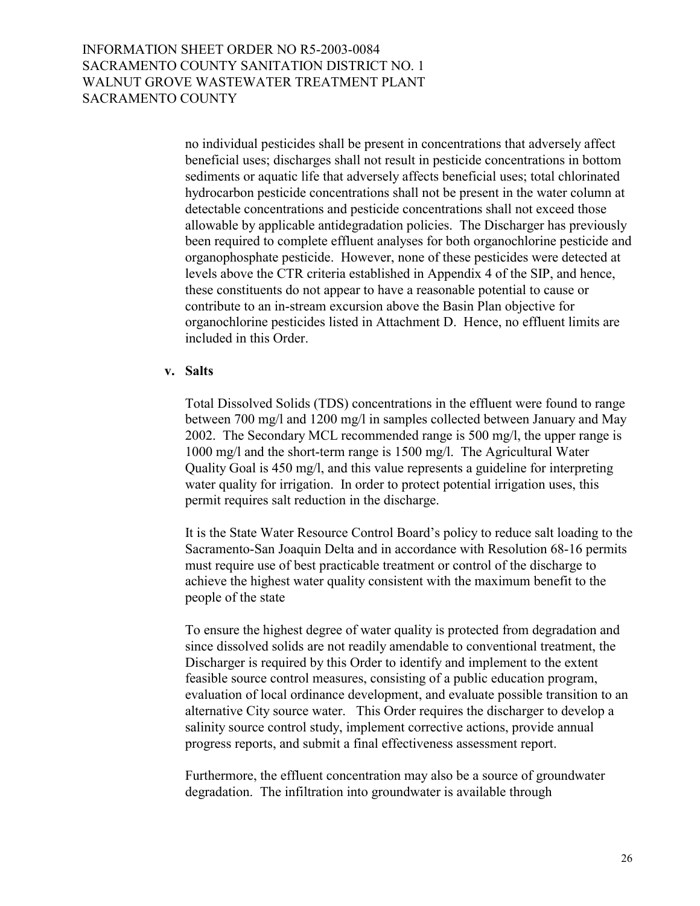no individual pesticides shall be present in concentrations that adversely affect beneficial uses; discharges shall not result in pesticide concentrations in bottom sediments or aquatic life that adversely affects beneficial uses; total chlorinated hydrocarbon pesticide concentrations shall not be present in the water column at detectable concentrations and pesticide concentrations shall not exceed those allowable by applicable antidegradation policies. The Discharger has previously been required to complete effluent analyses for both organochlorine pesticide and organophosphate pesticide. However, none of these pesticides were detected at levels above the CTR criteria established in Appendix 4 of the SIP, and hence, these constituents do not appear to have a reasonable potential to cause or contribute to an in-stream excursion above the Basin Plan objective for organochlorine pesticides listed in Attachment D. Hence, no effluent limits are included in this Order.

**v. Salts**

Total Dissolved Solids (TDS) concentrations in the effluent were found to range between 700 mg/l and 1200 mg/l in samples collected between January and May 2002. The Secondary MCL recommended range is 500 mg/l, the upper range is 1000 mg/l and the short-term range is 1500 mg/l. The Agricultural Water Quality Goal is 450 mg/l, and this value represents a guideline for interpreting water quality for irrigation. In order to protect potential irrigation uses, this permit requires salt reduction in the discharge.

It is the State Water Resource Control Board's policy to reduce salt loading to the Sacramento-San Joaquin Delta and in accordance with Resolution 68-16 permits must require use of best practicable treatment or control of the discharge to achieve the highest water quality consistent with the maximum benefit to the people of the state

To ensure the highest degree of water quality is protected from degradation and since dissolved solids are not readily amendable to conventional treatment, the Discharger is required by this Order to identify and implement to the extent feasible source control measures, consisting of a public education program, evaluation of local ordinance development, and evaluate possible transition to an alternative City source water. This Order requires the discharger to develop a salinity source control study, implement corrective actions, provide annual progress reports, and submit a final effectiveness assessment report.

Furthermore, the effluent concentration may also be a source of groundwater degradation. The infiltration into groundwater is available through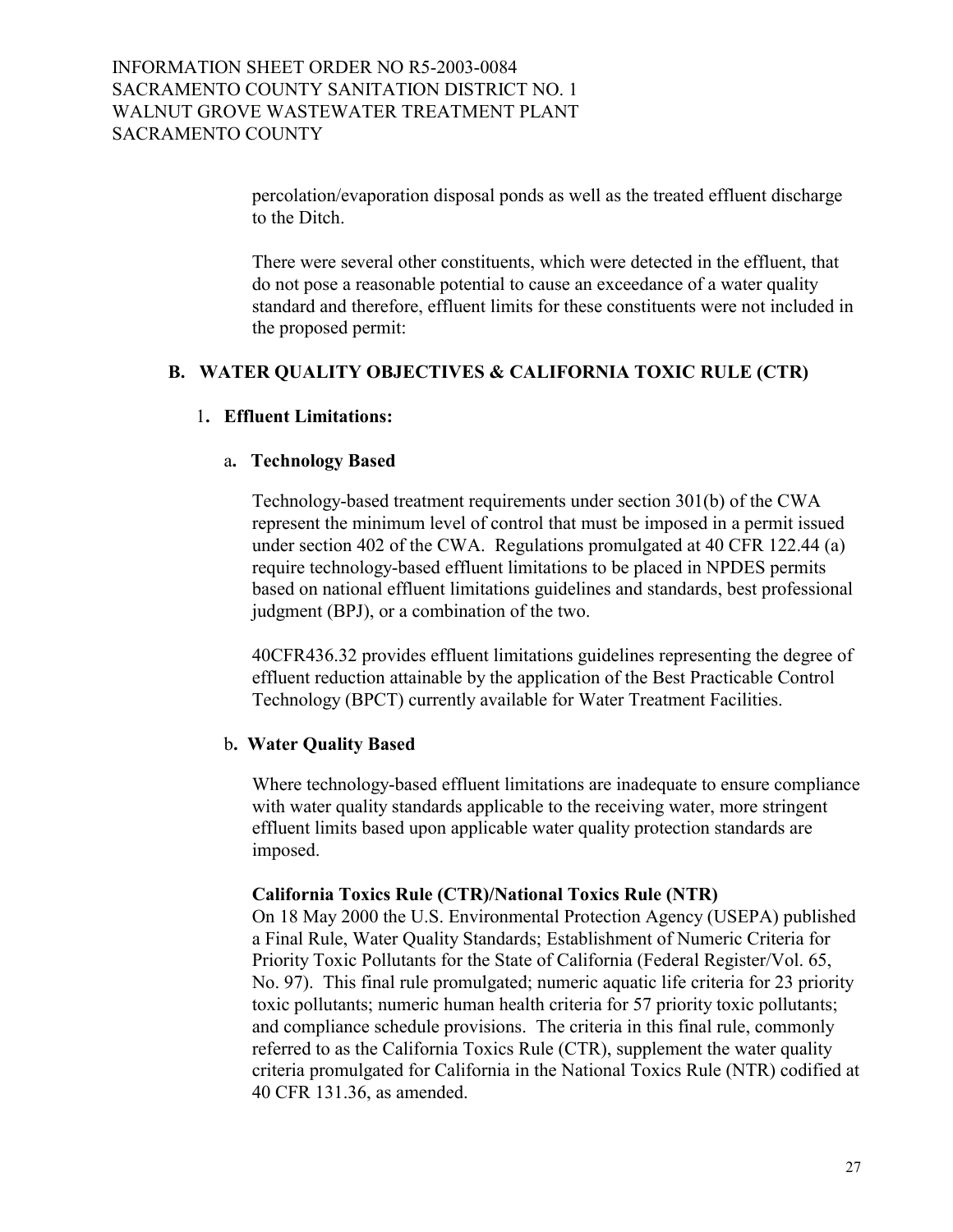percolation/evaporation disposal ponds as well as the treated effluent discharge to the Ditch.

There were several other constituents, which were detected in the effluent, that do not pose a reasonable potential to cause an exceedance of a water quality standard and therefore, effluent limits for these constituents were not included in the proposed permit:

## B. WATER QUALITY OBJECTIVES & CALIFORNIA TOXIC RULE (CTR)

### 1. Effluent Limitations:

#### a. Technology Based

Technology-based treatment requirements under section 301(b) of the CWA represent the minimum level of control that must be imposed in a permit issued under section 402 of the CWA. Regulations promulgated at 40 CFR 122.44 (a) require technology-based effluent limitations to be placed in NPDES permits based on national effluent limitations guidelines and standards, best professional judgment (BPJ), or a combination of the two.

40CFR436.32 provides effluent limitations guidelines representing the degree of effluent reduction attainable by the application of the Best Practicable Control Technology (BPCT) currently available for Water Treatment Facilities.

#### b. Water Quality Based

Where technology-based effluent limitations are inadequate to ensure compliance with water quality standards applicable to the receiving water, more stringent effluent limits based upon applicable water quality protection standards are imposed.

**California Toxics Rule (CTR)/National Toxics Rule (NTR)**

On 18 May 2000 the U.S. Environmental Protection Agency (USEPA) published a Final Rule, Water Quality Standards; Establishment of Numeric Criteria for Priority Toxic Pollutants for the State of California (Federal Register/Vol. 65, No. 97). This final rule promulgated; numeric aquatic life criteria for 23 priority toxic pollutants; numeric human health criteria for 57 priority toxic pollutants; and compliance schedule provisions. The criteria in this final rule, commonly referred to as the California Toxics Rule (CTR), supplement the water quality criteria promulgated for California in the National Toxics Rule (NTR) codified at 40 CFR 131.36, as amended.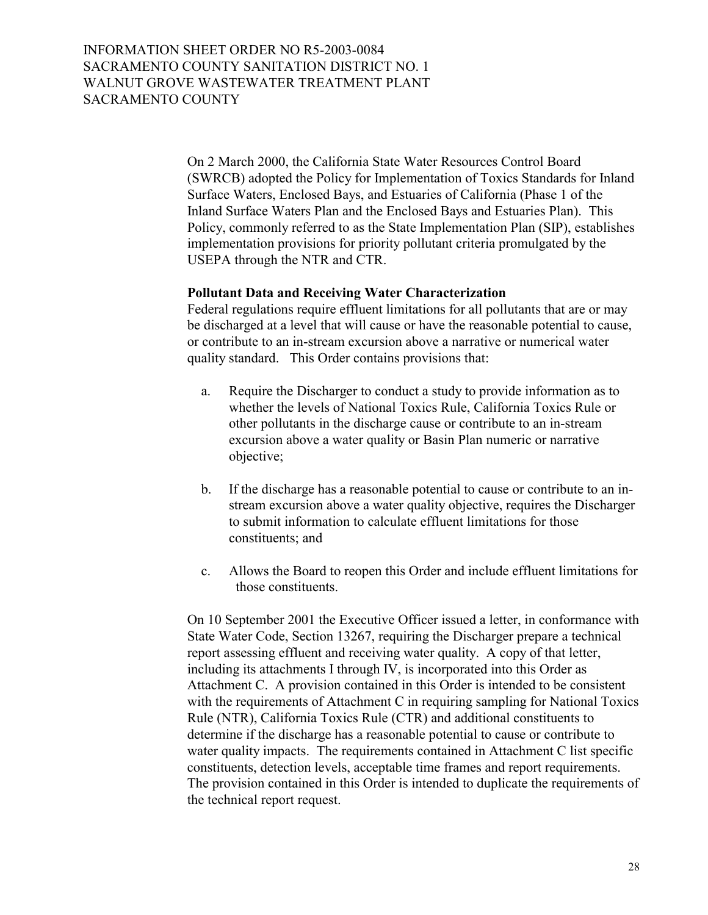On 2 March 2000, the California State Water Resources Control Board (SWRCB) adopted the Policy for Implementation of Toxics Standards for Inland Surface Waters, Enclosed Bays, and Estuaries of California (Phase 1 of the Inland Surface Waters Plan and the Enclosed Bays and Estuaries Plan). This Policy, commonly referred to as the State Implementation Plan (SIP), establishes implementation provisions for priority pollutant criteria promulgated by the USEPA through the NTR and CTR.

**Pollutant Data and Receiving Water Characterization**
Federal regulations require effluent limitations for all pollutants that are or may be discharged at a level that will cause or have the reasonable potential to cause, or contribute to an in-stream excursion above a narrative or numerical water quality standard. This Order contains provisions that:

a. Require the Discharger to conduct a study to provide information as to whether the levels of National Toxics Rule, California Toxics Rule or other pollutants in the discharge cause or contribute to an in-stream excursion above a water quality or Basin Plan numeric or narrative objective;

b. If the discharge has a reasonable potential to cause or contribute to an in-stream excursion above a water quality objective, requires the Discharger to submit information to calculate effluent limitations for those constituents; and

c. Allows the Board to reopen this Order and include effluent limitations for those constituents.

On 10 September 2001 the Executive Officer issued a letter, in conformance with State Water Code, Section 13267, requiring the Discharger prepare a technical report assessing effluent and receiving water quality. A copy of that letter, including its attachments I through IV, is incorporated into this Order as Attachment C. A provision contained in this Order is intended to be consistent with the requirements of Attachment C in requiring sampling for National Toxics Rule (NTR), California Toxics Rule (CTR) and additional constituents to determine if the discharge has a reasonable potential to cause or contribute to water quality impacts. The requirements contained in Attachment C list specific constituents, detection levels, acceptable time frames and report requirements. The provision contained in this Order is intended to duplicate the requirements of the technical report request.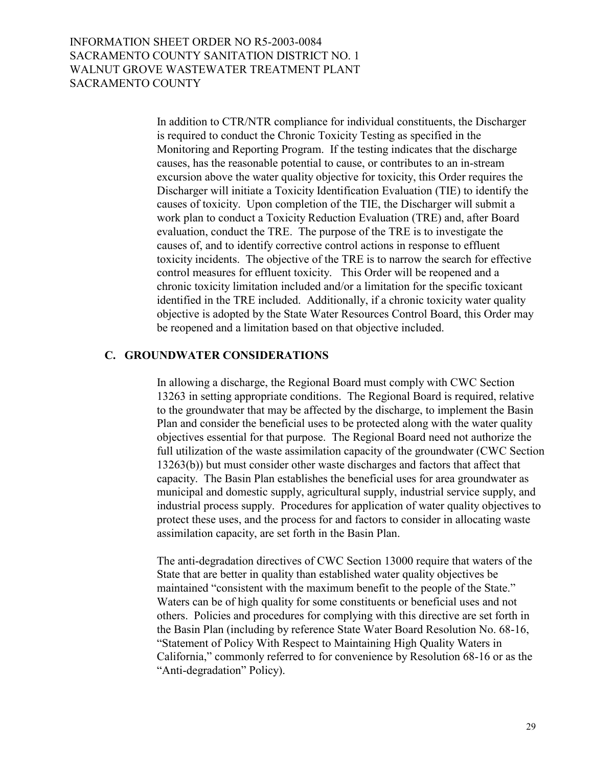In addition to CTR/NTR compliance for individual constituents, the Discharger is required to conduct the Chronic Toxicity Testing as specified in the Monitoring and Reporting Program. If the testing indicates that the discharge causes, has the reasonable potential to cause, or contributes to an in-stream excursion above the water quality objective for toxicity, this Order requires the Discharger will initiate a Toxicity Identification Evaluation (TIE) to identify the causes of toxicity. Upon completion of the TIE, the Discharger will submit a work plan to conduct a Toxicity Reduction Evaluation (TRE) and, after Board evaluation, conduct the TRE. The purpose of the TRE is to investigate the causes of, and to identify corrective control actions in response to effluent toxicity incidents. The objective of the TRE is to narrow the search for effective control measures for effluent toxicity. This Order will be reopened and a chronic toxicity limitation included and/or a limitation for the specific toxicant identified in the TRE included. Additionally, if a chronic toxicity water quality objective is adopted by the State Water Resources Control Board, this Order may be reopened and a limitation based on that objective included.

## C. GROUNDWATER CONSIDERATIONS

In allowing a discharge, the Regional Board must comply with CWC Section 13263 in setting appropriate conditions. The Regional Board is required, relative to the groundwater that may be affected by the discharge, to implement the Basin Plan and consider the beneficial uses to be protected along with the water quality objectives essential for that purpose. The Regional Board need not authorize the full utilization of the waste assimilation capacity of the groundwater (CWC Section 13263(b)) but must consider other waste discharges and factors that affect that capacity. The Basin Plan establishes the beneficial uses for area groundwater as municipal and domestic supply, agricultural supply, industrial service supply, and industrial process supply. Procedures for application of water quality objectives to protect these uses, and the process for and factors to consider in allocating waste assimilation capacity, are set forth in the Basin Plan.

The anti-degradation directives of CWC Section 13000 require that waters of the State that are better in quality than established water quality objectives be maintained "consistent with the maximum benefit to the people of the State." Waters can be of high quality for some constituents or beneficial uses and not others. Policies and procedures for complying with this directive are set forth in the Basin Plan (including by reference State Water Board Resolution No. 68-16, "Statement of Policy With Respect to Maintaining High Quality Waters in California," commonly referred to for convenience by Resolution 68-16 or as the "Anti-degradation" Policy).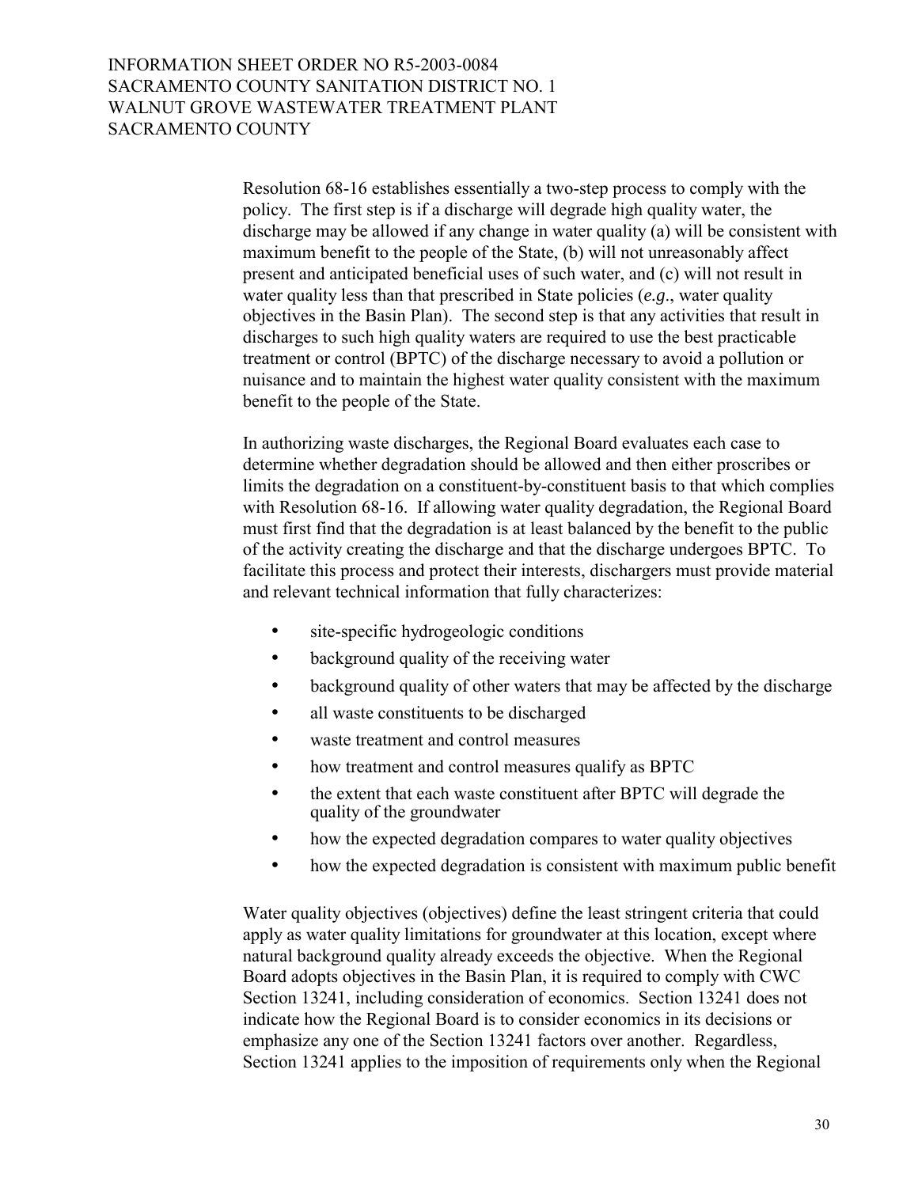Resolution 68-16 establishes essentially a two-step process to comply with the policy. The first step is if a discharge will degrade high quality water, the discharge may be allowed if any change in water quality (a) will be consistent with maximum benefit to the people of the State, (b) will not unreasonably affect present and anticipated beneficial uses of such water, and (c) will not result in water quality less than that prescribed in State policies (*e.g.*, water quality objectives in the Basin Plan). The second step is that any activities that result in discharges to such high quality waters are required to use the best practicable treatment or control (BPTC) of the discharge necessary to avoid a pollution or nuisance and to maintain the highest water quality consistent with the maximum benefit to the people of the State.

In authorizing waste discharges, the Regional Board evaluates each case to determine whether degradation should be allowed and then either proscribes or limits the degradation on a constituent-by-constituent basis to that which complies with Resolution 68-16. If allowing water quality degradation, the Regional Board must first find that the degradation is at least balanced by the benefit to the public of the activity creating the discharge and that the discharge undergoes BPTC. To facilitate this process and protect their interests, dischargers must provide material and relevant technical information that fully characterizes:

- site-specific hydrogeologic conditions
- background quality of the receiving water
- background quality of other waters that may be affected by the discharge
- all waste constituents to be discharged
- waste treatment and control measures
- how treatment and control measures qualify as BPTC
- the extent that each waste constituent after BPTC will degrade the quality of the groundwater
- how the expected degradation compares to water quality objectives
- how the expected degradation is consistent with maximum public benefit

Water quality objectives (objectives) define the least stringent criteria that could apply as water quality limitations for groundwater at this location, except where natural background quality already exceeds the objective. When the Regional Board adopts objectives in the Basin Plan, it is required to comply with CWC Section 13241, including consideration of economics. Section 13241 does not indicate how the Regional Board is to consider economics in its decisions or emphasize any one of the Section 13241 factors over another. Regardless, Section 13241 applies to the imposition of requirements only when the Regional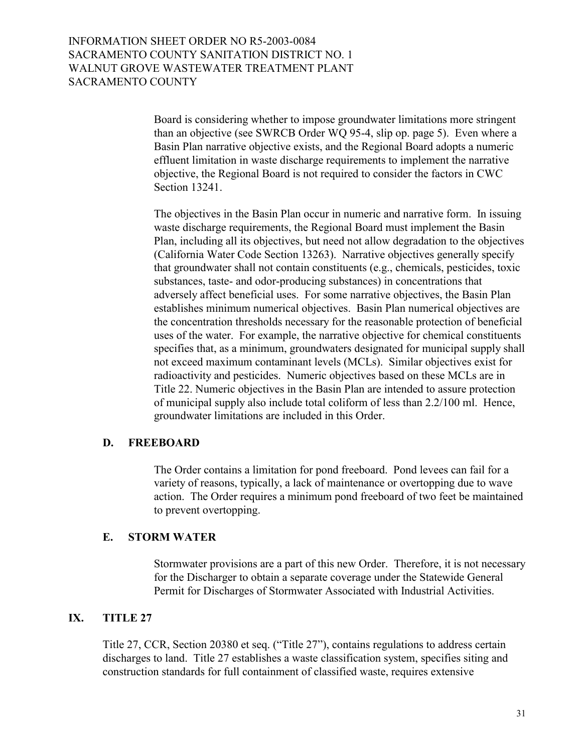Board is considering whether to impose groundwater limitations more stringent than an objective (see SWRCB Order WQ 95-4, slip op. page 5). Even where a Basin Plan narrative objective exists, and the Regional Board adopts a numeric effluent limitation in waste discharge requirements to implement the narrative objective, the Regional Board is not required to consider the factors in CWC Section 13241.

The objectives in the Basin Plan occur in numeric and narrative form. In issuing waste discharge requirements, the Regional Board must implement the Basin Plan, including all its objectives, but need not allow degradation to the objectives (California Water Code Section 13263). Narrative objectives generally specify that groundwater shall not contain constituents (e.g., chemicals, pesticides, toxic substances, taste- and odor-producing substances) in concentrations that adversely affect beneficial uses. For some narrative objectives, the Basin Plan establishes minimum numerical objectives. Basin Plan numerical objectives are the concentration thresholds necessary for the reasonable protection of beneficial uses of the water. For example, the narrative objective for chemical constituents specifies that, as a minimum, groundwaters designated for municipal supply shall not exceed maximum contaminant levels (MCLs). Similar objectives exist for radioactivity and pesticides. Numeric objectives based on these MCLs are in Title 22. Numeric objectives in the Basin Plan are intended to assure protection of municipal supply also include total coliform of less than 2.2/100 ml. Hence, groundwater limitations are included in this Order.

### D. FREEBOARD

The Order contains a limitation for pond freeboard. Pond levees can fail for a variety of reasons, typically, a lack of maintenance or overtopping due to wave action. The Order requires a minimum pond freeboard of two feet be maintained to prevent overtopping.

### E. STORM WATER

Stormwater provisions are a part of this new Order. Therefore, it is not necessary for the Discharger to obtain a separate coverage under the Statewide General Permit for Discharges of Stormwater Associated with Industrial Activities.

## IX. TITLE 27

Title 27, CCR, Section 20380 et seq. ("Title 27"), contains regulations to address certain discharges to land. Title 27 establishes a waste classification system, specifies siting and construction standards for full containment of classified waste, requires extensive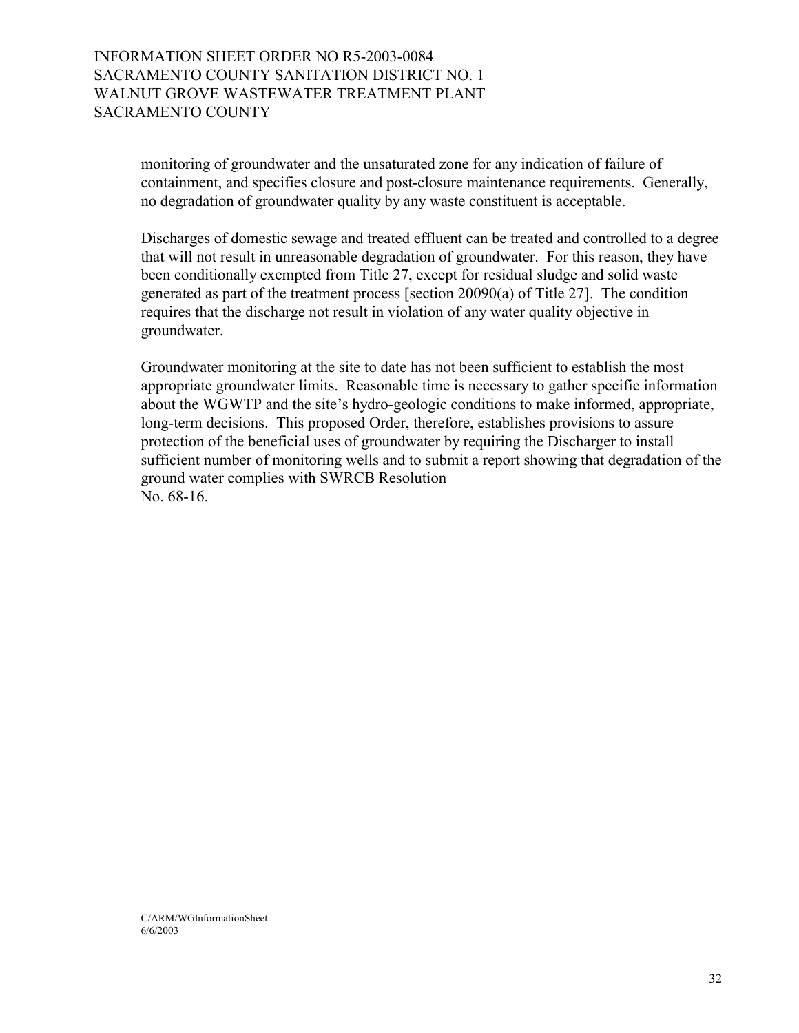monitoring of groundwater and the unsaturated zone for any indication of failure of containment, and specifies closure and post-closure maintenance requirements. Generally, no degradation of groundwater quality by any waste constituent is acceptable.

Discharges of domestic sewage and treated effluent can be treated and controlled to a degree that will not result in unreasonable degradation of groundwater. For this reason, they have been conditionally exempted from Title 27, except for residual sludge and solid waste generated as part of the treatment process [section 20090(a) of Title 27]. The condition requires that the discharge not result in violation of any water quality objective in groundwater.

Groundwater monitoring at the site to date has not been sufficient to establish the most appropriate groundwater limits. Reasonable time is necessary to gather specific information about the WGWTP and the site's hydro-geologic conditions to make informed, appropriate, long-term decisions. This proposed Order, therefore, establishes provisions to assure protection of the beneficial uses of groundwater by requiring the Discharger to install sufficient number of monitoring wells and to submit a report showing that degradation of the ground water complies with SWRCB Resolution No. 68-16.

C/ARM/WGInformationSheet
6/6/2003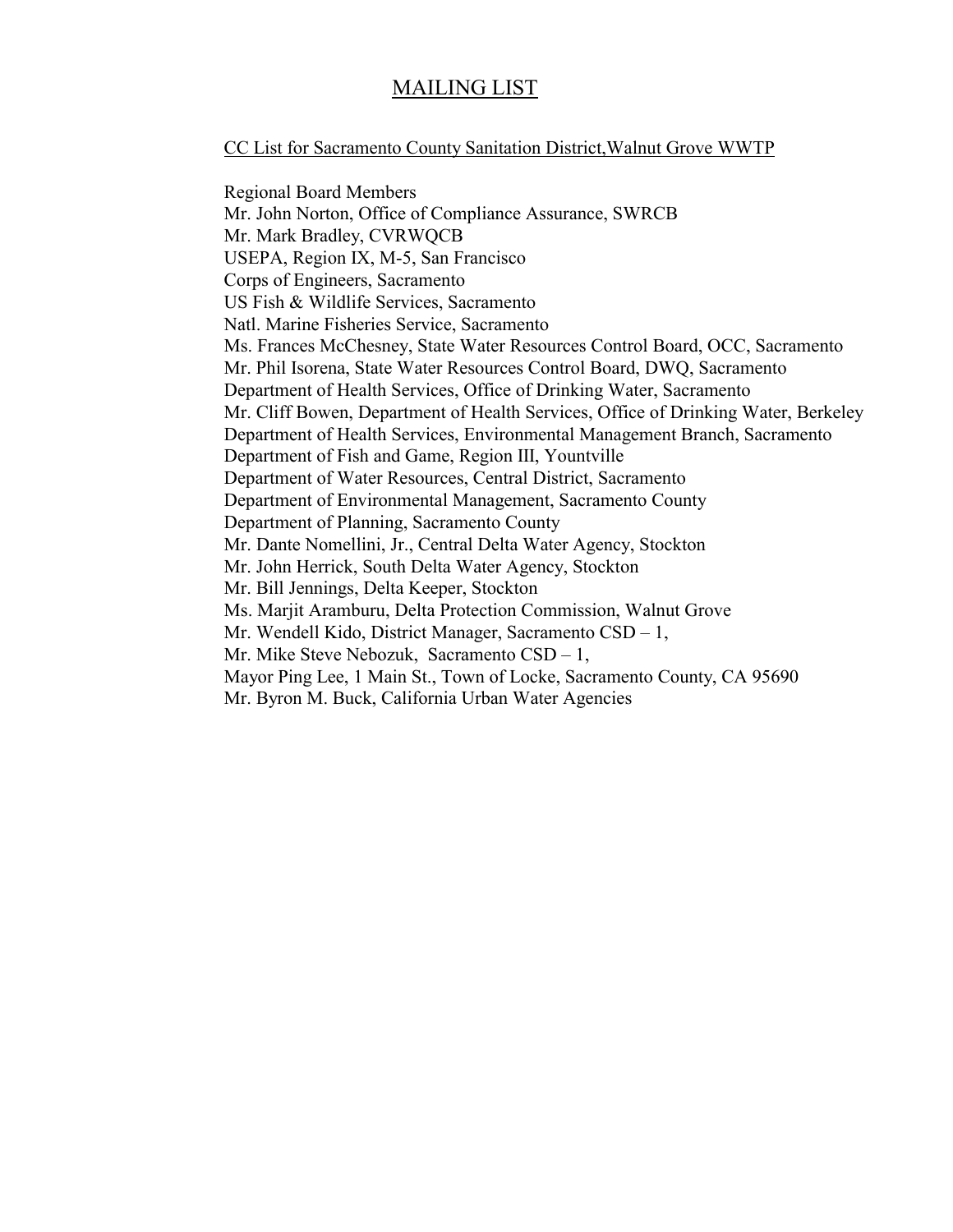# MAILING LIST

CC List for Sacramento County Sanitation District,Walnut Grove WWTP

Regional Board Members
Mr. John Norton, Office of Compliance Assurance, SWRCB
Mr. Mark Bradley, CVRWQCB
USEPA, Region IX, M-5, San Francisco
Corps of Engineers, Sacramento
US Fish & Wildlife Services, Sacramento
Natl. Marine Fisheries Service, Sacramento
Ms. Frances McChesney, State Water Resources Control Board, OCC, Sacramento
Mr. Phil Isorena, State Water Resources Control Board, DWQ, Sacramento
Department of Health Services, Office of Drinking Water, Sacramento
Mr. Cliff Bowen, Department of Health Services, Office of Drinking Water, Berkeley
Department of Health Services, Environmental Management Branch, Sacramento
Department of Fish and Game, Region III, Yountville
Department of Water Resources, Central District, Sacramento
Department of Environmental Management, Sacramento County
Department of Planning, Sacramento County
Mr. Dante Nomellini, Jr., Central Delta Water Agency, Stockton
Mr. John Herrick, South Delta Water Agency, Stockton
Mr. Bill Jennings, Delta Keeper, Stockton
Ms. Marjit Aramburu, Delta Protection Commission, Walnut Grove
Mr. Wendell Kido, District Manager, Sacramento CSD – 1,
Mr. Mike Steve Nebozuk, Sacramento CSD – 1,
Mayor Ping Lee, 1 Main St., Town of Locke, Sacramento County, CA 95690
Mr. Byron M. Buck, California Urban Water Agencies